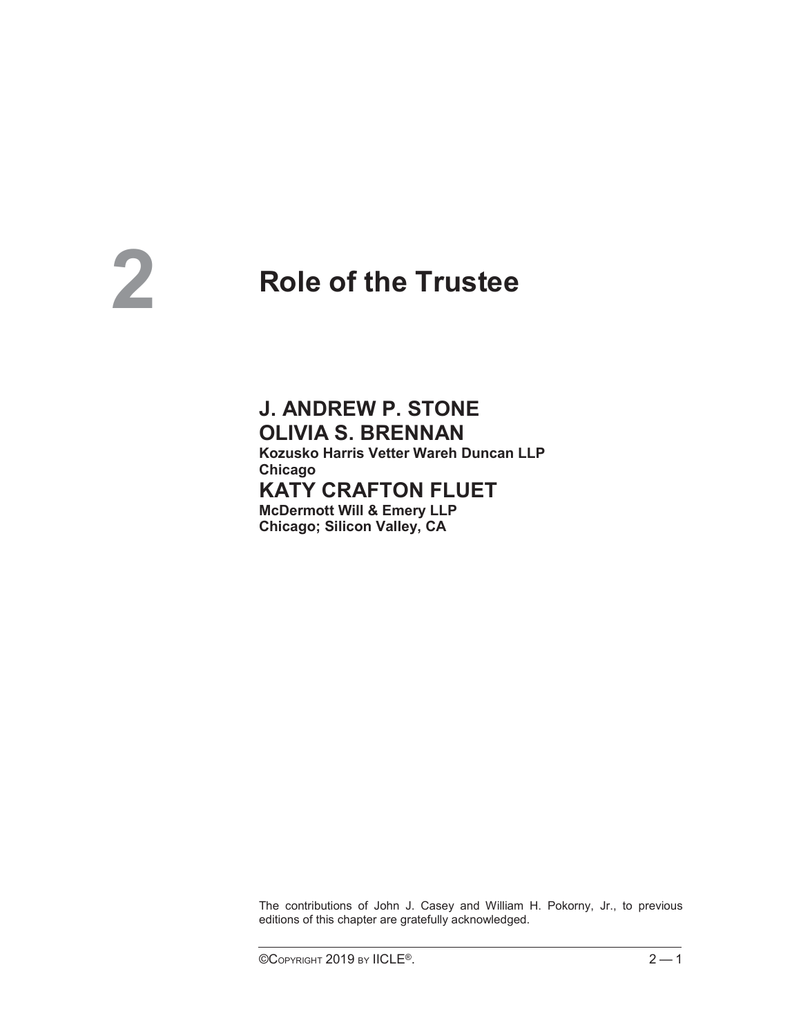# 2 Role of the Trustee

**J. ANDREW P. STONE**
**OLIVIA S. BRENNAN**
**Kozusko Harris Vetter Wareh Duncan LLP**
**Chicago**
**KATY CRAFTON FLUET**
**McDermott Will & Emery LLP**
**Chicago; Silicon Valley, CA**

The contributions of John J. Casey and William H. Pokorny, Jr., to previous editions of this chapter are gratefully acknowledged.

©Copyright 2019 by IICLE®.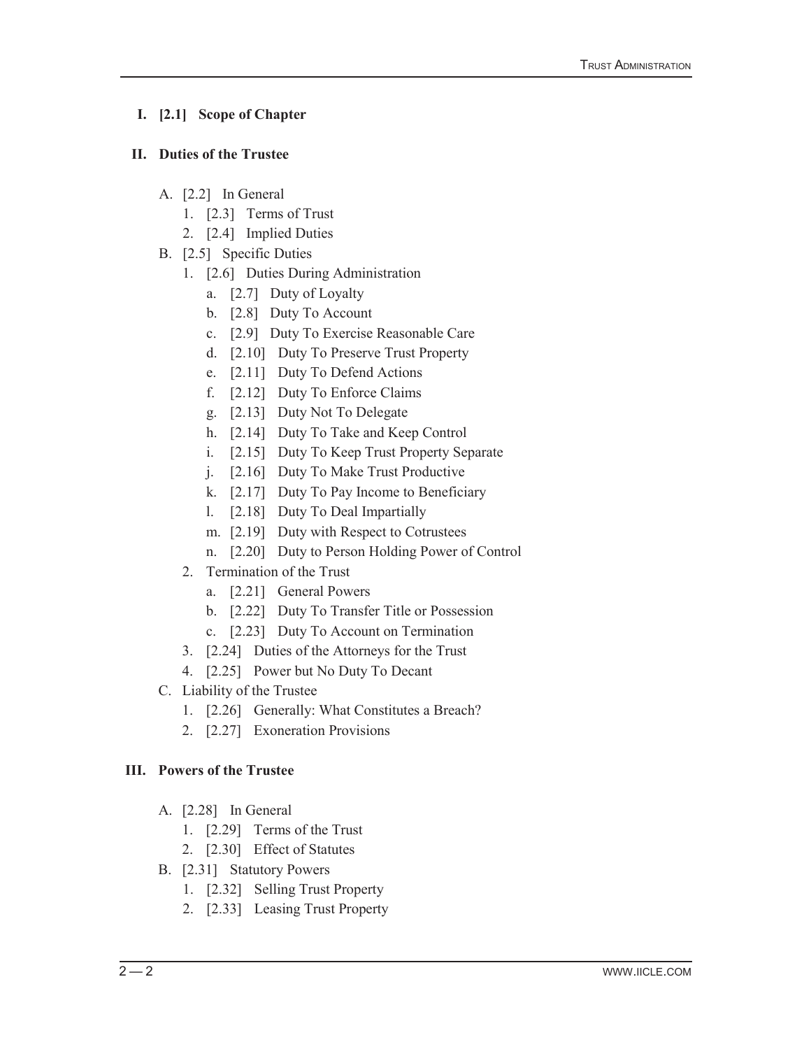**I. [2.1] Scope of Chapter**

**II. Duties of the Trustee**

- A. [2.2] In General
  1. [2.3] Terms of Trust
  2. [2.4] Implied Duties
- B. [2.5] Specific Duties
  1. [2.6] Duties During Administration
     - a. [2.7] Duty of Loyalty
     - b. [2.8] Duty To Account
     - c. [2.9] Duty To Exercise Reasonable Care
     - d. [2.10] Duty To Preserve Trust Property
     - e. [2.11] Duty To Defend Actions
     - f. [2.12] Duty To Enforce Claims
     - g. [2.13] Duty Not To Delegate
     - h. [2.14] Duty To Take and Keep Control
     - i. [2.15] Duty To Keep Trust Property Separate
     - j. [2.16] Duty To Make Trust Productive
     - k. [2.17] Duty To Pay Income to Beneficiary
     - l. [2.18] Duty To Deal Impartially
     - m. [2.19] Duty with Respect to Cotrustees
     - n. [2.20] Duty to Person Holding Power of Control
  2. Termination of the Trust
     - a. [2.21] General Powers
     - b. [2.22] Duty To Transfer Title or Possession
     - c. [2.23] Duty To Account on Termination
  3. [2.24] Duties of the Attorneys for the Trust
  4. [2.25] Power but No Duty To Decant
- C. Liability of the Trustee
  1. [2.26] Generally: What Constitutes a Breach?
  2. [2.27] Exoneration Provisions

**III. Powers of the Trustee**

- A. [2.28] In General
  1. [2.29] Terms of the Trust
  2. [2.30] Effect of Statutes
- B. [2.31] Statutory Powers
  1. [2.32] Selling Trust Property
  2. [2.33] Leasing Trust Property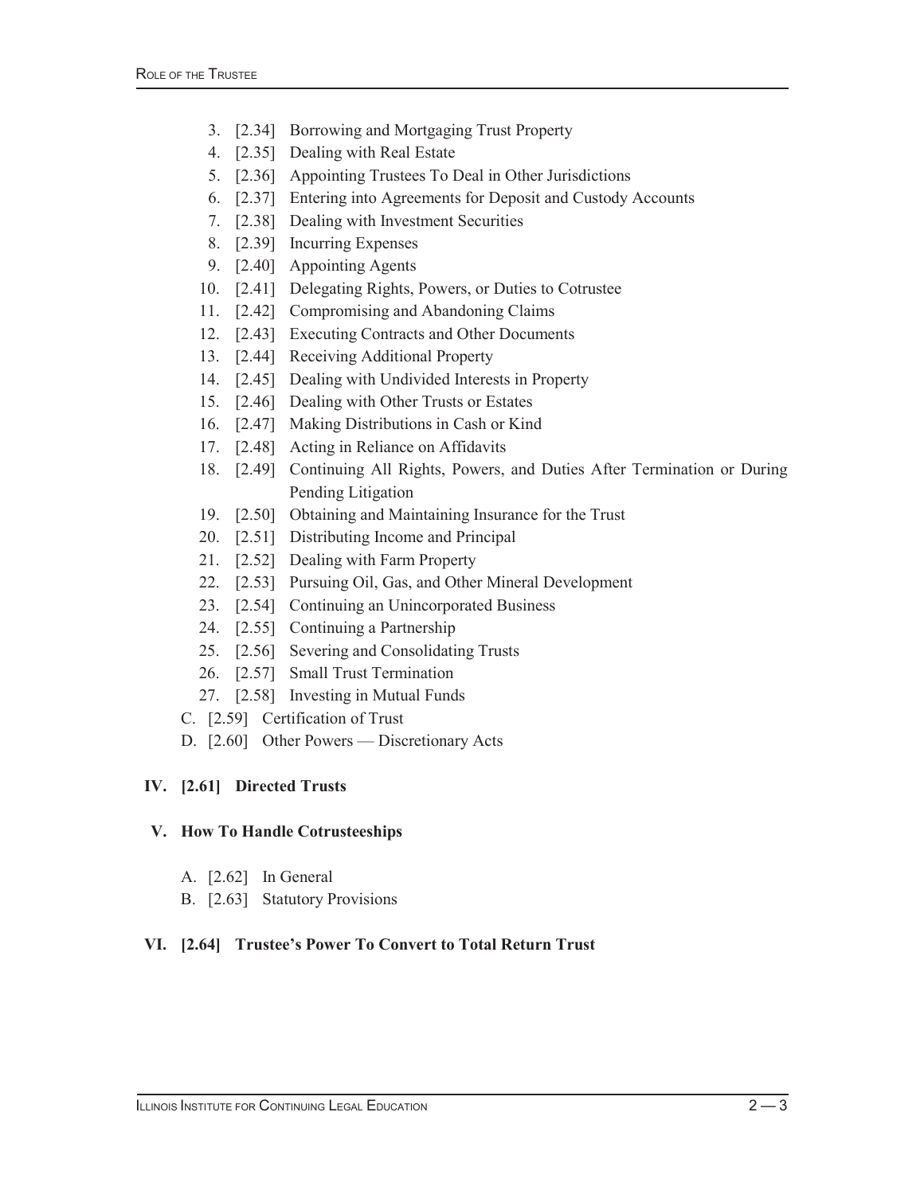3. [2.34] Borrowing and Mortgaging Trust Property
4. [2.35] Dealing with Real Estate
5. [2.36] Appointing Trustees To Deal in Other Jurisdictions
6. [2.37] Entering into Agreements for Deposit and Custody Accounts
7. [2.38] Dealing with Investment Securities
8. [2.39] Incurring Expenses
9. [2.40] Appointing Agents
10. [2.41] Delegating Rights, Powers, or Duties to Cotrustee
11. [2.42] Compromising and Abandoning Claims
12. [2.43] Executing Contracts and Other Documents
13. [2.44] Receiving Additional Property
14. [2.45] Dealing with Undivided Interests in Property
15. [2.46] Dealing with Other Trusts or Estates
16. [2.47] Making Distributions in Cash or Kind
17. [2.48] Acting in Reliance on Affidavits
18. [2.49] Continuing All Rights, Powers, and Duties After Termination or During Pending Litigation
19. [2.50] Obtaining and Maintaining Insurance for the Trust
20. [2.51] Distributing Income and Principal
21. [2.52] Dealing with Farm Property
22. [2.53] Pursuing Oil, Gas, and Other Mineral Development
23. [2.54] Continuing an Unincorporated Business
24. [2.55] Continuing a Partnership
25. [2.56] Severing and Consolidating Trusts
26. [2.57] Small Trust Termination
27. [2.58] Investing in Mutual Funds

C. [2.59] Certification of Trust

D. [2.60] Other Powers — Discretionary Acts

**IV. [2.61] Directed Trusts**

**V. How To Handle Cotrusteeships**

A. [2.62] In General

B. [2.63] Statutory Provisions

**VI. [2.64] Trustee's Power To Convert to Total Return Trust**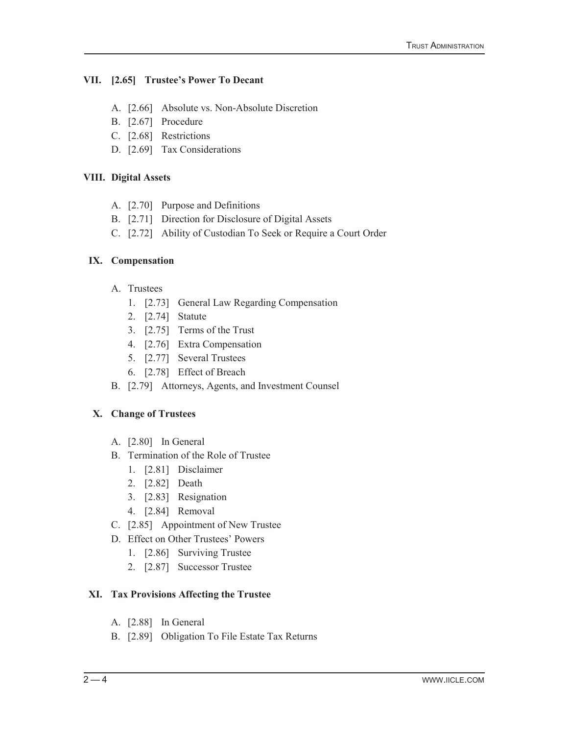**VII. [2.65] Trustee's Power To Decant**

- A. [2.66] Absolute vs. Non-Absolute Discretion
- B. [2.67] Procedure
- C. [2.68] Restrictions
- D. [2.69] Tax Considerations

**VIII. Digital Assets**

- A. [2.70] Purpose and Definitions
- B. [2.71] Direction for Disclosure of Digital Assets
- C. [2.72] Ability of Custodian To Seek or Require a Court Order

**IX. Compensation**

- A. Trustees
  1. [2.73] General Law Regarding Compensation
  2. [2.74] Statute
  3. [2.75] Terms of the Trust
  4. [2.76] Extra Compensation
  5. [2.77] Several Trustees
  6. [2.78] Effect of Breach
- B. [2.79] Attorneys, Agents, and Investment Counsel

**X. Change of Trustees**

- A. [2.80] In General
- B. Termination of the Role of Trustee
  1. [2.81] Disclaimer
  2. [2.82] Death
  3. [2.83] Resignation
  4. [2.84] Removal
- C. [2.85] Appointment of New Trustee
- D. Effect on Other Trustees' Powers
  1. [2.86] Surviving Trustee
  2. [2.87] Successor Trustee

**XI. Tax Provisions Affecting the Trustee**

- A. [2.88] In General
- B. [2.89] Obligation To File Estate Tax Returns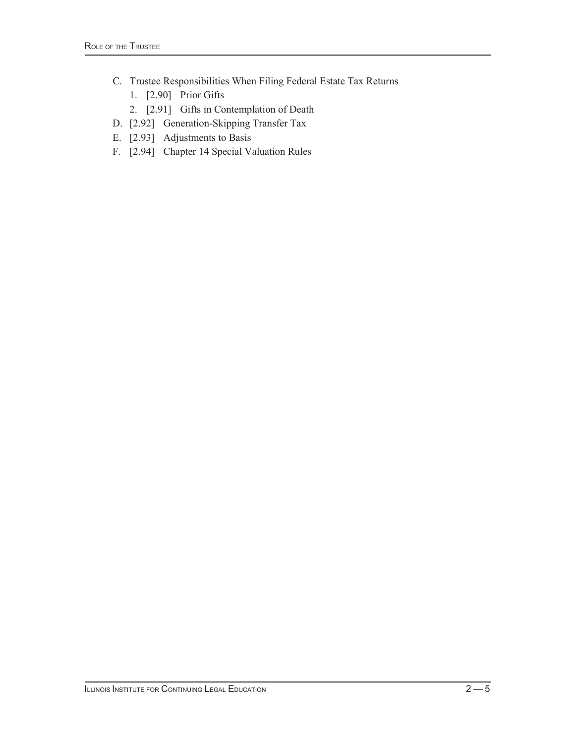C. Trustee Responsibilities When Filing Federal Estate Tax Returns
   1. [2.90] Prior Gifts
   2. [2.91] Gifts in Contemplation of Death

D. [2.92] Generation-Skipping Transfer Tax

E. [2.93] Adjustments to Basis

F. [2.94] Chapter 14 Special Valuation Rules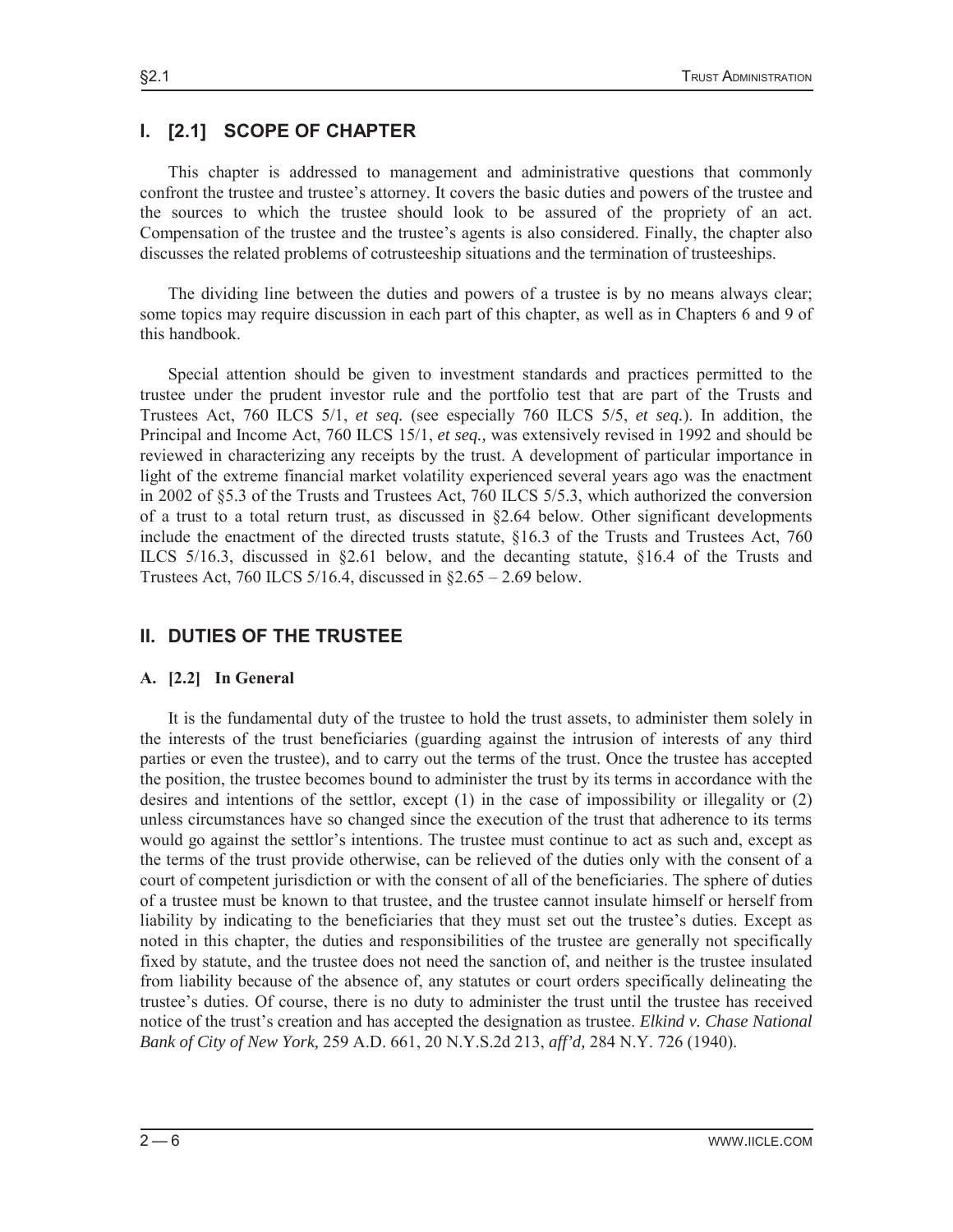## I. [2.1] SCOPE OF CHAPTER

This chapter is addressed to management and administrative questions that commonly confront the trustee and trustee's attorney. It covers the basic duties and powers of the trustee and the sources to which the trustee should look to be assured of the propriety of an act. Compensation of the trustee and the trustee's agents is also considered. Finally, the chapter also discusses the related problems of cotrusteeship situations and the termination of trusteeships.

The dividing line between the duties and powers of a trustee is by no means always clear; some topics may require discussion in each part of this chapter, as well as in Chapters 6 and 9 of this handbook.

Special attention should be given to investment standards and practices permitted to the trustee under the prudent investor rule and the portfolio test that are part of the Trusts and Trustees Act, 760 ILCS 5/1, *et seq.* (see especially 760 ILCS 5/5, *et seq.*). In addition, the Principal and Income Act, 760 ILCS 15/1, *et seq.,* was extensively revised in 1992 and should be reviewed in characterizing any receipts by the trust. A development of particular importance in light of the extreme financial market volatility experienced several years ago was the enactment in 2002 of §5.3 of the Trusts and Trustees Act, 760 ILCS 5/5.3, which authorized the conversion of a trust to a total return trust, as discussed in §2.64 below. Other significant developments include the enactment of the directed trusts statute, §16.3 of the Trusts and Trustees Act, 760 ILCS 5/16.3, discussed in §2.61 below, and the decanting statute, §16.4 of the Trusts and Trustees Act, 760 ILCS 5/16.4, discussed in §2.65 – 2.69 below.

## II. DUTIES OF THE TRUSTEE

### A. [2.2] In General

It is the fundamental duty of the trustee to hold the trust assets, to administer them solely in the interests of the trust beneficiaries (guarding against the intrusion of interests of any third parties or even the trustee), and to carry out the terms of the trust. Once the trustee has accepted the position, the trustee becomes bound to administer the trust by its terms in accordance with the desires and intentions of the settlor, except (1) in the case of impossibility or illegality or (2) unless circumstances have so changed since the execution of the trust that adherence to its terms would go against the settlor's intentions. The trustee must continue to act as such and, except as the terms of the trust provide otherwise, can be relieved of the duties only with the consent of a court of competent jurisdiction or with the consent of all of the beneficiaries. The sphere of duties of a trustee must be known to that trustee, and the trustee cannot insulate himself or herself from liability by indicating to the beneficiaries that they must set out the trustee's duties. Except as noted in this chapter, the duties and responsibilities of the trustee are generally not specifically fixed by statute, and the trustee does not need the sanction of, and neither is the trustee insulated from liability because of the absence of, any statutes or court orders specifically delineating the trustee's duties. Of course, there is no duty to administer the trust until the trustee has received notice of the trust's creation and has accepted the designation as trustee. *Elkind v. Chase National Bank of City of New York,* 259 A.D. 661, 20 N.Y.S.2d 213, *aff'd,* 284 N.Y. 726 (1940).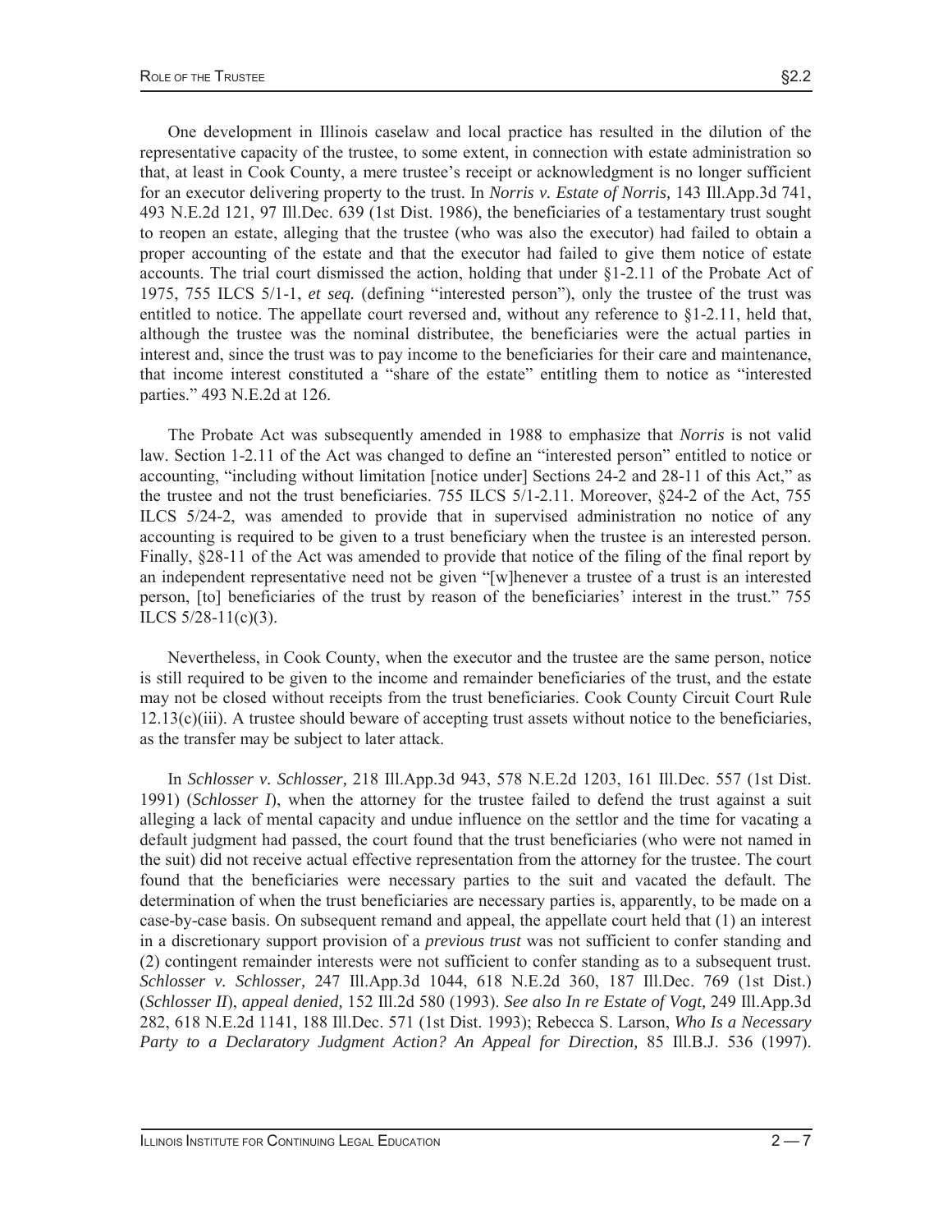One development in Illinois caselaw and local practice has resulted in the dilution of the representative capacity of the trustee, to some extent, in connection with estate administration so that, at least in Cook County, a mere trustee's receipt or acknowledgment is no longer sufficient for an executor delivering property to the trust. In *Norris v. Estate of Norris,* 143 Ill.App.3d 741, 493 N.E.2d 121, 97 Ill.Dec. 639 (1st Dist. 1986), the beneficiaries of a testamentary trust sought to reopen an estate, alleging that the trustee (who was also the executor) had failed to obtain a proper accounting of the estate and that the executor had failed to give them notice of estate accounts. The trial court dismissed the action, holding that under §1-2.11 of the Probate Act of 1975, 755 ILCS 5/1-1, *et seq.* (defining "interested person"), only the trustee of the trust was entitled to notice. The appellate court reversed and, without any reference to §1-2.11, held that, although the trustee was the nominal distributee, the beneficiaries were the actual parties in interest and, since the trust was to pay income to the beneficiaries for their care and maintenance, that income interest constituted a "share of the estate" entitling them to notice as "interested parties." 493 N.E.2d at 126.

The Probate Act was subsequently amended in 1988 to emphasize that *Norris* is not valid law. Section 1-2.11 of the Act was changed to define an "interested person" entitled to notice or accounting, "including without limitation [notice under] Sections 24-2 and 28-11 of this Act," as the trustee and not the trust beneficiaries. 755 ILCS 5/1-2.11. Moreover, §24-2 of the Act, 755 ILCS 5/24-2, was amended to provide that in supervised administration no notice of any accounting is required to be given to a trust beneficiary when the trustee is an interested person. Finally, §28-11 of the Act was amended to provide that notice of the filing of the final report by an independent representative need not be given "[w]henever a trustee of a trust is an interested person, [to] beneficiaries of the trust by reason of the beneficiaries' interest in the trust." 755 ILCS 5/28-11(c)(3).

Nevertheless, in Cook County, when the executor and the trustee are the same person, notice is still required to be given to the income and remainder beneficiaries of the trust, and the estate may not be closed without receipts from the trust beneficiaries. Cook County Circuit Court Rule 12.13(c)(iii). A trustee should beware of accepting trust assets without notice to the beneficiaries, as the transfer may be subject to later attack.

In *Schlosser v. Schlosser,* 218 Ill.App.3d 943, 578 N.E.2d 1203, 161 Ill.Dec. 557 (1st Dist. 1991) (*Schlosser I*), when the attorney for the trustee failed to defend the trust against a suit alleging a lack of mental capacity and undue influence on the settlor and the time for vacating a default judgment had passed, the court found that the trust beneficiaries (who were not named in the suit) did not receive actual effective representation from the attorney for the trustee. The court found that the beneficiaries were necessary parties to the suit and vacated the default. The determination of when the trust beneficiaries are necessary parties is, apparently, to be made on a case-by-case basis. On subsequent remand and appeal, the appellate court held that (1) an interest in a discretionary support provision of a *previous trust* was not sufficient to confer standing and (2) contingent remainder interests were not sufficient to confer standing as to a subsequent trust. *Schlosser v. Schlosser,* 247 Ill.App.3d 1044, 618 N.E.2d 360, 187 Ill.Dec. 769 (1st Dist.) (*Schlosser II*), *appeal denied,* 152 Ill.2d 580 (1993). *See also In re Estate of Vogt,* 249 Ill.App.3d 282, 618 N.E.2d 1141, 188 Ill.Dec. 571 (1st Dist. 1993); Rebecca S. Larson, *Who Is a Necessary Party to a Declaratory Judgment Action? An Appeal for Direction,* 85 Ill.B.J. 536 (1997).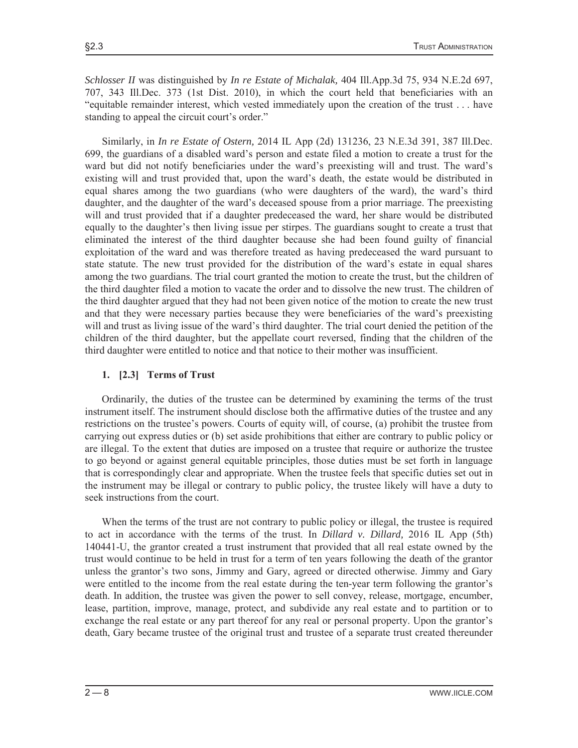*Schlosser II* was distinguished by *In re Estate of Michalak,* 404 Ill.App.3d 75, 934 N.E.2d 697, 707, 343 Ill.Dec. 373 (1st Dist. 2010), in which the court held that beneficiaries with an "equitable remainder interest, which vested immediately upon the creation of the trust . . . have standing to appeal the circuit court's order."

Similarly, in *In re Estate of Ostern,* 2014 IL App (2d) 131236, 23 N.E.3d 391, 387 Ill.Dec. 699, the guardians of a disabled ward's person and estate filed a motion to create a trust for the ward but did not notify beneficiaries under the ward's preexisting will and trust. The ward's existing will and trust provided that, upon the ward's death, the estate would be distributed in equal shares among the two guardians (who were daughters of the ward), the ward's third daughter, and the daughter of the ward's deceased spouse from a prior marriage. The preexisting will and trust provided that if a daughter predeceased the ward, her share would be distributed equally to the daughter's then living issue per stirpes. The guardians sought to create a trust that eliminated the interest of the third daughter because she had been found guilty of financial exploitation of the ward and was therefore treated as having predeceased the ward pursuant to state statute. The new trust provided for the distribution of the ward's estate in equal shares among the two guardians. The trial court granted the motion to create the trust, but the children of the third daughter filed a motion to vacate the order and to dissolve the new trust. The children of the third daughter argued that they had not been given notice of the motion to create the new trust and that they were necessary parties because they were beneficiaries of the ward's preexisting will and trust as living issue of the ward's third daughter. The trial court denied the petition of the children of the third daughter, but the appellate court reversed, finding that the children of the third daughter were entitled to notice and that notice to their mother was insufficient.

### 1. [2.3] Terms of Trust

Ordinarily, the duties of the trustee can be determined by examining the terms of the trust instrument itself. The instrument should disclose both the affirmative duties of the trustee and any restrictions on the trustee's powers. Courts of equity will, of course, (a) prohibit the trustee from carrying out express duties or (b) set aside prohibitions that either are contrary to public policy or are illegal. To the extent that duties are imposed on a trustee that require or authorize the trustee to go beyond or against general equitable principles, those duties must be set forth in language that is correspondingly clear and appropriate. When the trustee feels that specific duties set out in the instrument may be illegal or contrary to public policy, the trustee likely will have a duty to seek instructions from the court.

When the terms of the trust are not contrary to public policy or illegal, the trustee is required to act in accordance with the terms of the trust. In *Dillard v. Dillard,* 2016 IL App (5th) 140441-U, the grantor created a trust instrument that provided that all real estate owned by the trust would continue to be held in trust for a term of ten years following the death of the grantor unless the grantor's two sons, Jimmy and Gary, agreed or directed otherwise. Jimmy and Gary were entitled to the income from the real estate during the ten-year term following the grantor's death. In addition, the trustee was given the power to sell convey, release, mortgage, encumber, lease, partition, improve, manage, protect, and subdivide any real estate and to partition or to exchange the real estate or any part thereof for any real or personal property. Upon the grantor's death, Gary became trustee of the original trust and trustee of a separate trust created thereunder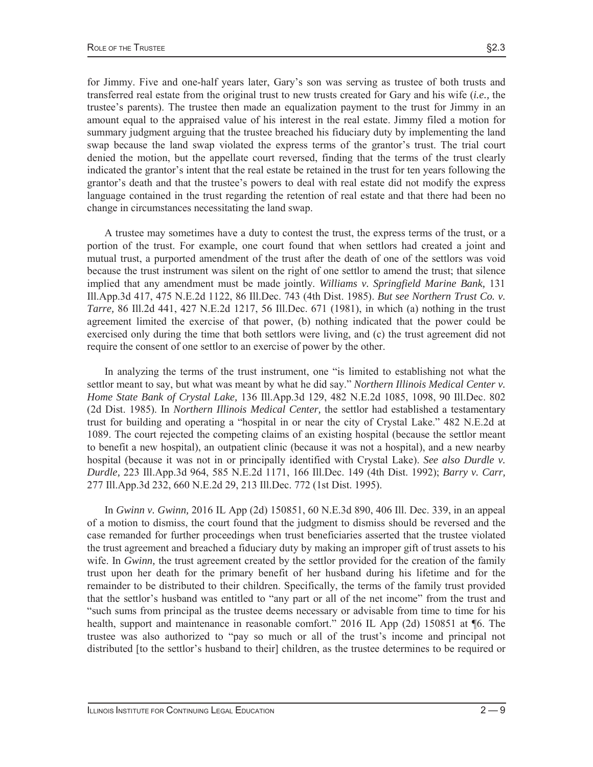for Jimmy. Five and one-half years later, Gary's son was serving as trustee of both trusts and transferred real estate from the original trust to new trusts created for Gary and his wife (*i.e.,* the trustee's parents). The trustee then made an equalization payment to the trust for Jimmy in an amount equal to the appraised value of his interest in the real estate. Jimmy filed a motion for summary judgment arguing that the trustee breached his fiduciary duty by implementing the land swap because the land swap violated the express terms of the grantor's trust. The trial court denied the motion, but the appellate court reversed, finding that the terms of the trust clearly indicated the grantor's intent that the real estate be retained in the trust for ten years following the grantor's death and that the trustee's powers to deal with real estate did not modify the express language contained in the trust regarding the retention of real estate and that there had been no change in circumstances necessitating the land swap.

A trustee may sometimes have a duty to contest the trust, the express terms of the trust, or a portion of the trust. For example, one court found that when settlors had created a joint and mutual trust, a purported amendment of the trust after the death of one of the settlors was void because the trust instrument was silent on the right of one settlor to amend the trust; that silence implied that any amendment must be made jointly. *Williams v. Springfield Marine Bank,* 131 Ill.App.3d 417, 475 N.E.2d 1122, 86 Ill.Dec. 743 (4th Dist. 1985). *But see Northern Trust Co. v. Tarre,* 86 Ill.2d 441, 427 N.E.2d 1217, 56 Ill.Dec. 671 (1981), in which (a) nothing in the trust agreement limited the exercise of that power, (b) nothing indicated that the power could be exercised only during the time that both settlors were living, and (c) the trust agreement did not require the consent of one settlor to an exercise of power by the other.

In analyzing the terms of the trust instrument, one "is limited to establishing not what the settlor meant to say, but what was meant by what he did say." *Northern Illinois Medical Center v. Home State Bank of Crystal Lake,* 136 Ill.App.3d 129, 482 N.E.2d 1085, 1098, 90 Ill.Dec. 802 (2d Dist. 1985). In *Northern Illinois Medical Center,* the settlor had established a testamentary trust for building and operating a "hospital in or near the city of Crystal Lake." 482 N.E.2d at 1089. The court rejected the competing claims of an existing hospital (because the settlor meant to benefit a new hospital), an outpatient clinic (because it was not a hospital), and a new nearby hospital (because it was not in or principally identified with Crystal Lake). *See also Durdle v. Durdle,* 223 Ill.App.3d 964, 585 N.E.2d 1171, 166 Ill.Dec. 149 (4th Dist. 1992); *Barry v. Carr,* 277 Ill.App.3d 232, 660 N.E.2d 29, 213 Ill.Dec. 772 (1st Dist. 1995).

In *Gwinn v. Gwinn,* 2016 IL App (2d) 150851, 60 N.E.3d 890, 406 Ill. Dec. 339, in an appeal of a motion to dismiss, the court found that the judgment to dismiss should be reversed and the case remanded for further proceedings when trust beneficiaries asserted that the trustee violated the trust agreement and breached a fiduciary duty by making an improper gift of trust assets to his wife. In *Gwinn,* the trust agreement created by the settlor provided for the creation of the family trust upon her death for the primary benefit of her husband during his lifetime and for the remainder to be distributed to their children. Specifically, the terms of the family trust provided that the settlor's husband was entitled to "any part or all of the net income" from the trust and "such sums from principal as the trustee deems necessary or advisable from time to time for his health, support and maintenance in reasonable comfort." 2016 IL App (2d) 150851 at ¶6. The trustee was also authorized to "pay so much or all of the trust's income and principal not distributed [to the settlor's husband to their] children, as the trustee determines to be required or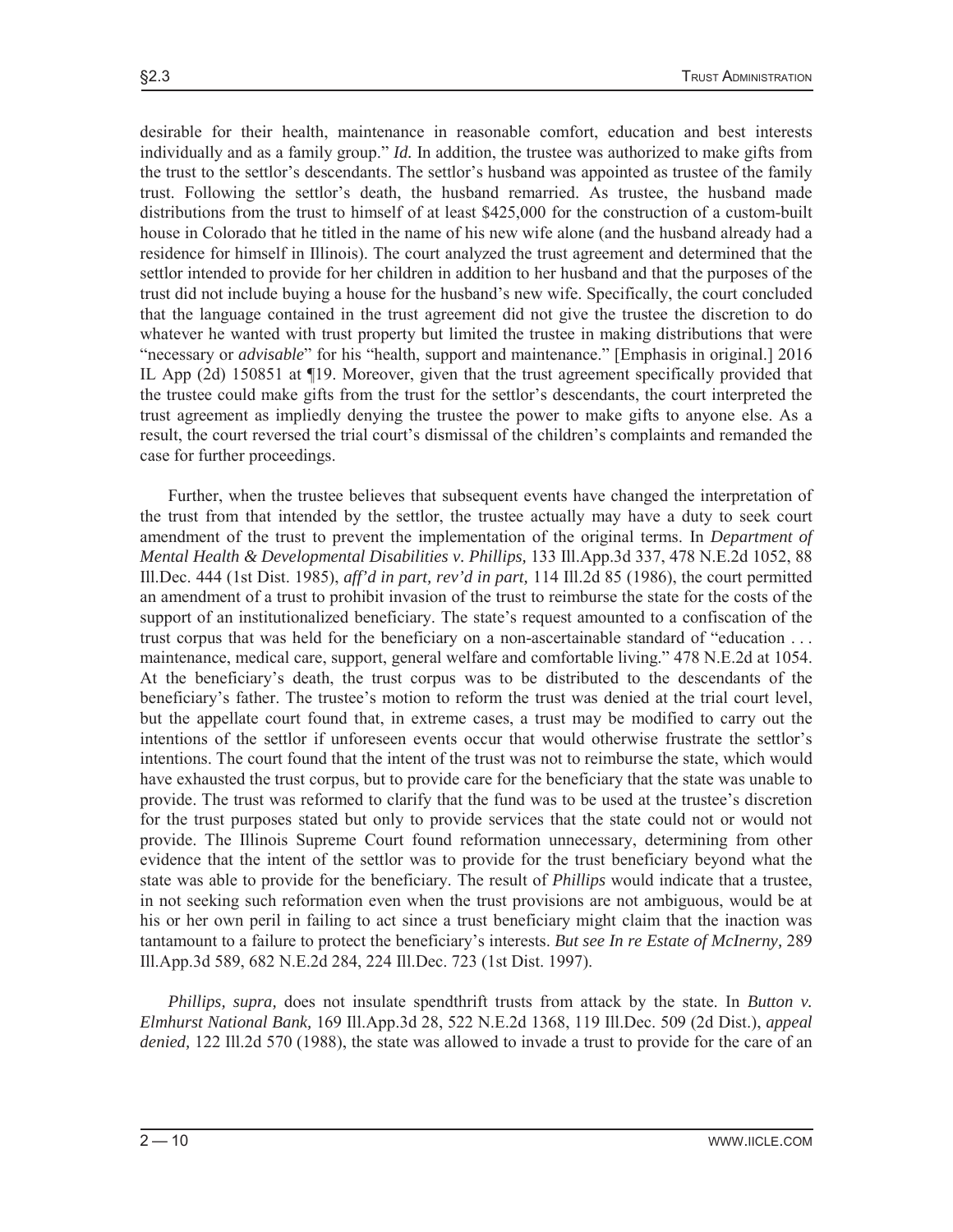desirable for their health, maintenance in reasonable comfort, education and best interests individually and as a family group." *Id.* In addition, the trustee was authorized to make gifts from the trust to the settlor's descendants. The settlor's husband was appointed as trustee of the family trust. Following the settlor's death, the husband remarried. As trustee, the husband made distributions from the trust to himself of at least $425,000 for the construction of a custom-built house in Colorado that he titled in the name of his new wife alone (and the husband already had a residence for himself in Illinois). The court analyzed the trust agreement and determined that the settlor intended to provide for her children in addition to her husband and that the purposes of the trust did not include buying a house for the husband's new wife. Specifically, the court concluded that the language contained in the trust agreement did not give the trustee the discretion to do whatever he wanted with trust property but limited the trustee in making distributions that were "necessary or *advisable*" for his "health, support and maintenance." [Emphasis in original.] 2016 IL App (2d) 150851 at ¶19. Moreover, given that the trust agreement specifically provided that the trustee could make gifts from the trust for the settlor's descendants, the court interpreted the trust agreement as impliedly denying the trustee the power to make gifts to anyone else. As a result, the court reversed the trial court's dismissal of the children's complaints and remanded the case for further proceedings.

Further, when the trustee believes that subsequent events have changed the interpretation of the trust from that intended by the settlor, the trustee actually may have a duty to seek court amendment of the trust to prevent the implementation of the original terms. In *Department of Mental Health & Developmental Disabilities v. Phillips,* 133 Ill.App.3d 337, 478 N.E.2d 1052, 88 Ill.Dec. 444 (1st Dist. 1985), *aff'd in part, rev'd in part,* 114 Ill.2d 85 (1986), the court permitted an amendment of a trust to prohibit invasion of the trust to reimburse the state for the costs of the support of an institutionalized beneficiary. The state's request amounted to a confiscation of the trust corpus that was held for the beneficiary on a non-ascertainable standard of "education . . . maintenance, medical care, support, general welfare and comfortable living." 478 N.E.2d at 1054. At the beneficiary's death, the trust corpus was to be distributed to the descendants of the beneficiary's father. The trustee's motion to reform the trust was denied at the trial court level, but the appellate court found that, in extreme cases, a trust may be modified to carry out the intentions of the settlor if unforeseen events occur that would otherwise frustrate the settlor's intentions. The court found that the intent of the trust was not to reimburse the state, which would have exhausted the trust corpus, but to provide care for the beneficiary that the state was unable to provide. The trust was reformed to clarify that the fund was to be used at the trustee's discretion for the trust purposes stated but only to provide services that the state could not or would not provide. The Illinois Supreme Court found reformation unnecessary, determining from other evidence that the intent of the settlor was to provide for the trust beneficiary beyond what the state was able to provide for the beneficiary. The result of *Phillips* would indicate that a trustee, in not seeking such reformation even when the trust provisions are not ambiguous, would be at his or her own peril in failing to act since a trust beneficiary might claim that the inaction was tantamount to a failure to protect the beneficiary's interests. *But see In re Estate of McInerny,* 289 Ill.App.3d 589, 682 N.E.2d 284, 224 Ill.Dec. 723 (1st Dist. 1997).

*Phillips, supra,* does not insulate spendthrift trusts from attack by the state. In *Button v. Elmhurst National Bank,* 169 Ill.App.3d 28, 522 N.E.2d 1368, 119 Ill.Dec. 509 (2d Dist.), *appeal denied,* 122 Ill.2d 570 (1988), the state was allowed to invade a trust to provide for the care of an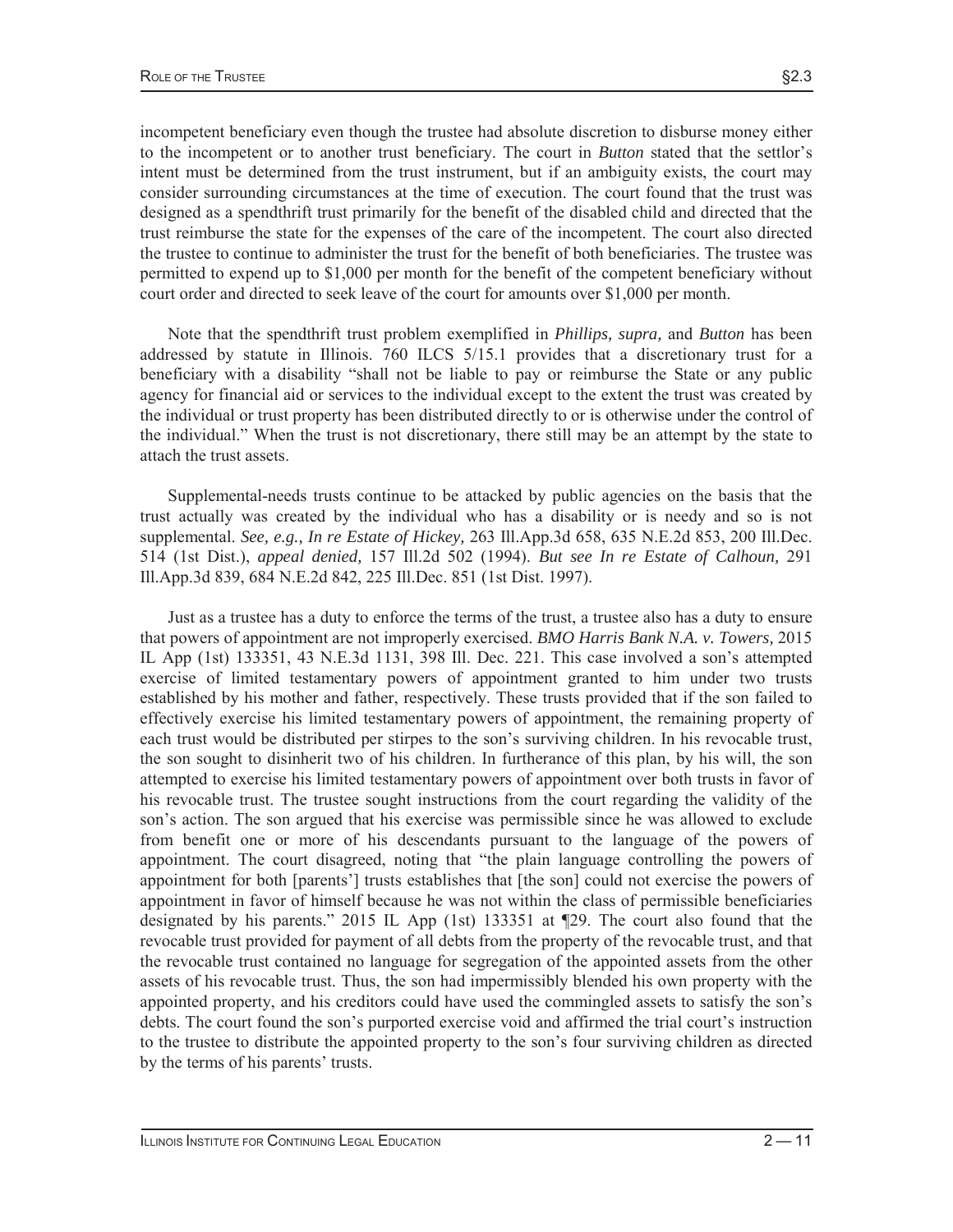incompetent beneficiary even though the trustee had absolute discretion to disburse money either to the incompetent or to another trust beneficiary. The court in *Button* stated that the settlor's intent must be determined from the trust instrument, but if an ambiguity exists, the court may consider surrounding circumstances at the time of execution. The court found that the trust was designed as a spendthrift trust primarily for the benefit of the disabled child and directed that the trust reimburse the state for the expenses of the care of the incompetent. The court also directed the trustee to continue to administer the trust for the benefit of both beneficiaries. The trustee was permitted to expend up to $1,000 per month for the benefit of the competent beneficiary without court order and directed to seek leave of the court for amounts over $1,000 per month.

Note that the spendthrift trust problem exemplified in *Phillips, supra,* and *Button* has been addressed by statute in Illinois. 760 ILCS 5/15.1 provides that a discretionary trust for a beneficiary with a disability "shall not be liable to pay or reimburse the State or any public agency for financial aid or services to the individual except to the extent the trust was created by the individual or trust property has been distributed directly to or is otherwise under the control of the individual." When the trust is not discretionary, there still may be an attempt by the state to attach the trust assets.

Supplemental-needs trusts continue to be attacked by public agencies on the basis that the trust actually was created by the individual who has a disability or is needy and so is not supplemental. *See, e.g., In re Estate of Hickey,* 263 Ill.App.3d 658, 635 N.E.2d 853, 200 Ill.Dec. 514 (1st Dist.), *appeal denied,* 157 Ill.2d 502 (1994). *But see In re Estate of Calhoun,* 291 Ill.App.3d 839, 684 N.E.2d 842, 225 Ill.Dec. 851 (1st Dist. 1997).

Just as a trustee has a duty to enforce the terms of the trust, a trustee also has a duty to ensure that powers of appointment are not improperly exercised. *BMO Harris Bank N.A. v. Towers,* 2015 IL App (1st) 133351, 43 N.E.3d 1131, 398 Ill. Dec. 221. This case involved a son's attempted exercise of limited testamentary powers of appointment granted to him under two trusts established by his mother and father, respectively. These trusts provided that if the son failed to effectively exercise his limited testamentary powers of appointment, the remaining property of each trust would be distributed per stirpes to the son's surviving children. In his revocable trust, the son sought to disinherit two of his children. In furtherance of this plan, by his will, the son attempted to exercise his limited testamentary powers of appointment over both trusts in favor of his revocable trust. The trustee sought instructions from the court regarding the validity of the son's action. The son argued that his exercise was permissible since he was allowed to exclude from benefit one or more of his descendants pursuant to the language of the powers of appointment. The court disagreed, noting that "the plain language controlling the powers of appointment for both [parents'] trusts establishes that [the son] could not exercise the powers of appointment in favor of himself because he was not within the class of permissible beneficiaries designated by his parents." 2015 IL App (1st) 133351 at ¶29. The court also found that the revocable trust provided for payment of all debts from the property of the revocable trust, and that the revocable trust contained no language for segregation of the appointed assets from the other assets of his revocable trust. Thus, the son had impermissibly blended his own property with the appointed property, and his creditors could have used the commingled assets to satisfy the son's debts. The court found the son's purported exercise void and affirmed the trial court's instruction to the trustee to distribute the appointed property to the son's four surviving children as directed by the terms of his parents' trusts.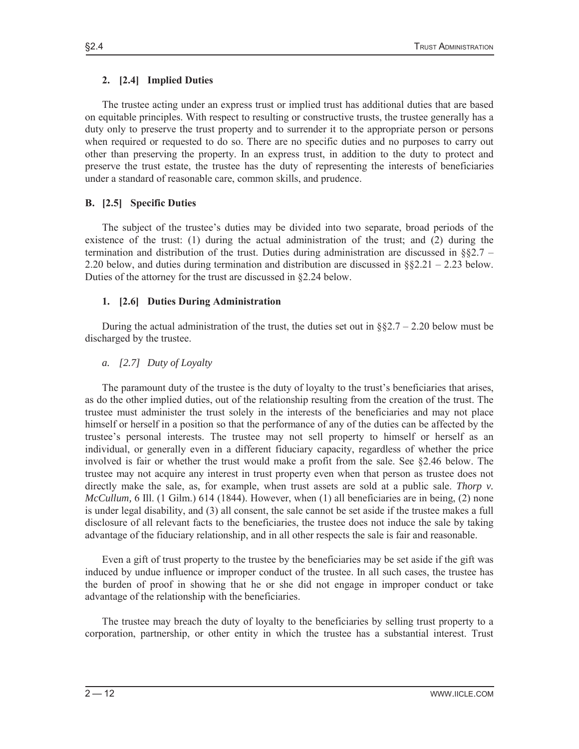### 2. [2.4] Implied Duties

The trustee acting under an express trust or implied trust has additional duties that are based on equitable principles. With respect to resulting or constructive trusts, the trustee generally has a duty only to preserve the trust property and to surrender it to the appropriate person or persons when required or requested to do so. There are no specific duties and no purposes to carry out other than preserving the property. In an express trust, in addition to the duty to protect and preserve the trust estate, the trustee has the duty of representing the interests of beneficiaries under a standard of reasonable care, common skills, and prudence.

## B. [2.5] Specific Duties

The subject of the trustee's duties may be divided into two separate, broad periods of the existence of the trust: (1) during the actual administration of the trust; and (2) during the termination and distribution of the trust. Duties during administration are discussed in §§2.7 – 2.20 below, and duties during termination and distribution are discussed in §§2.21 – 2.23 below. Duties of the attorney for the trust are discussed in §2.24 below.

### 1. [2.6] Duties During Administration

During the actual administration of the trust, the duties set out in §§2.7 – 2.20 below must be discharged by the trustee.

#### *a. [2.7] Duty of Loyalty*

The paramount duty of the trustee is the duty of loyalty to the trust's beneficiaries that arises, as do the other implied duties, out of the relationship resulting from the creation of the trust. The trustee must administer the trust solely in the interests of the beneficiaries and may not place himself or herself in a position so that the performance of any of the duties can be affected by the trustee's personal interests. The trustee may not sell property to himself or herself as an individual, or generally even in a different fiduciary capacity, regardless of whether the price involved is fair or whether the trust would make a profit from the sale. See §2.46 below. The trustee may not acquire any interest in trust property even when that person as trustee does not directly make the sale, as, for example, when trust assets are sold at a public sale. *Thorp v. McCullum,* 6 Ill. (1 Gilm.) 614 (1844). However, when (1) all beneficiaries are in being, (2) none is under legal disability, and (3) all consent, the sale cannot be set aside if the trustee makes a full disclosure of all relevant facts to the beneficiaries, the trustee does not induce the sale by taking advantage of the fiduciary relationship, and in all other respects the sale is fair and reasonable.

Even a gift of trust property to the trustee by the beneficiaries may be set aside if the gift was induced by undue influence or improper conduct of the trustee. In all such cases, the trustee has the burden of proof in showing that he or she did not engage in improper conduct or take advantage of the relationship with the beneficiaries.

The trustee may breach the duty of loyalty to the beneficiaries by selling trust property to a corporation, partnership, or other entity in which the trustee has a substantial interest. Trust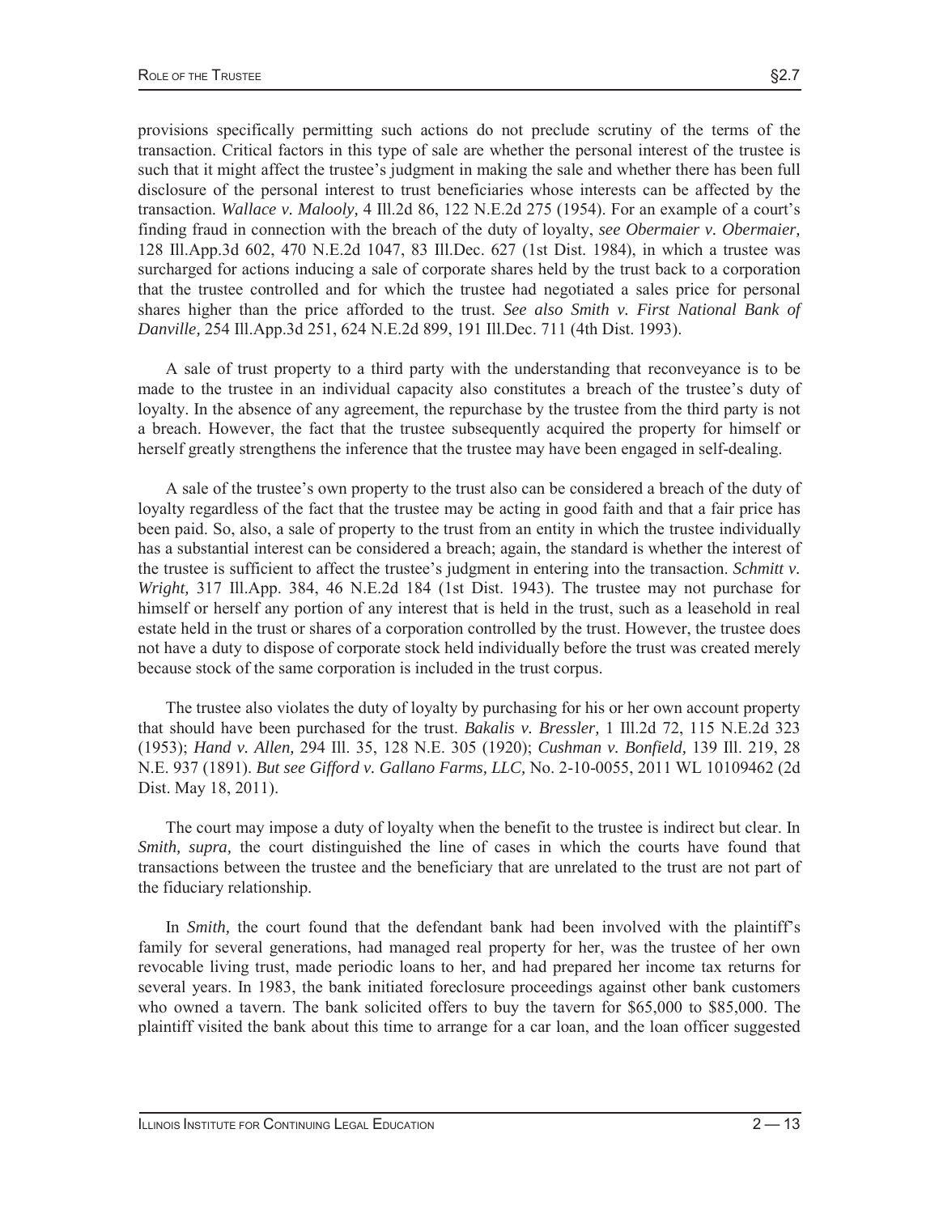provisions specifically permitting such actions do not preclude scrutiny of the terms of the transaction. Critical factors in this type of sale are whether the personal interest of the trustee is such that it might affect the trustee's judgment in making the sale and whether there has been full disclosure of the personal interest to trust beneficiaries whose interests can be affected by the transaction. *Wallace v. Malooly,* 4 Ill.2d 86, 122 N.E.2d 275 (1954). For an example of a court's finding fraud in connection with the breach of the duty of loyalty, *see Obermaier v. Obermaier,* 128 Ill.App.3d 602, 470 N.E.2d 1047, 83 Ill.Dec. 627 (1st Dist. 1984), in which a trustee was surcharged for actions inducing a sale of corporate shares held by the trust back to a corporation that the trustee controlled and for which the trustee had negotiated a sales price for personal shares higher than the price afforded to the trust. *See also Smith v. First National Bank of Danville,* 254 Ill.App.3d 251, 624 N.E.2d 899, 191 Ill.Dec. 711 (4th Dist. 1993).

A sale of trust property to a third party with the understanding that reconveyance is to be made to the trustee in an individual capacity also constitutes a breach of the trustee's duty of loyalty. In the absence of any agreement, the repurchase by the trustee from the third party is not a breach. However, the fact that the trustee subsequently acquired the property for himself or herself greatly strengthens the inference that the trustee may have been engaged in self-dealing.

A sale of the trustee's own property to the trust also can be considered a breach of the duty of loyalty regardless of the fact that the trustee may be acting in good faith and that a fair price has been paid. So, also, a sale of property to the trust from an entity in which the trustee individually has a substantial interest can be considered a breach; again, the standard is whether the interest of the trustee is sufficient to affect the trustee's judgment in entering into the transaction. *Schmitt v. Wright,* 317 Ill.App. 384, 46 N.E.2d 184 (1st Dist. 1943). The trustee may not purchase for himself or herself any portion of any interest that is held in the trust, such as a leasehold in real estate held in the trust or shares of a corporation controlled by the trust. However, the trustee does not have a duty to dispose of corporate stock held individually before the trust was created merely because stock of the same corporation is included in the trust corpus.

The trustee also violates the duty of loyalty by purchasing for his or her own account property that should have been purchased for the trust. *Bakalis v. Bressler,* 1 Ill.2d 72, 115 N.E.2d 323 (1953); *Hand v. Allen,* 294 Ill. 35, 128 N.E. 305 (1920); *Cushman v. Bonfield,* 139 Ill. 219, 28 N.E. 937 (1891). *But see Gifford v. Gallano Farms, LLC,* No. 2-10-0055, 2011 WL 10109462 (2d Dist. May 18, 2011).

The court may impose a duty of loyalty when the benefit to the trustee is indirect but clear. In *Smith, supra,* the court distinguished the line of cases in which the courts have found that transactions between the trustee and the beneficiary that are unrelated to the trust are not part of the fiduciary relationship.

In *Smith,* the court found that the defendant bank had been involved with the plaintiff's family for several generations, had managed real property for her, was the trustee of her own revocable living trust, made periodic loans to her, and had prepared her income tax returns for several years. In 1983, the bank initiated foreclosure proceedings against other bank customers who owned a tavern. The bank solicited offers to buy the tavern for \$65,000 to \$85,000. The plaintiff visited the bank about this time to arrange for a car loan, and the loan officer suggested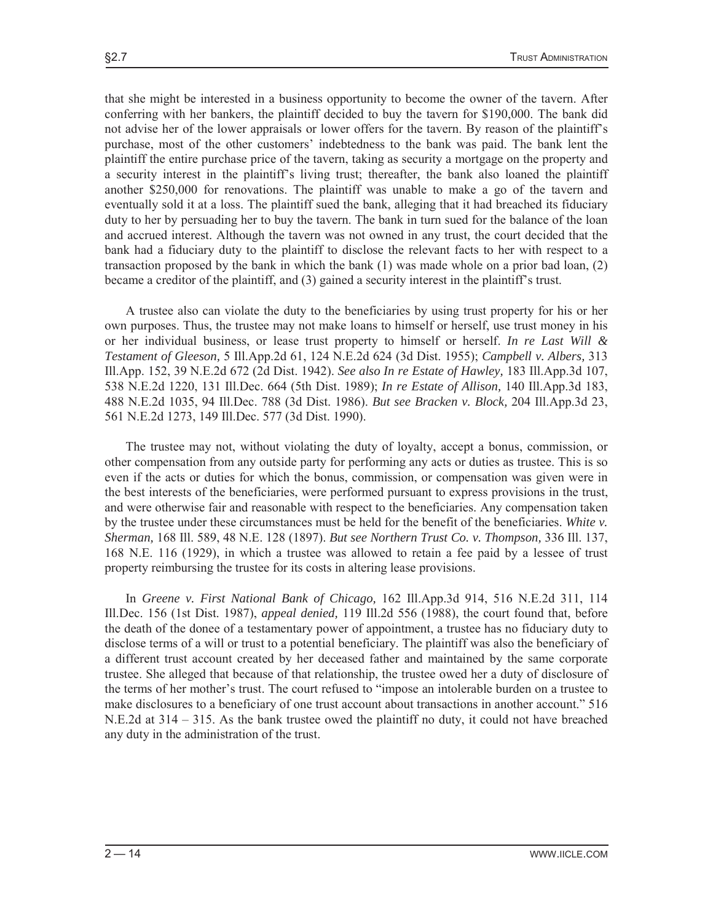that she might be interested in a business opportunity to become the owner of the tavern. After conferring with her bankers, the plaintiff decided to buy the tavern for $190,000. The bank did not advise her of the lower appraisals or lower offers for the tavern. By reason of the plaintiff's purchase, most of the other customers' indebtedness to the bank was paid. The bank lent the plaintiff the entire purchase price of the tavern, taking as security a mortgage on the property and a security interest in the plaintiff's living trust; thereafter, the bank also loaned the plaintiff another $250,000 for renovations. The plaintiff was unable to make a go of the tavern and eventually sold it at a loss. The plaintiff sued the bank, alleging that it had breached its fiduciary duty to her by persuading her to buy the tavern. The bank in turn sued for the balance of the loan and accrued interest. Although the tavern was not owned in any trust, the court decided that the bank had a fiduciary duty to the plaintiff to disclose the relevant facts to her with respect to a transaction proposed by the bank in which the bank (1) was made whole on a prior bad loan, (2) became a creditor of the plaintiff, and (3) gained a security interest in the plaintiff's trust.

A trustee also can violate the duty to the beneficiaries by using trust property for his or her own purposes. Thus, the trustee may not make loans to himself or herself, use trust money in his or her individual business, or lease trust property to himself or herself. *In re Last Will & Testament of Gleeson,* 5 Ill.App.2d 61, 124 N.E.2d 624 (3d Dist. 1955); *Campbell v. Albers,* 313 Ill.App. 152, 39 N.E.2d 672 (2d Dist. 1942). *See also In re Estate of Hawley,* 183 Ill.App.3d 107, 538 N.E.2d 1220, 131 Ill.Dec. 664 (5th Dist. 1989); *In re Estate of Allison,* 140 Ill.App.3d 183, 488 N.E.2d 1035, 94 Ill.Dec. 788 (3d Dist. 1986). *But see Bracken v. Block,* 204 Ill.App.3d 23, 561 N.E.2d 1273, 149 Ill.Dec. 577 (3d Dist. 1990).

The trustee may not, without violating the duty of loyalty, accept a bonus, commission, or other compensation from any outside party for performing any acts or duties as trustee. This is so even if the acts or duties for which the bonus, commission, or compensation was given were in the best interests of the beneficiaries, were performed pursuant to express provisions in the trust, and were otherwise fair and reasonable with respect to the beneficiaries. Any compensation taken by the trustee under these circumstances must be held for the benefit of the beneficiaries. *White v. Sherman,* 168 Ill. 589, 48 N.E. 128 (1897). *But see Northern Trust Co. v. Thompson,* 336 Ill. 137, 168 N.E. 116 (1929), in which a trustee was allowed to retain a fee paid by a lessee of trust property reimbursing the trustee for its costs in altering lease provisions.

In *Greene v. First National Bank of Chicago,* 162 Ill.App.3d 914, 516 N.E.2d 311, 114 Ill.Dec. 156 (1st Dist. 1987), *appeal denied,* 119 Ill.2d 556 (1988), the court found that, before the death of the donee of a testamentary power of appointment, a trustee has no fiduciary duty to disclose terms of a will or trust to a potential beneficiary. The plaintiff was also the beneficiary of a different trust account created by her deceased father and maintained by the same corporate trustee. She alleged that because of that relationship, the trustee owed her a duty of disclosure of the terms of her mother's trust. The court refused to "impose an intolerable burden on a trustee to make disclosures to a beneficiary of one trust account about transactions in another account." 516 N.E.2d at 314 – 315. As the bank trustee owed the plaintiff no duty, it could not have breached any duty in the administration of the trust.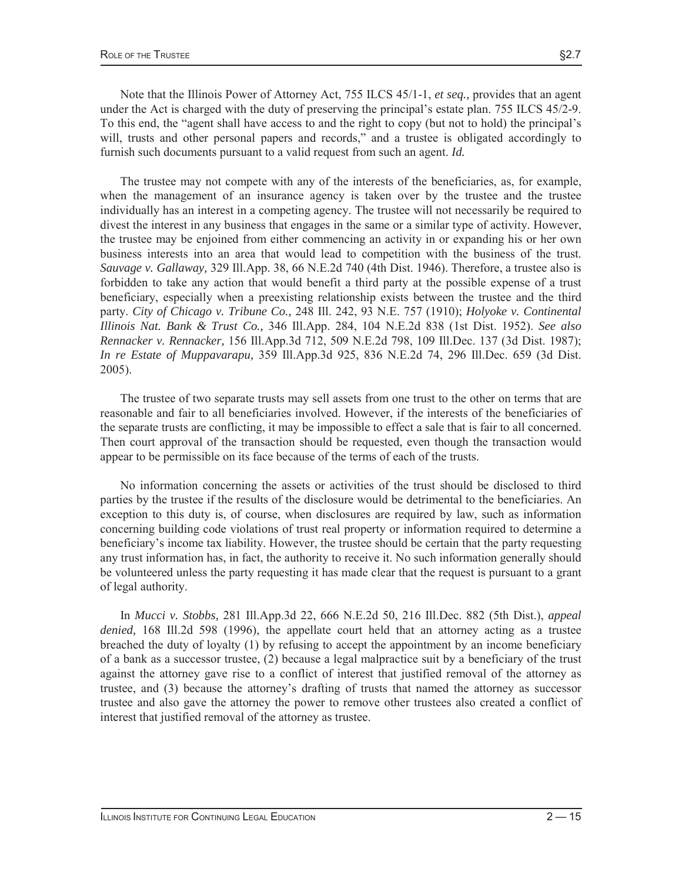Note that the Illinois Power of Attorney Act, 755 ILCS 45/1-1, *et seq.,* provides that an agent under the Act is charged with the duty of preserving the principal's estate plan. 755 ILCS 45/2-9. To this end, the "agent shall have access to and the right to copy (but not to hold) the principal's will, trusts and other personal papers and records," and a trustee is obligated accordingly to furnish such documents pursuant to a valid request from such an agent. ***Id.***

The trustee may not compete with any of the interests of the beneficiaries, as, for example, when the management of an insurance agency is taken over by the trustee and the trustee individually has an interest in a competing agency. The trustee will not necessarily be required to divest the interest in any business that engages in the same or a similar type of activity. However, the trustee may be enjoined from either commencing an activity in or expanding his or her own business interests into an area that would lead to competition with the business of the trust. *Sauvage v. Gallaway,* 329 Ill.App. 38, 66 N.E.2d 740 (4th Dist. 1946). Therefore, a trustee also is forbidden to take any action that would benefit a third party at the possible expense of a trust beneficiary, especially when a preexisting relationship exists between the trustee and the third party. *City of Chicago v. Tribune Co.,* 248 Ill. 242, 93 N.E. 757 (1910); *Holyoke v. Continental Illinois Nat. Bank & Trust Co.,* 346 Ill.App. 284, 104 N.E.2d 838 (1st Dist. 1952). *See also Rennacker v. Rennacker,* 156 Ill.App.3d 712, 509 N.E.2d 798, 109 Ill.Dec. 137 (3d Dist. 1987); *In re Estate of Muppavarapu,* 359 Ill.App.3d 925, 836 N.E.2d 74, 296 Ill.Dec. 659 (3d Dist. 2005).

The trustee of two separate trusts may sell assets from one trust to the other on terms that are reasonable and fair to all beneficiaries involved. However, if the interests of the beneficiaries of the separate trusts are conflicting, it may be impossible to effect a sale that is fair to all concerned. Then court approval of the transaction should be requested, even though the transaction would appear to be permissible on its face because of the terms of each of the trusts.

No information concerning the assets or activities of the trust should be disclosed to third parties by the trustee if the results of the disclosure would be detrimental to the beneficiaries. An exception to this duty is, of course, when disclosures are required by law, such as information concerning building code violations of trust real property or information required to determine a beneficiary's income tax liability. However, the trustee should be certain that the party requesting any trust information has, in fact, the authority to receive it. No such information generally should be volunteered unless the party requesting it has made clear that the request is pursuant to a grant of legal authority.

In *Mucci v. Stobbs,* 281 Ill.App.3d 22, 666 N.E.2d 50, 216 Ill.Dec. 882 (5th Dist.), *appeal denied,* 168 Ill.2d 598 (1996), the appellate court held that an attorney acting as a trustee breached the duty of loyalty (1) by refusing to accept the appointment by an income beneficiary of a bank as a successor trustee, (2) because a legal malpractice suit by a beneficiary of the trust against the attorney gave rise to a conflict of interest that justified removal of the attorney as trustee, and (3) because the attorney's drafting of trusts that named the attorney as successor trustee and also gave the attorney the power to remove other trustees also created a conflict of interest that justified removal of the attorney as trustee.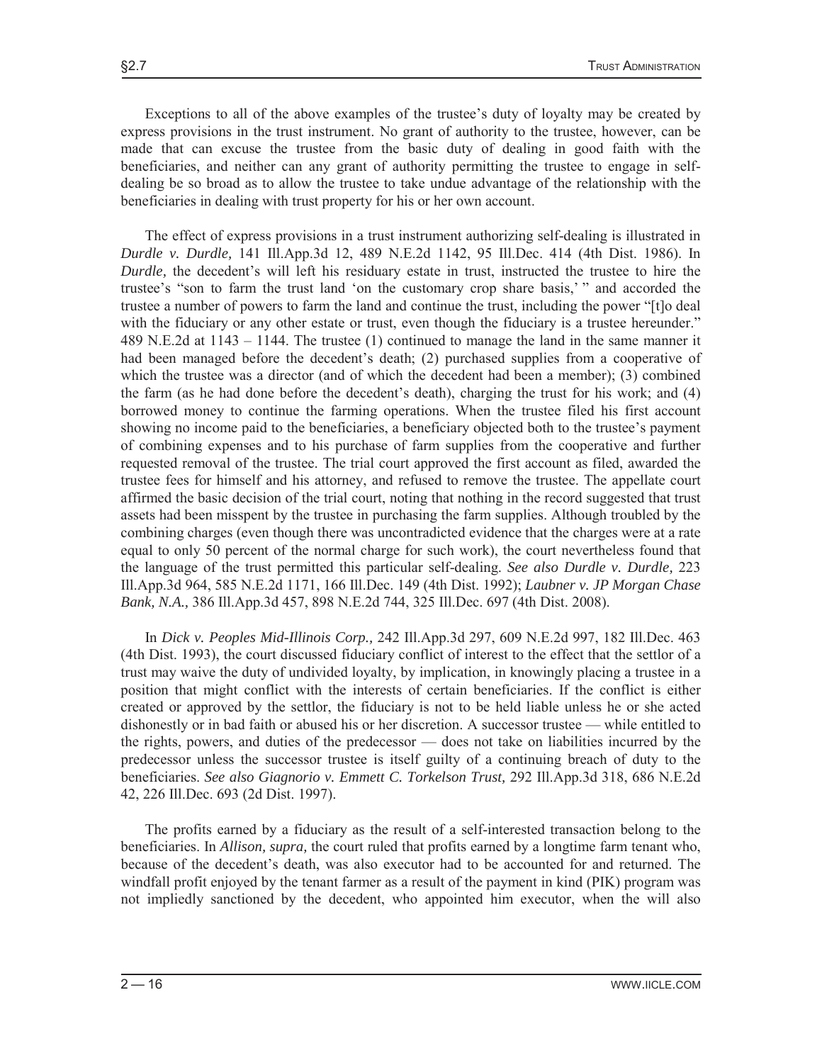Exceptions to all of the above examples of the trustee's duty of loyalty may be created by express provisions in the trust instrument. No grant of authority to the trustee, however, can be made that can excuse the trustee from the basic duty of dealing in good faith with the beneficiaries, and neither can any grant of authority permitting the trustee to engage in self-dealing be so broad as to allow the trustee to take undue advantage of the relationship with the beneficiaries in dealing with trust property for his or her own account.

The effect of express provisions in a trust instrument authorizing self-dealing is illustrated in *Durdle v. Durdle,* 141 Ill.App.3d 12, 489 N.E.2d 1142, 95 Ill.Dec. 414 (4th Dist. 1986). In *Durdle,* the decedent's will left his residuary estate in trust, instructed the trustee to hire the trustee's "son to farm the trust land 'on the customary crop share basis,' " and accorded the trustee a number of powers to farm the land and continue the trust, including the power "[t]o deal with the fiduciary or any other estate or trust, even though the fiduciary is a trustee hereunder." 489 N.E.2d at 1143 – 1144. The trustee (1) continued to manage the land in the same manner it had been managed before the decedent's death; (2) purchased supplies from a cooperative of which the trustee was a director (and of which the decedent had been a member); (3) combined the farm (as he had done before the decedent's death), charging the trust for his work; and (4) borrowed money to continue the farming operations. When the trustee filed his first account showing no income paid to the beneficiaries, a beneficiary objected both to the trustee's payment of combining expenses and to his purchase of farm supplies from the cooperative and further requested removal of the trustee. The trial court approved the first account as filed, awarded the trustee fees for himself and his attorney, and refused to remove the trustee. The appellate court affirmed the basic decision of the trial court, noting that nothing in the record suggested that trust assets had been misspent by the trustee in purchasing the farm supplies. Although troubled by the combining charges (even though there was uncontradicted evidence that the charges were at a rate equal to only 50 percent of the normal charge for such work), the court nevertheless found that the language of the trust permitted this particular self-dealing. *See also Durdle v. Durdle,* 223 Ill.App.3d 964, 585 N.E.2d 1171, 166 Ill.Dec. 149 (4th Dist. 1992); *Laubner v. JP Morgan Chase Bank, N.A.,* 386 Ill.App.3d 457, 898 N.E.2d 744, 325 Ill.Dec. 697 (4th Dist. 2008).

In *Dick v. Peoples Mid-Illinois Corp.,* 242 Ill.App.3d 297, 609 N.E.2d 997, 182 Ill.Dec. 463 (4th Dist. 1993), the court discussed fiduciary conflict of interest to the effect that the settlor of a trust may waive the duty of undivided loyalty, by implication, in knowingly placing a trustee in a position that might conflict with the interests of certain beneficiaries. If the conflict is either created or approved by the settlor, the fiduciary is not to be held liable unless he or she acted dishonestly or in bad faith or abused his or her discretion. A successor trustee — while entitled to the rights, powers, and duties of the predecessor — does not take on liabilities incurred by the predecessor unless the successor trustee is itself guilty of a continuing breach of duty to the beneficiaries. *See also Giagnorio v. Emmett C. Torkelson Trust,* 292 Ill.App.3d 318, 686 N.E.2d 42, 226 Ill.Dec. 693 (2d Dist. 1997).

The profits earned by a fiduciary as the result of a self-interested transaction belong to the beneficiaries. In *Allison, supra,* the court ruled that profits earned by a longtime farm tenant who, because of the decedent's death, was also executor had to be accounted for and returned. The windfall profit enjoyed by the tenant farmer as a result of the payment in kind (PIK) program was not impliedly sanctioned by the decedent, who appointed him executor, when the will also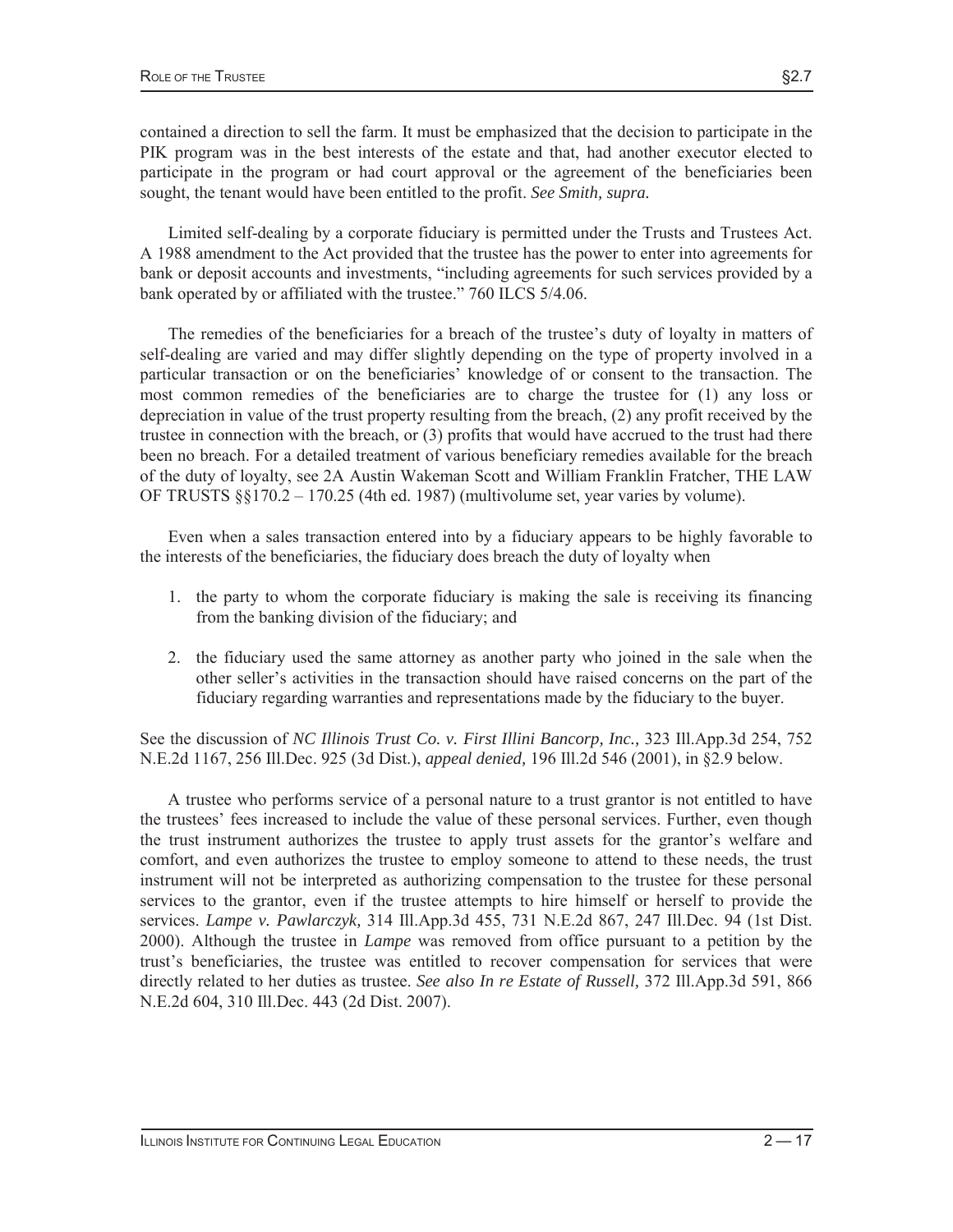contained a direction to sell the farm. It must be emphasized that the decision to participate in the PIK program was in the best interests of the estate and that, had another executor elected to participate in the program or had court approval or the agreement of the beneficiaries been sought, the tenant would have been entitled to the profit. *See Smith, supra.*

Limited self-dealing by a corporate fiduciary is permitted under the Trusts and Trustees Act. A 1988 amendment to the Act provided that the trustee has the power to enter into agreements for bank or deposit accounts and investments, "including agreements for such services provided by a bank operated by or affiliated with the trustee." 760 ILCS 5/4.06.

The remedies of the beneficiaries for a breach of the trustee's duty of loyalty in matters of self-dealing are varied and may differ slightly depending on the type of property involved in a particular transaction or on the beneficiaries' knowledge of or consent to the transaction. The most common remedies of the beneficiaries are to charge the trustee for (1) any loss or depreciation in value of the trust property resulting from the breach, (2) any profit received by the trustee in connection with the breach, or (3) profits that would have accrued to the trust had there been no breach. For a detailed treatment of various beneficiary remedies available for the breach of the duty of loyalty, see 2A Austin Wakeman Scott and William Franklin Fratcher, THE LAW OF TRUSTS §§170.2 – 170.25 (4th ed. 1987) (multivolume set, year varies by volume).

Even when a sales transaction entered into by a fiduciary appears to be highly favorable to the interests of the beneficiaries, the fiduciary does breach the duty of loyalty when

1. the party to whom the corporate fiduciary is making the sale is receiving its financing from the banking division of the fiduciary; and

2. the fiduciary used the same attorney as another party who joined in the sale when the other seller's activities in the transaction should have raised concerns on the part of the fiduciary regarding warranties and representations made by the fiduciary to the buyer.

See the discussion of *NC Illinois Trust Co. v. First Illini Bancorp, Inc.,* 323 Ill.App.3d 254, 752 N.E.2d 1167, 256 Ill.Dec. 925 (3d Dist.), *appeal denied,* 196 Ill.2d 546 (2001), in §2.9 below.

A trustee who performs service of a personal nature to a trust grantor is not entitled to have the trustees' fees increased to include the value of these personal services. Further, even though the trust instrument authorizes the trustee to apply trust assets for the grantor's welfare and comfort, and even authorizes the trustee to employ someone to attend to these needs, the trust instrument will not be interpreted as authorizing compensation to the trustee for these personal services to the grantor, even if the trustee attempts to hire himself or herself to provide the services. *Lampe v. Pawlarczyk,* 314 Ill.App.3d 455, 731 N.E.2d 867, 247 Ill.Dec. 94 (1st Dist. 2000). Although the trustee in *Lampe* was removed from office pursuant to a petition by the trust's beneficiaries, the trustee was entitled to recover compensation for services that were directly related to her duties as trustee. *See also In re Estate of Russell,* 372 Ill.App.3d 591, 866 N.E.2d 604, 310 Ill.Dec. 443 (2d Dist. 2007).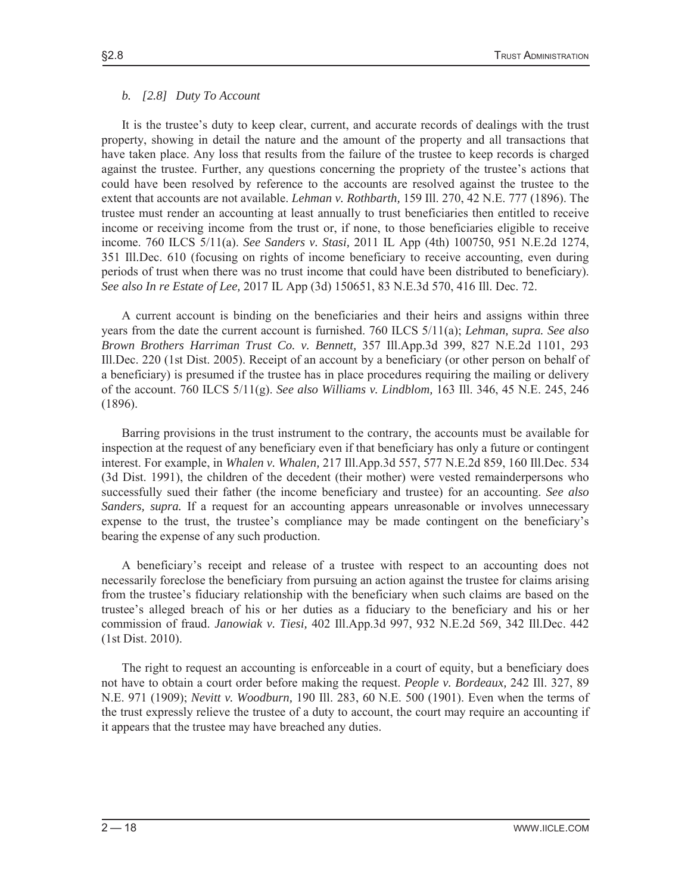### *b. [2.8] Duty To Account*

It is the trustee's duty to keep clear, current, and accurate records of dealings with the trust property, showing in detail the nature and the amount of the property and all transactions that have taken place. Any loss that results from the failure of the trustee to keep records is charged against the trustee. Further, any questions concerning the propriety of the trustee's actions that could have been resolved by reference to the accounts are resolved against the trustee to the extent that accounts are not available. *Lehman v. Rothbarth,* 159 Ill. 270, 42 N.E. 777 (1896). The trustee must render an accounting at least annually to trust beneficiaries then entitled to receive income or receiving income from the trust or, if none, to those beneficiaries eligible to receive income. 760 ILCS 5/11(a). *See Sanders v. Stasi,* 2011 IL App (4th) 100750, 951 N.E.2d 1274, 351 Ill.Dec. 610 (focusing on rights of income beneficiary to receive accounting, even during periods of trust when there was no trust income that could have been distributed to beneficiary). *See also In re Estate of Lee,* 2017 IL App (3d) 150651, 83 N.E.3d 570, 416 Ill. Dec. 72.

A current account is binding on the beneficiaries and their heirs and assigns within three years from the date the current account is furnished. 760 ILCS 5/11(a); *Lehman, supra. See also Brown Brothers Harriman Trust Co. v. Bennett,* 357 Ill.App.3d 399, 827 N.E.2d 1101, 293 Ill.Dec. 220 (1st Dist. 2005). Receipt of an account by a beneficiary (or other person on behalf of a beneficiary) is presumed if the trustee has in place procedures requiring the mailing or delivery of the account. 760 ILCS 5/11(g). *See also Williams v. Lindblom,* 163 Ill. 346, 45 N.E. 245, 246 (1896).

Barring provisions in the trust instrument to the contrary, the accounts must be available for inspection at the request of any beneficiary even if that beneficiary has only a future or contingent interest. For example, in *Whalen v. Whalen,* 217 Ill.App.3d 557, 577 N.E.2d 859, 160 Ill.Dec. 534 (3d Dist. 1991), the children of the decedent (their mother) were vested remainderpersons who successfully sued their father (the income beneficiary and trustee) for an accounting. *See also Sanders, supra.* If a request for an accounting appears unreasonable or involves unnecessary expense to the trust, the trustee's compliance may be made contingent on the beneficiary's bearing the expense of any such production.

A beneficiary's receipt and release of a trustee with respect to an accounting does not necessarily foreclose the beneficiary from pursuing an action against the trustee for claims arising from the trustee's fiduciary relationship with the beneficiary when such claims are based on the trustee's alleged breach of his or her duties as a fiduciary to the beneficiary and his or her commission of fraud. *Janowiak v. Tiesi,* 402 Ill.App.3d 997, 932 N.E.2d 569, 342 Ill.Dec. 442 (1st Dist. 2010).

The right to request an accounting is enforceable in a court of equity, but a beneficiary does not have to obtain a court order before making the request. *People v. Bordeaux,* 242 Ill. 327, 89 N.E. 971 (1909); *Nevitt v. Woodburn,* 190 Ill. 283, 60 N.E. 500 (1901). Even when the terms of the trust expressly relieve the trustee of a duty to account, the court may require an accounting if it appears that the trustee may have breached any duties.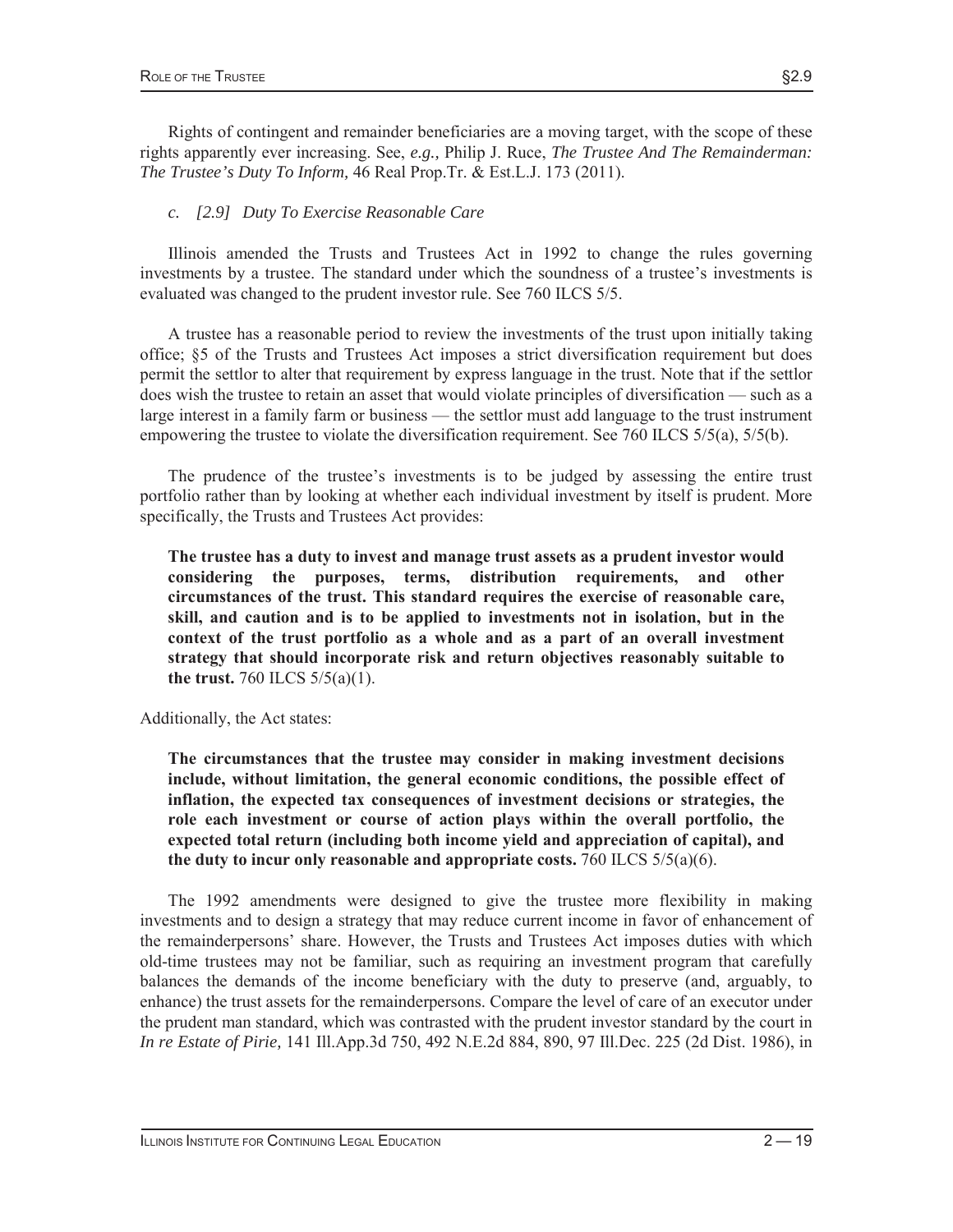Rights of contingent and remainder beneficiaries are a moving target, with the scope of these rights apparently ever increasing. See, *e.g.,* Philip J. Ruce, *The Trustee And The Remainderman: The Trustee's Duty To Inform,* 46 Real Prop.Tr. & Est.L.J. 173 (2011).

### *c. [2.9] Duty To Exercise Reasonable Care*

Illinois amended the Trusts and Trustees Act in 1992 to change the rules governing investments by a trustee. The standard under which the soundness of a trustee's investments is evaluated was changed to the prudent investor rule. See 760 ILCS 5/5.

A trustee has a reasonable period to review the investments of the trust upon initially taking office; §5 of the Trusts and Trustees Act imposes a strict diversification requirement but does permit the settlor to alter that requirement by express language in the trust. Note that if the settlor does wish the trustee to retain an asset that would violate principles of diversification — such as a large interest in a family farm or business — the settlor must add language to the trust instrument empowering the trustee to violate the diversification requirement. See 760 ILCS 5/5(a), 5/5(b).

The prudence of the trustee's investments is to be judged by assessing the entire trust portfolio rather than by looking at whether each individual investment by itself is prudent. More specifically, the Trusts and Trustees Act provides:

> **The trustee has a duty to invest and manage trust assets as a prudent investor would considering the purposes, terms, distribution requirements, and other circumstances of the trust. This standard requires the exercise of reasonable care, skill, and caution and is to be applied to investments not in isolation, but in the context of the trust portfolio as a whole and as a part of an overall investment strategy that should incorporate risk and return objectives reasonably suitable to the trust.** 760 ILCS 5/5(a)(1).

Additionally, the Act states:

> **The circumstances that the trustee may consider in making investment decisions include, without limitation, the general economic conditions, the possible effect of inflation, the expected tax consequences of investment decisions or strategies, the role each investment or course of action plays within the overall portfolio, the expected total return (including both income yield and appreciation of capital), and the duty to incur only reasonable and appropriate costs.** 760 ILCS 5/5(a)(6).

The 1992 amendments were designed to give the trustee more flexibility in making investments and to design a strategy that may reduce current income in favor of enhancement of the remainderpersons' share. However, the Trusts and Trustees Act imposes duties with which old-time trustees may not be familiar, such as requiring an investment program that carefully balances the demands of the income beneficiary with the duty to preserve (and, arguably, to enhance) the trust assets for the remainderpersons. Compare the level of care of an executor under the prudent man standard, which was contrasted with the prudent investor standard by the court in *In re Estate of Pirie,* 141 Ill.App.3d 750, 492 N.E.2d 884, 890, 97 Ill.Dec. 225 (2d Dist. 1986), in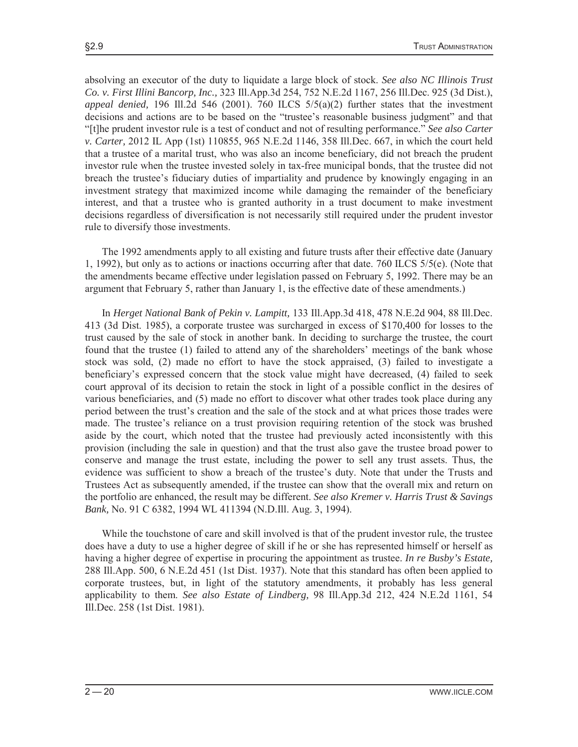absolving an executor of the duty to liquidate a large block of stock. *See also NC Illinois Trust Co. v. First Illini Bancorp, Inc.,* 323 Ill.App.3d 254, 752 N.E.2d 1167, 256 Ill.Dec. 925 (3d Dist.), *appeal denied,* 196 Ill.2d 546 (2001). 760 ILCS 5/5(a)(2) further states that the investment decisions and actions are to be based on the "trustee's reasonable business judgment" and that "[t]he prudent investor rule is a test of conduct and not of resulting performance." *See also Carter v. Carter,* 2012 IL App (1st) 110855, 965 N.E.2d 1146, 358 Ill.Dec. 667, in which the court held that a trustee of a marital trust, who was also an income beneficiary, did not breach the prudent investor rule when the trustee invested solely in tax-free municipal bonds, that the trustee did not breach the trustee's fiduciary duties of impartiality and prudence by knowingly engaging in an investment strategy that maximized income while damaging the remainder of the beneficiary interest, and that a trustee who is granted authority in a trust document to make investment decisions regardless of diversification is not necessarily still required under the prudent investor rule to diversify those investments.

The 1992 amendments apply to all existing and future trusts after their effective date (January 1, 1992), but only as to actions or inactions occurring after that date. 760 ILCS 5/5(e). (Note that the amendments became effective under legislation passed on February 5, 1992. There may be an argument that February 5, rather than January 1, is the effective date of these amendments.)

In *Herget National Bank of Pekin v. Lampitt,* 133 Ill.App.3d 418, 478 N.E.2d 904, 88 Ill.Dec. 413 (3d Dist. 1985), a corporate trustee was surcharged in excess of $170,400 for losses to the trust caused by the sale of stock in another bank. In deciding to surcharge the trustee, the court found that the trustee (1) failed to attend any of the shareholders' meetings of the bank whose stock was sold, (2) made no effort to have the stock appraised, (3) failed to investigate a beneficiary's expressed concern that the stock value might have decreased, (4) failed to seek court approval of its decision to retain the stock in light of a possible conflict in the desires of various beneficiaries, and (5) made no effort to discover what other trades took place during any period between the trust's creation and the sale of the stock and at what prices those trades were made. The trustee's reliance on a trust provision requiring retention of the stock was brushed aside by the court, which noted that the trustee had previously acted inconsistently with this provision (including the sale in question) and that the trust also gave the trustee broad power to conserve and manage the trust estate, including the power to sell any trust assets. Thus, the evidence was sufficient to show a breach of the trustee's duty. Note that under the Trusts and Trustees Act as subsequently amended, if the trustee can show that the overall mix and return on the portfolio are enhanced, the result may be different. *See also Kremer v. Harris Trust & Savings Bank,* No. 91 C 6382, 1994 WL 411394 (N.D.Ill. Aug. 3, 1994).

While the touchstone of care and skill involved is that of the prudent investor rule, the trustee does have a duty to use a higher degree of skill if he or she has represented himself or herself as having a higher degree of expertise in procuring the appointment as trustee. *In re Busby's Estate,* 288 Ill.App. 500, 6 N.E.2d 451 (1st Dist. 1937). Note that this standard has often been applied to corporate trustees, but, in light of the statutory amendments, it probably has less general applicability to them. *See also Estate of Lindberg,* 98 Ill.App.3d 212, 424 N.E.2d 1161, 54 Ill.Dec. 258 (1st Dist. 1981).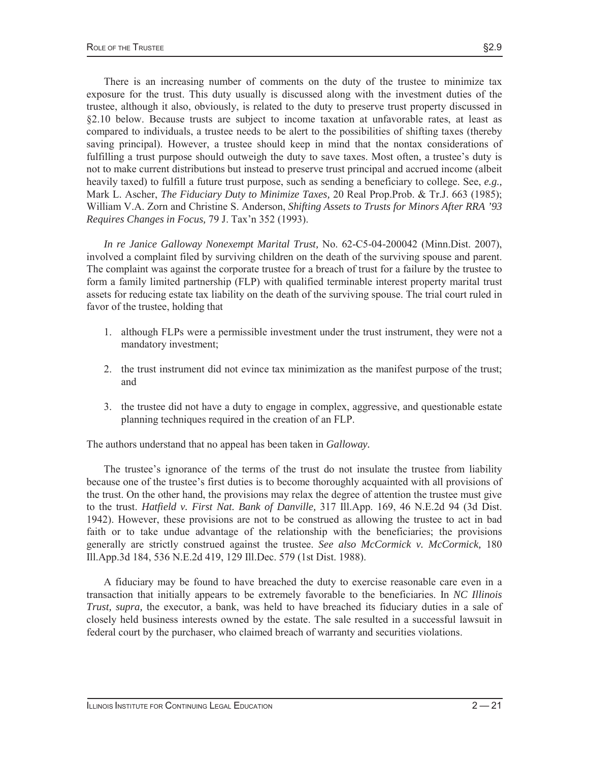There is an increasing number of comments on the duty of the trustee to minimize tax exposure for the trust. This duty usually is discussed along with the investment duties of the trustee, although it also, obviously, is related to the duty to preserve trust property discussed in §2.10 below. Because trusts are subject to income taxation at unfavorable rates, at least as compared to individuals, a trustee needs to be alert to the possibilities of shifting taxes (thereby saving principal). However, a trustee should keep in mind that the nontax considerations of fulfilling a trust purpose should outweigh the duty to save taxes. Most often, a trustee's duty is not to make current distributions but instead to preserve trust principal and accrued income (albeit heavily taxed) to fulfill a future trust purpose, such as sending a beneficiary to college. See, *e.g.,* Mark L. Ascher, *The Fiduciary Duty to Minimize Taxes,* 20 Real Prop.Prob. & Tr.J. 663 (1985); William V.A. Zorn and Christine S. Anderson, *Shifting Assets to Trusts for Minors After RRA '93 Requires Changes in Focus,* 79 J. Tax'n 352 (1993).

*In re Janice Galloway Nonexempt Marital Trust,* No. 62-C5-04-200042 (Minn.Dist. 2007), involved a complaint filed by surviving children on the death of the surviving spouse and parent. The complaint was against the corporate trustee for a breach of trust for a failure by the trustee to form a family limited partnership (FLP) with qualified terminable interest property marital trust assets for reducing estate tax liability on the death of the surviving spouse. The trial court ruled in favor of the trustee, holding that

1. although FLPs were a permissible investment under the trust instrument, they were not a mandatory investment;
2. the trust instrument did not evince tax minimization as the manifest purpose of the trust; and
3. the trustee did not have a duty to engage in complex, aggressive, and questionable estate planning techniques required in the creation of an FLP.

The authors understand that no appeal has been taken in *Galloway.*

The trustee's ignorance of the terms of the trust do not insulate the trustee from liability because one of the trustee's first duties is to become thoroughly acquainted with all provisions of the trust. On the other hand, the provisions may relax the degree of attention the trustee must give to the trust. *Hatfield v. First Nat. Bank of Danville,* 317 Ill.App. 169, 46 N.E.2d 94 (3d Dist. 1942). However, these provisions are not to be construed as allowing the trustee to act in bad faith or to take undue advantage of the relationship with the beneficiaries; the provisions generally are strictly construed against the trustee. *See also McCormick v. McCormick,* 180 Ill.App.3d 184, 536 N.E.2d 419, 129 Ill.Dec. 579 (1st Dist. 1988).

A fiduciary may be found to have breached the duty to exercise reasonable care even in a transaction that initially appears to be extremely favorable to the beneficiaries. In *NC Illinois Trust, supra,* the executor, a bank, was held to have breached its fiduciary duties in a sale of closely held business interests owned by the estate. The sale resulted in a successful lawsuit in federal court by the purchaser, who claimed breach of warranty and securities violations.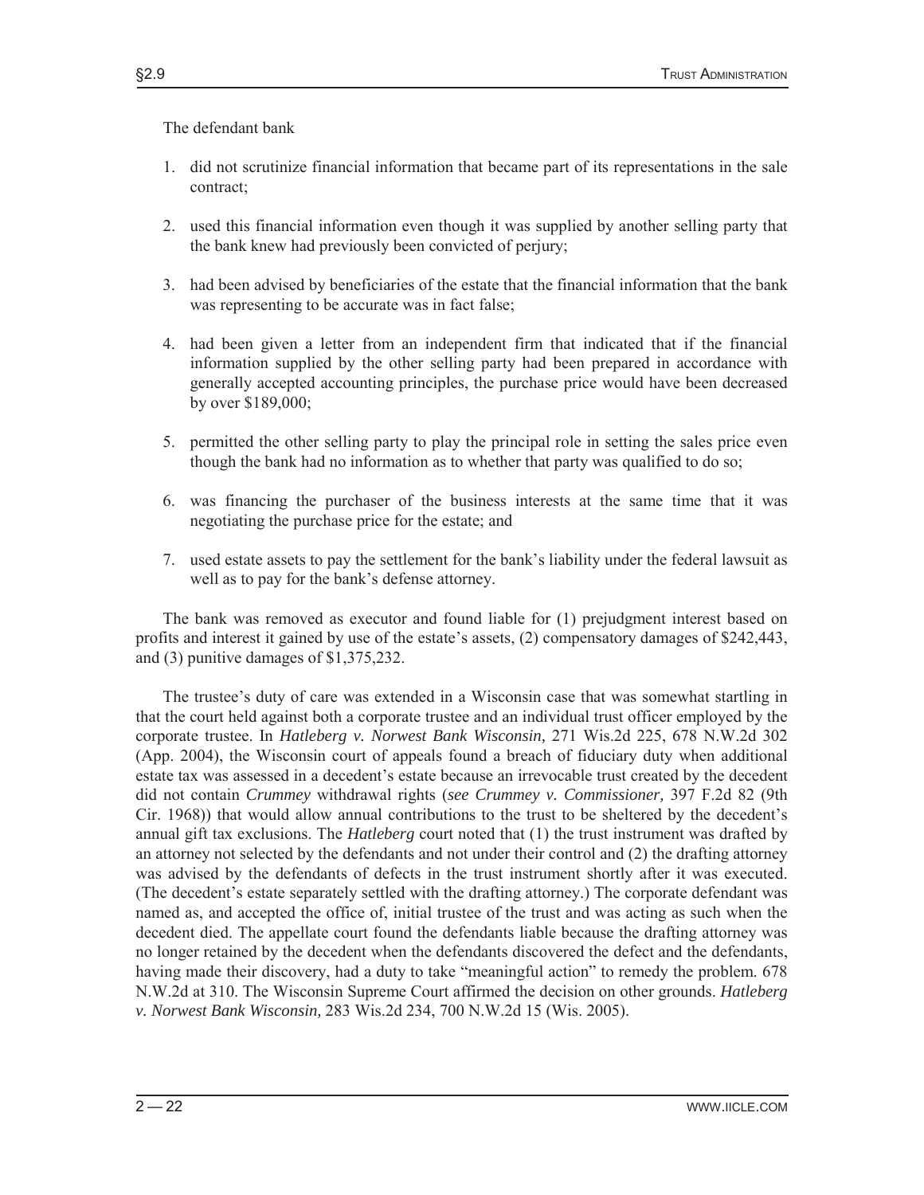The defendant bank

1. did not scrutinize financial information that became part of its representations in the sale contract;

2. used this financial information even though it was supplied by another selling party that the bank knew had previously been convicted of perjury;

3. had been advised by beneficiaries of the estate that the financial information that the bank was representing to be accurate was in fact false;

4. had been given a letter from an independent firm that indicated that if the financial information supplied by the other selling party had been prepared in accordance with generally accepted accounting principles, the purchase price would have been decreased by over $189,000;

5. permitted the other selling party to play the principal role in setting the sales price even though the bank had no information as to whether that party was qualified to do so;

6. was financing the purchaser of the business interests at the same time that it was negotiating the purchase price for the estate; and

7. used estate assets to pay the settlement for the bank's liability under the federal lawsuit as well as to pay for the bank's defense attorney.

The bank was removed as executor and found liable for (1) prejudgment interest based on profits and interest it gained by use of the estate's assets, (2) compensatory damages of $242,443, and (3) punitive damages of $1,375,232.

The trustee's duty of care was extended in a Wisconsin case that was somewhat startling in that the court held against both a corporate trustee and an individual trust officer employed by the corporate trustee. In *Hatleberg v. Norwest Bank Wisconsin,* 271 Wis.2d 225, 678 N.W.2d 302 (App. 2004), the Wisconsin court of appeals found a breach of fiduciary duty when additional estate tax was assessed in a decedent's estate because an irrevocable trust created by the decedent did not contain *Crummey* withdrawal rights (*see Crummey v. Commissioner,* 397 F.2d 82 (9th Cir. 1968)) that would allow annual contributions to the trust to be sheltered by the decedent's annual gift tax exclusions. The *Hatleberg* court noted that (1) the trust instrument was drafted by an attorney not selected by the defendants and not under their control and (2) the drafting attorney was advised by the defendants of defects in the trust instrument shortly after it was executed. (The decedent's estate separately settled with the drafting attorney.) The corporate defendant was named as, and accepted the office of, initial trustee of the trust and was acting as such when the decedent died. The appellate court found the defendants liable because the drafting attorney was no longer retained by the decedent when the defendants discovered the defect and the defendants, having made their discovery, had a duty to take "meaningful action" to remedy the problem. 678 N.W.2d at 310. The Wisconsin Supreme Court affirmed the decision on other grounds. *Hatleberg v. Norwest Bank Wisconsin,* 283 Wis.2d 234, 700 N.W.2d 15 (Wis. 2005).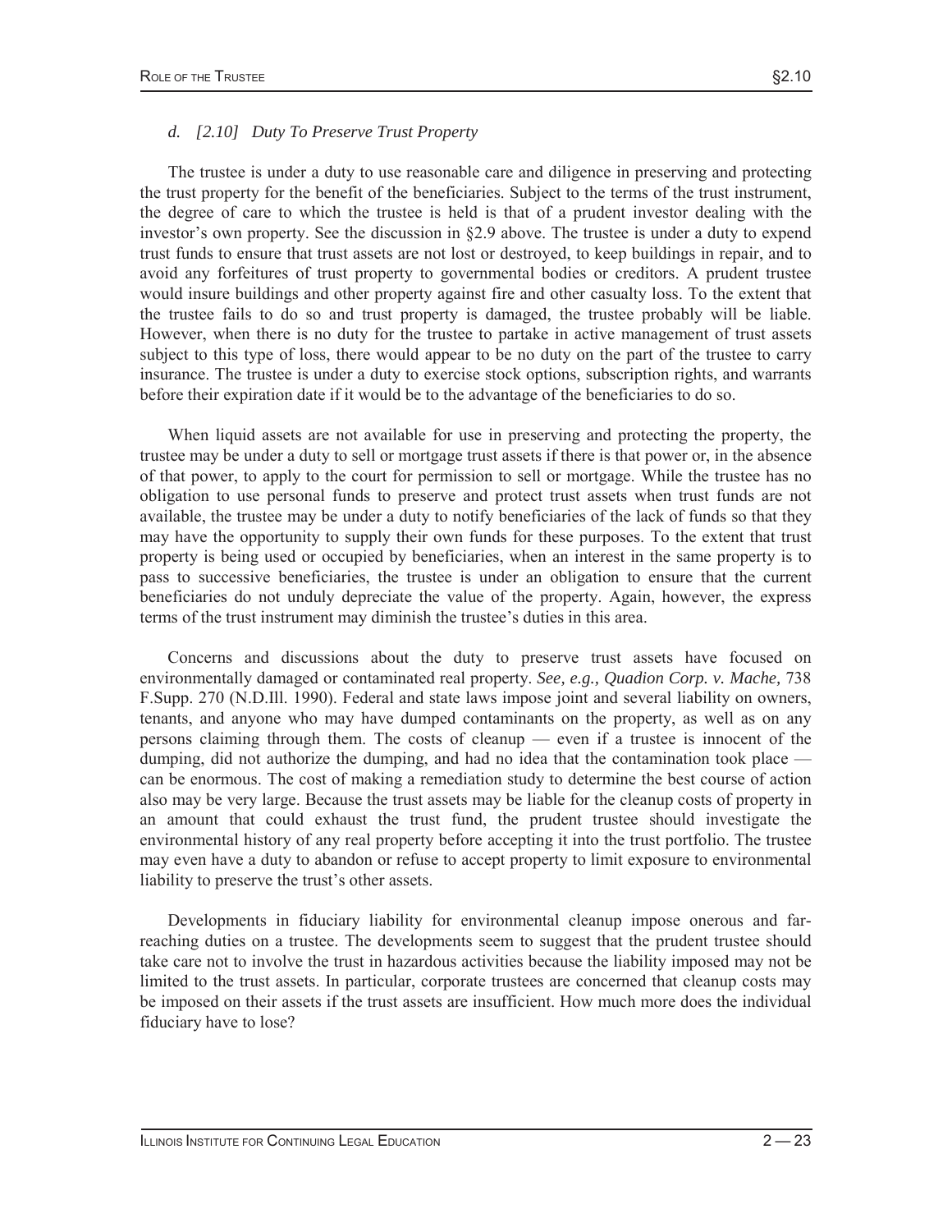### *d. [2.10] Duty To Preserve Trust Property*

The trustee is under a duty to use reasonable care and diligence in preserving and protecting the trust property for the benefit of the beneficiaries. Subject to the terms of the trust instrument, the degree of care to which the trustee is held is that of a prudent investor dealing with the investor's own property. See the discussion in §2.9 above. The trustee is under a duty to expend trust funds to ensure that trust assets are not lost or destroyed, to keep buildings in repair, and to avoid any forfeitures of trust property to governmental bodies or creditors. A prudent trustee would insure buildings and other property against fire and other casualty loss. To the extent that the trustee fails to do so and trust property is damaged, the trustee probably will be liable. However, when there is no duty for the trustee to partake in active management of trust assets subject to this type of loss, there would appear to be no duty on the part of the trustee to carry insurance. The trustee is under a duty to exercise stock options, subscription rights, and warrants before their expiration date if it would be to the advantage of the beneficiaries to do so.

When liquid assets are not available for use in preserving and protecting the property, the trustee may be under a duty to sell or mortgage trust assets if there is that power or, in the absence of that power, to apply to the court for permission to sell or mortgage. While the trustee has no obligation to use personal funds to preserve and protect trust assets when trust funds are not available, the trustee may be under a duty to notify beneficiaries of the lack of funds so that they may have the opportunity to supply their own funds for these purposes. To the extent that trust property is being used or occupied by beneficiaries, when an interest in the same property is to pass to successive beneficiaries, the trustee is under an obligation to ensure that the current beneficiaries do not unduly depreciate the value of the property. Again, however, the express terms of the trust instrument may diminish the trustee's duties in this area.

Concerns and discussions about the duty to preserve trust assets have focused on environmentally damaged or contaminated real property. *See, e.g., Quadion Corp. v. Mache,* 738 F.Supp. 270 (N.D.Ill. 1990). Federal and state laws impose joint and several liability on owners, tenants, and anyone who may have dumped contaminants on the property, as well as on any persons claiming through them. The costs of cleanup — even if a trustee is innocent of the dumping, did not authorize the dumping, and had no idea that the contamination took place — can be enormous. The cost of making a remediation study to determine the best course of action also may be very large. Because the trust assets may be liable for the cleanup costs of property in an amount that could exhaust the trust fund, the prudent trustee should investigate the environmental history of any real property before accepting it into the trust portfolio. The trustee may even have a duty to abandon or refuse to accept property to limit exposure to environmental liability to preserve the trust's other assets.

Developments in fiduciary liability for environmental cleanup impose onerous and far-reaching duties on a trustee. The developments seem to suggest that the prudent trustee should take care not to involve the trust in hazardous activities because the liability imposed may not be limited to the trust assets. In particular, corporate trustees are concerned that cleanup costs may be imposed on their assets if the trust assets are insufficient. How much more does the individual fiduciary have to lose?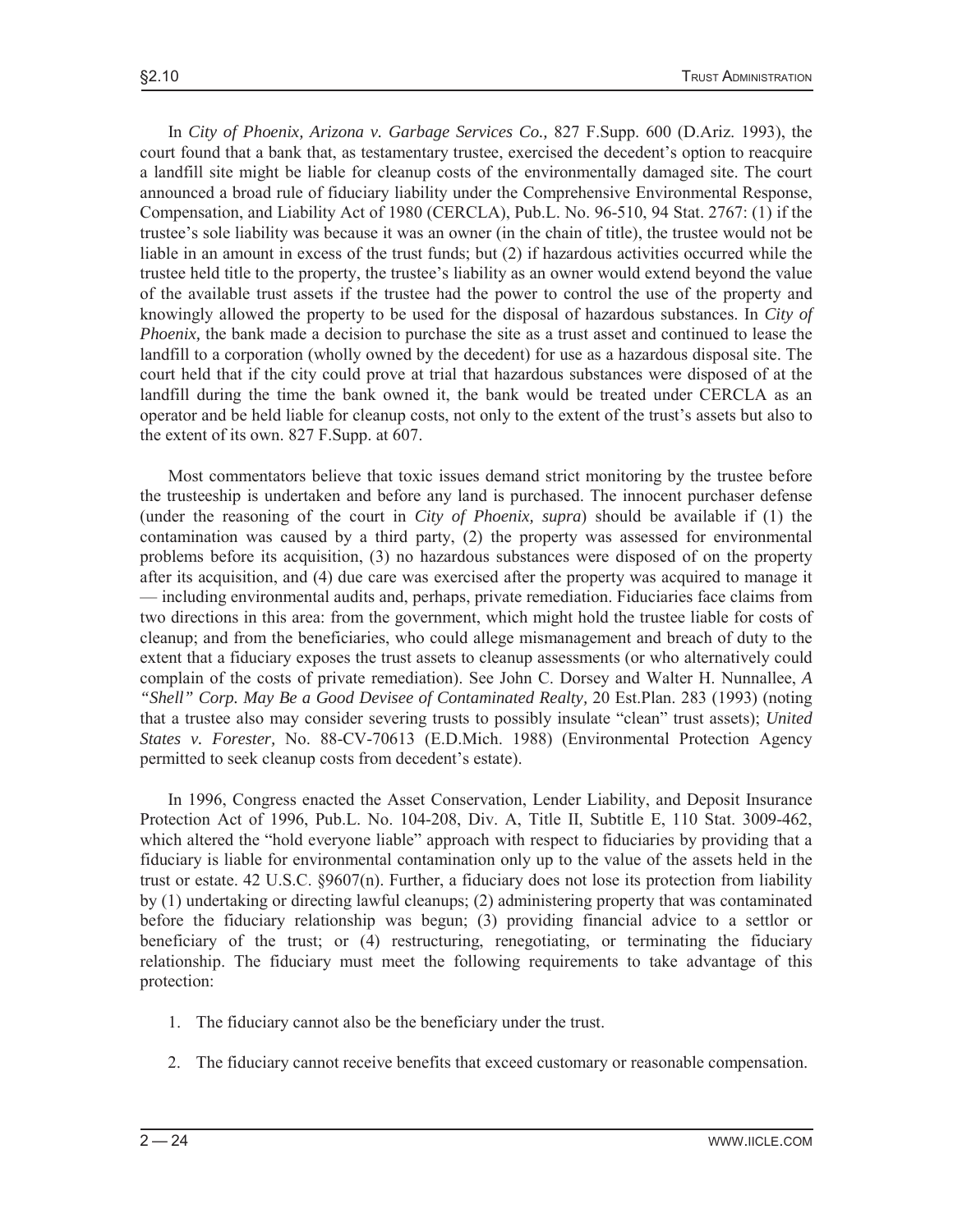In *City of Phoenix, Arizona v. Garbage Services Co.,* 827 F.Supp. 600 (D.Ariz. 1993), the court found that a bank that, as testamentary trustee, exercised the decedent's option to reacquire a landfill site might be liable for cleanup costs of the environmentally damaged site. The court announced a broad rule of fiduciary liability under the Comprehensive Environmental Response, Compensation, and Liability Act of 1980 (CERCLA), Pub.L. No. 96-510, 94 Stat. 2767: (1) if the trustee's sole liability was because it was an owner (in the chain of title), the trustee would not be liable in an amount in excess of the trust funds; but (2) if hazardous activities occurred while the trustee held title to the property, the trustee's liability as an owner would extend beyond the value of the available trust assets if the trustee had the power to control the use of the property and knowingly allowed the property to be used for the disposal of hazardous substances. In *City of Phoenix,* the bank made a decision to purchase the site as a trust asset and continued to lease the landfill to a corporation (wholly owned by the decedent) for use as a hazardous disposal site. The court held that if the city could prove at trial that hazardous substances were disposed of at the landfill during the time the bank owned it, the bank would be treated under CERCLA as an operator and be held liable for cleanup costs, not only to the extent of the trust's assets but also to the extent of its own. 827 F.Supp. at 607.

Most commentators believe that toxic issues demand strict monitoring by the trustee before the trusteeship is undertaken and before any land is purchased. The innocent purchaser defense (under the reasoning of the court in *City of Phoenix, supra*) should be available if (1) the contamination was caused by a third party, (2) the property was assessed for environmental problems before its acquisition, (3) no hazardous substances were disposed of on the property after its acquisition, and (4) due care was exercised after the property was acquired to manage it — including environmental audits and, perhaps, private remediation. Fiduciaries face claims from two directions in this area: from the government, which might hold the trustee liable for costs of cleanup; and from the beneficiaries, who could allege mismanagement and breach of duty to the extent that a fiduciary exposes the trust assets to cleanup assessments (or who alternatively could complain of the costs of private remediation). See John C. Dorsey and Walter H. Nunnallee, *A "Shell" Corp. May Be a Good Devisee of Contaminated Realty,* 20 Est.Plan. 283 (1993) (noting that a trustee also may consider severing trusts to possibly insulate "clean" trust assets); *United States v. Forester,* No. 88-CV-70613 (E.D.Mich. 1988) (Environmental Protection Agency permitted to seek cleanup costs from decedent's estate).

In 1996, Congress enacted the Asset Conservation, Lender Liability, and Deposit Insurance Protection Act of 1996, Pub.L. No. 104-208, Div. A, Title II, Subtitle E, 110 Stat. 3009-462, which altered the "hold everyone liable" approach with respect to fiduciaries by providing that a fiduciary is liable for environmental contamination only up to the value of the assets held in the trust or estate. 42 U.S.C. §9607(n). Further, a fiduciary does not lose its protection from liability by (1) undertaking or directing lawful cleanups; (2) administering property that was contaminated before the fiduciary relationship was begun; (3) providing financial advice to a settlor or beneficiary of the trust; or (4) restructuring, renegotiating, or terminating the fiduciary relationship. The fiduciary must meet the following requirements to take advantage of this protection:

1. The fiduciary cannot also be the beneficiary under the trust.

2. The fiduciary cannot receive benefits that exceed customary or reasonable compensation.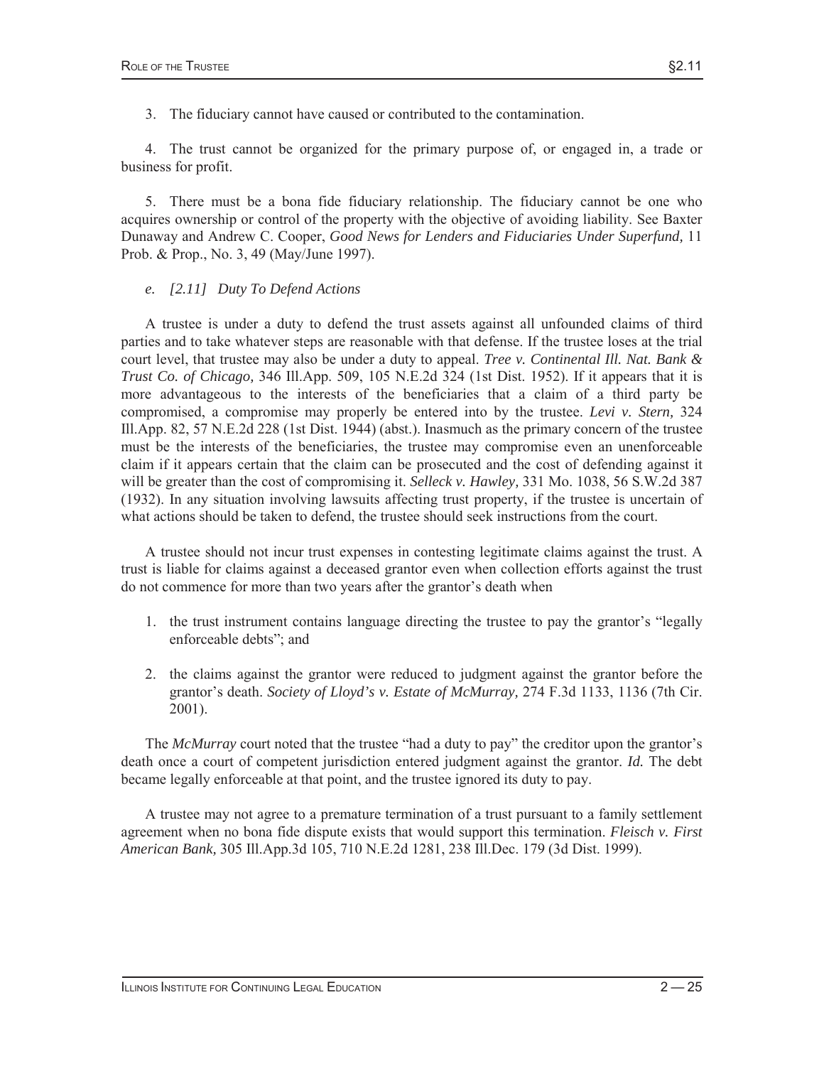3. The fiduciary cannot have caused or contributed to the contamination.

4. The trust cannot be organized for the primary purpose of, or engaged in, a trade or business for profit.

5. There must be a bona fide fiduciary relationship. The fiduciary cannot be one who acquires ownership or control of the property with the objective of avoiding liability. See Baxter Dunaway and Andrew C. Cooper, *Good News for Lenders and Fiduciaries Under Superfund,* 11 Prob. & Prop., No. 3, 49 (May/June 1997).

### *e. [2.11] Duty To Defend Actions*

A trustee is under a duty to defend the trust assets against all unfounded claims of third parties and to take whatever steps are reasonable with that defense. If the trustee loses at the trial court level, that trustee may also be under a duty to appeal. *Tree v. Continental Ill. Nat. Bank & Trust Co. of Chicago,* 346 Ill.App. 509, 105 N.E.2d 324 (1st Dist. 1952). If it appears that it is more advantageous to the interests of the beneficiaries that a claim of a third party be compromised, a compromise may properly be entered into by the trustee. *Levi v. Stern,* 324 Ill.App. 82, 57 N.E.2d 228 (1st Dist. 1944) (abst.). Inasmuch as the primary concern of the trustee must be the interests of the beneficiaries, the trustee may compromise even an unenforceable claim if it appears certain that the claim can be prosecuted and the cost of defending against it will be greater than the cost of compromising it. *Selleck v. Hawley,* 331 Mo. 1038, 56 S.W.2d 387 (1932). In any situation involving lawsuits affecting trust property, if the trustee is uncertain of what actions should be taken to defend, the trustee should seek instructions from the court.

A trustee should not incur trust expenses in contesting legitimate claims against the trust. A trust is liable for claims against a deceased grantor even when collection efforts against the trust do not commence for more than two years after the grantor's death when

1. the trust instrument contains language directing the trustee to pay the grantor's "legally enforceable debts"; and
2. the claims against the grantor were reduced to judgment against the grantor before the grantor's death. *Society of Lloyd's v. Estate of McMurray,* 274 F.3d 1133, 1136 (7th Cir. 2001).

The *McMurray* court noted that the trustee "had a duty to pay" the creditor upon the grantor's death once a court of competent jurisdiction entered judgment against the grantor. *Id.* The debt became legally enforceable at that point, and the trustee ignored its duty to pay.

A trustee may not agree to a premature termination of a trust pursuant to a family settlement agreement when no bona fide dispute exists that would support this termination. *Fleisch v. First American Bank,* 305 Ill.App.3d 105, 710 N.E.2d 1281, 238 Ill.Dec. 179 (3d Dist. 1999).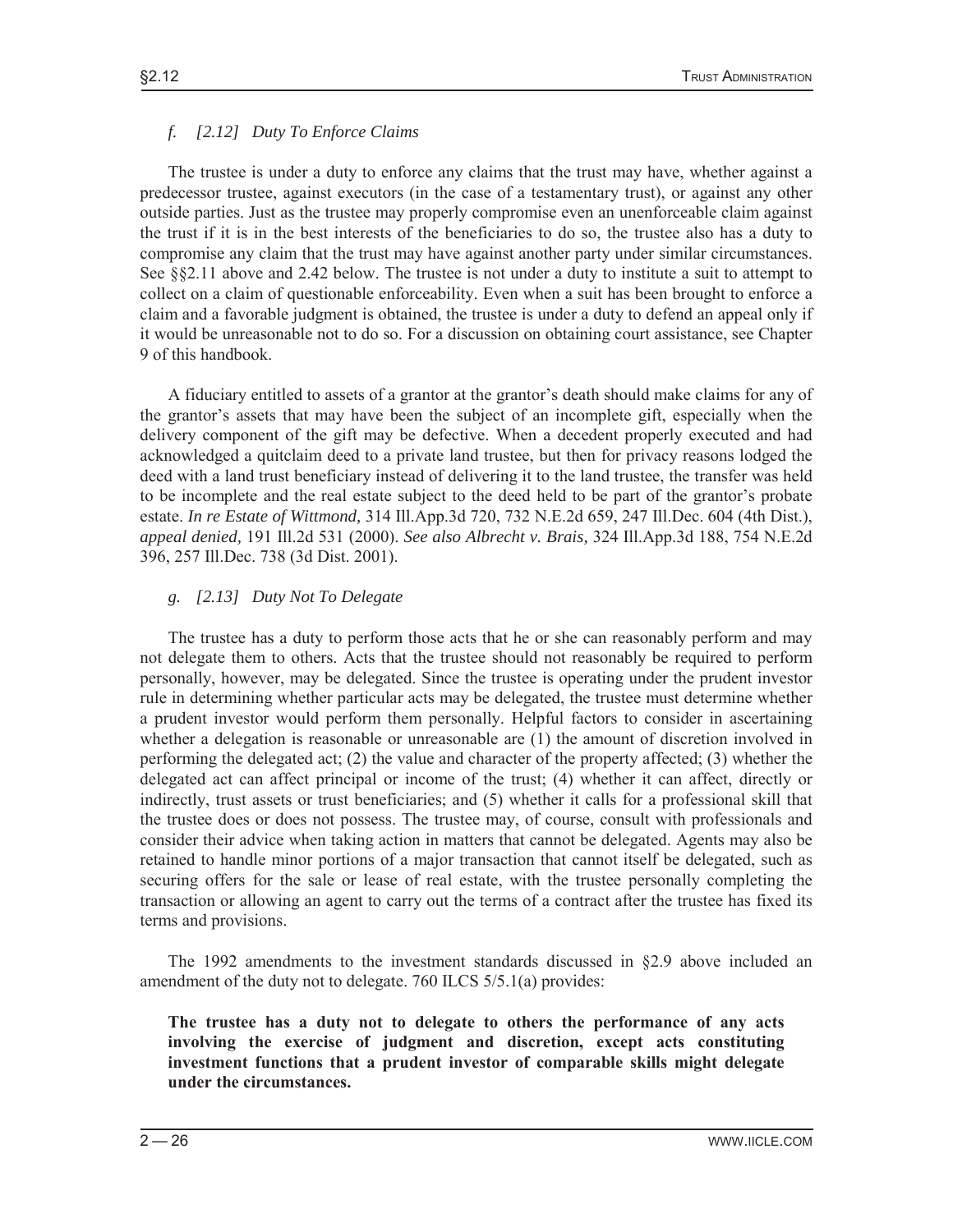### f. [2.12] Duty To Enforce Claims

The trustee is under a duty to enforce any claims that the trust may have, whether against a predecessor trustee, against executors (in the case of a testamentary trust), or against any other outside parties. Just as the trustee may properly compromise even an unenforceable claim against the trust if it is in the best interests of the beneficiaries to do so, the trustee also has a duty to compromise any claim that the trust may have against another party under similar circumstances. See §§2.11 above and 2.42 below. The trustee is not under a duty to institute a suit to attempt to collect on a claim of questionable enforceability. Even when a suit has been brought to enforce a claim and a favorable judgment is obtained, the trustee is under a duty to defend an appeal only if it would be unreasonable not to do so. For a discussion on obtaining court assistance, see Chapter 9 of this handbook.

A fiduciary entitled to assets of a grantor at the grantor's death should make claims for any of the grantor's assets that may have been the subject of an incomplete gift, especially when the delivery component of the gift may be defective. When a decedent properly executed and had acknowledged a quitclaim deed to a private land trustee, but then for privacy reasons lodged the deed with a land trust beneficiary instead of delivering it to the land trustee, the transfer was held to be incomplete and the real estate subject to the deed held to be part of the grantor's probate estate. *In re Estate of Wittmond,* 314 Ill.App.3d 720, 732 N.E.2d 659, 247 Ill.Dec. 604 (4th Dist.), *appeal denied,* 191 Ill.2d 531 (2000). *See also Albrecht v. Brais,* 324 Ill.App.3d 188, 754 N.E.2d 396, 257 Ill.Dec. 738 (3d Dist. 2001).

### g. [2.13] Duty Not To Delegate

The trustee has a duty to perform those acts that he or she can reasonably perform and may not delegate them to others. Acts that the trustee should not reasonably be required to perform personally, however, may be delegated. Since the trustee is operating under the prudent investor rule in determining whether particular acts may be delegated, the trustee must determine whether a prudent investor would perform them personally. Helpful factors to consider in ascertaining whether a delegation is reasonable or unreasonable are (1) the amount of discretion involved in performing the delegated act; (2) the value and character of the property affected; (3) whether the delegated act can affect principal or income of the trust; (4) whether it can affect, directly or indirectly, trust assets or trust beneficiaries; and (5) whether it calls for a professional skill that the trustee does or does not possess. The trustee may, of course, consult with professionals and consider their advice when taking action in matters that cannot be delegated. Agents may also be retained to handle minor portions of a major transaction that cannot itself be delegated, such as securing offers for the sale or lease of real estate, with the trustee personally completing the transaction or allowing an agent to carry out the terms of a contract after the trustee has fixed its terms and provisions.

The 1992 amendments to the investment standards discussed in §2.9 above included an amendment of the duty not to delegate. 760 ILCS 5/5.1(a) provides:

> **The trustee has a duty not to delegate to others the performance of any acts involving the exercise of judgment and discretion, except acts constituting investment functions that a prudent investor of comparable skills might delegate under the circumstances.**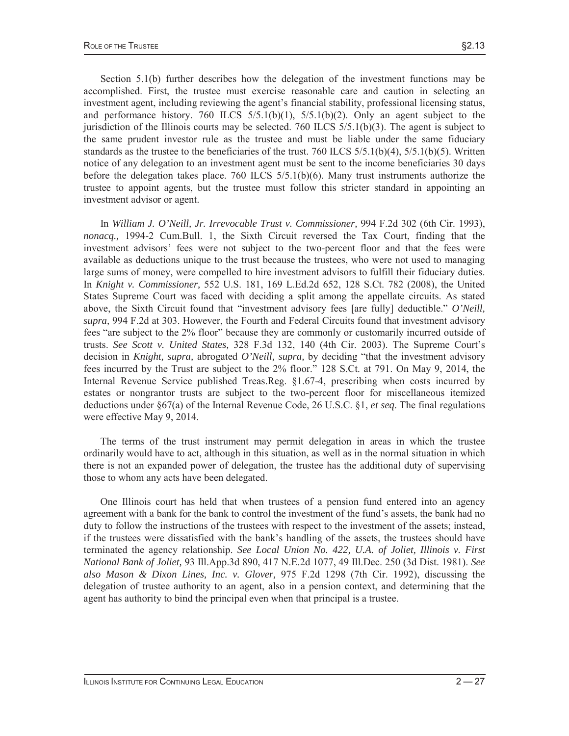Section 5.1(b) further describes how the delegation of the investment functions may be accomplished. First, the trustee must exercise reasonable care and caution in selecting an investment agent, including reviewing the agent's financial stability, professional licensing status, and performance history. 760 ILCS 5/5.1(b)(1), 5/5.1(b)(2). Only an agent subject to the jurisdiction of the Illinois courts may be selected. 760 ILCS 5/5.1(b)(3). The agent is subject to the same prudent investor rule as the trustee and must be liable under the same fiduciary standards as the trustee to the beneficiaries of the trust. 760 ILCS 5/5.1(b)(4), 5/5.1(b)(5). Written notice of any delegation to an investment agent must be sent to the income beneficiaries 30 days before the delegation takes place. 760 ILCS 5/5.1(b)(6). Many trust instruments authorize the trustee to appoint agents, but the trustee must follow this stricter standard in appointing an investment advisor or agent.

In *William J. O'Neill, Jr. Irrevocable Trust v. Commissioner,* 994 F.2d 302 (6th Cir. 1993), *nonacq.,* 1994-2 Cum.Bull. 1, the Sixth Circuit reversed the Tax Court, finding that the investment advisors' fees were not subject to the two-percent floor and that the fees were available as deductions unique to the trust because the trustees, who were not used to managing large sums of money, were compelled to hire investment advisors to fulfill their fiduciary duties. In *Knight v. Commissioner,* 552 U.S. 181, 169 L.Ed.2d 652, 128 S.Ct. 782 (2008), the United States Supreme Court was faced with deciding a split among the appellate circuits. As stated above, the Sixth Circuit found that "investment advisory fees [are fully] deductible." *O'Neill, supra,* 994 F.2d at 303. However, the Fourth and Federal Circuits found that investment advisory fees "are subject to the 2% floor" because they are commonly or customarily incurred outside of trusts. *See Scott v. United States,* 328 F.3d 132, 140 (4th Cir. 2003). The Supreme Court's decision in *Knight, supra,* abrogated *O'Neill, supra,* by deciding "that the investment advisory fees incurred by the Trust are subject to the 2% floor." 128 S.Ct. at 791. On May 9, 2014, the Internal Revenue Service published Treas.Reg. §1.67-4, prescribing when costs incurred by estates or nongrantor trusts are subject to the two-percent floor for miscellaneous itemized deductions under §67(a) of the Internal Revenue Code, 26 U.S.C. §1, *et seq*. The final regulations were effective May 9, 2014.

The terms of the trust instrument may permit delegation in areas in which the trustee ordinarily would have to act, although in this situation, as well as in the normal situation in which there is not an expanded power of delegation, the trustee has the additional duty of supervising those to whom any acts have been delegated.

One Illinois court has held that when trustees of a pension fund entered into an agency agreement with a bank for the bank to control the investment of the fund's assets, the bank had no duty to follow the instructions of the trustees with respect to the investment of the assets; instead, if the trustees were dissatisfied with the bank's handling of the assets, the trustees should have terminated the agency relationship. *See Local Union No. 422, U.A. of Joliet, Illinois v. First National Bank of Joliet,* 93 Ill.App.3d 890, 417 N.E.2d 1077, 49 Ill.Dec. 250 (3d Dist. 1981). *See also Mason & Dixon Lines, Inc. v. Glover,* 975 F.2d 1298 (7th Cir. 1992), discussing the delegation of trustee authority to an agent, also in a pension context, and determining that the agent has authority to bind the principal even when that principal is a trustee.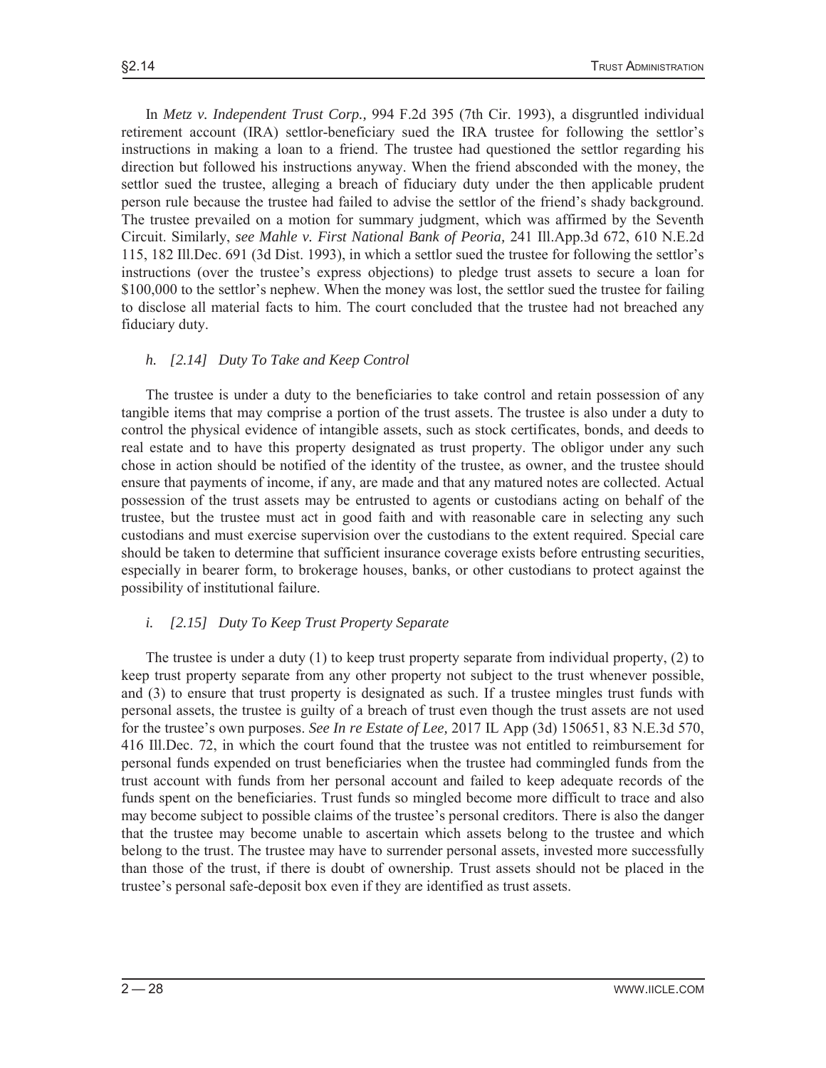In *Metz v. Independent Trust Corp.,* 994 F.2d 395 (7th Cir. 1993), a disgruntled individual retirement account (IRA) settlor-beneficiary sued the IRA trustee for following the settlor's instructions in making a loan to a friend. The trustee had questioned the settlor regarding his direction but followed his instructions anyway. When the friend absconded with the money, the settlor sued the trustee, alleging a breach of fiduciary duty under the then applicable prudent person rule because the trustee had failed to advise the settlor of the friend's shady background. The trustee prevailed on a motion for summary judgment, which was affirmed by the Seventh Circuit. Similarly, *see Mahle v. First National Bank of Peoria,* 241 Ill.App.3d 672, 610 N.E.2d 115, 182 Ill.Dec. 691 (3d Dist. 1993), in which a settlor sued the trustee for following the settlor's instructions (over the trustee's express objections) to pledge trust assets to secure a loan for $100,000 to the settlor's nephew. When the money was lost, the settlor sued the trustee for failing to disclose all material facts to him. The court concluded that the trustee had not breached any fiduciary duty.

### *h. [2.14] Duty To Take and Keep Control*

The trustee is under a duty to the beneficiaries to take control and retain possession of any tangible items that may comprise a portion of the trust assets. The trustee is also under a duty to control the physical evidence of intangible assets, such as stock certificates, bonds, and deeds to real estate and to have this property designated as trust property. The obligor under any such chose in action should be notified of the identity of the trustee, as owner, and the trustee should ensure that payments of income, if any, are made and that any matured notes are collected. Actual possession of the trust assets may be entrusted to agents or custodians acting on behalf of the trustee, but the trustee must act in good faith and with reasonable care in selecting any such custodians and must exercise supervision over the custodians to the extent required. Special care should be taken to determine that sufficient insurance coverage exists before entrusting securities, especially in bearer form, to brokerage houses, banks, or other custodians to protect against the possibility of institutional failure.

### *i. [2.15] Duty To Keep Trust Property Separate*

The trustee is under a duty (1) to keep trust property separate from individual property, (2) to keep trust property separate from any other property not subject to the trust whenever possible, and (3) to ensure that trust property is designated as such. If a trustee mingles trust funds with personal assets, the trustee is guilty of a breach of trust even though the trust assets are not used for the trustee's own purposes. *See In re Estate of Lee,* 2017 IL App (3d) 150651, 83 N.E.3d 570, 416 Ill.Dec. 72, in which the court found that the trustee was not entitled to reimbursement for personal funds expended on trust beneficiaries when the trustee had commingled funds from the trust account with funds from her personal account and failed to keep adequate records of the funds spent on the beneficiaries. Trust funds so mingled become more difficult to trace and also may become subject to possible claims of the trustee's personal creditors. There is also the danger that the trustee may become unable to ascertain which assets belong to the trustee and which belong to the trust. The trustee may have to surrender personal assets, invested more successfully than those of the trust, if there is doubt of ownership. Trust assets should not be placed in the trustee's personal safe-deposit box even if they are identified as trust assets.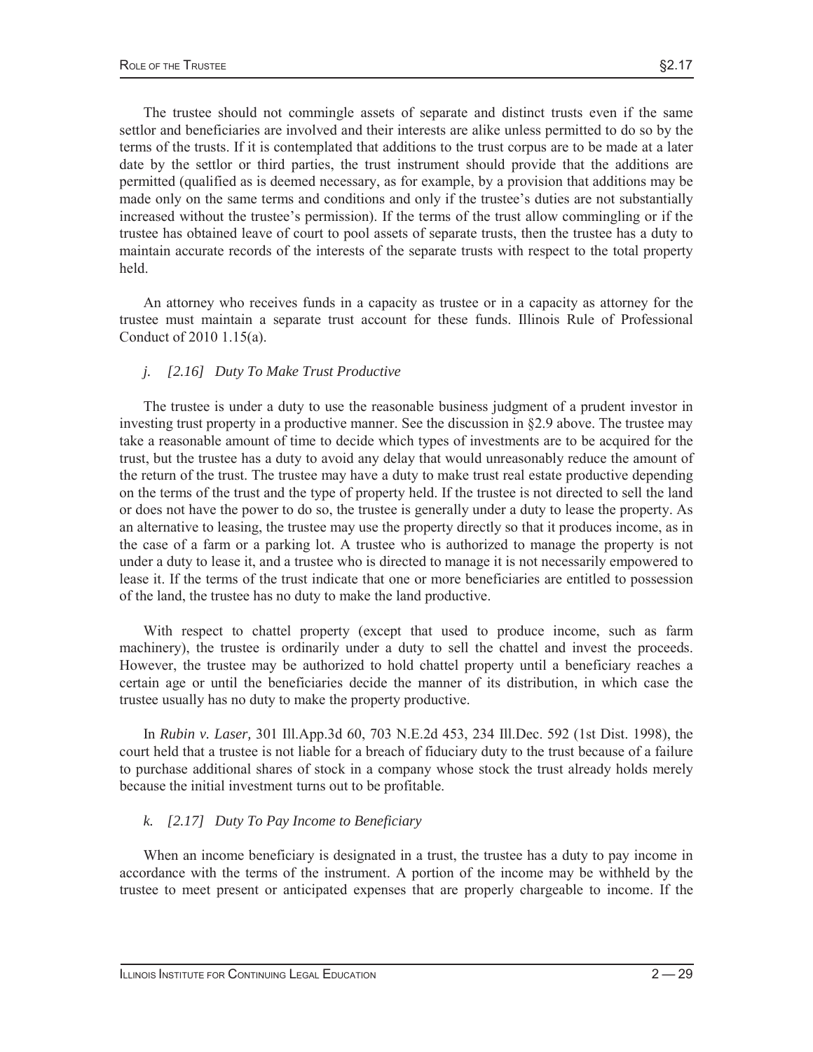The trustee should not commingle assets of separate and distinct trusts even if the same settlor and beneficiaries are involved and their interests are alike unless permitted to do so by the terms of the trusts. If it is contemplated that additions to the trust corpus are to be made at a later date by the settlor or third parties, the trust instrument should provide that the additions are permitted (qualified as is deemed necessary, as for example, by a provision that additions may be made only on the same terms and conditions and only if the trustee's duties are not substantially increased without the trustee's permission). If the terms of the trust allow commingling or if the trustee has obtained leave of court to pool assets of separate trusts, then the trustee has a duty to maintain accurate records of the interests of the separate trusts with respect to the total property held.

An attorney who receives funds in a capacity as trustee or in a capacity as attorney for the trustee must maintain a separate trust account for these funds. Illinois Rule of Professional Conduct of 2010 1.15(a).

### *j. [2.16] Duty To Make Trust Productive*

The trustee is under a duty to use the reasonable business judgment of a prudent investor in investing trust property in a productive manner. See the discussion in §2.9 above. The trustee may take a reasonable amount of time to decide which types of investments are to be acquired for the trust, but the trustee has a duty to avoid any delay that would unreasonably reduce the amount of the return of the trust. The trustee may have a duty to make trust real estate productive depending on the terms of the trust and the type of property held. If the trustee is not directed to sell the land or does not have the power to do so, the trustee is generally under a duty to lease the property. As an alternative to leasing, the trustee may use the property directly so that it produces income, as in the case of a farm or a parking lot. A trustee who is authorized to manage the property is not under a duty to lease it, and a trustee who is directed to manage it is not necessarily empowered to lease it. If the terms of the trust indicate that one or more beneficiaries are entitled to possession of the land, the trustee has no duty to make the land productive.

With respect to chattel property (except that used to produce income, such as farm machinery), the trustee is ordinarily under a duty to sell the chattel and invest the proceeds. However, the trustee may be authorized to hold chattel property until a beneficiary reaches a certain age or until the beneficiaries decide the manner of its distribution, in which case the trustee usually has no duty to make the property productive.

In *Rubin v. Laser,* 301 Ill.App.3d 60, 703 N.E.2d 453, 234 Ill.Dec. 592 (1st Dist. 1998), the court held that a trustee is not liable for a breach of fiduciary duty to the trust because of a failure to purchase additional shares of stock in a company whose stock the trust already holds merely because the initial investment turns out to be profitable.

### *k. [2.17] Duty To Pay Income to Beneficiary*

When an income beneficiary is designated in a trust, the trustee has a duty to pay income in accordance with the terms of the instrument. A portion of the income may be withheld by the trustee to meet present or anticipated expenses that are properly chargeable to income. If the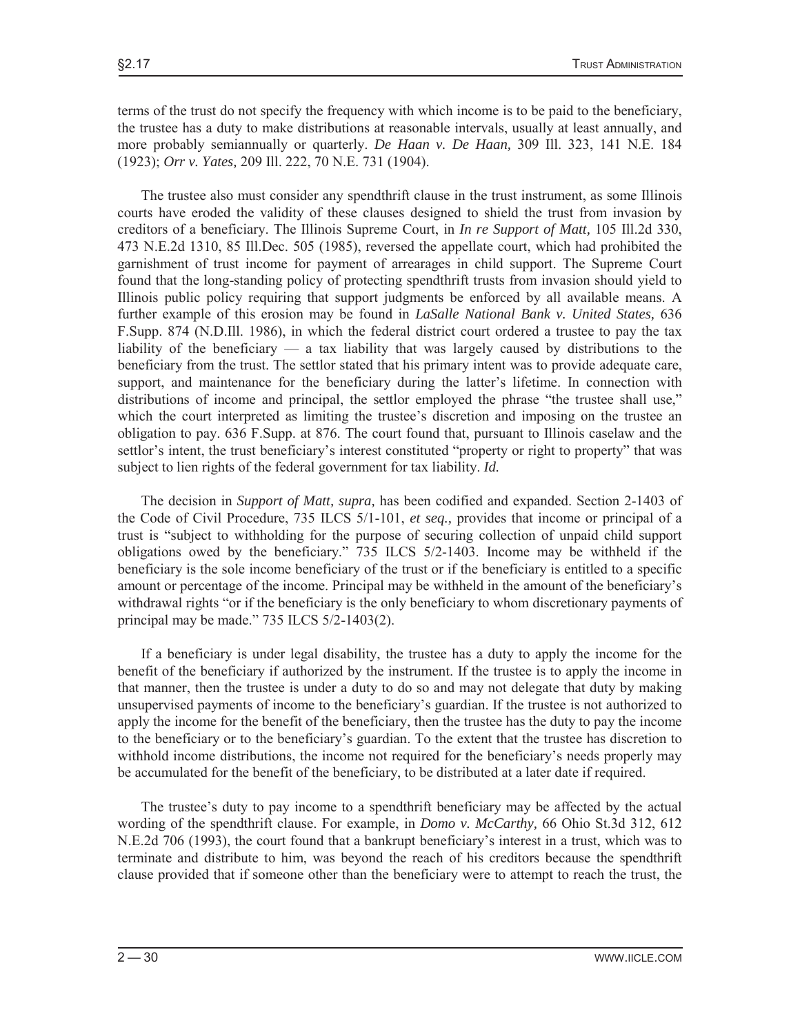terms of the trust do not specify the frequency with which income is to be paid to the beneficiary, the trustee has a duty to make distributions at reasonable intervals, usually at least annually, and more probably semiannually or quarterly. *De Haan v. De Haan,* 309 Ill. 323, 141 N.E. 184 (1923); *Orr v. Yates,* 209 Ill. 222, 70 N.E. 731 (1904).

The trustee also must consider any spendthrift clause in the trust instrument, as some Illinois courts have eroded the validity of these clauses designed to shield the trust from invasion by creditors of a beneficiary. The Illinois Supreme Court, in *In re Support of Matt,* 105 Ill.2d 330, 473 N.E.2d 1310, 85 Ill.Dec. 505 (1985), reversed the appellate court, which had prohibited the garnishment of trust income for payment of arrearages in child support. The Supreme Court found that the long-standing policy of protecting spendthrift trusts from invasion should yield to Illinois public policy requiring that support judgments be enforced by all available means. A further example of this erosion may be found in *LaSalle National Bank v. United States,* 636 F.Supp. 874 (N.D.Ill. 1986), in which the federal district court ordered a trustee to pay the tax liability of the beneficiary — a tax liability that was largely caused by distributions to the beneficiary from the trust. The settlor stated that his primary intent was to provide adequate care, support, and maintenance for the beneficiary during the latter's lifetime. In connection with distributions of income and principal, the settlor employed the phrase "the trustee shall use," which the court interpreted as limiting the trustee's discretion and imposing on the trustee an obligation to pay. 636 F.Supp. at 876. The court found that, pursuant to Illinois caselaw and the settlor's intent, the trust beneficiary's interest constituted "property or right to property" that was subject to lien rights of the federal government for tax liability. *Id.*

The decision in *Support of Matt, supra,* has been codified and expanded. Section 2-1403 of the Code of Civil Procedure, 735 ILCS 5/1-101, *et seq.,* provides that income or principal of a trust is "subject to withholding for the purpose of securing collection of unpaid child support obligations owed by the beneficiary." 735 ILCS 5/2-1403. Income may be withheld if the beneficiary is the sole income beneficiary of the trust or if the beneficiary is entitled to a specific amount or percentage of the income. Principal may be withheld in the amount of the beneficiary's withdrawal rights "or if the beneficiary is the only beneficiary to whom discretionary payments of principal may be made." 735 ILCS 5/2-1403(2).

If a beneficiary is under legal disability, the trustee has a duty to apply the income for the benefit of the beneficiary if authorized by the instrument. If the trustee is to apply the income in that manner, then the trustee is under a duty to do so and may not delegate that duty by making unsupervised payments of income to the beneficiary's guardian. If the trustee is not authorized to apply the income for the benefit of the beneficiary, then the trustee has the duty to pay the income to the beneficiary or to the beneficiary's guardian. To the extent that the trustee has discretion to withhold income distributions, the income not required for the beneficiary's needs properly may be accumulated for the benefit of the beneficiary, to be distributed at a later date if required.

The trustee's duty to pay income to a spendthrift beneficiary may be affected by the actual wording of the spendthrift clause. For example, in *Domo v. McCarthy,* 66 Ohio St.3d 312, 612 N.E.2d 706 (1993), the court found that a bankrupt beneficiary's interest in a trust, which was to terminate and distribute to him, was beyond the reach of his creditors because the spendthrift clause provided that if someone other than the beneficiary were to attempt to reach the trust, the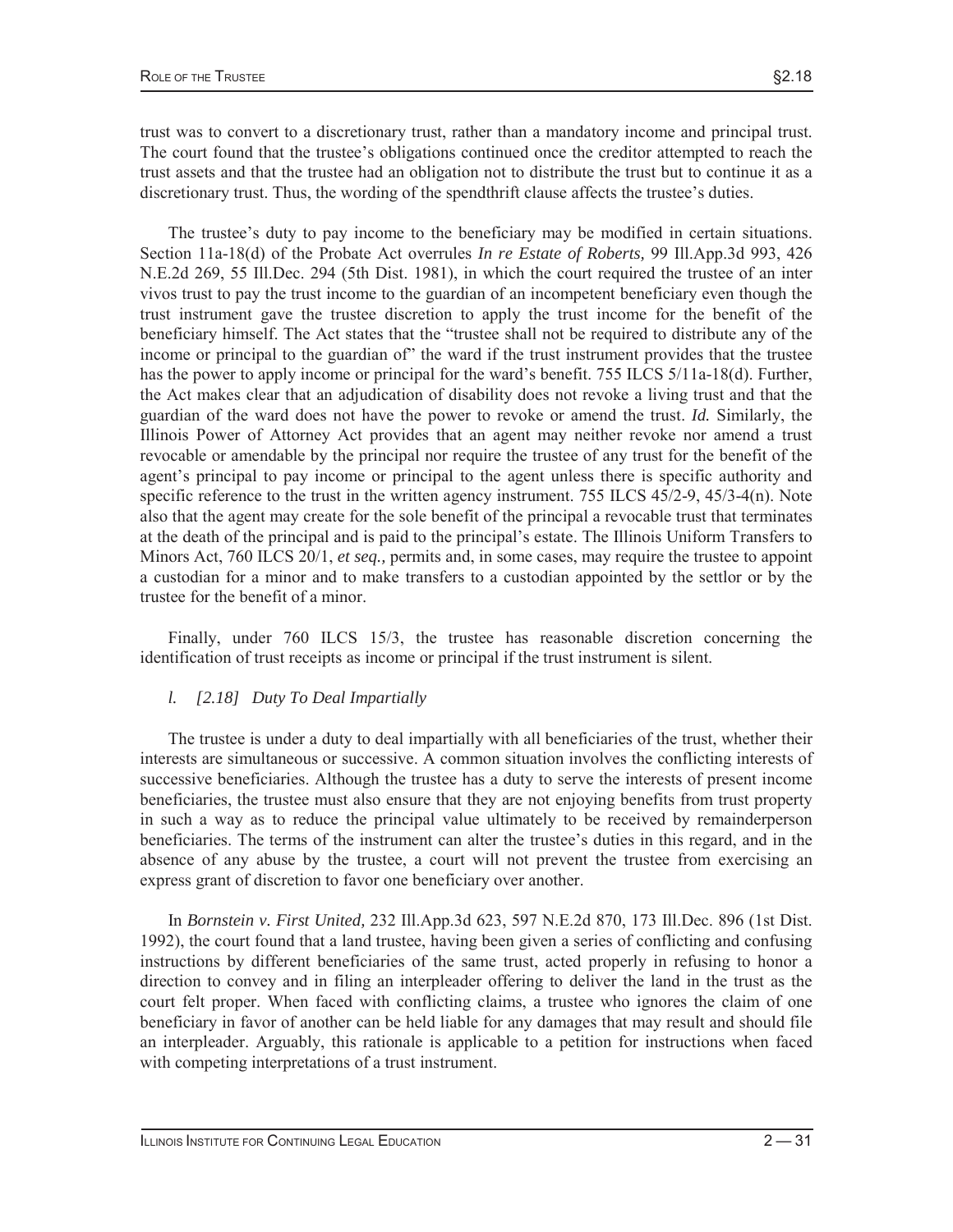trust was to convert to a discretionary trust, rather than a mandatory income and principal trust. The court found that the trustee's obligations continued once the creditor attempted to reach the trust assets and that the trustee had an obligation not to distribute the trust but to continue it as a discretionary trust. Thus, the wording of the spendthrift clause affects the trustee's duties.

The trustee's duty to pay income to the beneficiary may be modified in certain situations. Section 11a-18(d) of the Probate Act overrules *In re Estate of Roberts,* 99 Ill.App.3d 993, 426 N.E.2d 269, 55 Ill.Dec. 294 (5th Dist. 1981), in which the court required the trustee of an inter vivos trust to pay the trust income to the guardian of an incompetent beneficiary even though the trust instrument gave the trustee discretion to apply the trust income for the benefit of the beneficiary himself. The Act states that the "trustee shall not be required to distribute any of the income or principal to the guardian of" the ward if the trust instrument provides that the trustee has the power to apply income or principal for the ward's benefit. 755 ILCS 5/11a-18(d). Further, the Act makes clear that an adjudication of disability does not revoke a living trust and that the guardian of the ward does not have the power to revoke or amend the trust. *Id.* Similarly, the Illinois Power of Attorney Act provides that an agent may neither revoke nor amend a trust revocable or amendable by the principal nor require the trustee of any trust for the benefit of the agent's principal to pay income or principal to the agent unless there is specific authority and specific reference to the trust in the written agency instrument. 755 ILCS 45/2-9, 45/3-4(n). Note also that the agent may create for the sole benefit of the principal a revocable trust that terminates at the death of the principal and is paid to the principal's estate. The Illinois Uniform Transfers to Minors Act, 760 ILCS 20/1, *et seq.,* permits and, in some cases, may require the trustee to appoint a custodian for a minor and to make transfers to a custodian appointed by the settlor or by the trustee for the benefit of a minor.

Finally, under 760 ILCS 15/3, the trustee has reasonable discretion concerning the identification of trust receipts as income or principal if the trust instrument is silent.

### *l. [2.18] Duty To Deal Impartially*

The trustee is under a duty to deal impartially with all beneficiaries of the trust, whether their interests are simultaneous or successive. A common situation involves the conflicting interests of successive beneficiaries. Although the trustee has a duty to serve the interests of present income beneficiaries, the trustee must also ensure that they are not enjoying benefits from trust property in such a way as to reduce the principal value ultimately to be received by remainderperson beneficiaries. The terms of the instrument can alter the trustee's duties in this regard, and in the absence of any abuse by the trustee, a court will not prevent the trustee from exercising an express grant of discretion to favor one beneficiary over another.

In *Bornstein v. First United,* 232 Ill.App.3d 623, 597 N.E.2d 870, 173 Ill.Dec. 896 (1st Dist. 1992), the court found that a land trustee, having been given a series of conflicting and confusing instructions by different beneficiaries of the same trust, acted properly in refusing to honor a direction to convey and in filing an interpleader offering to deliver the land in the trust as the court felt proper. When faced with conflicting claims, a trustee who ignores the claim of one beneficiary in favor of another can be held liable for any damages that may result and should file an interpleader. Arguably, this rationale is applicable to a petition for instructions when faced with competing interpretations of a trust instrument.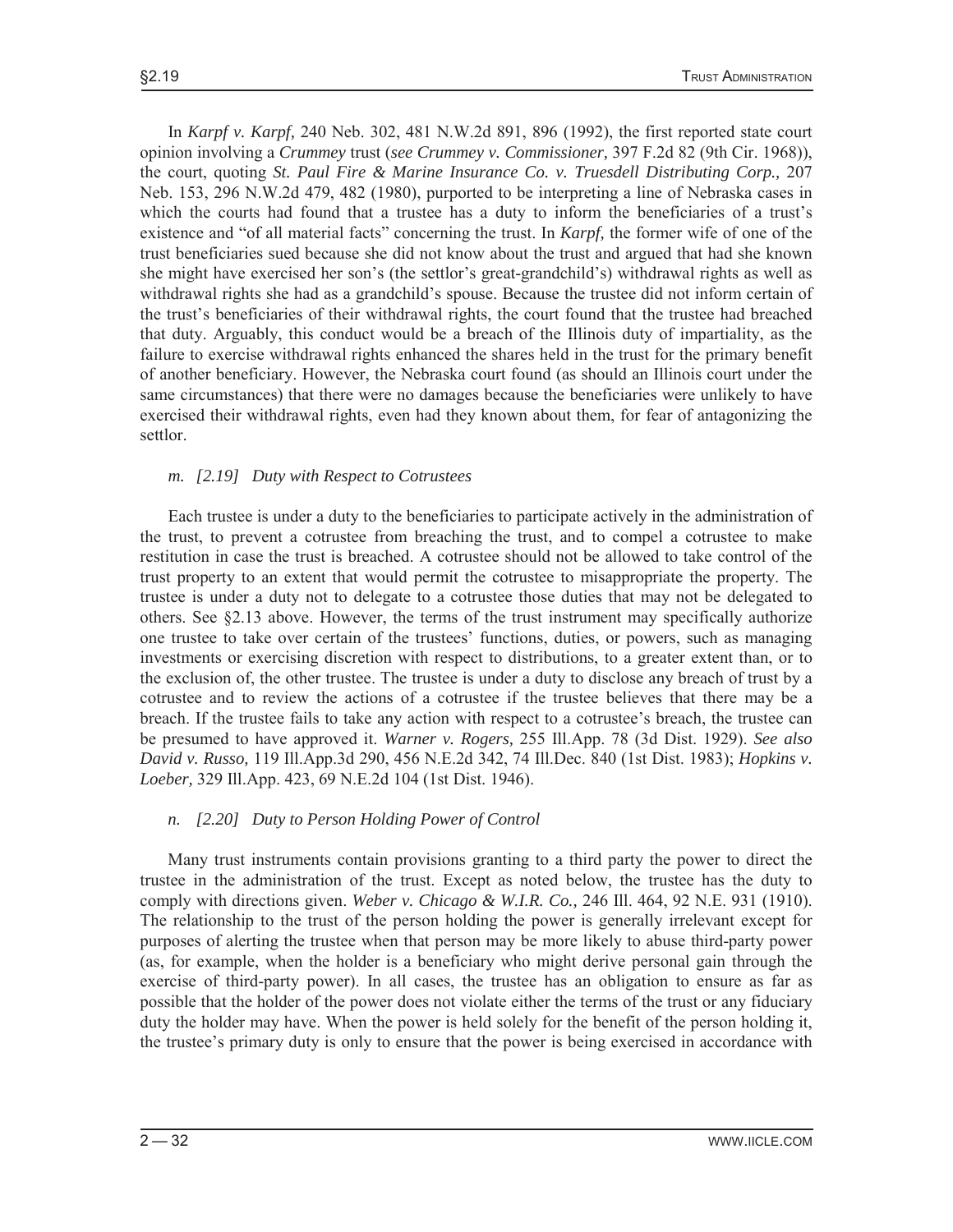In *Karpf v. Karpf,* 240 Neb. 302, 481 N.W.2d 891, 896 (1992), the first reported state court opinion involving a *Crummey* trust (*see Crummey v. Commissioner,* 397 F.2d 82 (9th Cir. 1968)), the court, quoting *St. Paul Fire & Marine Insurance Co. v. Truesdell Distributing Corp.,* 207 Neb. 153, 296 N.W.2d 479, 482 (1980), purported to be interpreting a line of Nebraska cases in which the courts had found that a trustee has a duty to inform the beneficiaries of a trust's existence and "of all material facts" concerning the trust. In *Karpf,* the former wife of one of the trust beneficiaries sued because she did not know about the trust and argued that had she known she might have exercised her son's (the settlor's great-grandchild's) withdrawal rights as well as withdrawal rights she had as a grandchild's spouse. Because the trustee did not inform certain of the trust's beneficiaries of their withdrawal rights, the court found that the trustee had breached that duty. Arguably, this conduct would be a breach of the Illinois duty of impartiality, as the failure to exercise withdrawal rights enhanced the shares held in the trust for the primary benefit of another beneficiary. However, the Nebraska court found (as should an Illinois court under the same circumstances) that there were no damages because the beneficiaries were unlikely to have exercised their withdrawal rights, even had they known about them, for fear of antagonizing the settlor.

### *m. [2.19] Duty with Respect to Cotrustees*

Each trustee is under a duty to the beneficiaries to participate actively in the administration of the trust, to prevent a cotrustee from breaching the trust, and to compel a cotrustee to make restitution in case the trust is breached. A cotrustee should not be allowed to take control of the trust property to an extent that would permit the cotrustee to misappropriate the property. The trustee is under a duty not to delegate to a cotrustee those duties that may not be delegated to others. See §2.13 above. However, the terms of the trust instrument may specifically authorize one trustee to take over certain of the trustees' functions, duties, or powers, such as managing investments or exercising discretion with respect to distributions, to a greater extent than, or to the exclusion of, the other trustee. The trustee is under a duty to disclose any breach of trust by a cotrustee and to review the actions of a cotrustee if the trustee believes that there may be a breach. If the trustee fails to take any action with respect to a cotrustee's breach, the trustee can be presumed to have approved it. *Warner v. Rogers,* 255 Ill.App. 78 (3d Dist. 1929). *See also David v. Russo,* 119 Ill.App.3d 290, 456 N.E.2d 342, 74 Ill.Dec. 840 (1st Dist. 1983); *Hopkins v. Loeber,* 329 Ill.App. 423, 69 N.E.2d 104 (1st Dist. 1946).

### *n. [2.20] Duty to Person Holding Power of Control*

Many trust instruments contain provisions granting to a third party the power to direct the trustee in the administration of the trust. Except as noted below, the trustee has the duty to comply with directions given. *Weber v. Chicago & W.I.R. Co.,* 246 Ill. 464, 92 N.E. 931 (1910). The relationship to the trust of the person holding the power is generally irrelevant except for purposes of alerting the trustee when that person may be more likely to abuse third-party power (as, for example, when the holder is a beneficiary who might derive personal gain through the exercise of third-party power). In all cases, the trustee has an obligation to ensure as far as possible that the holder of the power does not violate either the terms of the trust or any fiduciary duty the holder may have. When the power is held solely for the benefit of the person holding it, the trustee's primary duty is only to ensure that the power is being exercised in accordance with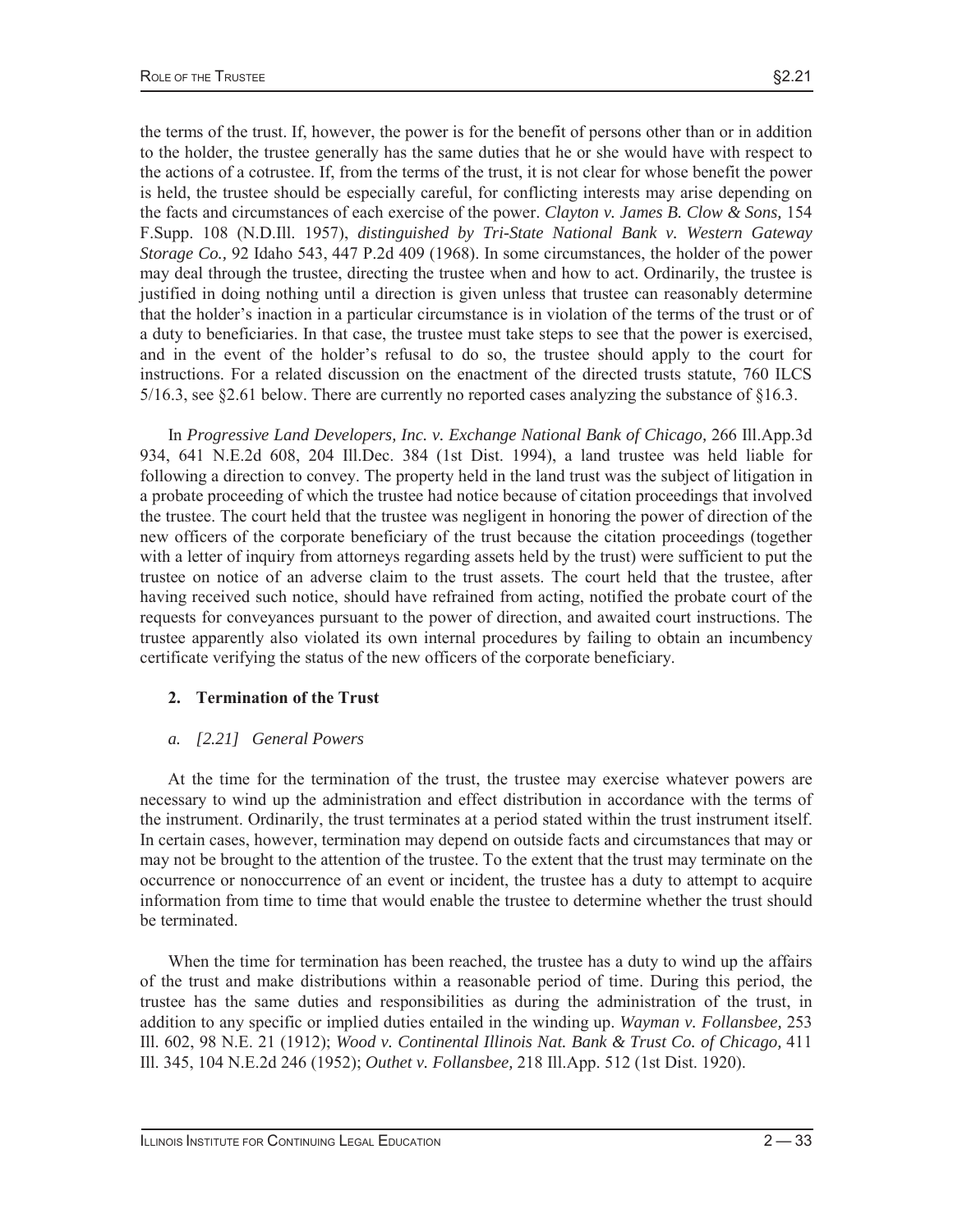the terms of the trust. If, however, the power is for the benefit of persons other than or in addition to the holder, the trustee generally has the same duties that he or she would have with respect to the actions of a cotrustee. If, from the terms of the trust, it is not clear for whose benefit the power is held, the trustee should be especially careful, for conflicting interests may arise depending on the facts and circumstances of each exercise of the power. *Clayton v. James B. Clow & Sons,* 154 F.Supp. 108 (N.D.Ill. 1957), *distinguished by Tri-State National Bank v. Western Gateway Storage Co.,* 92 Idaho 543, 447 P.2d 409 (1968). In some circumstances, the holder of the power may deal through the trustee, directing the trustee when and how to act. Ordinarily, the trustee is justified in doing nothing until a direction is given unless that trustee can reasonably determine that the holder's inaction in a particular circumstance is in violation of the terms of the trust or of a duty to beneficiaries. In that case, the trustee must take steps to see that the power is exercised, and in the event of the holder's refusal to do so, the trustee should apply to the court for instructions. For a related discussion on the enactment of the directed trusts statute, 760 ILCS 5/16.3, see §2.61 below. There are currently no reported cases analyzing the substance of §16.3.

In *Progressive Land Developers, Inc. v. Exchange National Bank of Chicago,* 266 Ill.App.3d 934, 641 N.E.2d 608, 204 Ill.Dec. 384 (1st Dist. 1994), a land trustee was held liable for following a direction to convey. The property held in the land trust was the subject of litigation in a probate proceeding of which the trustee had notice because of citation proceedings that involved the trustee. The court held that the trustee was negligent in honoring the power of direction of the new officers of the corporate beneficiary of the trust because the citation proceedings (together with a letter of inquiry from attorneys regarding assets held by the trust) were sufficient to put the trustee on notice of an adverse claim to the trust assets. The court held that the trustee, after having received such notice, should have refrained from acting, notified the probate court of the requests for conveyances pursuant to the power of direction, and awaited court instructions. The trustee apparently also violated its own internal procedures by failing to obtain an incumbency certificate verifying the status of the new officers of the corporate beneficiary.

## 2. Termination of the Trust

### *a. [2.21] General Powers*

At the time for the termination of the trust, the trustee may exercise whatever powers are necessary to wind up the administration and effect distribution in accordance with the terms of the instrument. Ordinarily, the trust terminates at a period stated within the trust instrument itself. In certain cases, however, termination may depend on outside facts and circumstances that may or may not be brought to the attention of the trustee. To the extent that the trust may terminate on the occurrence or nonoccurrence of an event or incident, the trustee has a duty to attempt to acquire information from time to time that would enable the trustee to determine whether the trust should be terminated.

When the time for termination has been reached, the trustee has a duty to wind up the affairs of the trust and make distributions within a reasonable period of time. During this period, the trustee has the same duties and responsibilities as during the administration of the trust, in addition to any specific or implied duties entailed in the winding up. *Wayman v. Follansbee,* 253 Ill. 602, 98 N.E. 21 (1912); *Wood v. Continental Illinois Nat. Bank & Trust Co. of Chicago,* 411 Ill. 345, 104 N.E.2d 246 (1952); *Outhet v. Follansbee,* 218 Ill.App. 512 (1st Dist. 1920).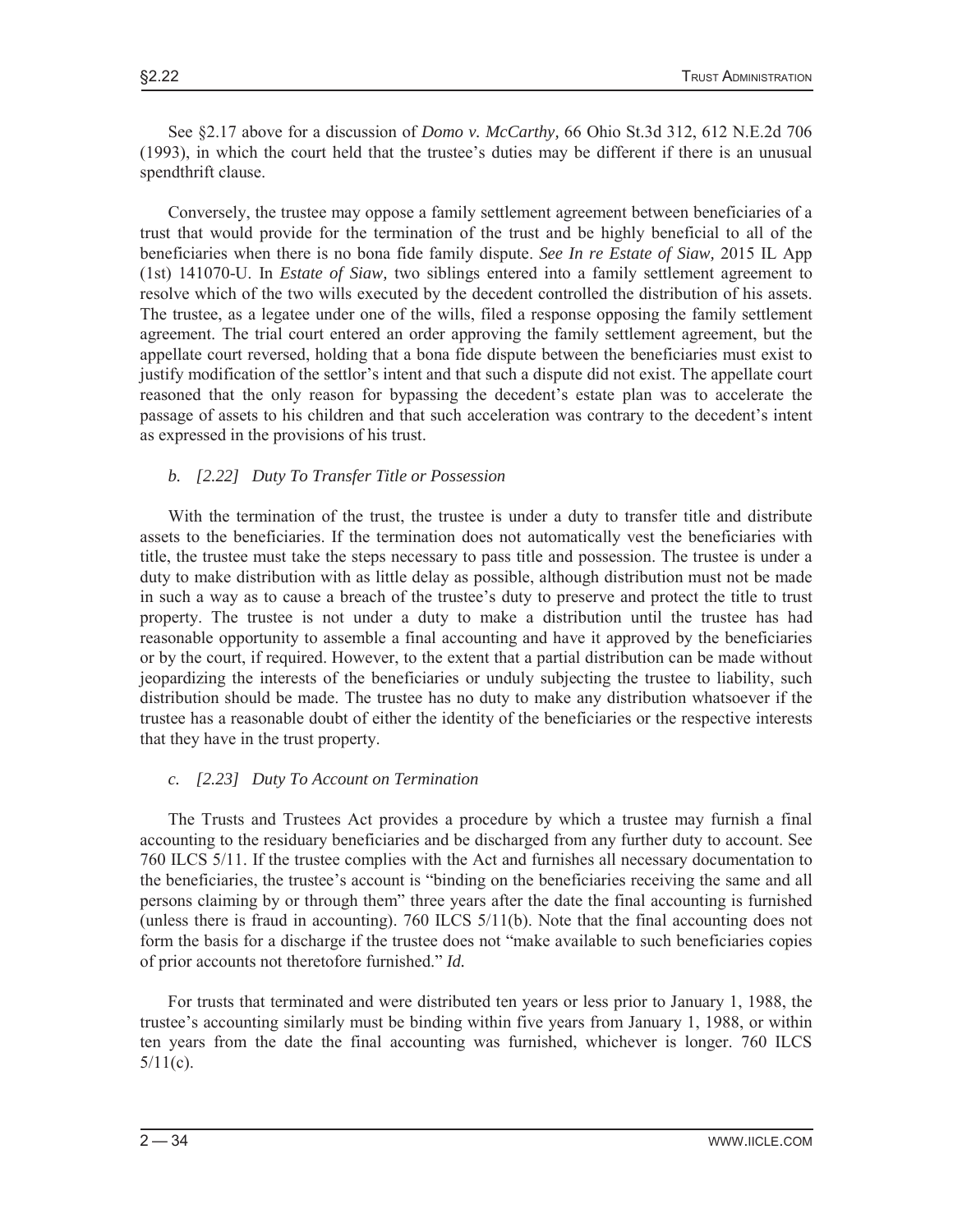See §2.17 above for a discussion of *Domo v. McCarthy,* 66 Ohio St.3d 312, 612 N.E.2d 706 (1993), in which the court held that the trustee's duties may be different if there is an unusual spendthrift clause.

Conversely, the trustee may oppose a family settlement agreement between beneficiaries of a trust that would provide for the termination of the trust and be highly beneficial to all of the beneficiaries when there is no bona fide family dispute. *See In re Estate of Siaw,* 2015 IL App (1st) 141070-U. In *Estate of Siaw,* two siblings entered into a family settlement agreement to resolve which of the two wills executed by the decedent controlled the distribution of his assets. The trustee, as a legatee under one of the wills, filed a response opposing the family settlement agreement. The trial court entered an order approving the family settlement agreement, but the appellate court reversed, holding that a bona fide dispute between the beneficiaries must exist to justify modification of the settlor's intent and that such a dispute did not exist. The appellate court reasoned that the only reason for bypassing the decedent's estate plan was to accelerate the passage of assets to his children and that such acceleration was contrary to the decedent's intent as expressed in the provisions of his trust.

### *b. [2.22] Duty To Transfer Title or Possession*

With the termination of the trust, the trustee is under a duty to transfer title and distribute assets to the beneficiaries. If the termination does not automatically vest the beneficiaries with title, the trustee must take the steps necessary to pass title and possession. The trustee is under a duty to make distribution with as little delay as possible, although distribution must not be made in such a way as to cause a breach of the trustee's duty to preserve and protect the title to trust property. The trustee is not under a duty to make a distribution until the trustee has had reasonable opportunity to assemble a final accounting and have it approved by the beneficiaries or by the court, if required. However, to the extent that a partial distribution can be made without jeopardizing the interests of the beneficiaries or unduly subjecting the trustee to liability, such distribution should be made. The trustee has no duty to make any distribution whatsoever if the trustee has a reasonable doubt of either the identity of the beneficiaries or the respective interests that they have in the trust property.

### *c. [2.23] Duty To Account on Termination*

The Trusts and Trustees Act provides a procedure by which a trustee may furnish a final accounting to the residuary beneficiaries and be discharged from any further duty to account. See 760 ILCS 5/11. If the trustee complies with the Act and furnishes all necessary documentation to the beneficiaries, the trustee's account is "binding on the beneficiaries receiving the same and all persons claiming by or through them" three years after the date the final accounting is furnished (unless there is fraud in accounting). 760 ILCS 5/11(b). Note that the final accounting does not form the basis for a discharge if the trustee does not "make available to such beneficiaries copies of prior accounts not theretofore furnished." *Id.*

For trusts that terminated and were distributed ten years or less prior to January 1, 1988, the trustee's accounting similarly must be binding within five years from January 1, 1988, or within ten years from the date the final accounting was furnished, whichever is longer. 760 ILCS 5/11(c).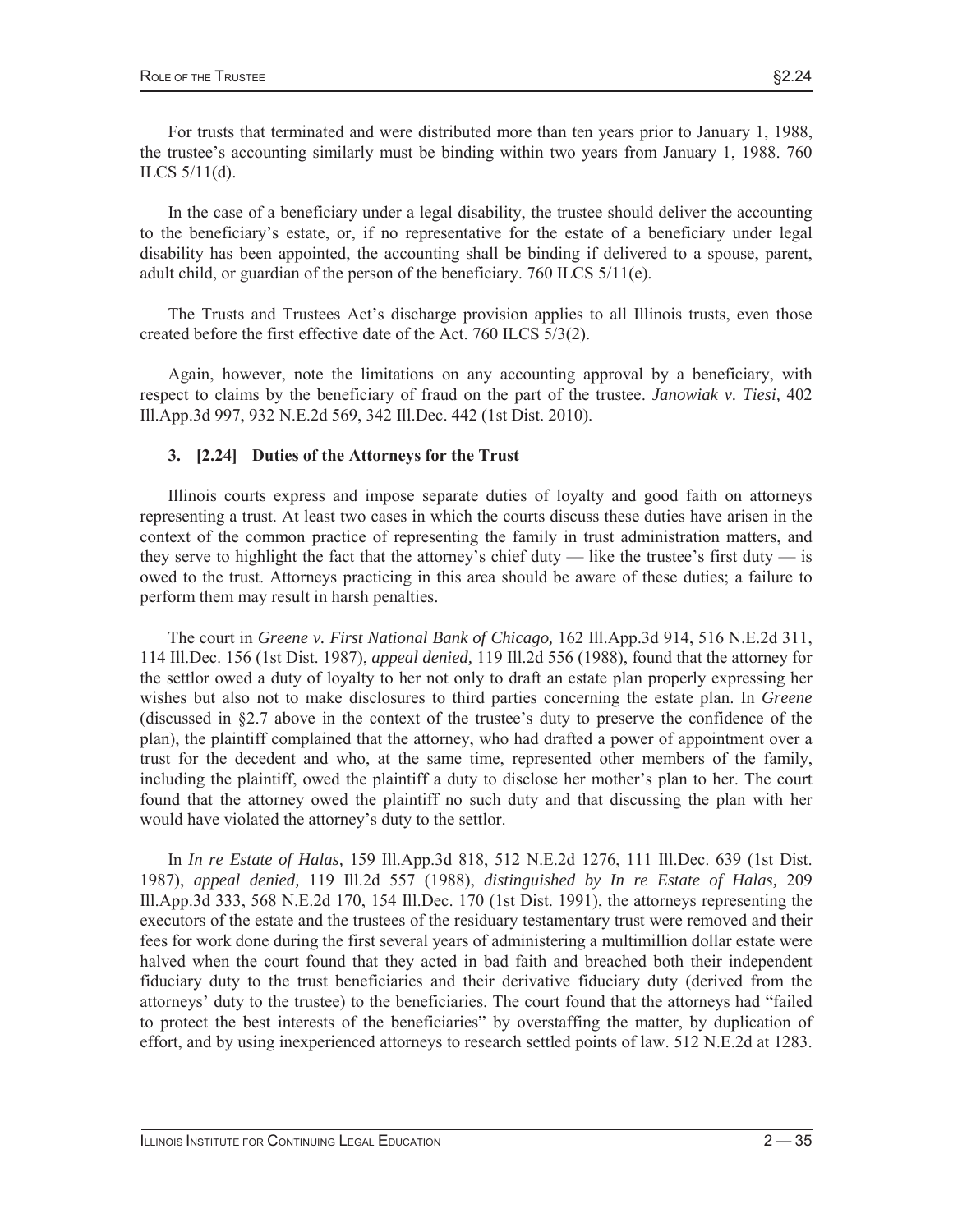For trusts that terminated and were distributed more than ten years prior to January 1, 1988, the trustee's accounting similarly must be binding within two years from January 1, 1988. 760 ILCS 5/11(d).

In the case of a beneficiary under a legal disability, the trustee should deliver the accounting to the beneficiary's estate, or, if no representative for the estate of a beneficiary under legal disability has been appointed, the accounting shall be binding if delivered to a spouse, parent, adult child, or guardian of the person of the beneficiary. 760 ILCS 5/11(e).

The Trusts and Trustees Act's discharge provision applies to all Illinois trusts, even those created before the first effective date of the Act. 760 ILCS 5/3(2).

Again, however, note the limitations on any accounting approval by a beneficiary, with respect to claims by the beneficiary of fraud on the part of the trustee. *Janowiak v. Tiesi,* 402 Ill.App.3d 997, 932 N.E.2d 569, 342 Ill.Dec. 442 (1st Dist. 2010).

### 3. [2.24] Duties of the Attorneys for the Trust

Illinois courts express and impose separate duties of loyalty and good faith on attorneys representing a trust. At least two cases in which the courts discuss these duties have arisen in the context of the common practice of representing the family in trust administration matters, and they serve to highlight the fact that the attorney's chief duty — like the trustee's first duty — is owed to the trust. Attorneys practicing in this area should be aware of these duties; a failure to perform them may result in harsh penalties.

The court in *Greene v. First National Bank of Chicago,* 162 Ill.App.3d 914, 516 N.E.2d 311, 114 Ill.Dec. 156 (1st Dist. 1987), *appeal denied,* 119 Ill.2d 556 (1988), found that the attorney for the settlor owed a duty of loyalty to her not only to draft an estate plan properly expressing her wishes but also not to make disclosures to third parties concerning the estate plan. In *Greene* (discussed in §2.7 above in the context of the trustee's duty to preserve the confidence of the plan), the plaintiff complained that the attorney, who had drafted a power of appointment over a trust for the decedent and who, at the same time, represented other members of the family, including the plaintiff, owed the plaintiff a duty to disclose her mother's plan to her. The court found that the attorney owed the plaintiff no such duty and that discussing the plan with her would have violated the attorney's duty to the settlor.

In *In re Estate of Halas,* 159 Ill.App.3d 818, 512 N.E.2d 1276, 111 Ill.Dec. 639 (1st Dist. 1987), *appeal denied,* 119 Ill.2d 557 (1988), *distinguished by In re Estate of Halas,* 209 Ill.App.3d 333, 568 N.E.2d 170, 154 Ill.Dec. 170 (1st Dist. 1991), the attorneys representing the executors of the estate and the trustees of the residuary testamentary trust were removed and their fees for work done during the first several years of administering a multimillion dollar estate were halved when the court found that they acted in bad faith and breached both their independent fiduciary duty to the trust beneficiaries and their derivative fiduciary duty (derived from the attorneys' duty to the trustee) to the beneficiaries. The court found that the attorneys had "failed to protect the best interests of the beneficiaries" by overstaffing the matter, by duplication of effort, and by using inexperienced attorneys to research settled points of law. 512 N.E.2d at 1283.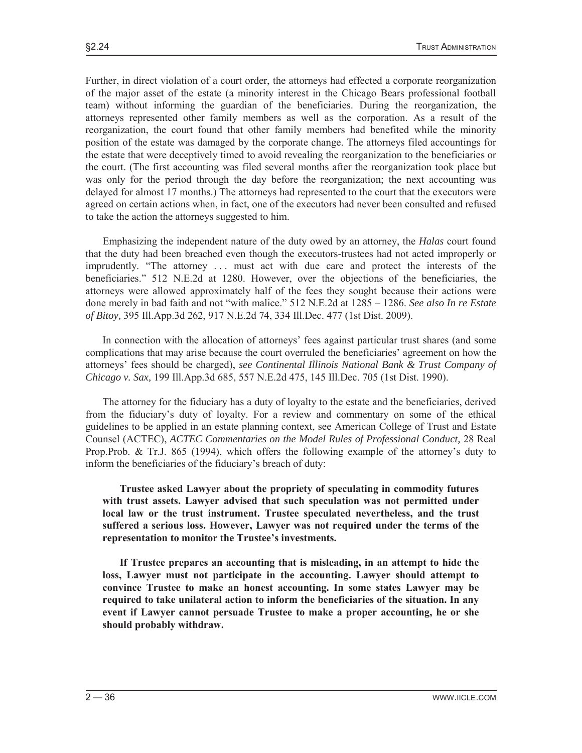Further, in direct violation of a court order, the attorneys had effected a corporate reorganization of the major asset of the estate (a minority interest in the Chicago Bears professional football team) without informing the guardian of the beneficiaries. During the reorganization, the attorneys represented other family members as well as the corporation. As a result of the reorganization, the court found that other family members had benefited while the minority position of the estate was damaged by the corporate change. The attorneys filed accountings for the estate that were deceptively timed to avoid revealing the reorganization to the beneficiaries or the court. (The first accounting was filed several months after the reorganization took place but was only for the period through the day before the reorganization; the next accounting was delayed for almost 17 months.) The attorneys had represented to the court that the executors were agreed on certain actions when, in fact, one of the executors had never been consulted and refused to take the action the attorneys suggested to him.

Emphasizing the independent nature of the duty owed by an attorney, the *Halas* court found that the duty had been breached even though the executors-trustees had not acted improperly or imprudently. "The attorney . . . must act with due care and protect the interests of the beneficiaries." 512 N.E.2d at 1280. However, over the objections of the beneficiaries, the attorneys were allowed approximately half of the fees they sought because their actions were done merely in bad faith and not "with malice." 512 N.E.2d at 1285 – 1286. *See also In re Estate of Bitoy,* 395 Ill.App.3d 262, 917 N.E.2d 74, 334 Ill.Dec. 477 (1st Dist. 2009).

In connection with the allocation of attorneys' fees against particular trust shares (and some complications that may arise because the court overruled the beneficiaries' agreement on how the attorneys' fees should be charged), *see Continental Illinois National Bank & Trust Company of Chicago v. Sax,* 199 Ill.App.3d 685, 557 N.E.2d 475, 145 Ill.Dec. 705 (1st Dist. 1990).

The attorney for the fiduciary has a duty of loyalty to the estate and the beneficiaries, derived from the fiduciary's duty of loyalty. For a review and commentary on some of the ethical guidelines to be applied in an estate planning context, see American College of Trust and Estate Counsel (ACTEC), *ACTEC Commentaries on the Model Rules of Professional Conduct,* 28 Real Prop.Prob. & Tr.J. 865 (1994), which offers the following example of the attorney's duty to inform the beneficiaries of the fiduciary's breach of duty:

**Trustee asked Lawyer about the propriety of speculating in commodity futures with trust assets. Lawyer advised that such speculation was not permitted under local law or the trust instrument. Trustee speculated nevertheless, and the trust suffered a serious loss. However, Lawyer was not required under the terms of the representation to monitor the Trustee's investments.**

**If Trustee prepares an accounting that is misleading, in an attempt to hide the loss, Lawyer must not participate in the accounting. Lawyer should attempt to convince Trustee to make an honest accounting. In some states Lawyer may be required to take unilateral action to inform the beneficiaries of the situation. In any event if Lawyer cannot persuade Trustee to make a proper accounting, he or she should probably withdraw.**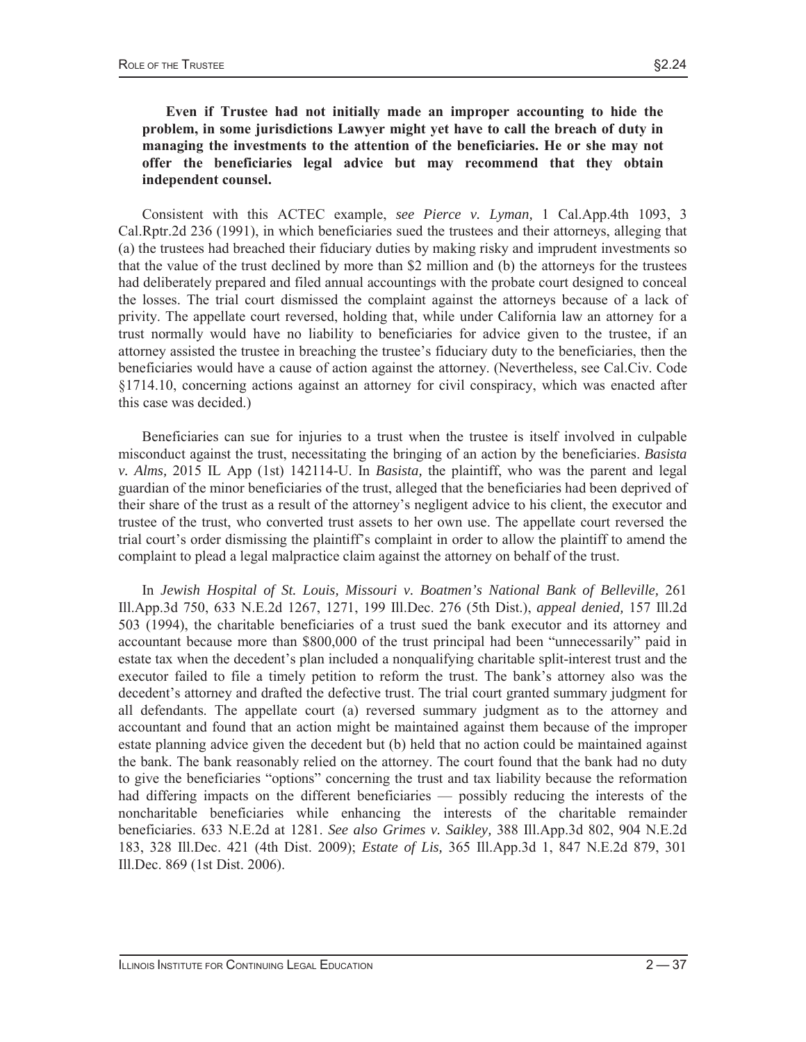**Even if Trustee had not initially made an improper accounting to hide the problem, in some jurisdictions Lawyer might yet have to call the breach of duty in managing the investments to the attention of the beneficiaries. He or she may not offer the beneficiaries legal advice but may recommend that they obtain independent counsel.**

Consistent with this ACTEC example, *see Pierce v. Lyman,* 1 Cal.App.4th 1093, 3 Cal.Rptr.2d 236 (1991), in which beneficiaries sued the trustees and their attorneys, alleging that (a) the trustees had breached their fiduciary duties by making risky and imprudent investments so that the value of the trust declined by more than $2 million and (b) the attorneys for the trustees had deliberately prepared and filed annual accountings with the probate court designed to conceal the losses. The trial court dismissed the complaint against the attorneys because of a lack of privity. The appellate court reversed, holding that, while under California law an attorney for a trust normally would have no liability to beneficiaries for advice given to the trustee, if an attorney assisted the trustee in breaching the trustee's fiduciary duty to the beneficiaries, then the beneficiaries would have a cause of action against the attorney. (Nevertheless, see Cal.Civ. Code §1714.10, concerning actions against an attorney for civil conspiracy, which was enacted after this case was decided.)

Beneficiaries can sue for injuries to a trust when the trustee is itself involved in culpable misconduct against the trust, necessitating the bringing of an action by the beneficiaries. *Basista v. Alms,* 2015 IL App (1st) 142114-U. In *Basista,* the plaintiff, who was the parent and legal guardian of the minor beneficiaries of the trust, alleged that the beneficiaries had been deprived of their share of the trust as a result of the attorney's negligent advice to his client, the executor and trustee of the trust, who converted trust assets to her own use. The appellate court reversed the trial court's order dismissing the plaintiff's complaint in order to allow the plaintiff to amend the complaint to plead a legal malpractice claim against the attorney on behalf of the trust.

In *Jewish Hospital of St. Louis, Missouri v. Boatmen's National Bank of Belleville,* 261 Ill.App.3d 750, 633 N.E.2d 1267, 1271, 199 Ill.Dec. 276 (5th Dist.), *appeal denied,* 157 Ill.2d 503 (1994), the charitable beneficiaries of a trust sued the bank executor and its attorney and accountant because more than $800,000 of the trust principal had been "unnecessarily" paid in estate tax when the decedent's plan included a nonqualifying charitable split-interest trust and the executor failed to file a timely petition to reform the trust. The bank's attorney also was the decedent's attorney and drafted the defective trust. The trial court granted summary judgment for all defendants. The appellate court (a) reversed summary judgment as to the attorney and accountant and found that an action might be maintained against them because of the improper estate planning advice given the decedent but (b) held that no action could be maintained against the bank. The bank reasonably relied on the attorney. The court found that the bank had no duty to give the beneficiaries "options" concerning the trust and tax liability because the reformation had differing impacts on the different beneficiaries — possibly reducing the interests of the noncharitable beneficiaries while enhancing the interests of the charitable remainder beneficiaries. 633 N.E.2d at 1281. *See also Grimes v. Saikley,* 388 Ill.App.3d 802, 904 N.E.2d 183, 328 Ill.Dec. 421 (4th Dist. 2009); *Estate of Lis,* 365 Ill.App.3d 1, 847 N.E.2d 879, 301 Ill.Dec. 869 (1st Dist. 2006).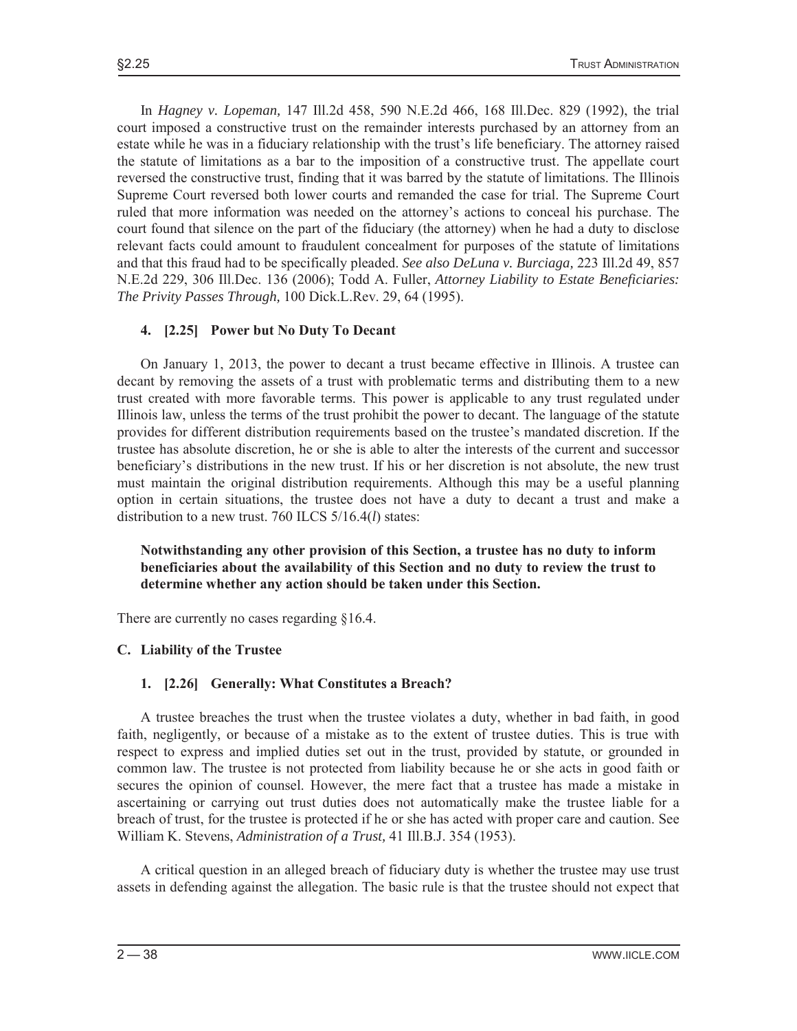In *Hagney v. Lopeman,* 147 Ill.2d 458, 590 N.E.2d 466, 168 Ill.Dec. 829 (1992), the trial court imposed a constructive trust on the remainder interests purchased by an attorney from an estate while he was in a fiduciary relationship with the trust's life beneficiary. The attorney raised the statute of limitations as a bar to the imposition of a constructive trust. The appellate court reversed the constructive trust, finding that it was barred by the statute of limitations. The Illinois Supreme Court reversed both lower courts and remanded the case for trial. The Supreme Court ruled that more information was needed on the attorney's actions to conceal his purchase. The court found that silence on the part of the fiduciary (the attorney) when he had a duty to disclose relevant facts could amount to fraudulent concealment for purposes of the statute of limitations and that this fraud had to be specifically pleaded. *See also DeLuna v. Burciaga,* 223 Ill.2d 49, 857 N.E.2d 229, 306 Ill.Dec. 136 (2006); Todd A. Fuller, *Attorney Liability to Estate Beneficiaries: The Privity Passes Through,* 100 Dick.L.Rev. 29, 64 (1995).

### 4. [2.25] Power but No Duty To Decant

On January 1, 2013, the power to decant a trust became effective in Illinois. A trustee can decant by removing the assets of a trust with problematic terms and distributing them to a new trust created with more favorable terms. This power is applicable to any trust regulated under Illinois law, unless the terms of the trust prohibit the power to decant. The language of the statute provides for different distribution requirements based on the trustee's mandated discretion. If the trustee has absolute discretion, he or she is able to alter the interests of the current and successor beneficiary's distributions in the new trust. If his or her discretion is not absolute, the new trust must maintain the original distribution requirements. Although this may be a useful planning option in certain situations, the trustee does not have a duty to decant a trust and make a distribution to a new trust. 760 ILCS 5/16.4(*l*) states:

> **Notwithstanding any other provision of this Section, a trustee has no duty to inform beneficiaries about the availability of this Section and no duty to review the trust to determine whether any action should be taken under this Section.**

There are currently no cases regarding §16.4.

## C. Liability of the Trustee

### 1. [2.26] Generally: What Constitutes a Breach?

A trustee breaches the trust when the trustee violates a duty, whether in bad faith, in good faith, negligently, or because of a mistake as to the extent of trustee duties. This is true with respect to express and implied duties set out in the trust, provided by statute, or grounded in common law. The trustee is not protected from liability because he or she acts in good faith or secures the opinion of counsel. However, the mere fact that a trustee has made a mistake in ascertaining or carrying out trust duties does not automatically make the trustee liable for a breach of trust, for the trustee is protected if he or she has acted with proper care and caution. See William K. Stevens, *Administration of a Trust,* 41 Ill.B.J. 354 (1953).

A critical question in an alleged breach of fiduciary duty is whether the trustee may use trust assets in defending against the allegation. The basic rule is that the trustee should not expect that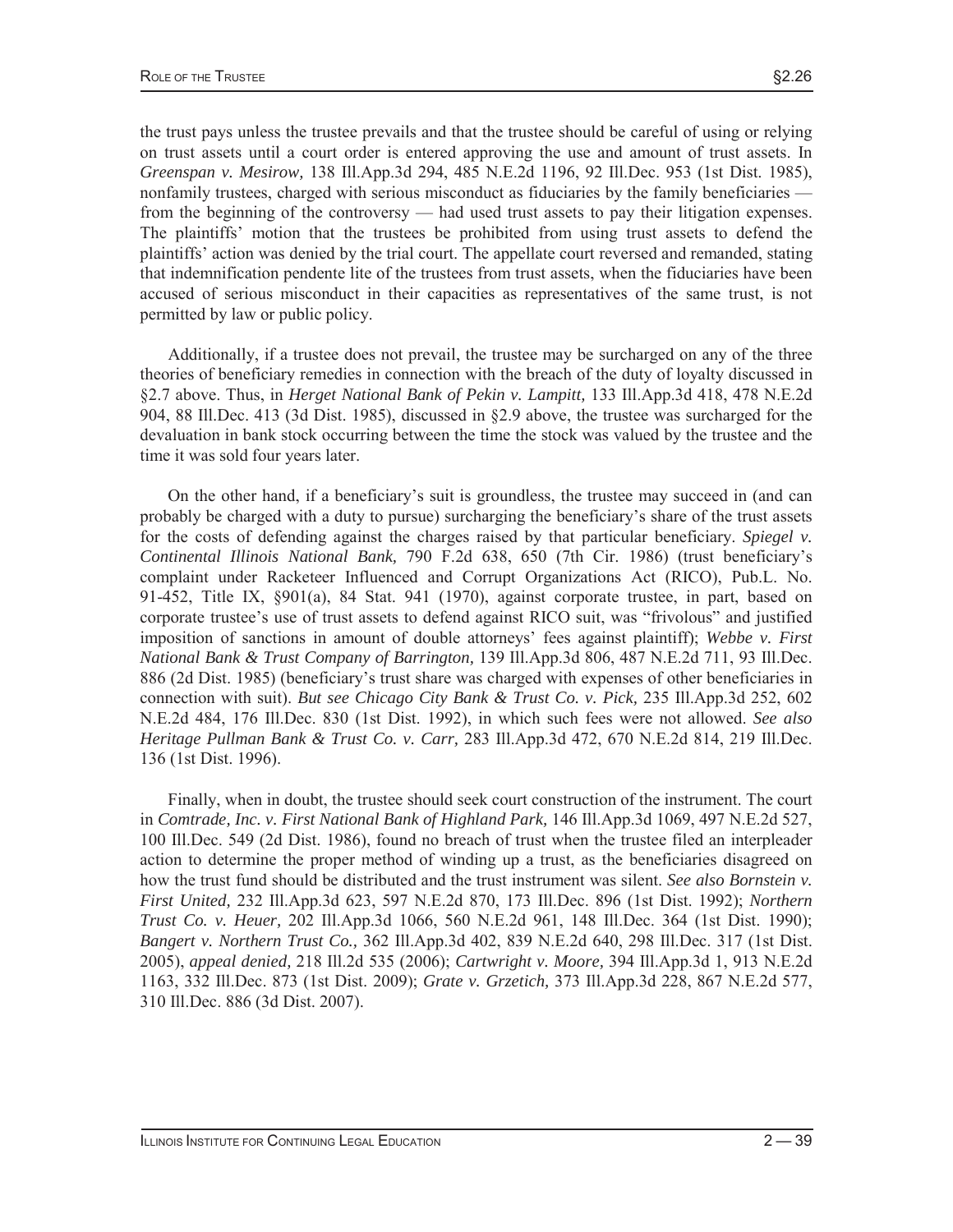the trust pays unless the trustee prevails and that the trustee should be careful of using or relying on trust assets until a court order is entered approving the use and amount of trust assets. In *Greenspan v. Mesirow,* 138 Ill.App.3d 294, 485 N.E.2d 1196, 92 Ill.Dec. 953 (1st Dist. 1985), nonfamily trustees, charged with serious misconduct as fiduciaries by the family beneficiaries — from the beginning of the controversy — had used trust assets to pay their litigation expenses. The plaintiffs' motion that the trustees be prohibited from using trust assets to defend the plaintiffs' action was denied by the trial court. The appellate court reversed and remanded, stating that indemnification pendente lite of the trustees from trust assets, when the fiduciaries have been accused of serious misconduct in their capacities as representatives of the same trust, is not permitted by law or public policy.

Additionally, if a trustee does not prevail, the trustee may be surcharged on any of the three theories of beneficiary remedies in connection with the breach of the duty of loyalty discussed in §2.7 above. Thus, in *Herget National Bank of Pekin v. Lampitt,* 133 Ill.App.3d 418, 478 N.E.2d 904, 88 Ill.Dec. 413 (3d Dist. 1985), discussed in §2.9 above, the trustee was surcharged for the devaluation in bank stock occurring between the time the stock was valued by the trustee and the time it was sold four years later.

On the other hand, if a beneficiary's suit is groundless, the trustee may succeed in (and can probably be charged with a duty to pursue) surcharging the beneficiary's share of the trust assets for the costs of defending against the charges raised by that particular beneficiary. *Spiegel v. Continental Illinois National Bank,* 790 F.2d 638, 650 (7th Cir. 1986) (trust beneficiary's complaint under Racketeer Influenced and Corrupt Organizations Act (RICO), Pub.L. No. 91-452, Title IX, §901(a), 84 Stat. 941 (1970), against corporate trustee, in part, based on corporate trustee's use of trust assets to defend against RICO suit, was "frivolous" and justified imposition of sanctions in amount of double attorneys' fees against plaintiff); *Webbe v. First National Bank & Trust Company of Barrington,* 139 Ill.App.3d 806, 487 N.E.2d 711, 93 Ill.Dec. 886 (2d Dist. 1985) (beneficiary's trust share was charged with expenses of other beneficiaries in connection with suit). *But see Chicago City Bank & Trust Co. v. Pick,* 235 Ill.App.3d 252, 602 N.E.2d 484, 176 Ill.Dec. 830 (1st Dist. 1992), in which such fees were not allowed. *See also Heritage Pullman Bank & Trust Co. v. Carr,* 283 Ill.App.3d 472, 670 N.E.2d 814, 219 Ill.Dec. 136 (1st Dist. 1996).

Finally, when in doubt, the trustee should seek court construction of the instrument. The court in *Comtrade, Inc. v. First National Bank of Highland Park,* 146 Ill.App.3d 1069, 497 N.E.2d 527, 100 Ill.Dec. 549 (2d Dist. 1986), found no breach of trust when the trustee filed an interpleader action to determine the proper method of winding up a trust, as the beneficiaries disagreed on how the trust fund should be distributed and the trust instrument was silent. *See also Bornstein v. First United,* 232 Ill.App.3d 623, 597 N.E.2d 870, 173 Ill.Dec. 896 (1st Dist. 1992); *Northern Trust Co. v. Heuer,* 202 Ill.App.3d 1066, 560 N.E.2d 961, 148 Ill.Dec. 364 (1st Dist. 1990); *Bangert v. Northern Trust Co.,* 362 Ill.App.3d 402, 839 N.E.2d 640, 298 Ill.Dec. 317 (1st Dist. 2005), *appeal denied,* 218 Ill.2d 535 (2006); *Cartwright v. Moore,* 394 Ill.App.3d 1, 913 N.E.2d 1163, 332 Ill.Dec. 873 (1st Dist. 2009); *Grate v. Grzetich,* 373 Ill.App.3d 228, 867 N.E.2d 577, 310 Ill.Dec. 886 (3d Dist. 2007).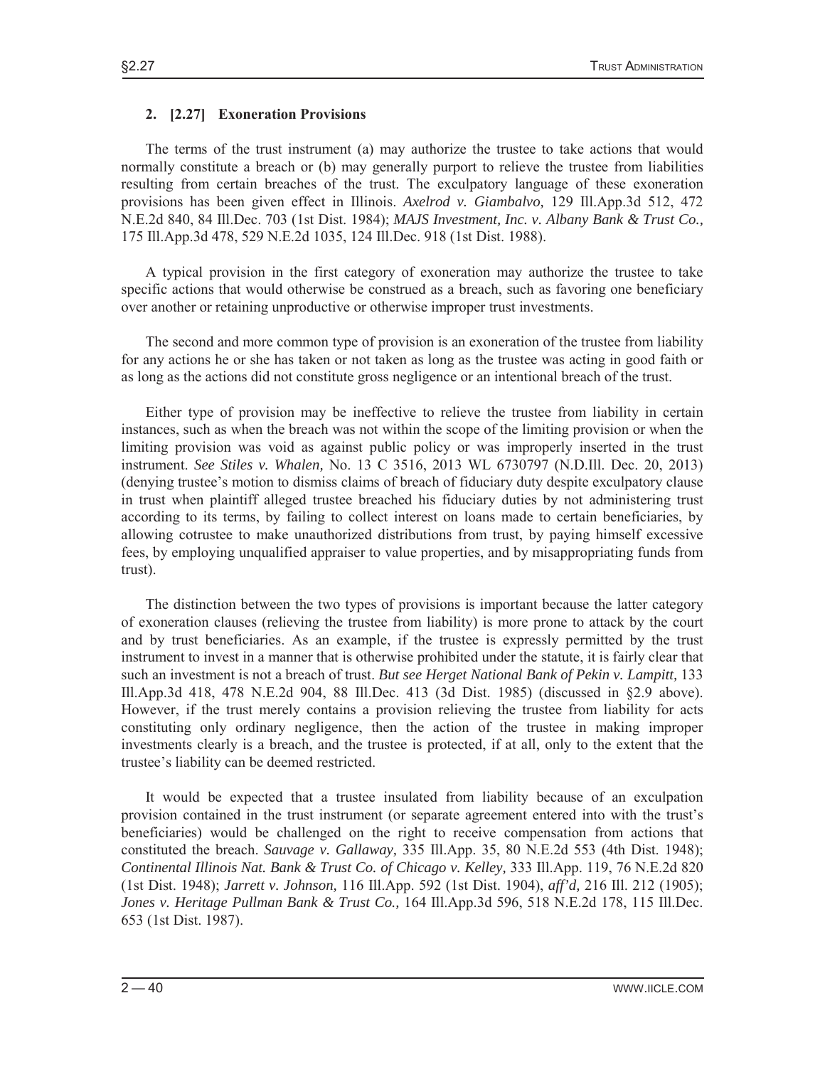### 2. [2.27] Exoneration Provisions

The terms of the trust instrument (a) may authorize the trustee to take actions that would normally constitute a breach or (b) may generally purport to relieve the trustee from liabilities resulting from certain breaches of the trust. The exculpatory language of these exoneration provisions has been given effect in Illinois. *Axelrod v. Giambalvo,* 129 Ill.App.3d 512, 472 N.E.2d 840, 84 Ill.Dec. 703 (1st Dist. 1984); *MAJS Investment, Inc. v. Albany Bank & Trust Co.,* 175 Ill.App.3d 478, 529 N.E.2d 1035, 124 Ill.Dec. 918 (1st Dist. 1988).

A typical provision in the first category of exoneration may authorize the trustee to take specific actions that would otherwise be construed as a breach, such as favoring one beneficiary over another or retaining unproductive or otherwise improper trust investments.

The second and more common type of provision is an exoneration of the trustee from liability for any actions he or she has taken or not taken as long as the trustee was acting in good faith or as long as the actions did not constitute gross negligence or an intentional breach of the trust.

Either type of provision may be ineffective to relieve the trustee from liability in certain instances, such as when the breach was not within the scope of the limiting provision or when the limiting provision was void as against public policy or was improperly inserted in the trust instrument. *See Stiles v. Whalen,* No. 13 C 3516, 2013 WL 6730797 (N.D.Ill. Dec. 20, 2013) (denying trustee's motion to dismiss claims of breach of fiduciary duty despite exculpatory clause in trust when plaintiff alleged trustee breached his fiduciary duties by not administering trust according to its terms, by failing to collect interest on loans made to certain beneficiaries, by allowing cotrustee to make unauthorized distributions from trust, by paying himself excessive fees, by employing unqualified appraiser to value properties, and by misappropriating funds from trust).

The distinction between the two types of provisions is important because the latter category of exoneration clauses (relieving the trustee from liability) is more prone to attack by the court and by trust beneficiaries. As an example, if the trustee is expressly permitted by the trust instrument to invest in a manner that is otherwise prohibited under the statute, it is fairly clear that such an investment is not a breach of trust. *But see Herget National Bank of Pekin v. Lampitt,* 133 Ill.App.3d 418, 478 N.E.2d 904, 88 Ill.Dec. 413 (3d Dist. 1985) (discussed in §2.9 above). However, if the trust merely contains a provision relieving the trustee from liability for acts constituting only ordinary negligence, then the action of the trustee in making improper investments clearly is a breach, and the trustee is protected, if at all, only to the extent that the trustee's liability can be deemed restricted.

It would be expected that a trustee insulated from liability because of an exculpation provision contained in the trust instrument (or separate agreement entered into with the trust's beneficiaries) would be challenged on the right to receive compensation from actions that constituted the breach. *Sauvage v. Gallaway,* 335 Ill.App. 35, 80 N.E.2d 553 (4th Dist. 1948); *Continental Illinois Nat. Bank & Trust Co. of Chicago v. Kelley,* 333 Ill.App. 119, 76 N.E.2d 820 (1st Dist. 1948); *Jarrett v. Johnson,* 116 Ill.App. 592 (1st Dist. 1904), *aff'd,* 216 Ill. 212 (1905); *Jones v. Heritage Pullman Bank & Trust Co.,* 164 Ill.App.3d 596, 518 N.E.2d 178, 115 Ill.Dec. 653 (1st Dist. 1987).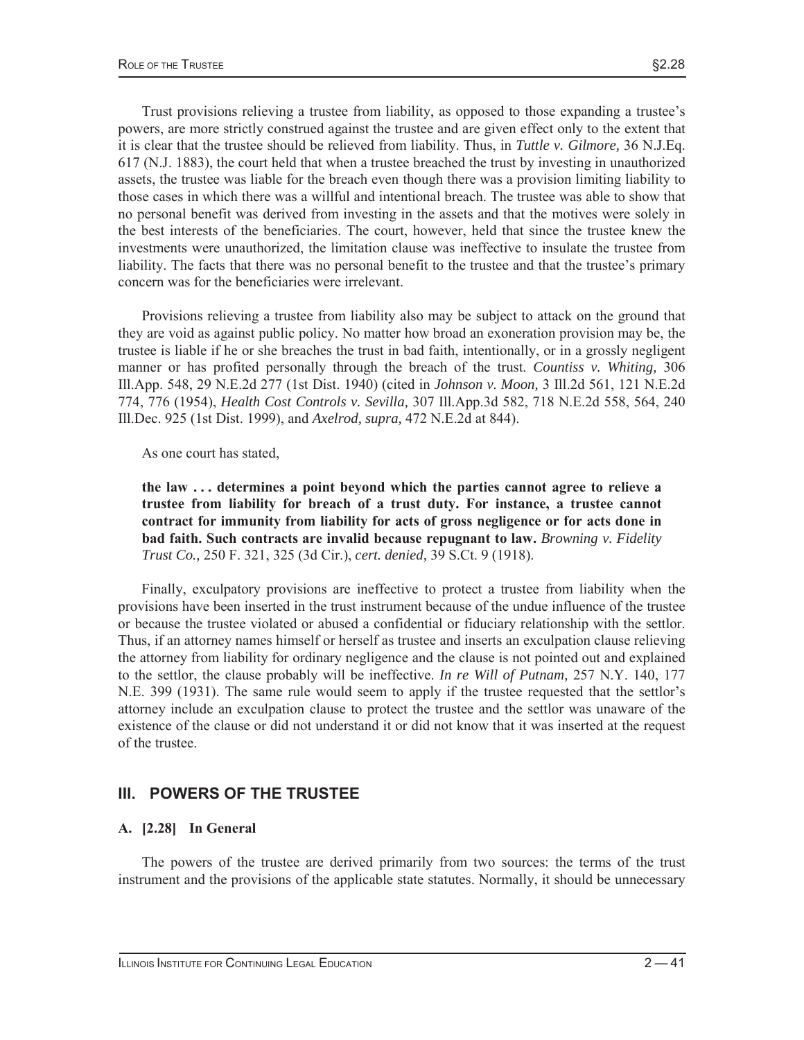Trust provisions relieving a trustee from liability, as opposed to those expanding a trustee's powers, are more strictly construed against the trustee and are given effect only to the extent that it is clear that the trustee should be relieved from liability. Thus, in *Tuttle v. Gilmore,* 36 N.J.Eq. 617 (N.J. 1883), the court held that when a trustee breached the trust by investing in unauthorized assets, the trustee was liable for the breach even though there was a provision limiting liability to those cases in which there was a willful and intentional breach. The trustee was able to show that no personal benefit was derived from investing in the assets and that the motives were solely in the best interests of the beneficiaries. The court, however, held that since the trustee knew the investments were unauthorized, the limitation clause was ineffective to insulate the trustee from liability. The facts that there was no personal benefit to the trustee and that the trustee's primary concern was for the beneficiaries were irrelevant.

Provisions relieving a trustee from liability also may be subject to attack on the ground that they are void as against public policy. No matter how broad an exoneration provision may be, the trustee is liable if he or she breaches the trust in bad faith, intentionally, or in a grossly negligent manner or has profited personally through the breach of the trust. *Countiss v. Whiting,* 306 Ill.App. 548, 29 N.E.2d 277 (1st Dist. 1940) (cited in *Johnson v. Moon,* 3 Ill.2d 561, 121 N.E.2d 774, 776 (1954), *Health Cost Controls v. Sevilla,* 307 Ill.App.3d 582, 718 N.E.2d 558, 564, 240 Ill.Dec. 925 (1st Dist. 1999), and *Axelrod, supra,* 472 N.E.2d at 844).

As one court has stated,

> **the law . . . determines a point beyond which the parties cannot agree to relieve a trustee from liability for breach of a trust duty. For instance, a trustee cannot contract for immunity from liability for acts of gross negligence or for acts done in bad faith. Such contracts are invalid because repugnant to law.** *Browning v. Fidelity Trust Co.,* 250 F. 321, 325 (3d Cir.), *cert. denied,* 39 S.Ct. 9 (1918).

Finally, exculpatory provisions are ineffective to protect a trustee from liability when the provisions have been inserted in the trust instrument because of the undue influence of the trustee or because the trustee violated or abused a confidential or fiduciary relationship with the settlor. Thus, if an attorney names himself or herself as trustee and inserts an exculpation clause relieving the attorney from liability for ordinary negligence and the clause is not pointed out and explained to the settlor, the clause probably will be ineffective. *In re Will of Putnam,* 257 N.Y. 140, 177 N.E. 399 (1931). The same rule would seem to apply if the trustee requested that the settlor's attorney include an exculpation clause to protect the trustee and the settlor was unaware of the existence of the clause or did not understand it or did not know that it was inserted at the request of the trustee.

## III. POWERS OF THE TRUSTEE

### A. [2.28] In General

The powers of the trustee are derived primarily from two sources: the terms of the trust instrument and the provisions of the applicable state statutes. Normally, it should be unnecessary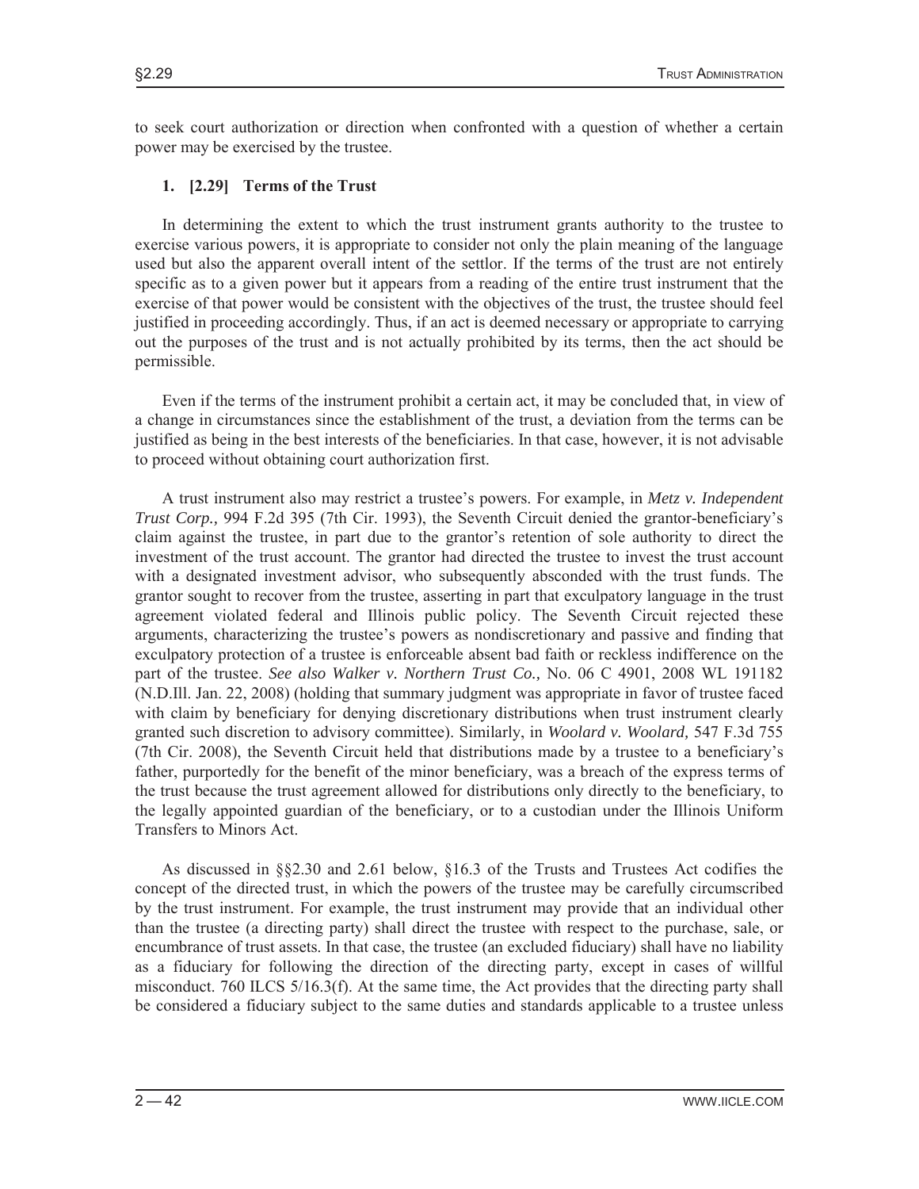to seek court authorization or direction when confronted with a question of whether a certain power may be exercised by the trustee.

### 1. [2.29] Terms of the Trust

In determining the extent to which the trust instrument grants authority to the trustee to exercise various powers, it is appropriate to consider not only the plain meaning of the language used but also the apparent overall intent of the settlor. If the terms of the trust are not entirely specific as to a given power but it appears from a reading of the entire trust instrument that the exercise of that power would be consistent with the objectives of the trust, the trustee should feel justified in proceeding accordingly. Thus, if an act is deemed necessary or appropriate to carrying out the purposes of the trust and is not actually prohibited by its terms, then the act should be permissible.

Even if the terms of the instrument prohibit a certain act, it may be concluded that, in view of a change in circumstances since the establishment of the trust, a deviation from the terms can be justified as being in the best interests of the beneficiaries. In that case, however, it is not advisable to proceed without obtaining court authorization first.

A trust instrument also may restrict a trustee's powers. For example, in *Metz v. Independent Trust Corp.,* 994 F.2d 395 (7th Cir. 1993), the Seventh Circuit denied the grantor-beneficiary's claim against the trustee, in part due to the grantor's retention of sole authority to direct the investment of the trust account. The grantor had directed the trustee to invest the trust account with a designated investment advisor, who subsequently absconded with the trust funds. The grantor sought to recover from the trustee, asserting in part that exculpatory language in the trust agreement violated federal and Illinois public policy. The Seventh Circuit rejected these arguments, characterizing the trustee's powers as nondiscretionary and passive and finding that exculpatory protection of a trustee is enforceable absent bad faith or reckless indifference on the part of the trustee. *See also Walker v. Northern Trust Co.,* No. 06 C 4901, 2008 WL 191182 (N.D.Ill. Jan. 22, 2008) (holding that summary judgment was appropriate in favor of trustee faced with claim by beneficiary for denying discretionary distributions when trust instrument clearly granted such discretion to advisory committee). Similarly, in *Woolard v. Woolard,* 547 F.3d 755 (7th Cir. 2008), the Seventh Circuit held that distributions made by a trustee to a beneficiary's father, purportedly for the benefit of the minor beneficiary, was a breach of the express terms of the trust because the trust agreement allowed for distributions only directly to the beneficiary, to the legally appointed guardian of the beneficiary, or to a custodian under the Illinois Uniform Transfers to Minors Act.

As discussed in §§2.30 and 2.61 below, §16.3 of the Trusts and Trustees Act codifies the concept of the directed trust, in which the powers of the trustee may be carefully circumscribed by the trust instrument. For example, the trust instrument may provide that an individual other than the trustee (a directing party) shall direct the trustee with respect to the purchase, sale, or encumbrance of trust assets. In that case, the trustee (an excluded fiduciary) shall have no liability as a fiduciary for following the direction of the directing party, except in cases of willful misconduct. 760 ILCS 5/16.3(f). At the same time, the Act provides that the directing party shall be considered a fiduciary subject to the same duties and standards applicable to a trustee unless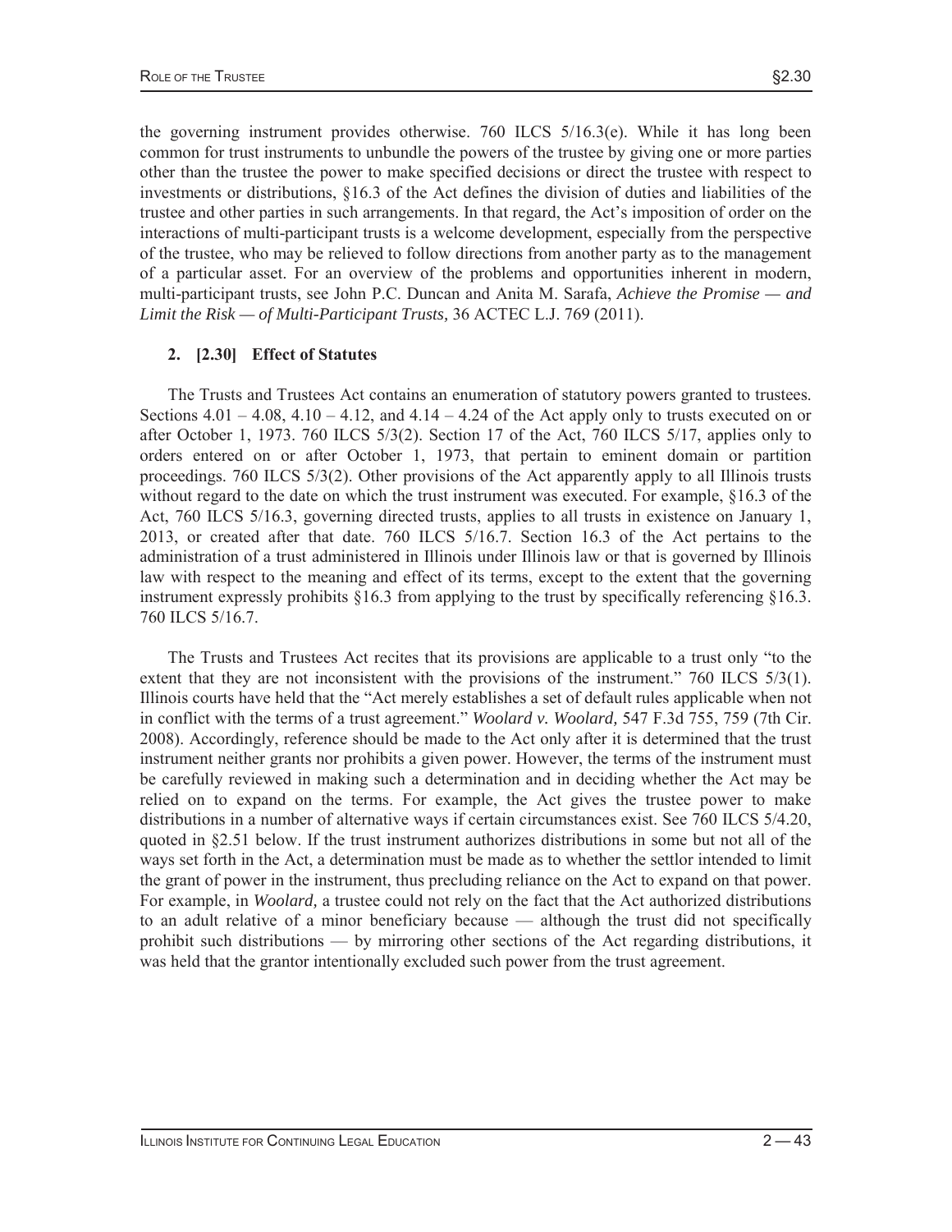the governing instrument provides otherwise. 760 ILCS 5/16.3(e). While it has long been common for trust instruments to unbundle the powers of the trustee by giving one or more parties other than the trustee the power to make specified decisions or direct the trustee with respect to investments or distributions, §16.3 of the Act defines the division of duties and liabilities of the trustee and other parties in such arrangements. In that regard, the Act's imposition of order on the interactions of multi-participant trusts is a welcome development, especially from the perspective of the trustee, who may be relieved to follow directions from another party as to the management of a particular asset. For an overview of the problems and opportunities inherent in modern, multi-participant trusts, see John P.C. Duncan and Anita M. Sarafa, *Achieve the Promise — and Limit the Risk — of Multi-Participant Trusts,* 36 ACTEC L.J. 769 (2011).

### 2. [2.30] Effect of Statutes

The Trusts and Trustees Act contains an enumeration of statutory powers granted to trustees. Sections 4.01 – 4.08, 4.10 – 4.12, and 4.14 – 4.24 of the Act apply only to trusts executed on or after October 1, 1973. 760 ILCS 5/3(2). Section 17 of the Act, 760 ILCS 5/17, applies only to orders entered on or after October 1, 1973, that pertain to eminent domain or partition proceedings. 760 ILCS 5/3(2). Other provisions of the Act apparently apply to all Illinois trusts without regard to the date on which the trust instrument was executed. For example, §16.3 of the Act, 760 ILCS 5/16.3, governing directed trusts, applies to all trusts in existence on January 1, 2013, or created after that date. 760 ILCS 5/16.7. Section 16.3 of the Act pertains to the administration of a trust administered in Illinois under Illinois law or that is governed by Illinois law with respect to the meaning and effect of its terms, except to the extent that the governing instrument expressly prohibits §16.3 from applying to the trust by specifically referencing §16.3. 760 ILCS 5/16.7.

The Trusts and Trustees Act recites that its provisions are applicable to a trust only "to the extent that they are not inconsistent with the provisions of the instrument." 760 ILCS 5/3(1). Illinois courts have held that the "Act merely establishes a set of default rules applicable when not in conflict with the terms of a trust agreement." *Woolard v. Woolard,* 547 F.3d 755, 759 (7th Cir. 2008). Accordingly, reference should be made to the Act only after it is determined that the trust instrument neither grants nor prohibits a given power. However, the terms of the instrument must be carefully reviewed in making such a determination and in deciding whether the Act may be relied on to expand on the terms. For example, the Act gives the trustee power to make distributions in a number of alternative ways if certain circumstances exist. See 760 ILCS 5/4.20, quoted in §2.51 below. If the trust instrument authorizes distributions in some but not all of the ways set forth in the Act, a determination must be made as to whether the settlor intended to limit the grant of power in the instrument, thus precluding reliance on the Act to expand on that power. For example, in *Woolard,* a trustee could not rely on the fact that the Act authorized distributions to an adult relative of a minor beneficiary because — although the trust did not specifically prohibit such distributions — by mirroring other sections of the Act regarding distributions, it was held that the grantor intentionally excluded such power from the trust agreement.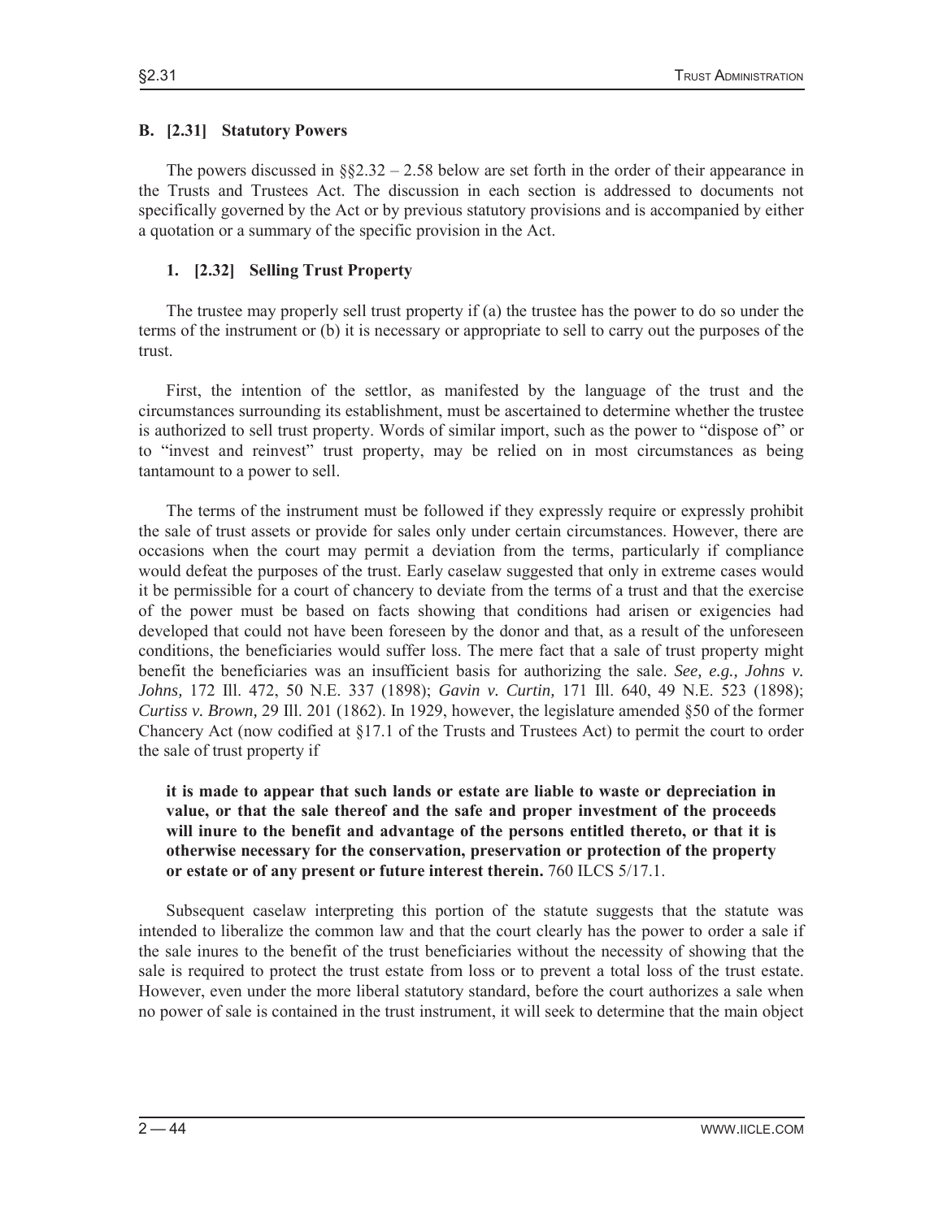### B. [2.31] Statutory Powers

The powers discussed in §§2.32 – 2.58 below are set forth in the order of their appearance in the Trusts and Trustees Act. The discussion in each section is addressed to documents not specifically governed by the Act or by previous statutory provisions and is accompanied by either a quotation or a summary of the specific provision in the Act.

#### 1. [2.32] Selling Trust Property

The trustee may properly sell trust property if (a) the trustee has the power to do so under the terms of the instrument or (b) it is necessary or appropriate to sell to carry out the purposes of the trust.

First, the intention of the settlor, as manifested by the language of the trust and the circumstances surrounding its establishment, must be ascertained to determine whether the trustee is authorized to sell trust property. Words of similar import, such as the power to "dispose of" or to "invest and reinvest" trust property, may be relied on in most circumstances as being tantamount to a power to sell.

The terms of the instrument must be followed if they expressly require or expressly prohibit the sale of trust assets or provide for sales only under certain circumstances. However, there are occasions when the court may permit a deviation from the terms, particularly if compliance would defeat the purposes of the trust. Early caselaw suggested that only in extreme cases would it be permissible for a court of chancery to deviate from the terms of a trust and that the exercise of the power must be based on facts showing that conditions had arisen or exigencies had developed that could not have been foreseen by the donor and that, as a result of the unforeseen conditions, the beneficiaries would suffer loss. The mere fact that a sale of trust property might benefit the beneficiaries was an insufficient basis for authorizing the sale. *See, e.g., Johns v. Johns,* 172 Ill. 472, 50 N.E. 337 (1898); *Gavin v. Curtin,* 171 Ill. 640, 49 N.E. 523 (1898); *Curtiss v. Brown,* 29 Ill. 201 (1862). In 1929, however, the legislature amended §50 of the former Chancery Act (now codified at §17.1 of the Trusts and Trustees Act) to permit the court to order the sale of trust property if

> **it is made to appear that such lands or estate are liable to waste or depreciation in value, or that the sale thereof and the safe and proper investment of the proceeds will inure to the benefit and advantage of the persons entitled thereto, or that it is otherwise necessary for the conservation, preservation or protection of the property or estate or of any present or future interest therein.** 760 ILCS 5/17.1.

Subsequent caselaw interpreting this portion of the statute suggests that the statute was intended to liberalize the common law and that the court clearly has the power to order a sale if the sale inures to the benefit of the trust beneficiaries without the necessity of showing that the sale is required to protect the trust estate from loss or to prevent a total loss of the trust estate. However, even under the more liberal statutory standard, before the court authorizes a sale when no power of sale is contained in the trust instrument, it will seek to determine that the main object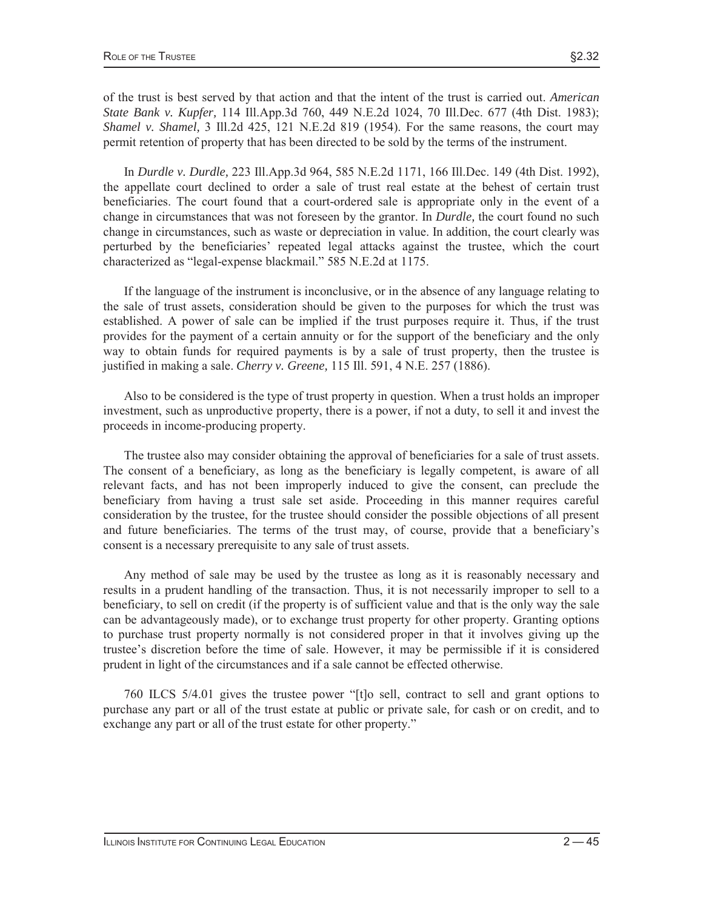of the trust is best served by that action and that the intent of the trust is carried out. *American State Bank v. Kupfer,* 114 Ill.App.3d 760, 449 N.E.2d 1024, 70 Ill.Dec. 677 (4th Dist. 1983); *Shamel v. Shamel,* 3 Ill.2d 425, 121 N.E.2d 819 (1954). For the same reasons, the court may permit retention of property that has been directed to be sold by the terms of the instrument.

In *Durdle v. Durdle,* 223 Ill.App.3d 964, 585 N.E.2d 1171, 166 Ill.Dec. 149 (4th Dist. 1992), the appellate court declined to order a sale of trust real estate at the behest of certain trust beneficiaries. The court found that a court-ordered sale is appropriate only in the event of a change in circumstances that was not foreseen by the grantor. In *Durdle,* the court found no such change in circumstances, such as waste or depreciation in value. In addition, the court clearly was perturbed by the beneficiaries' repeated legal attacks against the trustee, which the court characterized as "legal-expense blackmail." 585 N.E.2d at 1175.

If the language of the instrument is inconclusive, or in the absence of any language relating to the sale of trust assets, consideration should be given to the purposes for which the trust was established. A power of sale can be implied if the trust purposes require it. Thus, if the trust provides for the payment of a certain annuity or for the support of the beneficiary and the only way to obtain funds for required payments is by a sale of trust property, then the trustee is justified in making a sale. *Cherry v. Greene,* 115 Ill. 591, 4 N.E. 257 (1886).

Also to be considered is the type of trust property in question. When a trust holds an improper investment, such as unproductive property, there is a power, if not a duty, to sell it and invest the proceeds in income-producing property.

The trustee also may consider obtaining the approval of beneficiaries for a sale of trust assets. The consent of a beneficiary, as long as the beneficiary is legally competent, is aware of all relevant facts, and has not been improperly induced to give the consent, can preclude the beneficiary from having a trust sale set aside. Proceeding in this manner requires careful consideration by the trustee, for the trustee should consider the possible objections of all present and future beneficiaries. The terms of the trust may, of course, provide that a beneficiary's consent is a necessary prerequisite to any sale of trust assets.

Any method of sale may be used by the trustee as long as it is reasonably necessary and results in a prudent handling of the transaction. Thus, it is not necessarily improper to sell to a beneficiary, to sell on credit (if the property is of sufficient value and that is the only way the sale can be advantageously made), or to exchange trust property for other property. Granting options to purchase trust property normally is not considered proper in that it involves giving up the trustee's discretion before the time of sale. However, it may be permissible if it is considered prudent in light of the circumstances and if a sale cannot be effected otherwise.

760 ILCS 5/4.01 gives the trustee power "[t]o sell, contract to sell and grant options to purchase any part or all of the trust estate at public or private sale, for cash or on credit, and to exchange any part or all of the trust estate for other property."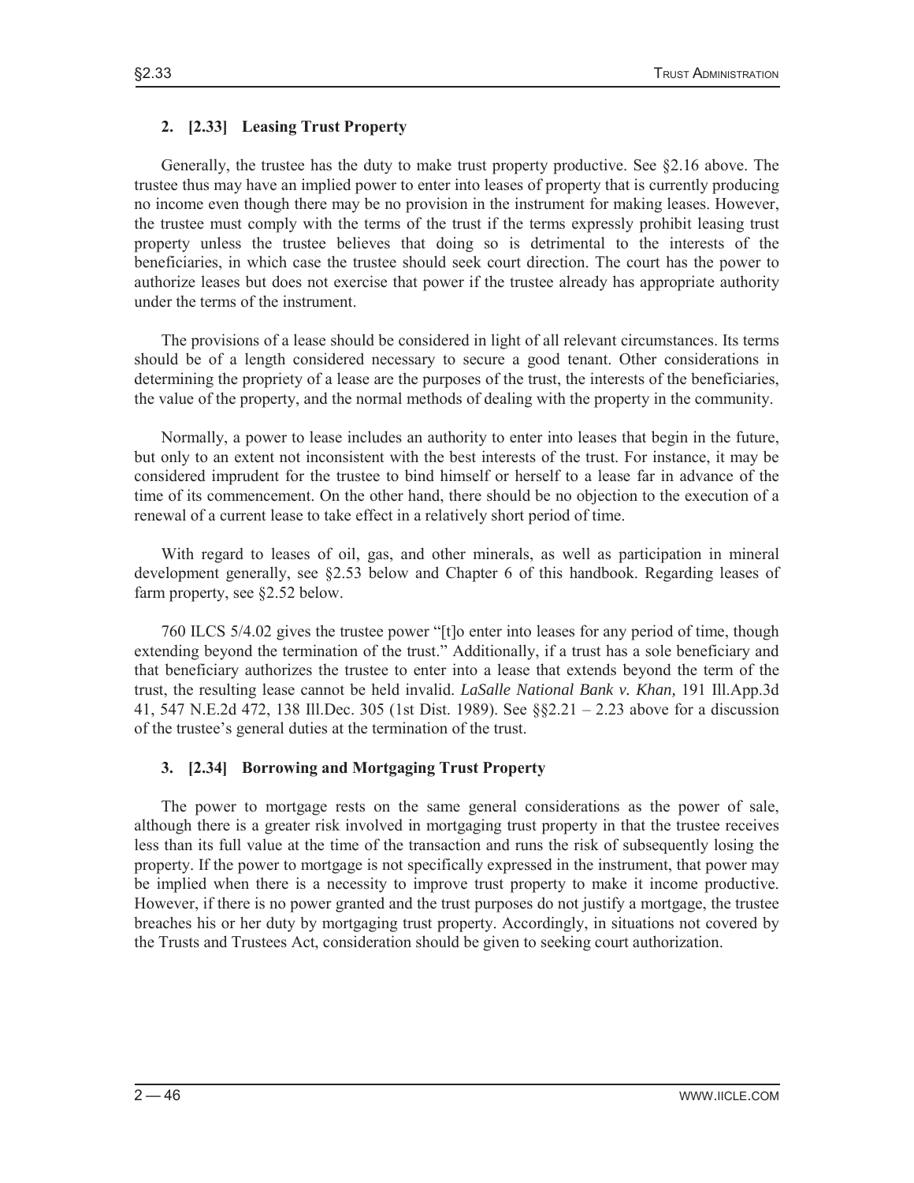### 2. [2.33] Leasing Trust Property

Generally, the trustee has the duty to make trust property productive. See §2.16 above. The trustee thus may have an implied power to enter into leases of property that is currently producing no income even though there may be no provision in the instrument for making leases. However, the trustee must comply with the terms of the trust if the terms expressly prohibit leasing trust property unless the trustee believes that doing so is detrimental to the interests of the beneficiaries, in which case the trustee should seek court direction. The court has the power to authorize leases but does not exercise that power if the trustee already has appropriate authority under the terms of the instrument.

The provisions of a lease should be considered in light of all relevant circumstances. Its terms should be of a length considered necessary to secure a good tenant. Other considerations in determining the propriety of a lease are the purposes of the trust, the interests of the beneficiaries, the value of the property, and the normal methods of dealing with the property in the community.

Normally, a power to lease includes an authority to enter into leases that begin in the future, but only to an extent not inconsistent with the best interests of the trust. For instance, it may be considered imprudent for the trustee to bind himself or herself to a lease far in advance of the time of its commencement. On the other hand, there should be no objection to the execution of a renewal of a current lease to take effect in a relatively short period of time.

With regard to leases of oil, gas, and other minerals, as well as participation in mineral development generally, see §2.53 below and Chapter 6 of this handbook. Regarding leases of farm property, see §2.52 below.

760 ILCS 5/4.02 gives the trustee power "[t]o enter into leases for any period of time, though extending beyond the termination of the trust." Additionally, if a trust has a sole beneficiary and that beneficiary authorizes the trustee to enter into a lease that extends beyond the term of the trust, the resulting lease cannot be held invalid. ***LaSalle National Bank v. Khan,*** 191 Ill.App.3d 41, 547 N.E.2d 472, 138 Ill.Dec. 305 (1st Dist. 1989). See §§2.21 – 2.23 above for a discussion of the trustee's general duties at the termination of the trust.

### 3. [2.34] Borrowing and Mortgaging Trust Property

The power to mortgage rests on the same general considerations as the power of sale, although there is a greater risk involved in mortgaging trust property in that the trustee receives less than its full value at the time of the transaction and runs the risk of subsequently losing the property. If the power to mortgage is not specifically expressed in the instrument, that power may be implied when there is a necessity to improve trust property to make it income productive. However, if there is no power granted and the trust purposes do not justify a mortgage, the trustee breaches his or her duty by mortgaging trust property. Accordingly, in situations not covered by the Trusts and Trustees Act, consideration should be given to seeking court authorization.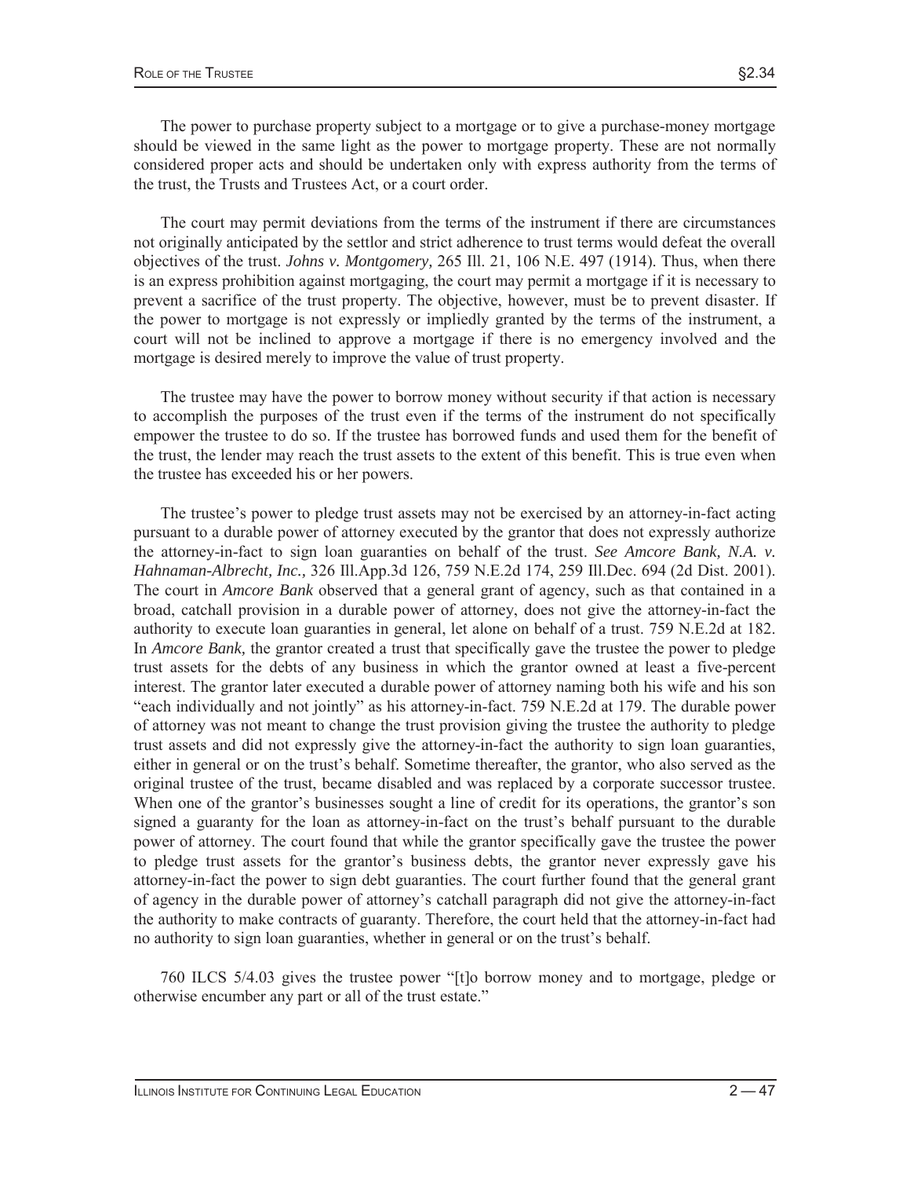The power to purchase property subject to a mortgage or to give a purchase-money mortgage should be viewed in the same light as the power to mortgage property. These are not normally considered proper acts and should be undertaken only with express authority from the terms of the trust, the Trusts and Trustees Act, or a court order.

The court may permit deviations from the terms of the instrument if there are circumstances not originally anticipated by the settlor and strict adherence to trust terms would defeat the overall objectives of the trust. *Johns v. Montgomery,* 265 Ill. 21, 106 N.E. 497 (1914). Thus, when there is an express prohibition against mortgaging, the court may permit a mortgage if it is necessary to prevent a sacrifice of the trust property. The objective, however, must be to prevent disaster. If the power to mortgage is not expressly or impliedly granted by the terms of the instrument, a court will not be inclined to approve a mortgage if there is no emergency involved and the mortgage is desired merely to improve the value of trust property.

The trustee may have the power to borrow money without security if that action is necessary to accomplish the purposes of the trust even if the terms of the instrument do not specifically empower the trustee to do so. If the trustee has borrowed funds and used them for the benefit of the trust, the lender may reach the trust assets to the extent of this benefit. This is true even when the trustee has exceeded his or her powers.

The trustee's power to pledge trust assets may not be exercised by an attorney-in-fact acting pursuant to a durable power of attorney executed by the grantor that does not expressly authorize the attorney-in-fact to sign loan guaranties on behalf of the trust. *See Amcore Bank, N.A. v. Hahnaman-Albrecht, Inc.,* 326 Ill.App.3d 126, 759 N.E.2d 174, 259 Ill.Dec. 694 (2d Dist. 2001). The court in *Amcore Bank* observed that a general grant of agency, such as that contained in a broad, catchall provision in a durable power of attorney, does not give the attorney-in-fact the authority to execute loan guaranties in general, let alone on behalf of a trust. 759 N.E.2d at 182. In *Amcore Bank,* the grantor created a trust that specifically gave the trustee the power to pledge trust assets for the debts of any business in which the grantor owned at least a five-percent interest. The grantor later executed a durable power of attorney naming both his wife and his son "each individually and not jointly" as his attorney-in-fact. 759 N.E.2d at 179. The durable power of attorney was not meant to change the trust provision giving the trustee the authority to pledge trust assets and did not expressly give the attorney-in-fact the authority to sign loan guaranties, either in general or on the trust's behalf. Sometime thereafter, the grantor, who also served as the original trustee of the trust, became disabled and was replaced by a corporate successor trustee. When one of the grantor's businesses sought a line of credit for its operations, the grantor's son signed a guaranty for the loan as attorney-in-fact on the trust's behalf pursuant to the durable power of attorney. The court found that while the grantor specifically gave the trustee the power to pledge trust assets for the grantor's business debts, the grantor never expressly gave his attorney-in-fact the power to sign debt guaranties. The court further found that the general grant of agency in the durable power of attorney's catchall paragraph did not give the attorney-in-fact the authority to make contracts of guaranty. Therefore, the court held that the attorney-in-fact had no authority to sign loan guaranties, whether in general or on the trust's behalf.

760 ILCS 5/4.03 gives the trustee power "[t]o borrow money and to mortgage, pledge or otherwise encumber any part or all of the trust estate."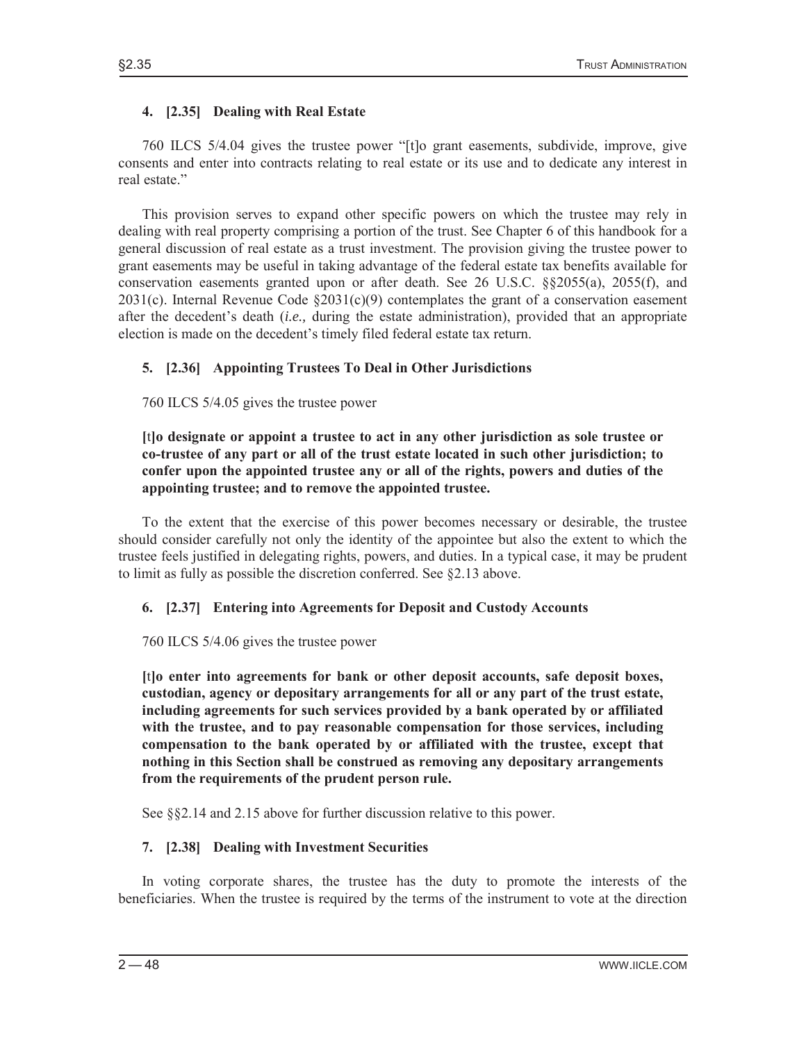#### 4. [2.35] Dealing with Real Estate

760 ILCS 5/4.04 gives the trustee power "[t]o grant easements, subdivide, improve, give consents and enter into contracts relating to real estate or its use and to dedicate any interest in real estate."

This provision serves to expand other specific powers on which the trustee may rely in dealing with real property comprising a portion of the trust. See Chapter 6 of this handbook for a general discussion of real estate as a trust investment. The provision giving the trustee power to grant easements may be useful in taking advantage of the federal estate tax benefits available for conservation easements granted upon or after death. See 26 U.S.C. §§2055(a), 2055(f), and 2031(c). Internal Revenue Code §2031(c)(9) contemplates the grant of a conservation easement after the decedent's death (*i.e.,* during the estate administration), provided that an appropriate election is made on the decedent's timely filed federal estate tax return.

#### 5. [2.36] Appointing Trustees To Deal in Other Jurisdictions

760 ILCS 5/4.05 gives the trustee power

**[**t**]o designate or appoint a trustee to act in any other jurisdiction as sole trustee or co-trustee of any part or all of the trust estate located in such other jurisdiction; to confer upon the appointed trustee any or all of the rights, powers and duties of the appointing trustee; and to remove the appointed trustee.**

To the extent that the exercise of this power becomes necessary or desirable, the trustee should consider carefully not only the identity of the appointee but also the extent to which the trustee feels justified in delegating rights, powers, and duties. In a typical case, it may be prudent to limit as fully as possible the discretion conferred. See §2.13 above.

#### 6. [2.37] Entering into Agreements for Deposit and Custody Accounts

760 ILCS 5/4.06 gives the trustee power

**[**t**]o enter into agreements for bank or other deposit accounts, safe deposit boxes, custodian, agency or depositary arrangements for all or any part of the trust estate, including agreements for such services provided by a bank operated by or affiliated with the trustee, and to pay reasonable compensation for those services, including compensation to the bank operated by or affiliated with the trustee, except that nothing in this Section shall be construed as removing any depositary arrangements from the requirements of the prudent person rule.**

See §§2.14 and 2.15 above for further discussion relative to this power.

#### 7. [2.38] Dealing with Investment Securities

In voting corporate shares, the trustee has the duty to promote the interests of the beneficiaries. When the trustee is required by the terms of the instrument to vote at the direction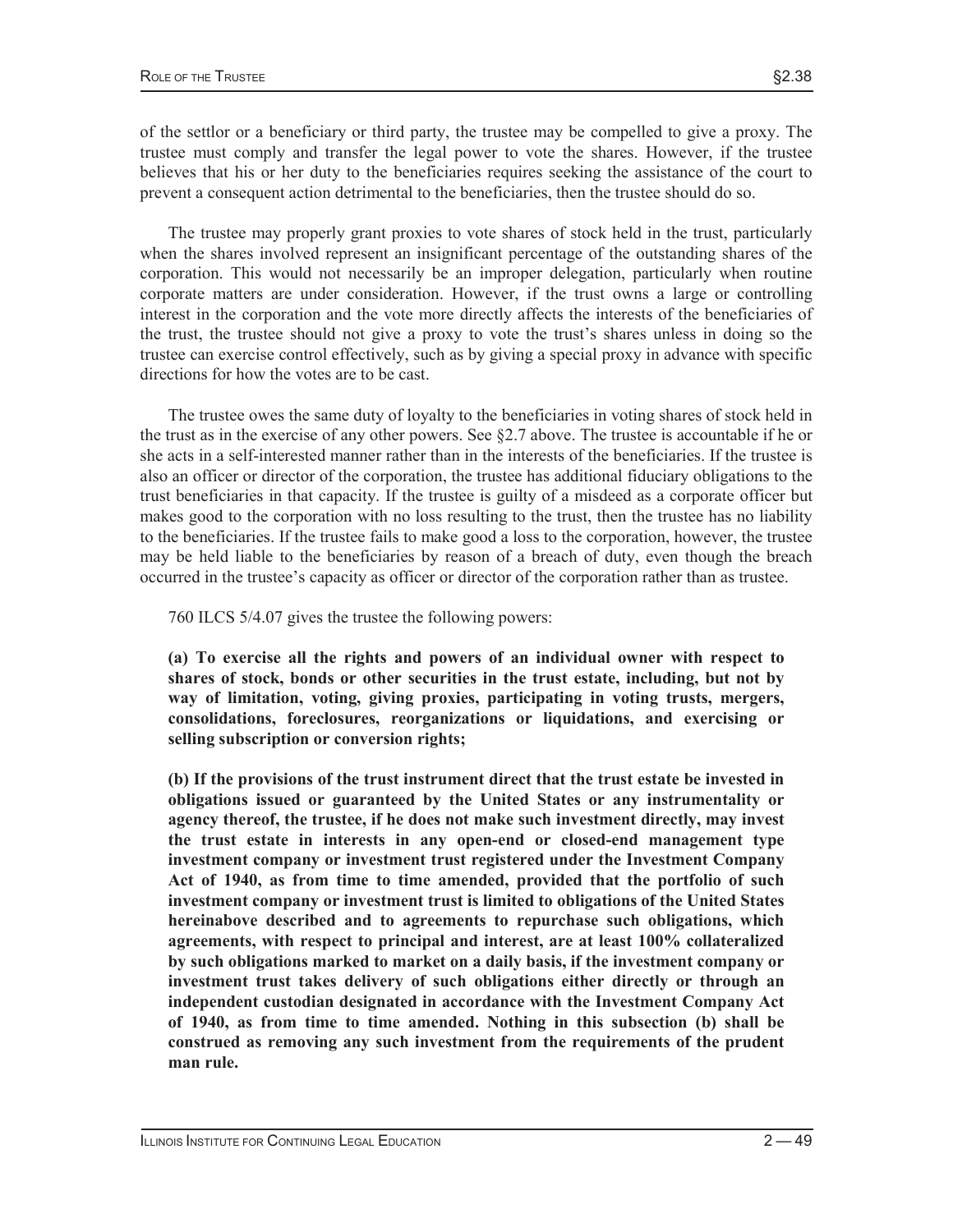of the settlor or a beneficiary or third party, the trustee may be compelled to give a proxy. The trustee must comply and transfer the legal power to vote the shares. However, if the trustee believes that his or her duty to the beneficiaries requires seeking the assistance of the court to prevent a consequent action detrimental to the beneficiaries, then the trustee should do so.

The trustee may properly grant proxies to vote shares of stock held in the trust, particularly when the shares involved represent an insignificant percentage of the outstanding shares of the corporation. This would not necessarily be an improper delegation, particularly when routine corporate matters are under consideration. However, if the trust owns a large or controlling interest in the corporation and the vote more directly affects the interests of the beneficiaries of the trust, the trustee should not give a proxy to vote the trust's shares unless in doing so the trustee can exercise control effectively, such as by giving a special proxy in advance with specific directions for how the votes are to be cast.

The trustee owes the same duty of loyalty to the beneficiaries in voting shares of stock held in the trust as in the exercise of any other powers. See §2.7 above. The trustee is accountable if he or she acts in a self-interested manner rather than in the interests of the beneficiaries. If the trustee is also an officer or director of the corporation, the trustee has additional fiduciary obligations to the trust beneficiaries in that capacity. If the trustee is guilty of a misdeed as a corporate officer but makes good to the corporation with no loss resulting to the trust, then the trustee has no liability to the beneficiaries. If the trustee fails to make good a loss to the corporation, however, the trustee may be held liable to the beneficiaries by reason of a breach of duty, even though the breach occurred in the trustee's capacity as officer or director of the corporation rather than as trustee.

760 ILCS 5/4.07 gives the trustee the following powers:

**(a) To exercise all the rights and powers of an individual owner with respect to shares of stock, bonds or other securities in the trust estate, including, but not by way of limitation, voting, giving proxies, participating in voting trusts, mergers, consolidations, foreclosures, reorganizations or liquidations, and exercising or selling subscription or conversion rights;**

**(b) If the provisions of the trust instrument direct that the trust estate be invested in obligations issued or guaranteed by the United States or any instrumentality or agency thereof, the trustee, if he does not make such investment directly, may invest the trust estate in interests in any open-end or closed-end management type investment company or investment trust registered under the Investment Company Act of 1940, as from time to time amended, provided that the portfolio of such investment company or investment trust is limited to obligations of the United States hereinabove described and to agreements to repurchase such obligations, which agreements, with respect to principal and interest, are at least 100% collateralized by such obligations marked to market on a daily basis, if the investment company or investment trust takes delivery of such obligations either directly or through an independent custodian designated in accordance with the Investment Company Act of 1940, as from time to time amended. Nothing in this subsection (b) shall be construed as removing any such investment from the requirements of the prudent man rule.**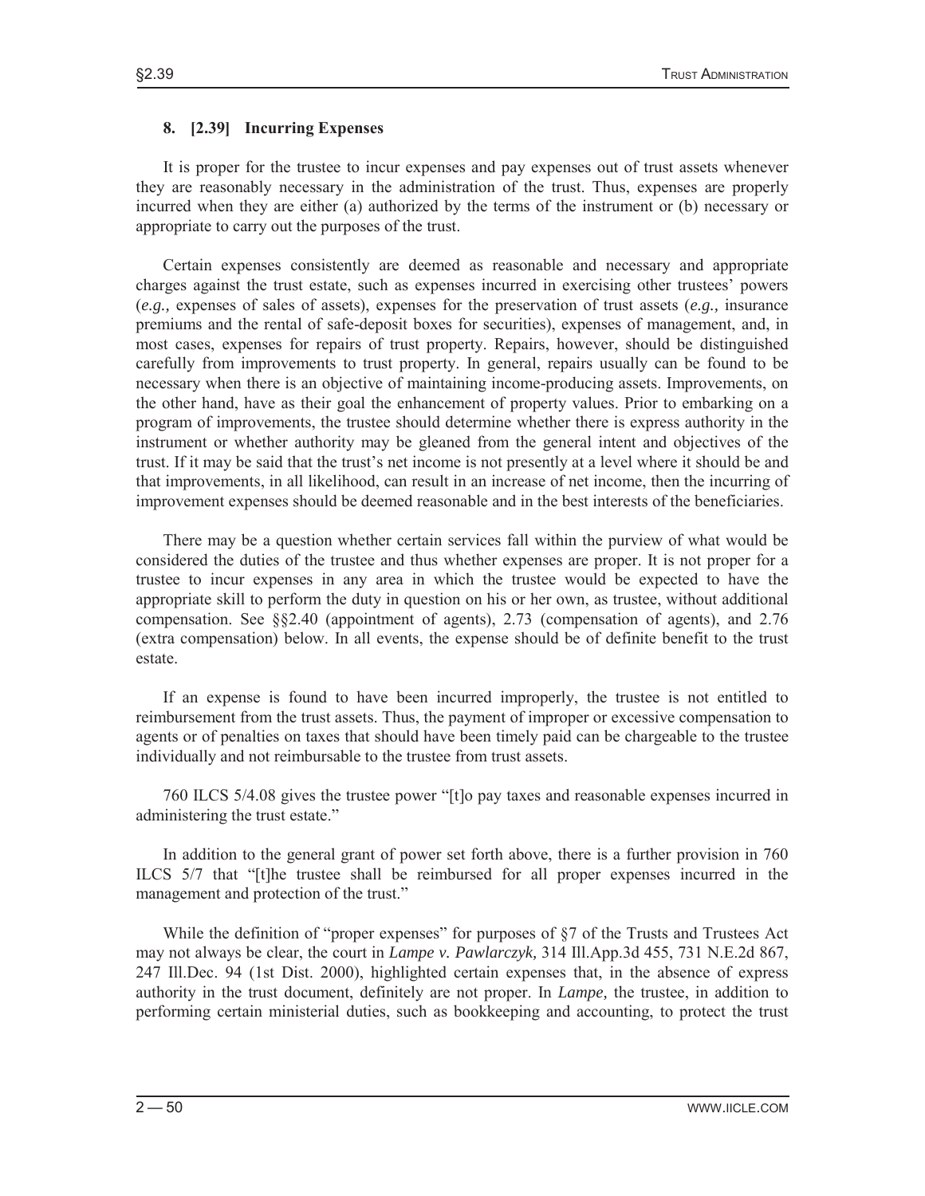### 8. [2.39] Incurring Expenses

It is proper for the trustee to incur expenses and pay expenses out of trust assets whenever they are reasonably necessary in the administration of the trust. Thus, expenses are properly incurred when they are either (a) authorized by the terms of the instrument or (b) necessary or appropriate to carry out the purposes of the trust.

Certain expenses consistently are deemed as reasonable and necessary and appropriate charges against the trust estate, such as expenses incurred in exercising other trustees' powers (*e.g.,* expenses of sales of assets), expenses for the preservation of trust assets (*e.g.,* insurance premiums and the rental of safe-deposit boxes for securities), expenses of management, and, in most cases, expenses for repairs of trust property. Repairs, however, should be distinguished carefully from improvements to trust property. In general, repairs usually can be found to be necessary when there is an objective of maintaining income-producing assets. Improvements, on the other hand, have as their goal the enhancement of property values. Prior to embarking on a program of improvements, the trustee should determine whether there is express authority in the instrument or whether authority may be gleaned from the general intent and objectives of the trust. If it may be said that the trust's net income is not presently at a level where it should be and that improvements, in all likelihood, can result in an increase of net income, then the incurring of improvement expenses should be deemed reasonable and in the best interests of the beneficiaries.

There may be a question whether certain services fall within the purview of what would be considered the duties of the trustee and thus whether expenses are proper. It is not proper for a trustee to incur expenses in any area in which the trustee would be expected to have the appropriate skill to perform the duty in question on his or her own, as trustee, without additional compensation. See §§2.40 (appointment of agents), 2.73 (compensation of agents), and 2.76 (extra compensation) below. In all events, the expense should be of definite benefit to the trust estate.

If an expense is found to have been incurred improperly, the trustee is not entitled to reimbursement from the trust assets. Thus, the payment of improper or excessive compensation to agents or of penalties on taxes that should have been timely paid can be chargeable to the trustee individually and not reimbursable to the trustee from trust assets.

760 ILCS 5/4.08 gives the trustee power "[t]o pay taxes and reasonable expenses incurred in administering the trust estate."

In addition to the general grant of power set forth above, there is a further provision in 760 ILCS 5/7 that "[t]he trustee shall be reimbursed for all proper expenses incurred in the management and protection of the trust."

While the definition of "proper expenses" for purposes of §7 of the Trusts and Trustees Act may not always be clear, the court in *Lampe v. Pawlarczyk,* 314 Ill.App.3d 455, 731 N.E.2d 867, 247 Ill.Dec. 94 (1st Dist. 2000), highlighted certain expenses that, in the absence of express authority in the trust document, definitely are not proper. In *Lampe,* the trustee, in addition to performing certain ministerial duties, such as bookkeeping and accounting, to protect the trust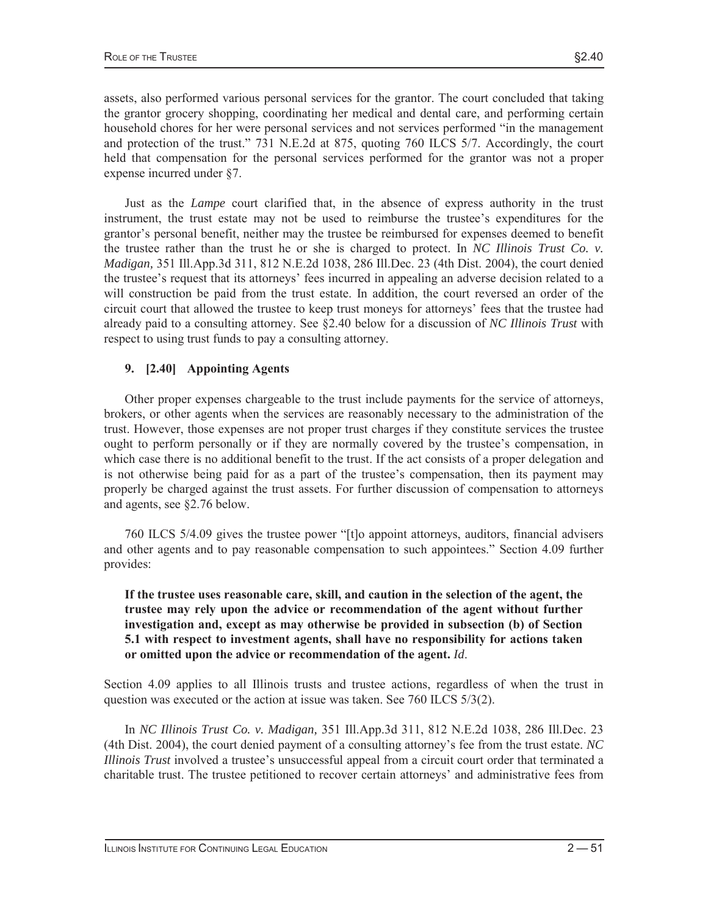assets, also performed various personal services for the grantor. The court concluded that taking the grantor grocery shopping, coordinating her medical and dental care, and performing certain household chores for her were personal services and not services performed "in the management and protection of the trust." 731 N.E.2d at 875, quoting 760 ILCS 5/7. Accordingly, the court held that compensation for the personal services performed for the grantor was not a proper expense incurred under §7.

Just as the *Lampe* court clarified that, in the absence of express authority in the trust instrument, the trust estate may not be used to reimburse the trustee's expenditures for the grantor's personal benefit, neither may the trustee be reimbursed for expenses deemed to benefit the trustee rather than the trust he or she is charged to protect. In *NC Illinois Trust Co. v. Madigan,* 351 Ill.App.3d 311, 812 N.E.2d 1038, 286 Ill.Dec. 23 (4th Dist. 2004), the court denied the trustee's request that its attorneys' fees incurred in appealing an adverse decision related to a will construction be paid from the trust estate. In addition, the court reversed an order of the circuit court that allowed the trustee to keep trust moneys for attorneys' fees that the trustee had already paid to a consulting attorney. See §2.40 below for a discussion of *NC Illinois Trust* with respect to using trust funds to pay a consulting attorney.

### 9. [2.40] Appointing Agents

Other proper expenses chargeable to the trust include payments for the service of attorneys, brokers, or other agents when the services are reasonably necessary to the administration of the trust. However, those expenses are not proper trust charges if they constitute services the trustee ought to perform personally or if they are normally covered by the trustee's compensation, in which case there is no additional benefit to the trust. If the act consists of a proper delegation and is not otherwise being paid for as a part of the trustee's compensation, then its payment may properly be charged against the trust assets. For further discussion of compensation to attorneys and agents, see §2.76 below.

760 ILCS 5/4.09 gives the trustee power "[t]o appoint attorneys, auditors, financial advisers and other agents and to pay reasonable compensation to such appointees." Section 4.09 further provides:

> **If the trustee uses reasonable care, skill, and caution in the selection of the agent, the trustee may rely upon the advice or recommendation of the agent without further investigation and, except as may otherwise be provided in subsection (b) of Section 5.1 with respect to investment agents, shall have no responsibility for actions taken or omitted upon the advice or recommendation of the agent.** *Id*.

Section 4.09 applies to all Illinois trusts and trustee actions, regardless of when the trust in question was executed or the action at issue was taken. See 760 ILCS 5/3(2).

In *NC Illinois Trust Co. v. Madigan,* 351 Ill.App.3d 311, 812 N.E.2d 1038, 286 Ill.Dec. 23 (4th Dist. 2004), the court denied payment of a consulting attorney's fee from the trust estate. *NC Illinois Trust* involved a trustee's unsuccessful appeal from a circuit court order that terminated a charitable trust. The trustee petitioned to recover certain attorneys' and administrative fees from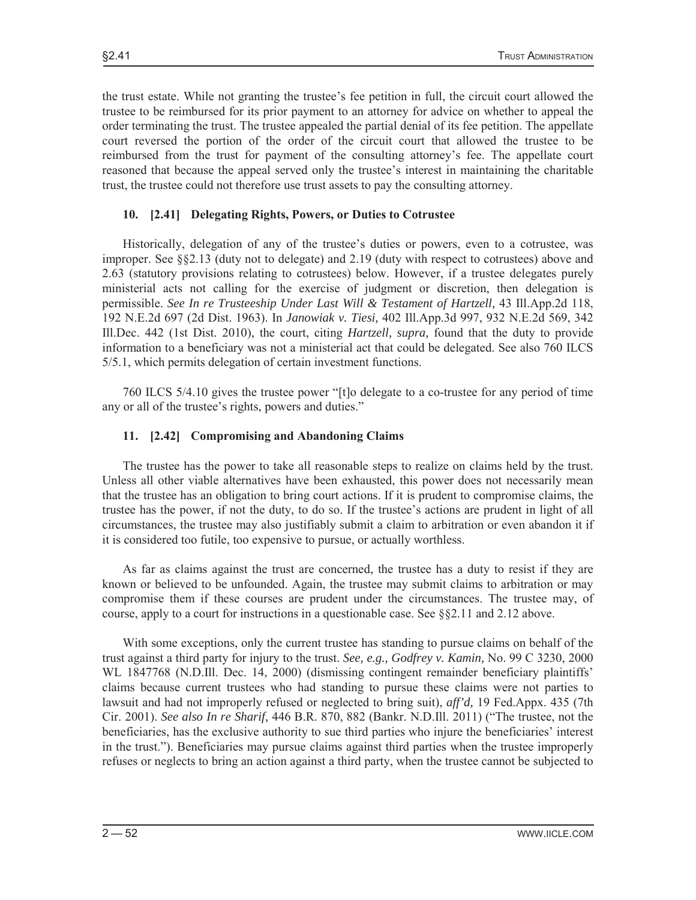the trust estate. While not granting the trustee's fee petition in full, the circuit court allowed the trustee to be reimbursed for its prior payment to an attorney for advice on whether to appeal the order terminating the trust. The trustee appealed the partial denial of its fee petition. The appellate court reversed the portion of the order of the circuit court that allowed the trustee to be reimbursed from the trust for payment of the consulting attorney's fee. The appellate court reasoned that because the appeal served only the trustee's interest in maintaining the charitable trust, the trustee could not therefore use trust assets to pay the consulting attorney.

### 10. [2.41] Delegating Rights, Powers, or Duties to Cotrustee

Historically, delegation of any of the trustee's duties or powers, even to a cotrustee, was improper. See §§2.13 (duty not to delegate) and 2.19 (duty with respect to cotrustees) above and 2.63 (statutory provisions relating to cotrustees) below. However, if a trustee delegates purely ministerial acts not calling for the exercise of judgment or discretion, then delegation is permissible. *See In re Trusteeship Under Last Will & Testament of Hartzell,* 43 Ill.App.2d 118, 192 N.E.2d 697 (2d Dist. 1963). In *Janowiak v. Tiesi,* 402 Ill.App.3d 997, 932 N.E.2d 569, 342 Ill.Dec. 442 (1st Dist. 2010), the court, citing *Hartzell, supra,* found that the duty to provide information to a beneficiary was not a ministerial act that could be delegated. See also 760 ILCS 5/5.1, which permits delegation of certain investment functions.

760 ILCS 5/4.10 gives the trustee power "[t]o delegate to a co-trustee for any period of time any or all of the trustee's rights, powers and duties."

### 11. [2.42] Compromising and Abandoning Claims

The trustee has the power to take all reasonable steps to realize on claims held by the trust. Unless all other viable alternatives have been exhausted, this power does not necessarily mean that the trustee has an obligation to bring court actions. If it is prudent to compromise claims, the trustee has the power, if not the duty, to do so. If the trustee's actions are prudent in light of all circumstances, the trustee may also justifiably submit a claim to arbitration or even abandon it if it is considered too futile, too expensive to pursue, or actually worthless.

As far as claims against the trust are concerned, the trustee has a duty to resist if they are known or believed to be unfounded. Again, the trustee may submit claims to arbitration or may compromise them if these courses are prudent under the circumstances. The trustee may, of course, apply to a court for instructions in a questionable case. See §§2.11 and 2.12 above.

With some exceptions, only the current trustee has standing to pursue claims on behalf of the trust against a third party for injury to the trust. *See, e.g., Godfrey v. Kamin,* No. 99 C 3230, 2000 WL 1847768 (N.D.Ill. Dec. 14, 2000) (dismissing contingent remainder beneficiary plaintiffs' claims because current trustees who had standing to pursue these claims were not parties to lawsuit and had not improperly refused or neglected to bring suit), *aff'd,* 19 Fed.Appx. 435 (7th Cir. 2001). *See also In re Sharif,* 446 B.R. 870, 882 (Bankr. N.D.Ill. 2011) ("The trustee, not the beneficiaries, has the exclusive authority to sue third parties who injure the beneficiaries' interest in the trust."). Beneficiaries may pursue claims against third parties when the trustee improperly refuses or neglects to bring an action against a third party, when the trustee cannot be subjected to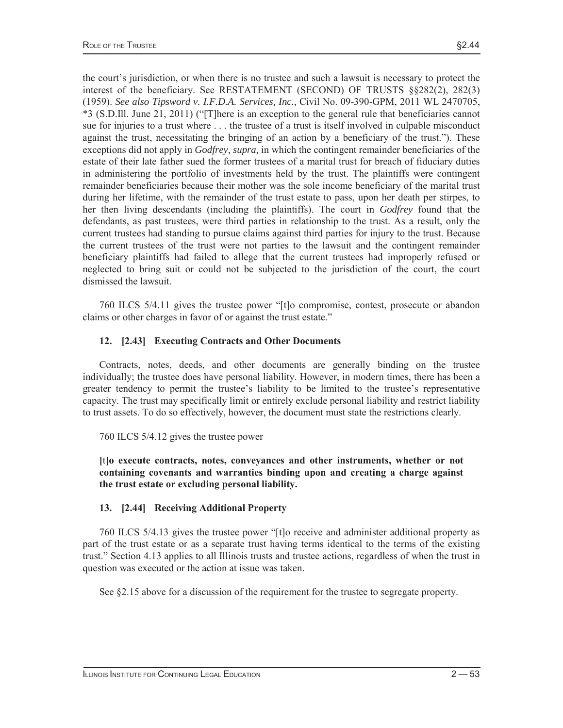the court's jurisdiction, or when there is no trustee and such a lawsuit is necessary to protect the interest of the beneficiary. See RESTATEMENT (SECOND) OF TRUSTS §§282(2), 282(3) (1959). *See also Tipsword v. I.F.D.A. Services, Inc.,* Civil No. 09-390-GPM, 2011 WL 2470705, *3 (S.D.Ill. June 21, 2011) ("[T]here is an exception to the general rule that beneficiaries cannot sue for injuries to a trust where . . . the trustee of a trust is itself involved in culpable misconduct against the trust, necessitating the bringing of an action by a beneficiary of the trust."). These exceptions did not apply in *Godfrey, supra,* in which the contingent remainder beneficiaries of the estate of their late father sued the former trustees of a marital trust for breach of fiduciary duties in administering the portfolio of investments held by the trust. The plaintiffs were contingent remainder beneficiaries because their mother was the sole income beneficiary of the marital trust during her lifetime, with the remainder of the trust estate to pass, upon her death per stirpes, to her then living descendants (including the plaintiffs). The court in *Godfrey* found that the defendants, as past trustees, were third parties in relationship to the trust. As a result, only the current trustees had standing to pursue claims against third parties for injury to the trust. Because the current trustees of the trust were not parties to the lawsuit and the contingent remainder beneficiary plaintiffs had failed to allege that the current trustees had improperly refused or neglected to bring suit or could not be subjected to the jurisdiction of the court, the court dismissed the lawsuit.

760 ILCS 5/4.11 gives the trustee power "[t]o compromise, contest, prosecute or abandon claims or other charges in favor of or against the trust estate."

### 12. [2.43] Executing Contracts and Other Documents

Contracts, notes, deeds, and other documents are generally binding on the trustee individually; the trustee does have personal liability. However, in modern times, there has been a greater tendency to permit the trustee's liability to be limited to the trustee's representative capacity. The trust may specifically limit or entirely exclude personal liability and restrict liability to trust assets. To do so effectively, however, the document must state the restrictions clearly.

760 ILCS 5/4.12 gives the trustee power

**[t]o execute contracts, notes, conveyances and other instruments, whether or not containing covenants and warranties binding upon and creating a charge against the trust estate or excluding personal liability.**

### 13. [2.44] Receiving Additional Property

760 ILCS 5/4.13 gives the trustee power "[t]o receive and administer additional property as part of the trust estate or as a separate trust having terms identical to the terms of the existing trust." Section 4.13 applies to all Illinois trusts and trustee actions, regardless of when the trust in question was executed or the action at issue was taken.

See §2.15 above for a discussion of the requirement for the trustee to segregate property.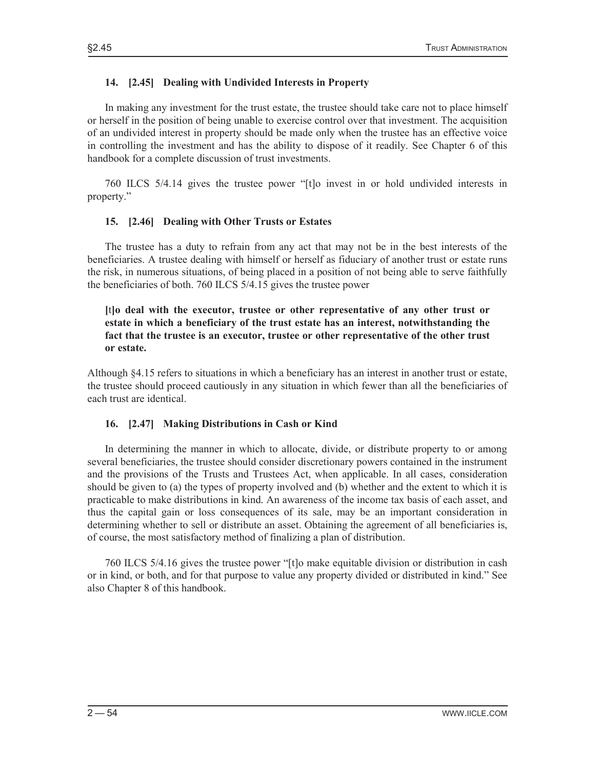### 14. [2.45] Dealing with Undivided Interests in Property

In making any investment for the trust estate, the trustee should take care not to place himself or herself in the position of being unable to exercise control over that investment. The acquisition of an undivided interest in property should be made only when the trustee has an effective voice in controlling the investment and has the ability to dispose of it readily. See Chapter 6 of this handbook for a complete discussion of trust investments.

760 ILCS 5/4.14 gives the trustee power "[t]o invest in or hold undivided interests in property."

### 15. [2.46] Dealing with Other Trusts or Estates

The trustee has a duty to refrain from any act that may not be in the best interests of the beneficiaries. A trustee dealing with himself or herself as fiduciary of another trust or estate runs the risk, in numerous situations, of being placed in a position of not being able to serve faithfully the beneficiaries of both. 760 ILCS 5/4.15 gives the trustee power

> **[**t**]o deal with the executor, trustee or other representative of any other trust or estate in which a beneficiary of the trust estate has an interest, notwithstanding the fact that the trustee is an executor, trustee or other representative of the other trust or estate.**

Although §4.15 refers to situations in which a beneficiary has an interest in another trust or estate, the trustee should proceed cautiously in any situation in which fewer than all the beneficiaries of each trust are identical.

### 16. [2.47] Making Distributions in Cash or Kind

In determining the manner in which to allocate, divide, or distribute property to or among several beneficiaries, the trustee should consider discretionary powers contained in the instrument and the provisions of the Trusts and Trustees Act, when applicable. In all cases, consideration should be given to (a) the types of property involved and (b) whether and the extent to which it is practicable to make distributions in kind. An awareness of the income tax basis of each asset, and thus the capital gain or loss consequences of its sale, may be an important consideration in determining whether to sell or distribute an asset. Obtaining the agreement of all beneficiaries is, of course, the most satisfactory method of finalizing a plan of distribution.

760 ILCS 5/4.16 gives the trustee power "[t]o make equitable division or distribution in cash or in kind, or both, and for that purpose to value any property divided or distributed in kind." See also Chapter 8 of this handbook.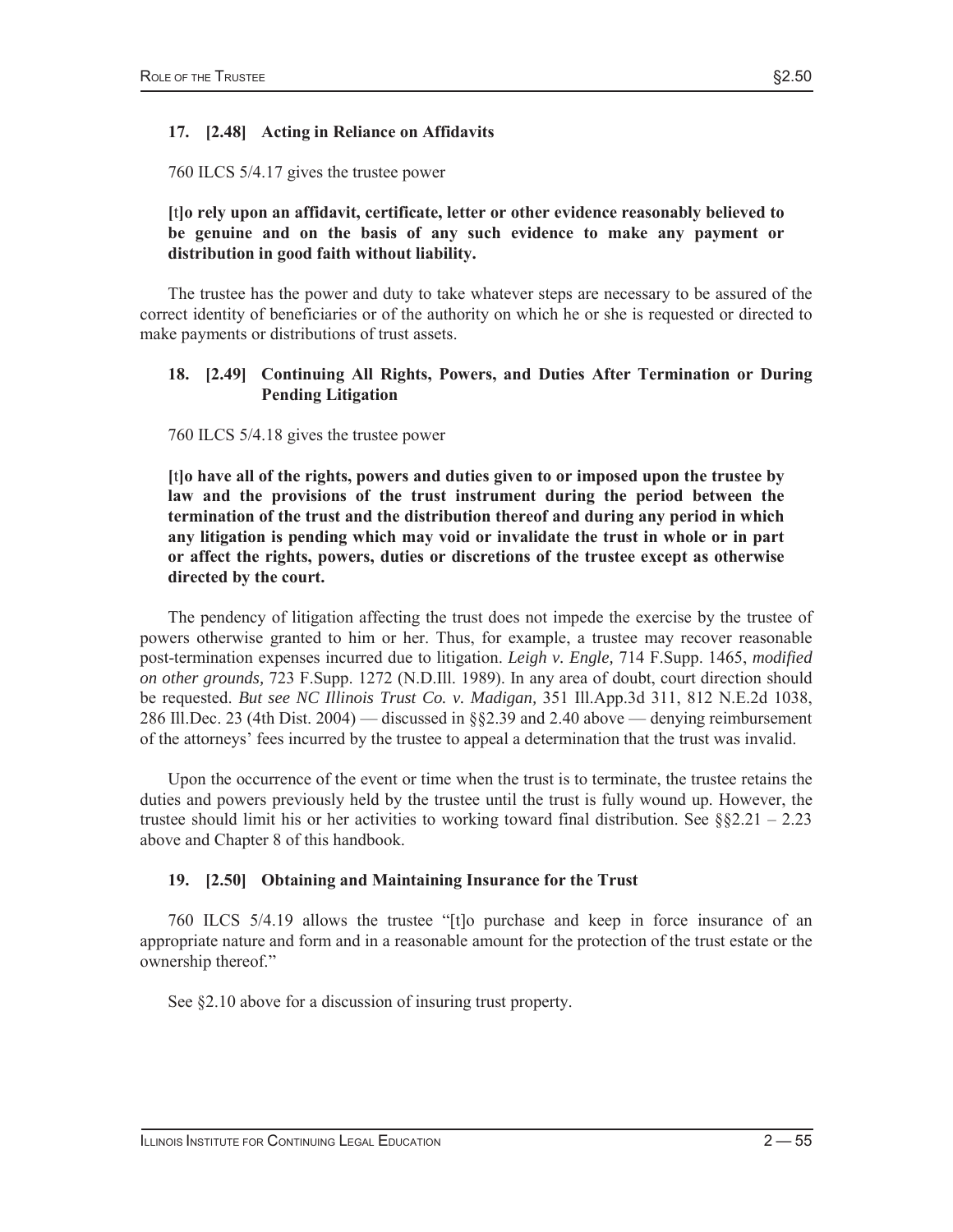### 17. [2.48] Acting in Reliance on Affidavits

760 ILCS 5/4.17 gives the trustee power

> **[t]o rely upon an affidavit, certificate, letter or other evidence reasonably believed to be genuine and on the basis of any such evidence to make any payment or distribution in good faith without liability.**

The trustee has the power and duty to take whatever steps are necessary to be assured of the correct identity of beneficiaries or of the authority on which he or she is requested or directed to make payments or distributions of trust assets.

### 18. [2.49] Continuing All Rights, Powers, and Duties After Termination or During Pending Litigation

760 ILCS 5/4.18 gives the trustee power

> **[t]o have all of the rights, powers and duties given to or imposed upon the trustee by law and the provisions of the trust instrument during the period between the termination of the trust and the distribution thereof and during any period in which any litigation is pending which may void or invalidate the trust in whole or in part or affect the rights, powers, duties or discretions of the trustee except as otherwise directed by the court.**

The pendency of litigation affecting the trust does not impede the exercise by the trustee of powers otherwise granted to him or her. Thus, for example, a trustee may recover reasonable post-termination expenses incurred due to litigation. *Leigh v. Engle,* 714 F.Supp. 1465, *modified on other grounds,* 723 F.Supp. 1272 (N.D.Ill. 1989). In any area of doubt, court direction should be requested. *But see NC Illinois Trust Co. v. Madigan,* 351 Ill.App.3d 311, 812 N.E.2d 1038, 286 Ill.Dec. 23 (4th Dist. 2004) — discussed in §§2.39 and 2.40 above — denying reimbursement of the attorneys' fees incurred by the trustee to appeal a determination that the trust was invalid.

Upon the occurrence of the event or time when the trust is to terminate, the trustee retains the duties and powers previously held by the trustee until the trust is fully wound up. However, the trustee should limit his or her activities to working toward final distribution. See §§2.21 – 2.23 above and Chapter 8 of this handbook.

### 19. [2.50] Obtaining and Maintaining Insurance for the Trust

760 ILCS 5/4.19 allows the trustee "[t]o purchase and keep in force insurance of an appropriate nature and form and in a reasonable amount for the protection of the trust estate or the ownership thereof."

See §2.10 above for a discussion of insuring trust property.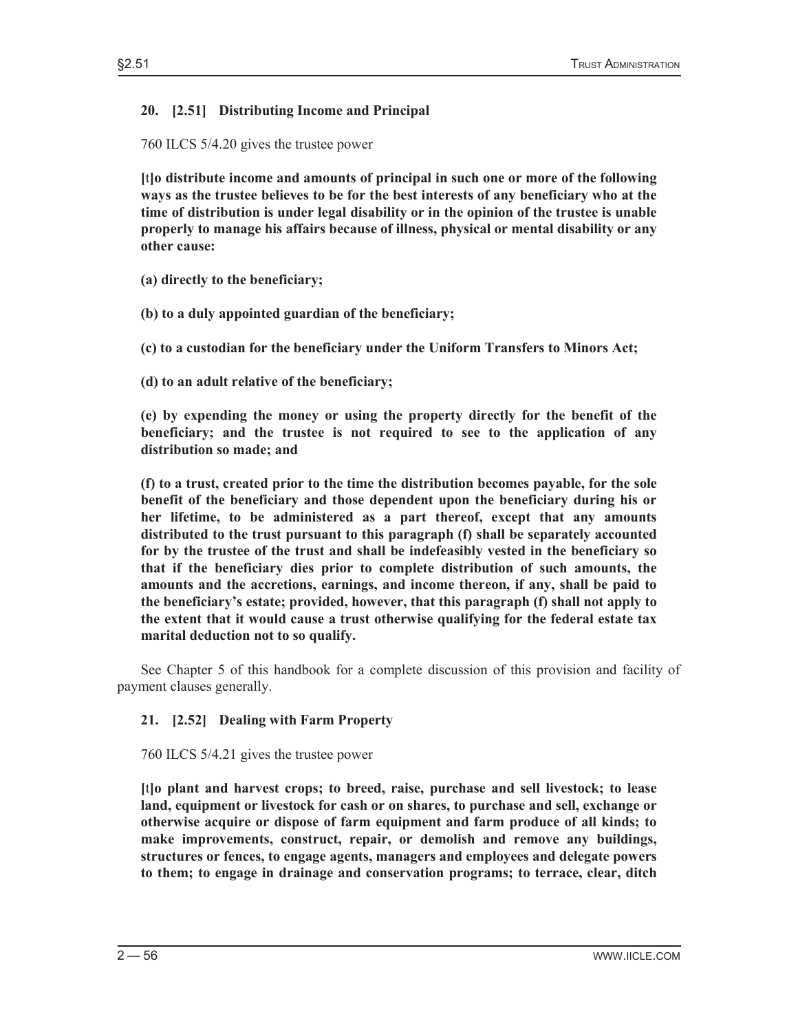### 20. [2.51] Distributing Income and Principal

760 ILCS 5/4.20 gives the trustee power

**[t]o distribute income and amounts of principal in such one or more of the following ways as the trustee believes to be for the best interests of any beneficiary who at the time of distribution is under legal disability or in the opinion of the trustee is unable properly to manage his affairs because of illness, physical or mental disability or any other cause:**

**(a) directly to the beneficiary;**

**(b) to a duly appointed guardian of the beneficiary;**

**(c) to a custodian for the beneficiary under the Uniform Transfers to Minors Act;**

**(d) to an adult relative of the beneficiary;**

**(e) by expending the money or using the property directly for the benefit of the beneficiary; and the trustee is not required to see to the application of any distribution so made; and**

**(f) to a trust, created prior to the time the distribution becomes payable, for the sole benefit of the beneficiary and those dependent upon the beneficiary during his or her lifetime, to be administered as a part thereof, except that any amounts distributed to the trust pursuant to this paragraph (f) shall be separately accounted for by the trustee of the trust and shall be indefeasibly vested in the beneficiary so that if the beneficiary dies prior to complete distribution of such amounts, the amounts and the accretions, earnings, and income thereon, if any, shall be paid to the beneficiary's estate; provided, however, that this paragraph (f) shall not apply to the extent that it would cause a trust otherwise qualifying for the federal estate tax marital deduction not to so qualify.**

See Chapter 5 of this handbook for a complete discussion of this provision and facility of payment clauses generally.

### 21. [2.52] Dealing with Farm Property

760 ILCS 5/4.21 gives the trustee power

**[t]o plant and harvest crops; to breed, raise, purchase and sell livestock; to lease land, equipment or livestock for cash or on shares, to purchase and sell, exchange or otherwise acquire or dispose of farm equipment and farm produce of all kinds; to make improvements, construct, repair, or demolish and remove any buildings, structures or fences, to engage agents, managers and employees and delegate powers to them; to engage in drainage and conservation programs; to terrace, clear, ditch**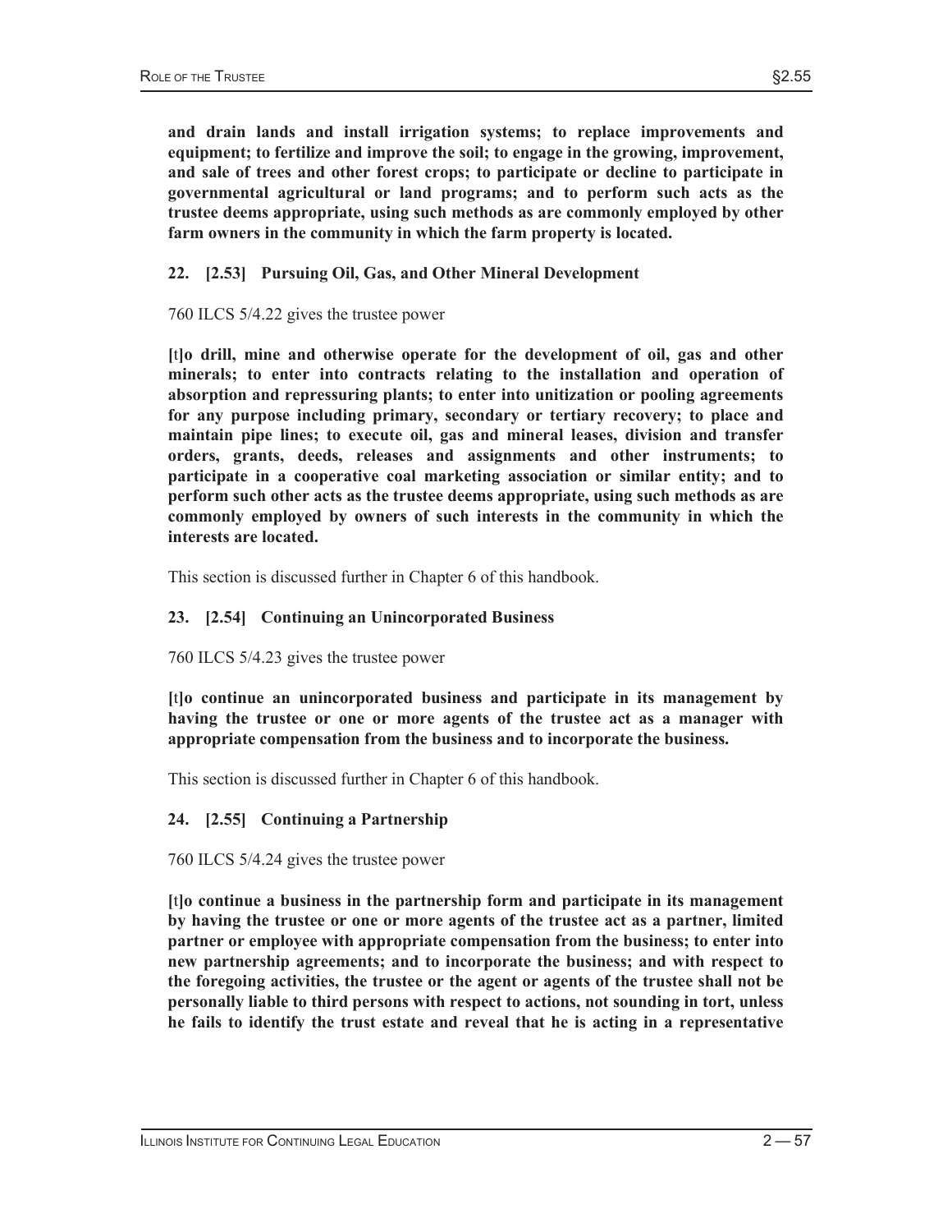**and drain lands and install irrigation systems; to replace improvements and equipment; to fertilize and improve the soil; to engage in the growing, improvement, and sale of trees and other forest crops; to participate or decline to participate in governmental agricultural or land programs; and to perform such acts as the trustee deems appropriate, using such methods as are commonly employed by other farm owners in the community in which the farm property is located.**

### 22. [2.53] Pursuing Oil, Gas, and Other Mineral Development

760 ILCS 5/4.22 gives the trustee power

**[t]o drill, mine and otherwise operate for the development of oil, gas and other minerals; to enter into contracts relating to the installation and operation of absorption and repressuring plants; to enter into unitization or pooling agreements for any purpose including primary, secondary or tertiary recovery; to place and maintain pipe lines; to execute oil, gas and mineral leases, division and transfer orders, grants, deeds, releases and assignments and other instruments; to participate in a cooperative coal marketing association or similar entity; and to perform such other acts as the trustee deems appropriate, using such methods as are commonly employed by owners of such interests in the community in which the interests are located.**

This section is discussed further in Chapter 6 of this handbook.

### 23. [2.54] Continuing an Unincorporated Business

760 ILCS 5/4.23 gives the trustee power

**[t]o continue an unincorporated business and participate in its management by having the trustee or one or more agents of the trustee act as a manager with appropriate compensation from the business and to incorporate the business.**

This section is discussed further in Chapter 6 of this handbook.

### 24. [2.55] Continuing a Partnership

760 ILCS 5/4.24 gives the trustee power

**[t]o continue a business in the partnership form and participate in its management by having the trustee or one or more agents of the trustee act as a partner, limited partner or employee with appropriate compensation from the business; to enter into new partnership agreements; and to incorporate the business; and with respect to the foregoing activities, the trustee or the agent or agents of the trustee shall not be personally liable to third persons with respect to actions, not sounding in tort, unless he fails to identify the trust estate and reveal that he is acting in a representative**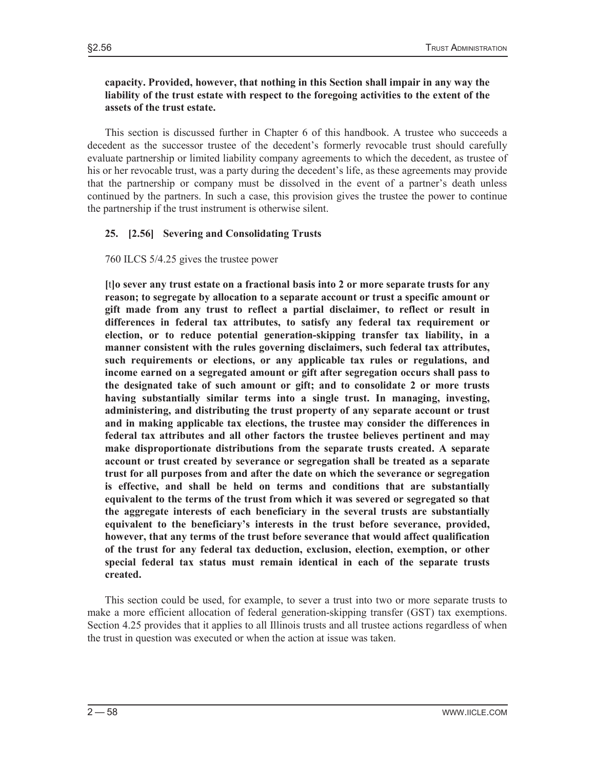**capacity. Provided, however, that nothing in this Section shall impair in any way the liability of the trust estate with respect to the foregoing activities to the extent of the assets of the trust estate.**

This section is discussed further in Chapter 6 of this handbook. A trustee who succeeds a decedent as the successor trustee of the decedent's formerly revocable trust should carefully evaluate partnership or limited liability company agreements to which the decedent, as trustee of his or her revocable trust, was a party during the decedent's life, as these agreements may provide that the partnership or company must be dissolved in the event of a partner's death unless continued by the partners. In such a case, this provision gives the trustee the power to continue the partnership if the trust instrument is otherwise silent.

### 25. [2.56] Severing and Consolidating Trusts

760 ILCS 5/4.25 gives the trustee power

**[**t**]o sever any trust estate on a fractional basis into 2 or more separate trusts for any reason; to segregate by allocation to a separate account or trust a specific amount or gift made from any trust to reflect a partial disclaimer, to reflect or result in differences in federal tax attributes, to satisfy any federal tax requirement or election, or to reduce potential generation-skipping transfer tax liability, in a manner consistent with the rules governing disclaimers, such federal tax attributes, such requirements or elections, or any applicable tax rules or regulations, and income earned on a segregated amount or gift after segregation occurs shall pass to the designated take of such amount or gift; and to consolidate 2 or more trusts having substantially similar terms into a single trust. In managing, investing, administering, and distributing the trust property of any separate account or trust and in making applicable tax elections, the trustee may consider the differences in federal tax attributes and all other factors the trustee believes pertinent and may make disproportionate distributions from the separate trusts created. A separate account or trust created by severance or segregation shall be treated as a separate trust for all purposes from and after the date on which the severance or segregation is effective, and shall be held on terms and conditions that are substantially equivalent to the terms of the trust from which it was severed or segregated so that the aggregate interests of each beneficiary in the several trusts are substantially equivalent to the beneficiary's interests in the trust before severance, provided, however, that any terms of the trust before severance that would affect qualification of the trust for any federal tax deduction, exclusion, election, exemption, or other special federal tax status must remain identical in each of the separate trusts created.**

This section could be used, for example, to sever a trust into two or more separate trusts to make a more efficient allocation of federal generation-skipping transfer (GST) tax exemptions. Section 4.25 provides that it applies to all Illinois trusts and all trustee actions regardless of when the trust in question was executed or when the action at issue was taken.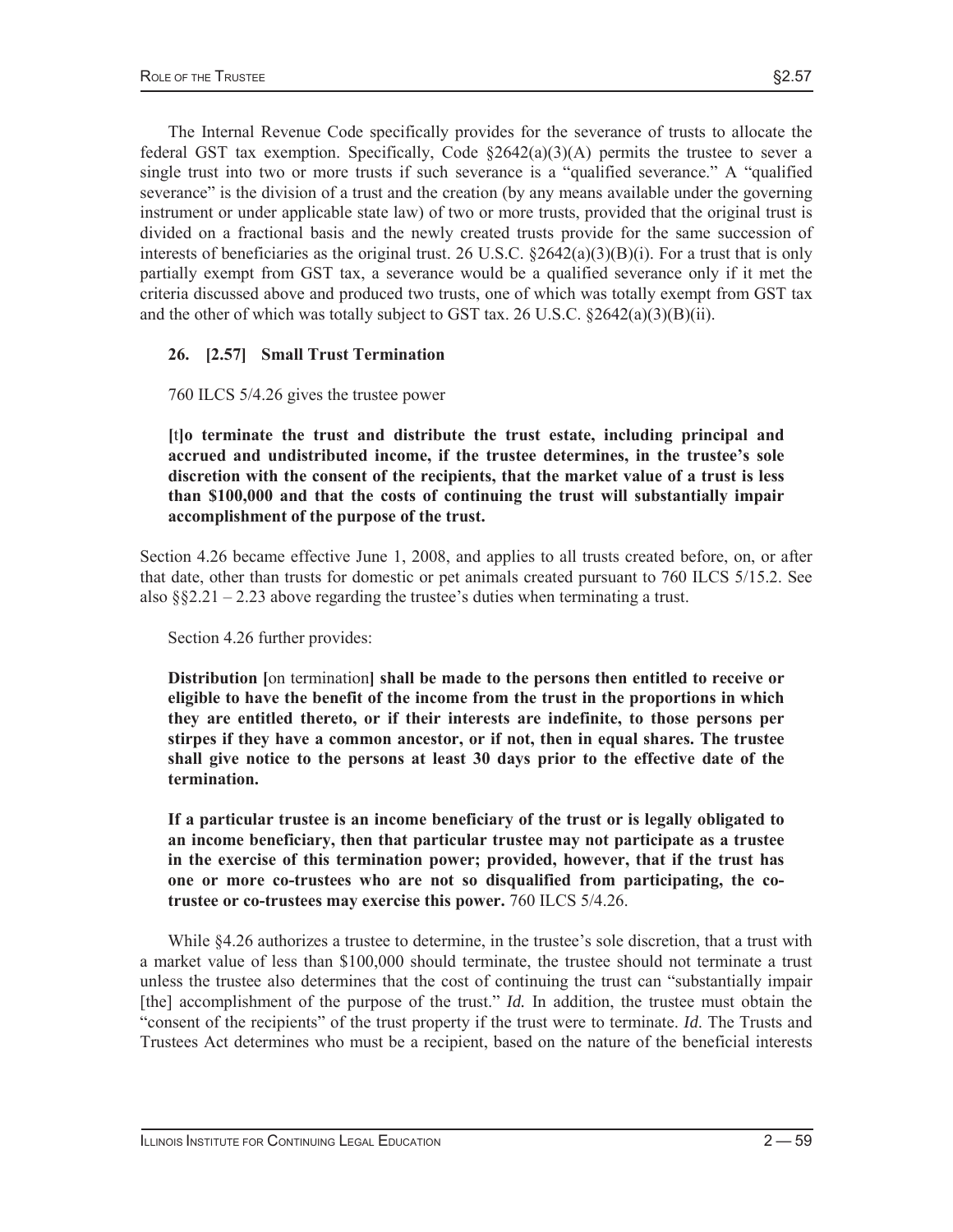The Internal Revenue Code specifically provides for the severance of trusts to allocate the federal GST tax exemption. Specifically, Code §2642(a)(3)(A) permits the trustee to sever a single trust into two or more trusts if such severance is a "qualified severance." A "qualified severance" is the division of a trust and the creation (by any means available under the governing instrument or under applicable state law) of two or more trusts, provided that the original trust is divided on a fractional basis and the newly created trusts provide for the same succession of interests of beneficiaries as the original trust. 26 U.S.C. §2642(a)(3)(B)(i). For a trust that is only partially exempt from GST tax, a severance would be a qualified severance only if it met the criteria discussed above and produced two trusts, one of which was totally exempt from GST tax and the other of which was totally subject to GST tax. 26 U.S.C. §2642(a)(3)(B)(ii).

### 26. [2.57] Small Trust Termination

760 ILCS 5/4.26 gives the trustee power

> **[**t**]o terminate the trust and distribute the trust estate, including principal and accrued and undistributed income, if the trustee determines, in the trustee's sole discretion with the consent of the recipients, that the market value of a trust is less than $100,000 and that the costs of continuing the trust will substantially impair accomplishment of the purpose of the trust.**

Section 4.26 became effective June 1, 2008, and applies to all trusts created before, on, or after that date, other than trusts for domestic or pet animals created pursuant to 760 ILCS 5/15.2. See also §§2.21 – 2.23 above regarding the trustee's duties when terminating a trust.

Section 4.26 further provides:

> **Distribution [**on termination**] shall be made to the persons then entitled to receive or eligible to have the benefit of the income from the trust in the proportions in which they are entitled thereto, or if their interests are indefinite, to those persons per stirpes if they have a common ancestor, or if not, then in equal shares. The trustee shall give notice to the persons at least 30 days prior to the effective date of the termination.**
>
> **If a particular trustee is an income beneficiary of the trust or is legally obligated to an income beneficiary, then that particular trustee may not participate as a trustee in the exercise of this termination power; provided, however, that if the trust has one or more co-trustees who are not so disqualified from participating, the co-trustee or co-trustees may exercise this power.** 760 ILCS 5/4.26.

While §4.26 authorizes a trustee to determine, in the trustee's sole discretion, that a trust with a market value of less than $100,000 should terminate, the trustee should not terminate a trust unless the trustee also determines that the cost of continuing the trust can "substantially impair [the] accomplishment of the purpose of the trust." *Id.* In addition, the trustee must obtain the "consent of the recipients" of the trust property if the trust were to terminate. *Id.* The Trusts and Trustees Act determines who must be a recipient, based on the nature of the beneficial interests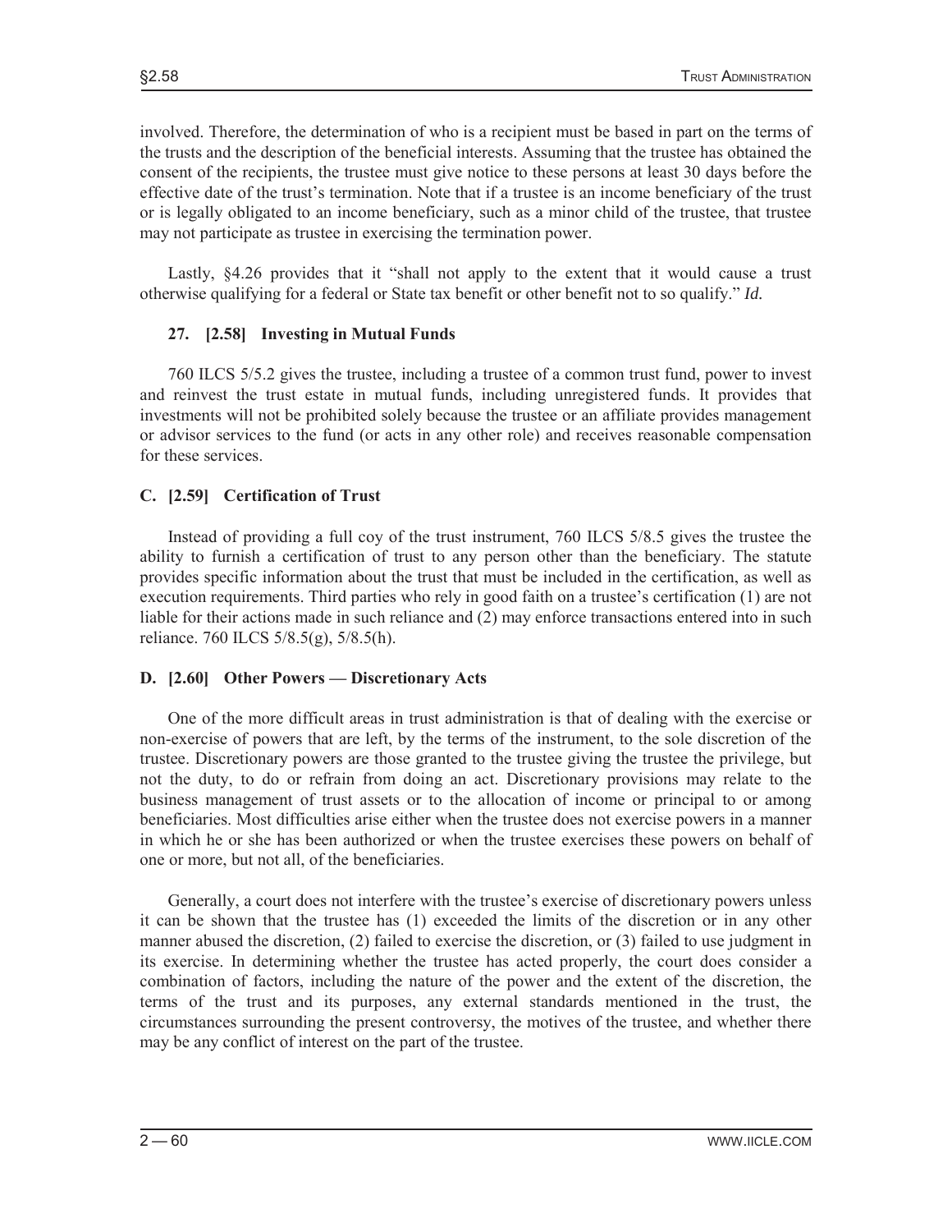involved. Therefore, the determination of who is a recipient must be based in part on the terms of the trusts and the description of the beneficial interests. Assuming that the trustee has obtained the consent of the recipients, the trustee must give notice to these persons at least 30 days before the effective date of the trust's termination. Note that if a trustee is an income beneficiary of the trust or is legally obligated to an income beneficiary, such as a minor child of the trustee, that trustee may not participate as trustee in exercising the termination power.

Lastly, §4.26 provides that it "shall not apply to the extent that it would cause a trust otherwise qualifying for a federal or State tax benefit or other benefit not to so qualify." *Id.*

### 27. [2.58] Investing in Mutual Funds

760 ILCS 5/5.2 gives the trustee, including a trustee of a common trust fund, power to invest and reinvest the trust estate in mutual funds, including unregistered funds. It provides that investments will not be prohibited solely because the trustee or an affiliate provides management or advisor services to the fund (or acts in any other role) and receives reasonable compensation for these services.

## C. [2.59] Certification of Trust

Instead of providing a full coy of the trust instrument, 760 ILCS 5/8.5 gives the trustee the ability to furnish a certification of trust to any person other than the beneficiary. The statute provides specific information about the trust that must be included in the certification, as well as execution requirements. Third parties who rely in good faith on a trustee's certification (1) are not liable for their actions made in such reliance and (2) may enforce transactions entered into in such reliance. 760 ILCS 5/8.5(g), 5/8.5(h).

## D. [2.60] Other Powers — Discretionary Acts

One of the more difficult areas in trust administration is that of dealing with the exercise or non-exercise of powers that are left, by the terms of the instrument, to the sole discretion of the trustee. Discretionary powers are those granted to the trustee giving the trustee the privilege, but not the duty, to do or refrain from doing an act. Discretionary provisions may relate to the business management of trust assets or to the allocation of income or principal to or among beneficiaries. Most difficulties arise either when the trustee does not exercise powers in a manner in which he or she has been authorized or when the trustee exercises these powers on behalf of one or more, but not all, of the beneficiaries.

Generally, a court does not interfere with the trustee's exercise of discretionary powers unless it can be shown that the trustee has (1) exceeded the limits of the discretion or in any other manner abused the discretion, (2) failed to exercise the discretion, or (3) failed to use judgment in its exercise. In determining whether the trustee has acted properly, the court does consider a combination of factors, including the nature of the power and the extent of the discretion, the terms of the trust and its purposes, any external standards mentioned in the trust, the circumstances surrounding the present controversy, the motives of the trustee, and whether there may be any conflict of interest on the part of the trustee.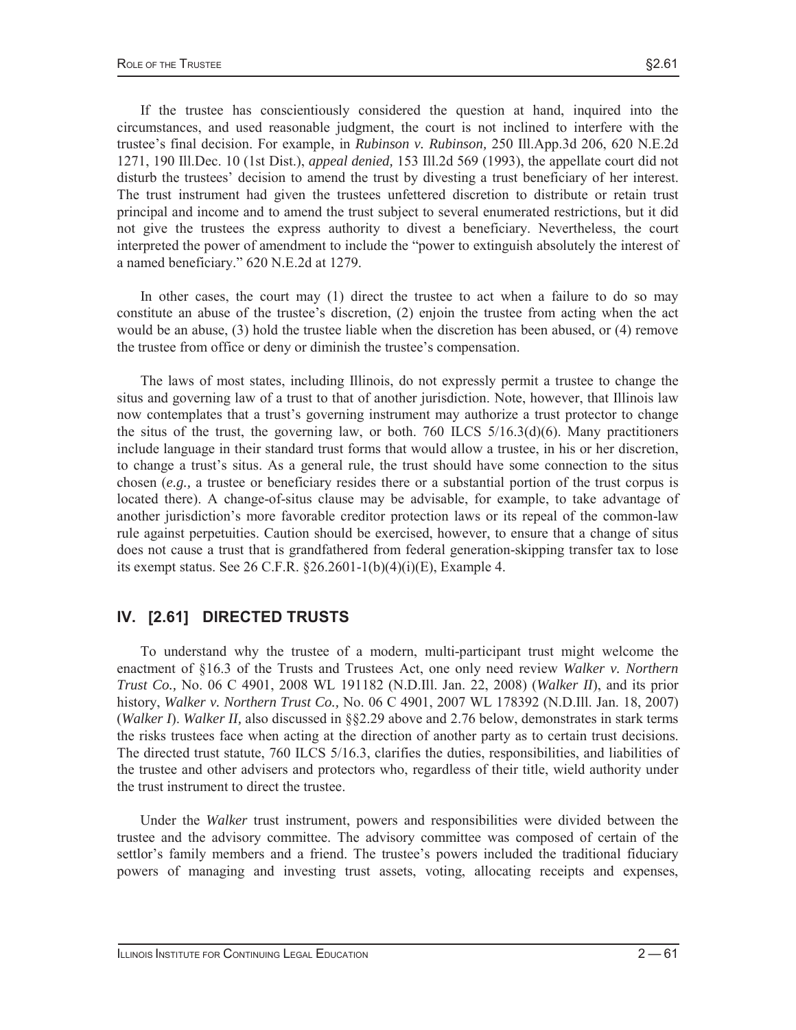If the trustee has conscientiously considered the question at hand, inquired into the circumstances, and used reasonable judgment, the court is not inclined to interfere with the trustee's final decision. For example, in ***Rubinson v. Rubinson,*** 250 Ill.App.3d 206, 620 N.E.2d 1271, 190 Ill.Dec. 10 (1st Dist.), *appeal denied,* 153 Ill.2d 569 (1993), the appellate court did not disturb the trustees' decision to amend the trust by divesting a trust beneficiary of her interest. The trust instrument had given the trustees unfettered discretion to distribute or retain trust principal and income and to amend the trust subject to several enumerated restrictions, but it did not give the trustees the express authority to divest a beneficiary. Nevertheless, the court interpreted the power of amendment to include the "power to extinguish absolutely the interest of a named beneficiary." 620 N.E.2d at 1279.

In other cases, the court may (1) direct the trustee to act when a failure to do so may constitute an abuse of the trustee's discretion, (2) enjoin the trustee from acting when the act would be an abuse, (3) hold the trustee liable when the discretion has been abused, or (4) remove the trustee from office or deny or diminish the trustee's compensation.

The laws of most states, including Illinois, do not expressly permit a trustee to change the situs and governing law of a trust to that of another jurisdiction. Note, however, that Illinois law now contemplates that a trust's governing instrument may authorize a trust protector to change the situs of the trust, the governing law, or both. 760 ILCS 5/16.3(d)(6). Many practitioners include language in their standard trust forms that would allow a trustee, in his or her discretion, to change a trust's situs. As a general rule, the trust should have some connection to the situs chosen (*e.g.,* a trustee or beneficiary resides there or a substantial portion of the trust corpus is located there). A change-of-situs clause may be advisable, for example, to take advantage of another jurisdiction's more favorable creditor protection laws or its repeal of the common-law rule against perpetuities. Caution should be exercised, however, to ensure that a change of situs does not cause a trust that is grandfathered from federal generation-skipping transfer tax to lose its exempt status. See 26 C.F.R. §26.2601-1(b)(4)(i)(E), Example 4.

## IV. [2.61] DIRECTED TRUSTS

To understand why the trustee of a modern, multi-participant trust might welcome the enactment of §16.3 of the Trusts and Trustees Act, one only need review *Walker v. Northern Trust Co.,* No. 06 C 4901, 2008 WL 191182 (N.D.Ill. Jan. 22, 2008) (*Walker II*), and its prior history, *Walker v. Northern Trust Co.,* No. 06 C 4901, 2007 WL 178392 (N.D.Ill. Jan. 18, 2007) (*Walker I*). *Walker II,* also discussed in §§2.29 above and 2.76 below, demonstrates in stark terms the risks trustees face when acting at the direction of another party as to certain trust decisions. The directed trust statute, 760 ILCS 5/16.3, clarifies the duties, responsibilities, and liabilities of the trustee and other advisers and protectors who, regardless of their title, wield authority under the trust instrument to direct the trustee.

Under the *Walker* trust instrument, powers and responsibilities were divided between the trustee and the advisory committee. The advisory committee was composed of certain of the settlor's family members and a friend. The trustee's powers included the traditional fiduciary powers of managing and investing trust assets, voting, allocating receipts and expenses,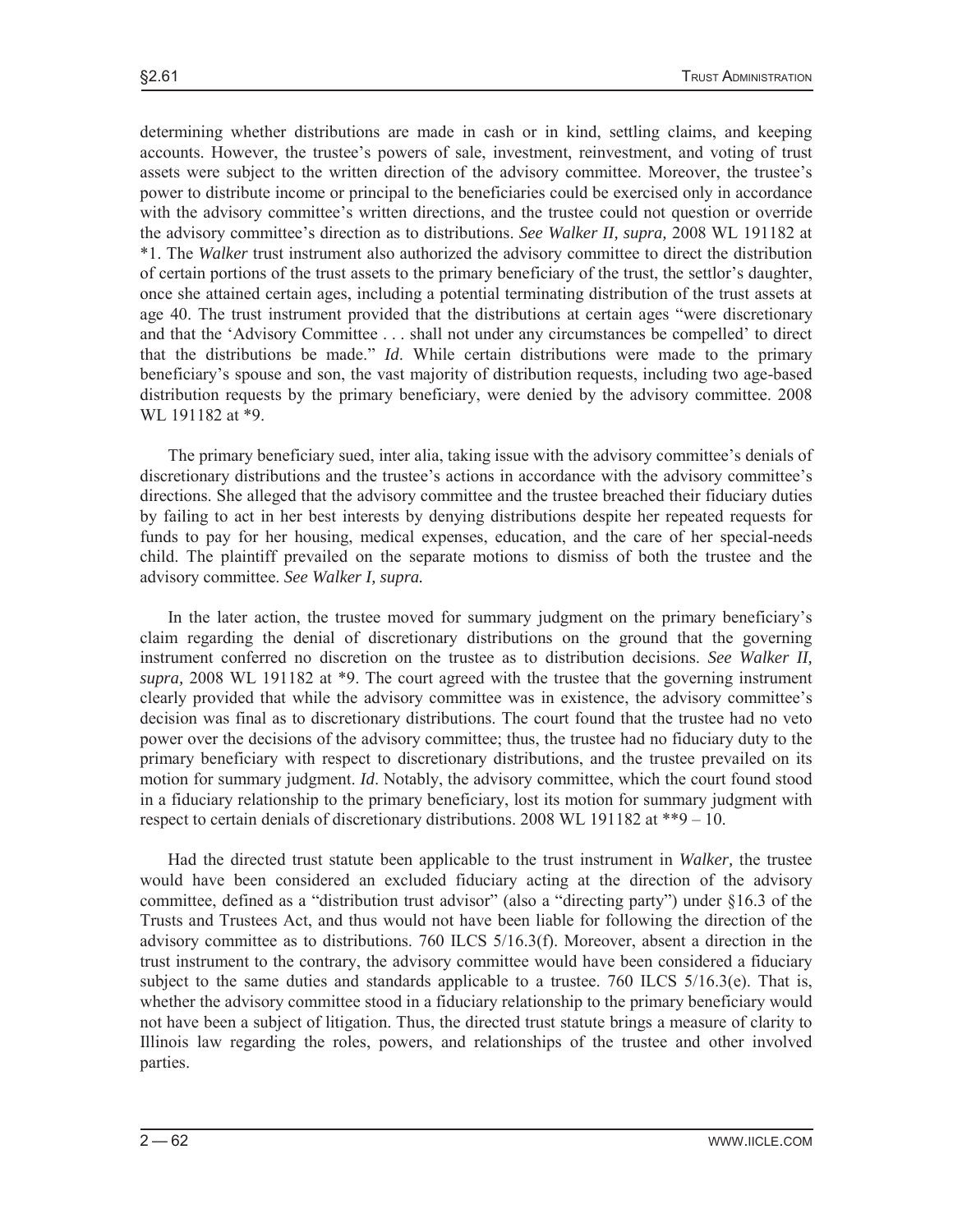determining whether distributions are made in cash or in kind, settling claims, and keeping accounts. However, the trustee's powers of sale, investment, reinvestment, and voting of trust assets were subject to the written direction of the advisory committee. Moreover, the trustee's power to distribute income or principal to the beneficiaries could be exercised only in accordance with the advisory committee's written directions, and the trustee could not question or override the advisory committee's direction as to distributions. *See Walker II, supra,* 2008 WL 191182 at *1. The *Walker* trust instrument also authorized the advisory committee to direct the distribution of certain portions of the trust assets to the primary beneficiary of the trust, the settlor's daughter, once she attained certain ages, including a potential terminating distribution of the trust assets at age 40. The trust instrument provided that the distributions at certain ages "were discretionary and that the 'Advisory Committee . . . shall not under any circumstances be compelled' to direct that the distributions be made." *Id*. While certain distributions were made to the primary beneficiary's spouse and son, the vast majority of distribution requests, including two age-based distribution requests by the primary beneficiary, were denied by the advisory committee. 2008 WL 191182 at *9.

The primary beneficiary sued, inter alia, taking issue with the advisory committee's denials of discretionary distributions and the trustee's actions in accordance with the advisory committee's directions. She alleged that the advisory committee and the trustee breached their fiduciary duties by failing to act in her best interests by denying distributions despite her repeated requests for funds to pay for her housing, medical expenses, education, and the care of her special-needs child. The plaintiff prevailed on the separate motions to dismiss of both the trustee and the advisory committee. *See Walker I, supra.*

In the later action, the trustee moved for summary judgment on the primary beneficiary's claim regarding the denial of discretionary distributions on the ground that the governing instrument conferred no discretion on the trustee as to distribution decisions. *See Walker II, supra,* 2008 WL 191182 at *9. The court agreed with the trustee that the governing instrument clearly provided that while the advisory committee was in existence, the advisory committee's decision was final as to discretionary distributions. The court found that the trustee had no veto power over the decisions of the advisory committee; thus, the trustee had no fiduciary duty to the primary beneficiary with respect to discretionary distributions, and the trustee prevailed on its motion for summary judgment. *Id*. Notably, the advisory committee, which the court found stood in a fiduciary relationship to the primary beneficiary, lost its motion for summary judgment with respect to certain denials of discretionary distributions. 2008 WL 191182 at **9 – 10.

Had the directed trust statute been applicable to the trust instrument in *Walker,* the trustee would have been considered an excluded fiduciary acting at the direction of the advisory committee, defined as a "distribution trust advisor" (also a "directing party") under §16.3 of the Trusts and Trustees Act, and thus would not have been liable for following the direction of the advisory committee as to distributions. 760 ILCS 5/16.3(f). Moreover, absent a direction in the trust instrument to the contrary, the advisory committee would have been considered a fiduciary subject to the same duties and standards applicable to a trustee. 760 ILCS 5/16.3(e). That is, whether the advisory committee stood in a fiduciary relationship to the primary beneficiary would not have been a subject of litigation. Thus, the directed trust statute brings a measure of clarity to Illinois law regarding the roles, powers, and relationships of the trustee and other involved parties.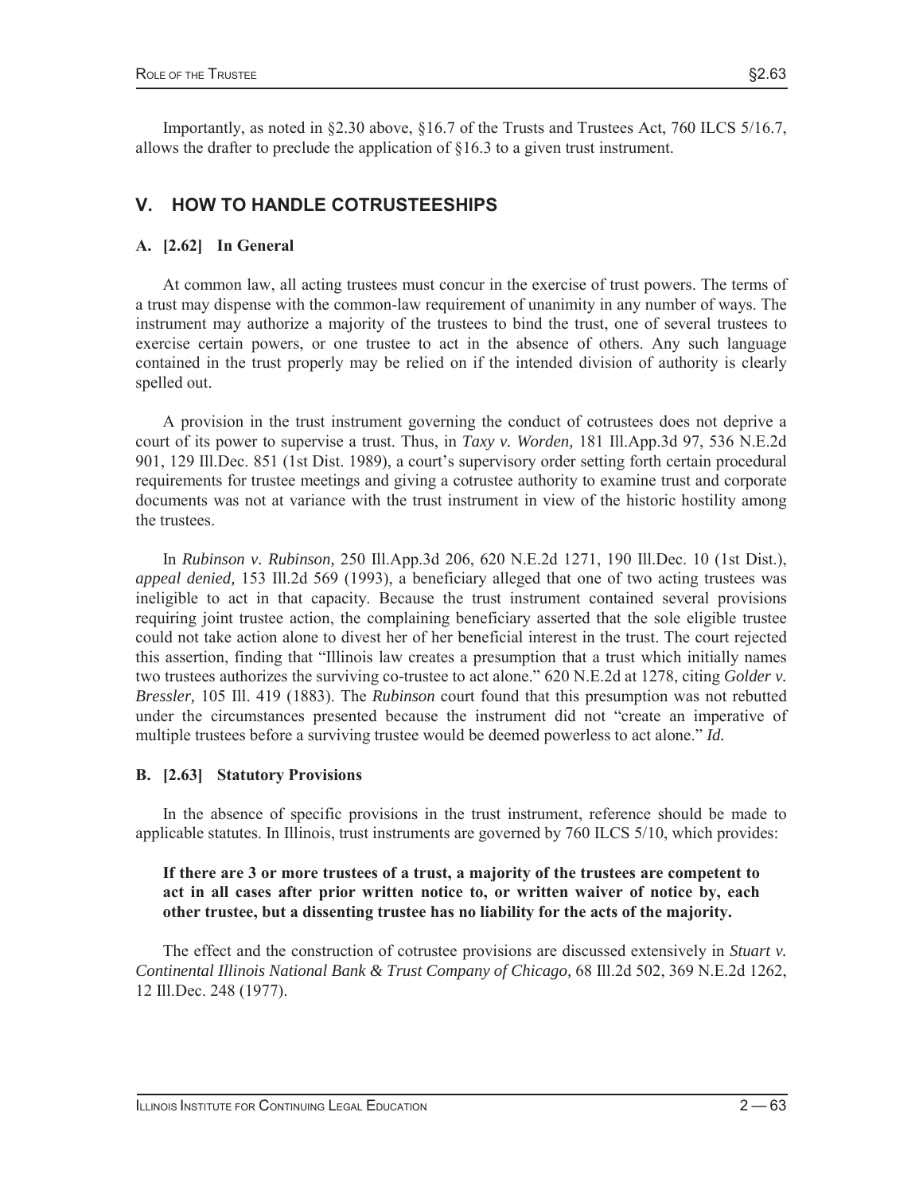Importantly, as noted in §2.30 above, §16.7 of the Trusts and Trustees Act, 760 ILCS 5/16.7, allows the drafter to preclude the application of §16.3 to a given trust instrument.

## V. HOW TO HANDLE COTRUSTEESHIPS

### A. [2.62] In General

At common law, all acting trustees must concur in the exercise of trust powers. The terms of a trust may dispense with the common-law requirement of unanimity in any number of ways. The instrument may authorize a majority of the trustees to bind the trust, one of several trustees to exercise certain powers, or one trustee to act in the absence of others. Any such language contained in the trust properly may be relied on if the intended division of authority is clearly spelled out.

A provision in the trust instrument governing the conduct of cotrustees does not deprive a court of its power to supervise a trust. Thus, in *Taxy v. Worden,* 181 Ill.App.3d 97, 536 N.E.2d 901, 129 Ill.Dec. 851 (1st Dist. 1989), a court's supervisory order setting forth certain procedural requirements for trustee meetings and giving a cotrustee authority to examine trust and corporate documents was not at variance with the trust instrument in view of the historic hostility among the trustees.

In *Rubinson v. Rubinson,* 250 Ill.App.3d 206, 620 N.E.2d 1271, 190 Ill.Dec. 10 (1st Dist.), *appeal denied,* 153 Ill.2d 569 (1993), a beneficiary alleged that one of two acting trustees was ineligible to act in that capacity. Because the trust instrument contained several provisions requiring joint trustee action, the complaining beneficiary asserted that the sole eligible trustee could not take action alone to divest her of her beneficial interest in the trust. The court rejected this assertion, finding that "Illinois law creates a presumption that a trust which initially names two trustees authorizes the surviving co-trustee to act alone." 620 N.E.2d at 1278, citing *Golder v. Bressler,* 105 Ill. 419 (1883). The *Rubinson* court found that this presumption was not rebutted under the circumstances presented because the instrument did not "create an imperative of multiple trustees before a surviving trustee would be deemed powerless to act alone." *Id.*

### B. [2.63] Statutory Provisions

In the absence of specific provisions in the trust instrument, reference should be made to applicable statutes. In Illinois, trust instruments are governed by 760 ILCS 5/10, which provides:

> **If there are 3 or more trustees of a trust, a majority of the trustees are competent to act in all cases after prior written notice to, or written waiver of notice by, each other trustee, but a dissenting trustee has no liability for the acts of the majority.**

The effect and the construction of cotrustee provisions are discussed extensively in *Stuart v. Continental Illinois National Bank & Trust Company of Chicago,* 68 Ill.2d 502, 369 N.E.2d 1262, 12 Ill.Dec. 248 (1977).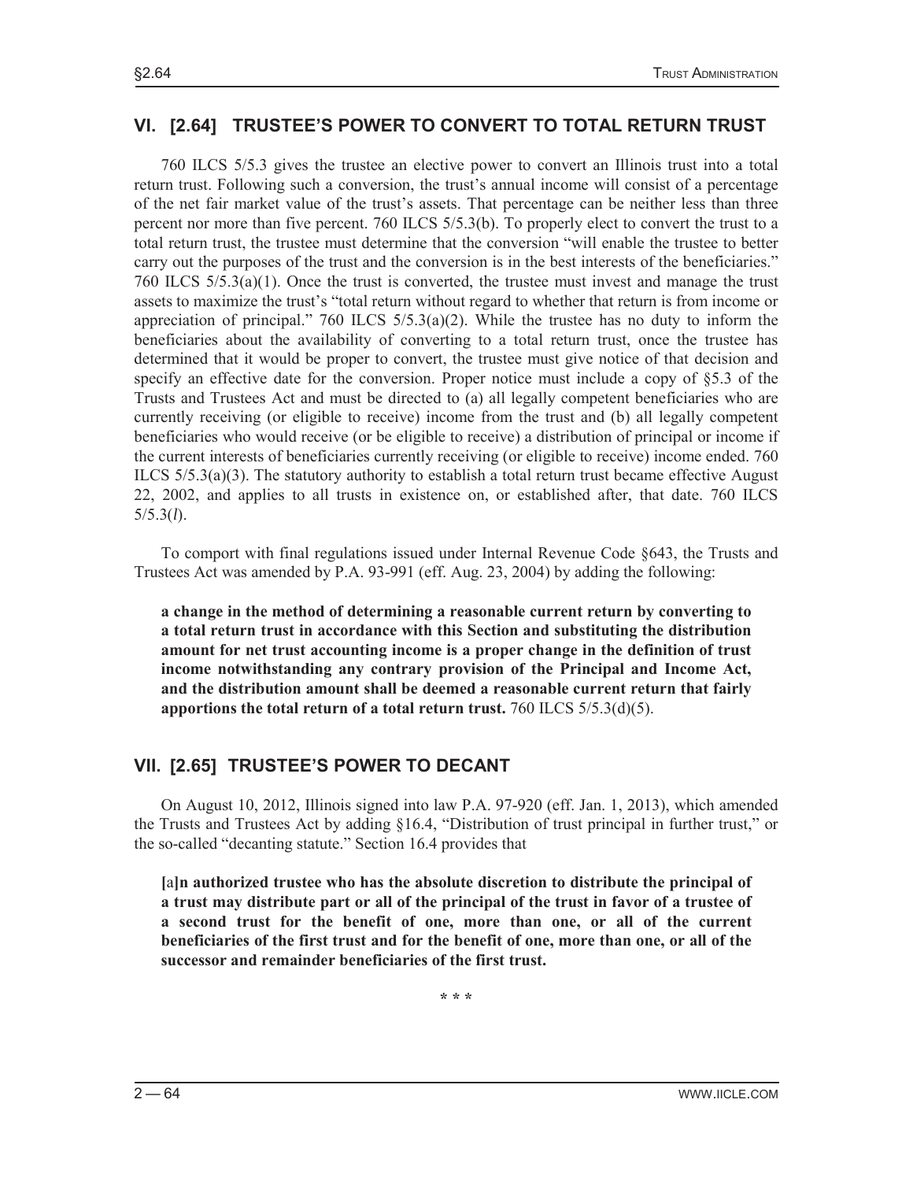## VI. [2.64] TRUSTEE'S POWER TO CONVERT TO TOTAL RETURN TRUST

760 ILCS 5/5.3 gives the trustee an elective power to convert an Illinois trust into a total return trust. Following such a conversion, the trust's annual income will consist of a percentage of the net fair market value of the trust's assets. That percentage can be neither less than three percent nor more than five percent. 760 ILCS 5/5.3(b). To properly elect to convert the trust to a total return trust, the trustee must determine that the conversion "will enable the trustee to better carry out the purposes of the trust and the conversion is in the best interests of the beneficiaries." 760 ILCS 5/5.3(a)(1). Once the trust is converted, the trustee must invest and manage the trust assets to maximize the trust's "total return without regard to whether that return is from income or appreciation of principal." 760 ILCS 5/5.3(a)(2). While the trustee has no duty to inform the beneficiaries about the availability of converting to a total return trust, once the trustee has determined that it would be proper to convert, the trustee must give notice of that decision and specify an effective date for the conversion. Proper notice must include a copy of §5.3 of the Trusts and Trustees Act and must be directed to (a) all legally competent beneficiaries who are currently receiving (or eligible to receive) income from the trust and (b) all legally competent beneficiaries who would receive (or be eligible to receive) a distribution of principal or income if the current interests of beneficiaries currently receiving (or eligible to receive) income ended. 760 ILCS 5/5.3(a)(3). The statutory authority to establish a total return trust became effective August 22, 2002, and applies to all trusts in existence on, or established after, that date. 760 ILCS 5/5.3(*l*).

To comport with final regulations issued under Internal Revenue Code §643, the Trusts and Trustees Act was amended by P.A. 93-991 (eff. Aug. 23, 2004) by adding the following:

> **a change in the method of determining a reasonable current return by converting to a total return trust in accordance with this Section and substituting the distribution amount for net trust accounting income is a proper change in the definition of trust income notwithstanding any contrary provision of the Principal and Income Act, and the distribution amount shall be deemed a reasonable current return that fairly apportions the total return of a total return trust.** 760 ILCS 5/5.3(d)(5).

## VII. [2.65] TRUSTEE'S POWER TO DECANT

On August 10, 2012, Illinois signed into law P.A. 97-920 (eff. Jan. 1, 2013), which amended the Trusts and Trustees Act by adding §16.4, "Distribution of trust principal in further trust," or the so-called "decanting statute." Section 16.4 provides that

> **[a]n authorized trustee who has the absolute discretion to distribute the principal of a trust may distribute part or all of the principal of the trust in favor of a trustee of a second trust for the benefit of one, more than one, or all of the current beneficiaries of the first trust and for the benefit of one, more than one, or all of the successor and remainder beneficiaries of the first trust.**
>
> \* \* \*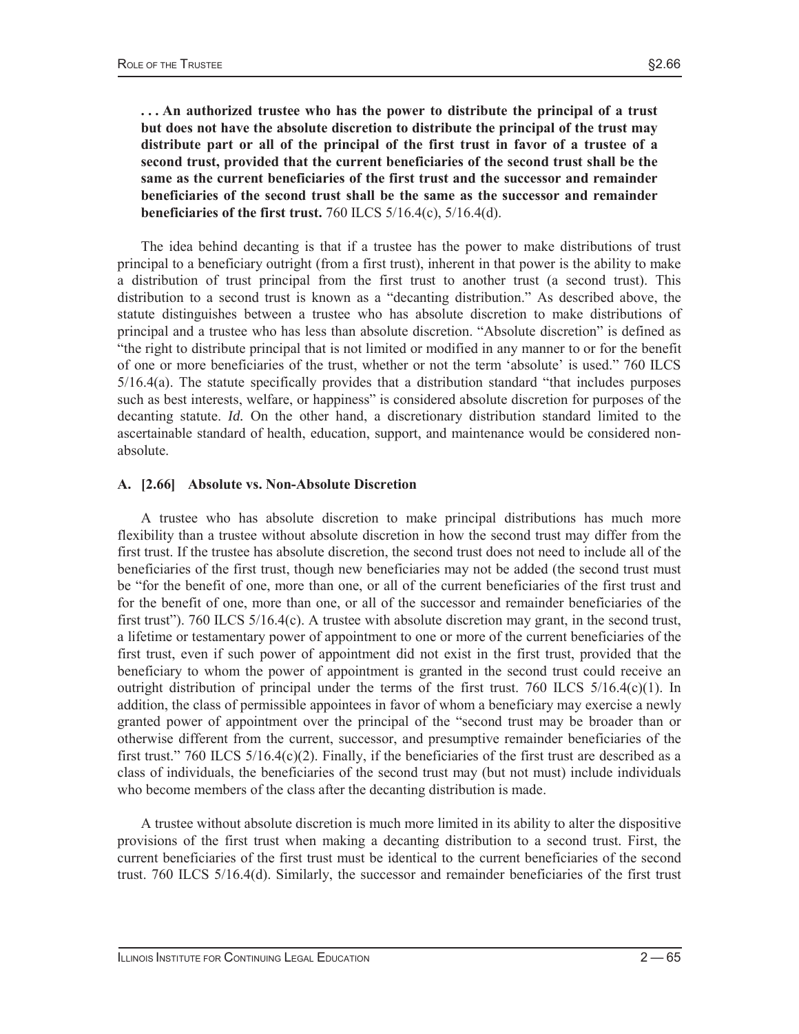**. . . An authorized trustee who has the power to distribute the principal of a trust but does not have the absolute discretion to distribute the principal of the trust may distribute part or all of the principal of the first trust in favor of a trustee of a second trust, provided that the current beneficiaries of the second trust shall be the same as the current beneficiaries of the first trust and the successor and remainder beneficiaries of the second trust shall be the same as the successor and remainder beneficiaries of the first trust.** 760 ILCS 5/16.4(c), 5/16.4(d).

The idea behind decanting is that if a trustee has the power to make distributions of trust principal to a beneficiary outright (from a first trust), inherent in that power is the ability to make a distribution of trust principal from the first trust to another trust (a second trust). This distribution to a second trust is known as a "decanting distribution." As described above, the statute distinguishes between a trustee who has absolute discretion to make distributions of principal and a trustee who has less than absolute discretion. "Absolute discretion" is defined as "the right to distribute principal that is not limited or modified in any manner to or for the benefit of one or more beneficiaries of the trust, whether or not the term 'absolute' is used." 760 ILCS 5/16.4(a). The statute specifically provides that a distribution standard "that includes purposes such as best interests, welfare, or happiness" is considered absolute discretion for purposes of the decanting statute. *Id.* On the other hand, a discretionary distribution standard limited to the ascertainable standard of health, education, support, and maintenance would be considered non-absolute.

### A. [2.66] Absolute vs. Non-Absolute Discretion

A trustee who has absolute discretion to make principal distributions has much more flexibility than a trustee without absolute discretion in how the second trust may differ from the first trust. If the trustee has absolute discretion, the second trust does not need to include all of the beneficiaries of the first trust, though new beneficiaries may not be added (the second trust must be "for the benefit of one, more than one, or all of the current beneficiaries of the first trust and for the benefit of one, more than one, or all of the successor and remainder beneficiaries of the first trust"). 760 ILCS 5/16.4(c). A trustee with absolute discretion may grant, in the second trust, a lifetime or testamentary power of appointment to one or more of the current beneficiaries of the first trust, even if such power of appointment did not exist in the first trust, provided that the beneficiary to whom the power of appointment is granted in the second trust could receive an outright distribution of principal under the terms of the first trust. 760 ILCS 5/16.4(c)(1). In addition, the class of permissible appointees in favor of whom a beneficiary may exercise a newly granted power of appointment over the principal of the "second trust may be broader than or otherwise different from the current, successor, and presumptive remainder beneficiaries of the first trust." 760 ILCS 5/16.4(c)(2). Finally, if the beneficiaries of the first trust are described as a class of individuals, the beneficiaries of the second trust may (but not must) include individuals who become members of the class after the decanting distribution is made.

A trustee without absolute discretion is much more limited in its ability to alter the dispositive provisions of the first trust when making a decanting distribution to a second trust. First, the current beneficiaries of the first trust must be identical to the current beneficiaries of the second trust. 760 ILCS 5/16.4(d). Similarly, the successor and remainder beneficiaries of the first trust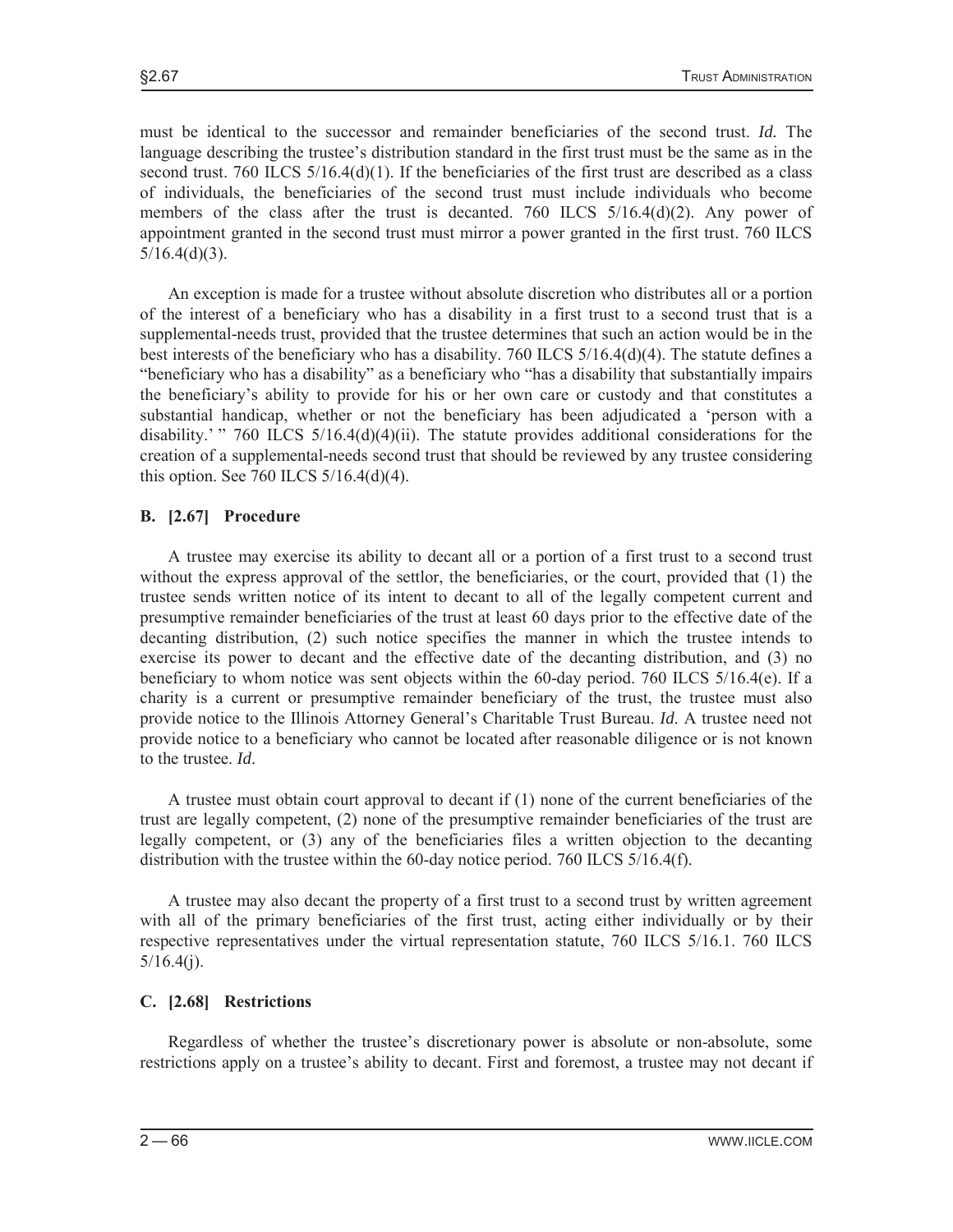must be identical to the successor and remainder beneficiaries of the second trust. *Id.* The language describing the trustee's distribution standard in the first trust must be the same as in the second trust. 760 ILCS 5/16.4(d)(1). If the beneficiaries of the first trust are described as a class of individuals, the beneficiaries of the second trust must include individuals who become members of the class after the trust is decanted. 760 ILCS 5/16.4(d)(2). Any power of appointment granted in the second trust must mirror a power granted in the first trust. 760 ILCS 5/16.4(d)(3).

An exception is made for a trustee without absolute discretion who distributes all or a portion of the interest of a beneficiary who has a disability in a first trust to a second trust that is a supplemental-needs trust, provided that the trustee determines that such an action would be in the best interests of the beneficiary who has a disability. 760 ILCS 5/16.4(d)(4). The statute defines a "beneficiary who has a disability" as a beneficiary who "has a disability that substantially impairs the beneficiary's ability to provide for his or her own care or custody and that constitutes a substantial handicap, whether or not the beneficiary has been adjudicated a 'person with a disability.' " 760 ILCS 5/16.4(d)(4)(ii). The statute provides additional considerations for the creation of a supplemental-needs second trust that should be reviewed by any trustee considering this option. See 760 ILCS 5/16.4(d)(4).

### B. [2.67] Procedure

A trustee may exercise its ability to decant all or a portion of a first trust to a second trust without the express approval of the settlor, the beneficiaries, or the court, provided that (1) the trustee sends written notice of its intent to decant to all of the legally competent current and presumptive remainder beneficiaries of the trust at least 60 days prior to the effective date of the decanting distribution, (2) such notice specifies the manner in which the trustee intends to exercise its power to decant and the effective date of the decanting distribution, and (3) no beneficiary to whom notice was sent objects within the 60-day period. 760 ILCS 5/16.4(e). If a charity is a current or presumptive remainder beneficiary of the trust, the trustee must also provide notice to the Illinois Attorney General's Charitable Trust Bureau. *Id.* A trustee need not provide notice to a beneficiary who cannot be located after reasonable diligence or is not known to the trustee. *Id*.

A trustee must obtain court approval to decant if (1) none of the current beneficiaries of the trust are legally competent, (2) none of the presumptive remainder beneficiaries of the trust are legally competent, or (3) any of the beneficiaries files a written objection to the decanting distribution with the trustee within the 60-day notice period. 760 ILCS 5/16.4(f).

A trustee may also decant the property of a first trust to a second trust by written agreement with all of the primary beneficiaries of the first trust, acting either individually or by their respective representatives under the virtual representation statute, 760 ILCS 5/16.1. 760 ILCS 5/16.4(j).

### C. [2.68] Restrictions

Regardless of whether the trustee's discretionary power is absolute or non-absolute, some restrictions apply on a trustee's ability to decant. First and foremost, a trustee may not decant if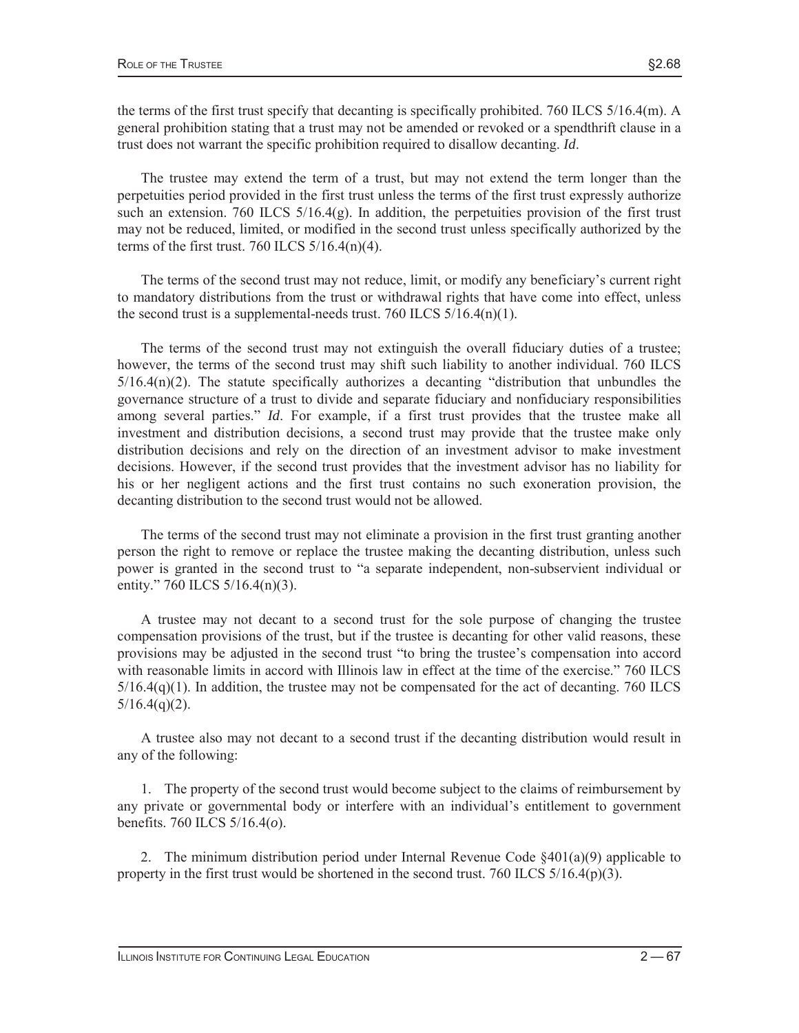the terms of the first trust specify that decanting is specifically prohibited. 760 ILCS 5/16.4(m). A general prohibition stating that a trust may not be amended or revoked or a spendthrift clause in a trust does not warrant the specific prohibition required to disallow decanting. *Id*.

The trustee may extend the term of a trust, but may not extend the term longer than the perpetuities period provided in the first trust unless the terms of the first trust expressly authorize such an extension. 760 ILCS 5/16.4(g). In addition, the perpetuities provision of the first trust may not be reduced, limited, or modified in the second trust unless specifically authorized by the terms of the first trust. 760 ILCS 5/16.4(n)(4).

The terms of the second trust may not reduce, limit, or modify any beneficiary's current right to mandatory distributions from the trust or withdrawal rights that have come into effect, unless the second trust is a supplemental-needs trust. 760 ILCS 5/16.4(n)(1).

The terms of the second trust may not extinguish the overall fiduciary duties of a trustee; however, the terms of the second trust may shift such liability to another individual. 760 ILCS 5/16.4(n)(2). The statute specifically authorizes a decanting "distribution that unbundles the governance structure of a trust to divide and separate fiduciary and nonfiduciary responsibilities among several parties." *Id*. For example, if a first trust provides that the trustee make all investment and distribution decisions, a second trust may provide that the trustee make only distribution decisions and rely on the direction of an investment advisor to make investment decisions. However, if the second trust provides that the investment advisor has no liability for his or her negligent actions and the first trust contains no such exoneration provision, the decanting distribution to the second trust would not be allowed.

The terms of the second trust may not eliminate a provision in the first trust granting another person the right to remove or replace the trustee making the decanting distribution, unless such power is granted in the second trust to "a separate independent, non-subservient individual or entity." 760 ILCS 5/16.4(n)(3).

A trustee may not decant to a second trust for the sole purpose of changing the trustee compensation provisions of the trust, but if the trustee is decanting for other valid reasons, these provisions may be adjusted in the second trust "to bring the trustee's compensation into accord with reasonable limits in accord with Illinois law in effect at the time of the exercise." 760 ILCS 5/16.4(q)(1). In addition, the trustee may not be compensated for the act of decanting. 760 ILCS 5/16.4(q)(2).

A trustee also may not decant to a second trust if the decanting distribution would result in any of the following:

1. The property of the second trust would become subject to the claims of reimbursement by any private or governmental body or interfere with an individual's entitlement to government benefits. 760 ILCS 5/16.4(*o*).

2. The minimum distribution period under Internal Revenue Code §401(a)(9) applicable to property in the first trust would be shortened in the second trust. 760 ILCS 5/16.4(p)(3).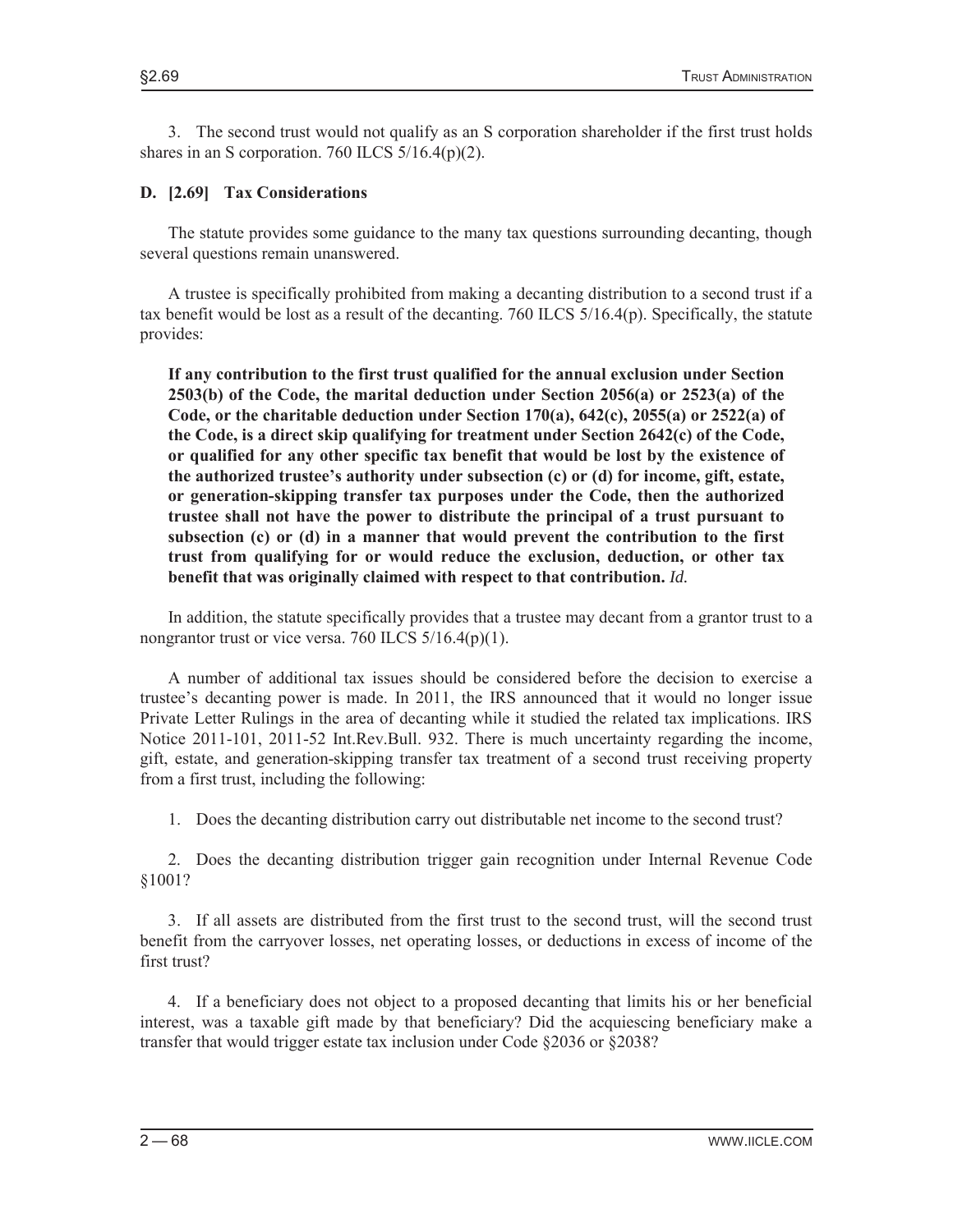3. The second trust would not qualify as an S corporation shareholder if the first trust holds shares in an S corporation. 760 ILCS 5/16.4(p)(2).

### D. [2.69] Tax Considerations

The statute provides some guidance to the many tax questions surrounding decanting, though several questions remain unanswered.

A trustee is specifically prohibited from making a decanting distribution to a second trust if a tax benefit would be lost as a result of the decanting. 760 ILCS 5/16.4(p). Specifically, the statute provides:

> **If any contribution to the first trust qualified for the annual exclusion under Section 2503(b) of the Code, the marital deduction under Section 2056(a) or 2523(a) of the Code, or the charitable deduction under Section 170(a), 642(c), 2055(a) or 2522(a) of the Code, is a direct skip qualifying for treatment under Section 2642(c) of the Code, or qualified for any other specific tax benefit that would be lost by the existence of the authorized trustee's authority under subsection (c) or (d) for income, gift, estate, or generation-skipping transfer tax purposes under the Code, then the authorized trustee shall not have the power to distribute the principal of a trust pursuant to subsection (c) or (d) in a manner that would prevent the contribution to the first trust from qualifying for or would reduce the exclusion, deduction, or other tax benefit that was originally claimed with respect to that contribution.** *Id.*

In addition, the statute specifically provides that a trustee may decant from a grantor trust to a nongrantor trust or vice versa. 760 ILCS 5/16.4(p)(1).

A number of additional tax issues should be considered before the decision to exercise a trustee's decanting power is made. In 2011, the IRS announced that it would no longer issue Private Letter Rulings in the area of decanting while it studied the related tax implications. IRS Notice 2011-101, 2011-52 Int.Rev.Bull. 932. There is much uncertainty regarding the income, gift, estate, and generation-skipping transfer tax treatment of a second trust receiving property from a first trust, including the following:

1. Does the decanting distribution carry out distributable net income to the second trust?

2. Does the decanting distribution trigger gain recognition under Internal Revenue Code §1001?

3. If all assets are distributed from the first trust to the second trust, will the second trust benefit from the carryover losses, net operating losses, or deductions in excess of income of the first trust?

4. If a beneficiary does not object to a proposed decanting that limits his or her beneficial interest, was a taxable gift made by that beneficiary? Did the acquiescing beneficiary make a transfer that would trigger estate tax inclusion under Code §2036 or §2038?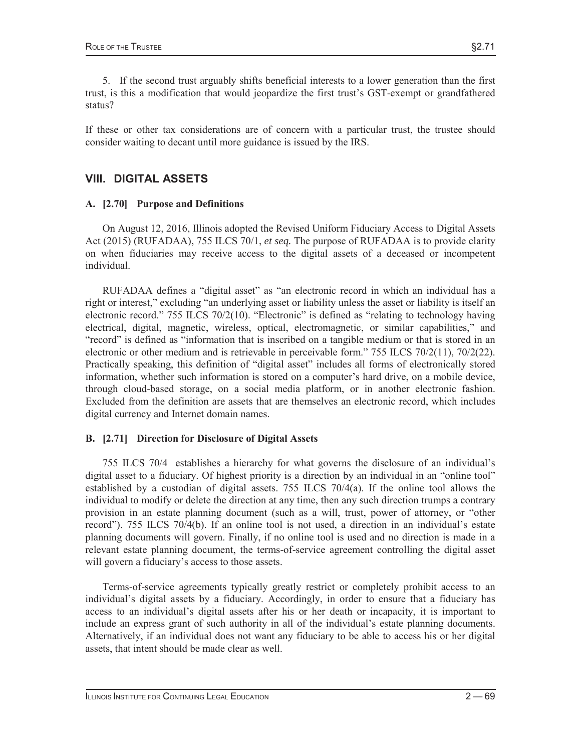5. If the second trust arguably shifts beneficial interests to a lower generation than the first trust, is this a modification that would jeopardize the first trust's GST-exempt or grandfathered status?

If these or other tax considerations are of concern with a particular trust, the trustee should consider waiting to decant until more guidance is issued by the IRS.

## VIII. DIGITAL ASSETS

### A. [2.70] Purpose and Definitions

On August 12, 2016, Illinois adopted the Revised Uniform Fiduciary Access to Digital Assets Act (2015) (RUFADAA), 755 ILCS 70/1, *et seq.* The purpose of RUFADAA is to provide clarity on when fiduciaries may receive access to the digital assets of a deceased or incompetent individual.

RUFADAA defines a "digital asset" as "an electronic record in which an individual has a right or interest," excluding "an underlying asset or liability unless the asset or liability is itself an electronic record." 755 ILCS 70/2(10). "Electronic" is defined as "relating to technology having electrical, digital, magnetic, wireless, optical, electromagnetic, or similar capabilities," and "record" is defined as "information that is inscribed on a tangible medium or that is stored in an electronic or other medium and is retrievable in perceivable form." 755 ILCS 70/2(11), 70/2(22). Practically speaking, this definition of "digital asset" includes all forms of electronically stored information, whether such information is stored on a computer's hard drive, on a mobile device, through cloud-based storage, on a social media platform, or in another electronic fashion. Excluded from the definition are assets that are themselves an electronic record, which includes digital currency and Internet domain names.

### B. [2.71] Direction for Disclosure of Digital Assets

755 ILCS 70/4 establishes a hierarchy for what governs the disclosure of an individual's digital asset to a fiduciary. Of highest priority is a direction by an individual in an "online tool" established by a custodian of digital assets. 755 ILCS 70/4(a). If the online tool allows the individual to modify or delete the direction at any time, then any such direction trumps a contrary provision in an estate planning document (such as a will, trust, power of attorney, or "other record"). 755 ILCS 70/4(b). If an online tool is not used, a direction in an individual's estate planning documents will govern. Finally, if no online tool is used and no direction is made in a relevant estate planning document, the terms-of-service agreement controlling the digital asset will govern a fiduciary's access to those assets.

Terms-of-service agreements typically greatly restrict or completely prohibit access to an individual's digital assets by a fiduciary. Accordingly, in order to ensure that a fiduciary has access to an individual's digital assets after his or her death or incapacity, it is important to include an express grant of such authority in all of the individual's estate planning documents. Alternatively, if an individual does not want any fiduciary to be able to access his or her digital assets, that intent should be made clear as well.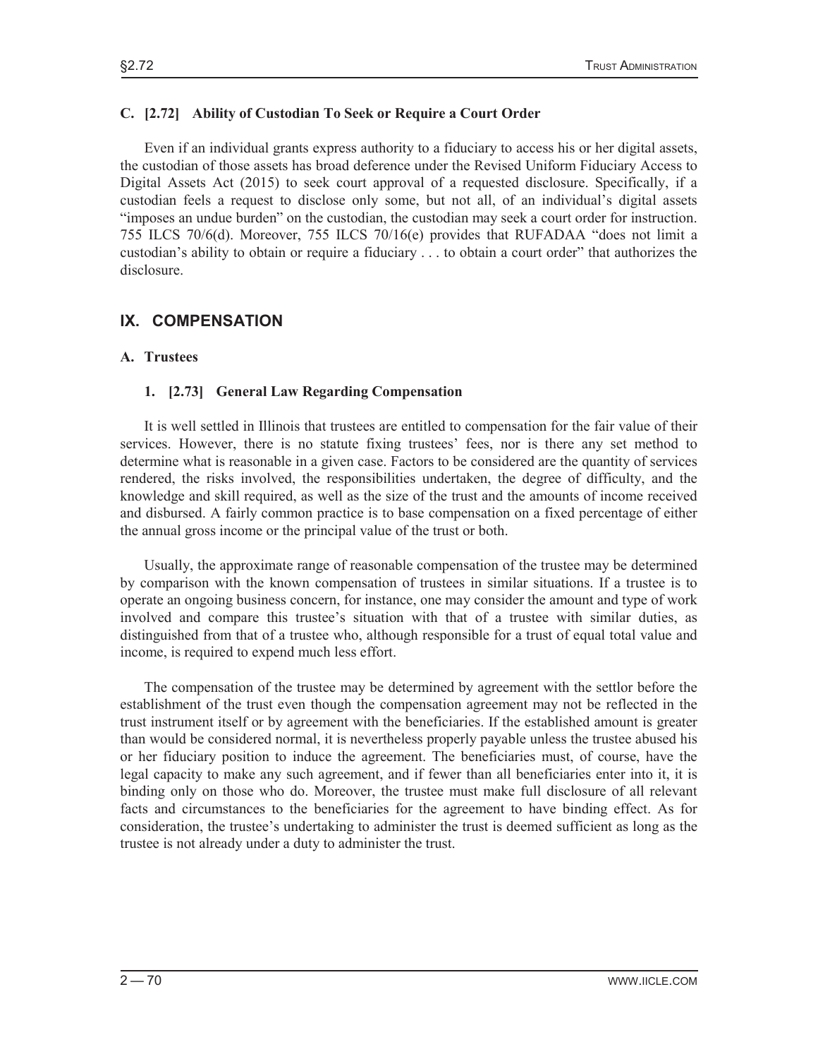### C. [2.72] Ability of Custodian To Seek or Require a Court Order

Even if an individual grants express authority to a fiduciary to access his or her digital assets, the custodian of those assets has broad deference under the Revised Uniform Fiduciary Access to Digital Assets Act (2015) to seek court approval of a requested disclosure. Specifically, if a custodian feels a request to disclose only some, but not all, of an individual's digital assets "imposes an undue burden" on the custodian, the custodian may seek a court order for instruction. 755 ILCS 70/6(d). Moreover, 755 ILCS 70/16(e) provides that RUFADAA "does not limit a custodian's ability to obtain or require a fiduciary . . . to obtain a court order" that authorizes the disclosure.

## IX. COMPENSATION

### A. Trustees

#### 1. [2.73] General Law Regarding Compensation

It is well settled in Illinois that trustees are entitled to compensation for the fair value of their services. However, there is no statute fixing trustees' fees, nor is there any set method to determine what is reasonable in a given case. Factors to be considered are the quantity of services rendered, the risks involved, the responsibilities undertaken, the degree of difficulty, and the knowledge and skill required, as well as the size of the trust and the amounts of income received and disbursed. A fairly common practice is to base compensation on a fixed percentage of either the annual gross income or the principal value of the trust or both.

Usually, the approximate range of reasonable compensation of the trustee may be determined by comparison with the known compensation of trustees in similar situations. If a trustee is to operate an ongoing business concern, for instance, one may consider the amount and type of work involved and compare this trustee's situation with that of a trustee with similar duties, as distinguished from that of a trustee who, although responsible for a trust of equal total value and income, is required to expend much less effort.

The compensation of the trustee may be determined by agreement with the settlor before the establishment of the trust even though the compensation agreement may not be reflected in the trust instrument itself or by agreement with the beneficiaries. If the established amount is greater than would be considered normal, it is nevertheless properly payable unless the trustee abused his or her fiduciary position to induce the agreement. The beneficiaries must, of course, have the legal capacity to make any such agreement, and if fewer than all beneficiaries enter into it, it is binding only on those who do. Moreover, the trustee must make full disclosure of all relevant facts and circumstances to the beneficiaries for the agreement to have binding effect. As for consideration, the trustee's undertaking to administer the trust is deemed sufficient as long as the trustee is not already under a duty to administer the trust.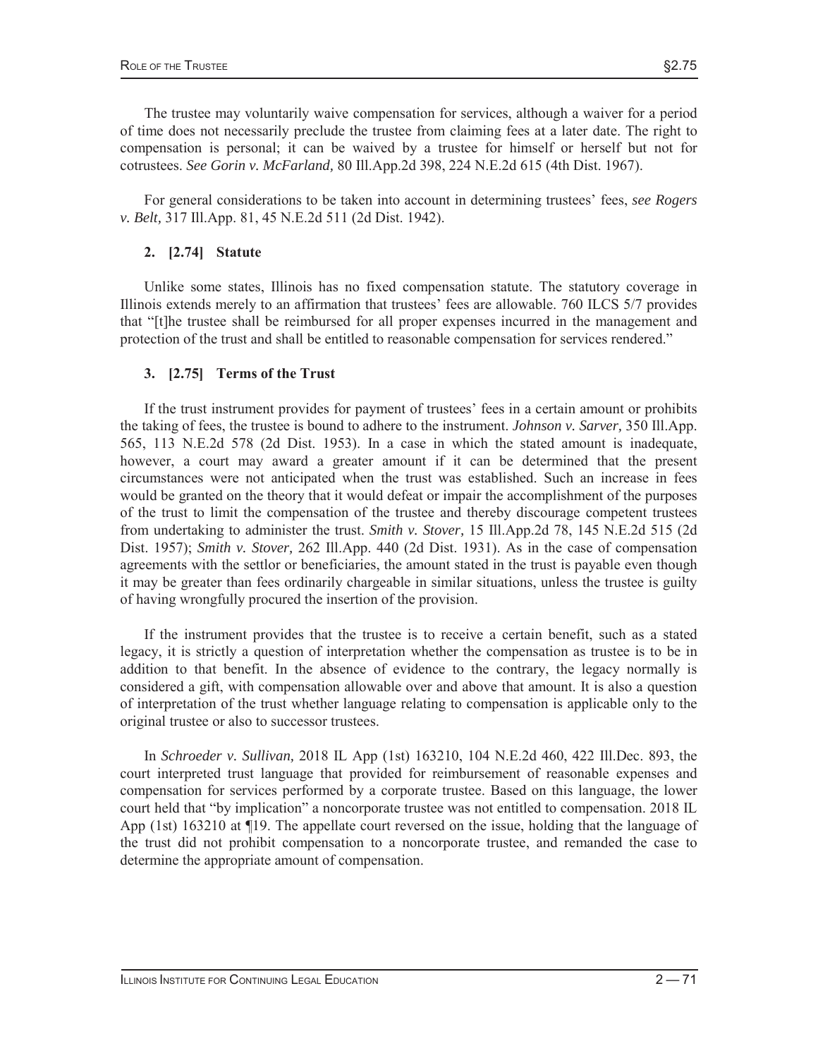The trustee may voluntarily waive compensation for services, although a waiver for a period of time does not necessarily preclude the trustee from claiming fees at a later date. The right to compensation is personal; it can be waived by a trustee for himself or herself but not for cotrustees. *See Gorin v. McFarland,* 80 Ill.App.2d 398, 224 N.E.2d 615 (4th Dist. 1967).

For general considerations to be taken into account in determining trustees' fees, *see Rogers v. Belt,* 317 Ill.App. 81, 45 N.E.2d 511 (2d Dist. 1942).

### 2. [2.74] Statute

Unlike some states, Illinois has no fixed compensation statute. The statutory coverage in Illinois extends merely to an affirmation that trustees' fees are allowable. 760 ILCS 5/7 provides that "[t]he trustee shall be reimbursed for all proper expenses incurred in the management and protection of the trust and shall be entitled to reasonable compensation for services rendered."

### 3. [2.75] Terms of the Trust

If the trust instrument provides for payment of trustees' fees in a certain amount or prohibits the taking of fees, the trustee is bound to adhere to the instrument. *Johnson v. Sarver,* 350 Ill.App. 565, 113 N.E.2d 578 (2d Dist. 1953). In a case in which the stated amount is inadequate, however, a court may award a greater amount if it can be determined that the present circumstances were not anticipated when the trust was established. Such an increase in fees would be granted on the theory that it would defeat or impair the accomplishment of the purposes of the trust to limit the compensation of the trustee and thereby discourage competent trustees from undertaking to administer the trust. *Smith v. Stover,* 15 Ill.App.2d 78, 145 N.E.2d 515 (2d Dist. 1957); *Smith v. Stover,* 262 Ill.App. 440 (2d Dist. 1931). As in the case of compensation agreements with the settlor or beneficiaries, the amount stated in the trust is payable even though it may be greater than fees ordinarily chargeable in similar situations, unless the trustee is guilty of having wrongfully procured the insertion of the provision.

If the instrument provides that the trustee is to receive a certain benefit, such as a stated legacy, it is strictly a question of interpretation whether the compensation as trustee is to be in addition to that benefit. In the absence of evidence to the contrary, the legacy normally is considered a gift, with compensation allowable over and above that amount. It is also a question of interpretation of the trust whether language relating to compensation is applicable only to the original trustee or also to successor trustees.

In *Schroeder v. Sullivan,* 2018 IL App (1st) 163210, 104 N.E.2d 460, 422 Ill.Dec. 893, the court interpreted trust language that provided for reimbursement of reasonable expenses and compensation for services performed by a corporate trustee. Based on this language, the lower court held that "by implication" a noncorporate trustee was not entitled to compensation. 2018 IL App (1st) 163210 at ¶19. The appellate court reversed on the issue, holding that the language of the trust did not prohibit compensation to a noncorporate trustee, and remanded the case to determine the appropriate amount of compensation.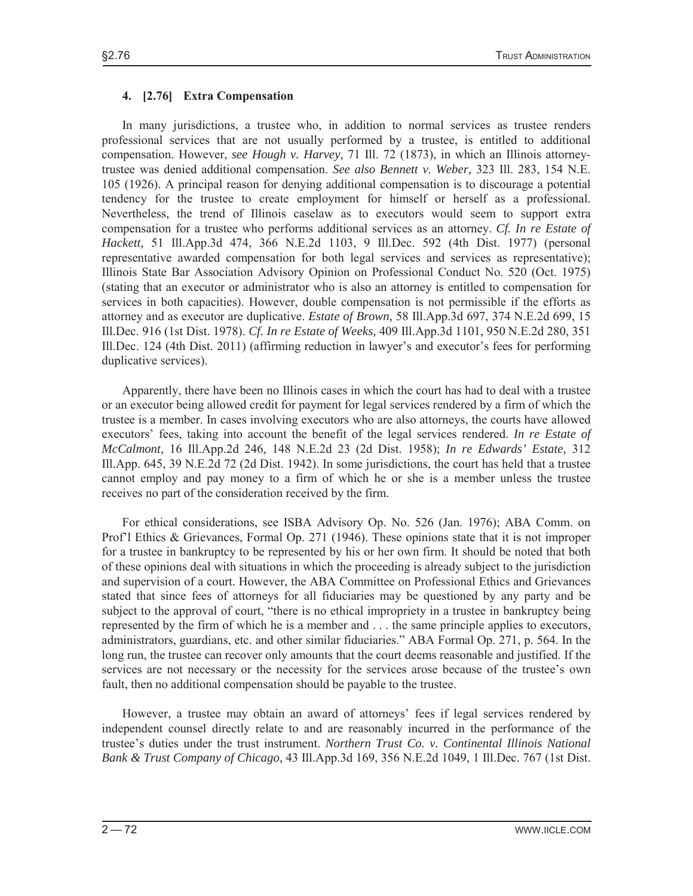### 4. [2.76] Extra Compensation

In many jurisdictions, a trustee who, in addition to normal services as trustee renders professional services that are not usually performed by a trustee, is entitled to additional compensation. However, *see Hough v. Harvey,* 71 Ill. 72 (1873), in which an Illinois attorney-trustee was denied additional compensation. *See also Bennett v. Weber,* 323 Ill. 283, 154 N.E. 105 (1926). A principal reason for denying additional compensation is to discourage a potential tendency for the trustee to create employment for himself or herself as a professional. Nevertheless, the trend of Illinois caselaw as to executors would seem to support extra compensation for a trustee who performs additional services as an attorney. *Cf. In re Estate of Hackett,* 51 Ill.App.3d 474, 366 N.E.2d 1103, 9 Ill.Dec. 592 (4th Dist. 1977) (personal representative awarded compensation for both legal services and services as representative); Illinois State Bar Association Advisory Opinion on Professional Conduct No. 520 (Oct. 1975) (stating that an executor or administrator who is also an attorney is entitled to compensation for services in both capacities). However, double compensation is not permissible if the efforts as attorney and as executor are duplicative. *Estate of Brown,* 58 Ill.App.3d 697, 374 N.E.2d 699, 15 Ill.Dec. 916 (1st Dist. 1978). *Cf. In re Estate of Weeks,* 409 Ill.App.3d 1101, 950 N.E.2d 280, 351 Ill.Dec. 124 (4th Dist. 2011) (affirming reduction in lawyer's and executor's fees for performing duplicative services).

Apparently, there have been no Illinois cases in which the court has had to deal with a trustee or an executor being allowed credit for payment for legal services rendered by a firm of which the trustee is a member. In cases involving executors who are also attorneys, the courts have allowed executors' fees, taking into account the benefit of the legal services rendered. *In re Estate of McCalmont,* 16 Ill.App.2d 246, 148 N.E.2d 23 (2d Dist. 1958); *In re Edwards' Estate,* 312 Ill.App. 645, 39 N.E.2d 72 (2d Dist. 1942). In some jurisdictions, the court has held that a trustee cannot employ and pay money to a firm of which he or she is a member unless the trustee receives no part of the consideration received by the firm.

For ethical considerations, see ISBA Advisory Op. No. 526 (Jan. 1976); ABA Comm. on Prof'l Ethics & Grievances, Formal Op. 271 (1946). These opinions state that it is not improper for a trustee in bankruptcy to be represented by his or her own firm. It should be noted that both of these opinions deal with situations in which the proceeding is already subject to the jurisdiction and supervision of a court. However, the ABA Committee on Professional Ethics and Grievances stated that since fees of attorneys for all fiduciaries may be questioned by any party and be subject to the approval of court, "there is no ethical impropriety in a trustee in bankruptcy being represented by the firm of which he is a member and . . . the same principle applies to executors, administrators, guardians, etc. and other similar fiduciaries." ABA Formal Op. 271, p. 564. In the long run, the trustee can recover only amounts that the court deems reasonable and justified. If the services are not necessary or the necessity for the services arose because of the trustee's own fault, then no additional compensation should be payable to the trustee.

However, a trustee may obtain an award of attorneys' fees if legal services rendered by independent counsel directly relate to and are reasonably incurred in the performance of the trustee's duties under the trust instrument. *Northern Trust Co. v. Continental Illinois National Bank & Trust Company of Chicago,* 43 Ill.App.3d 169, 356 N.E.2d 1049, 1 Ill.Dec. 767 (1st Dist.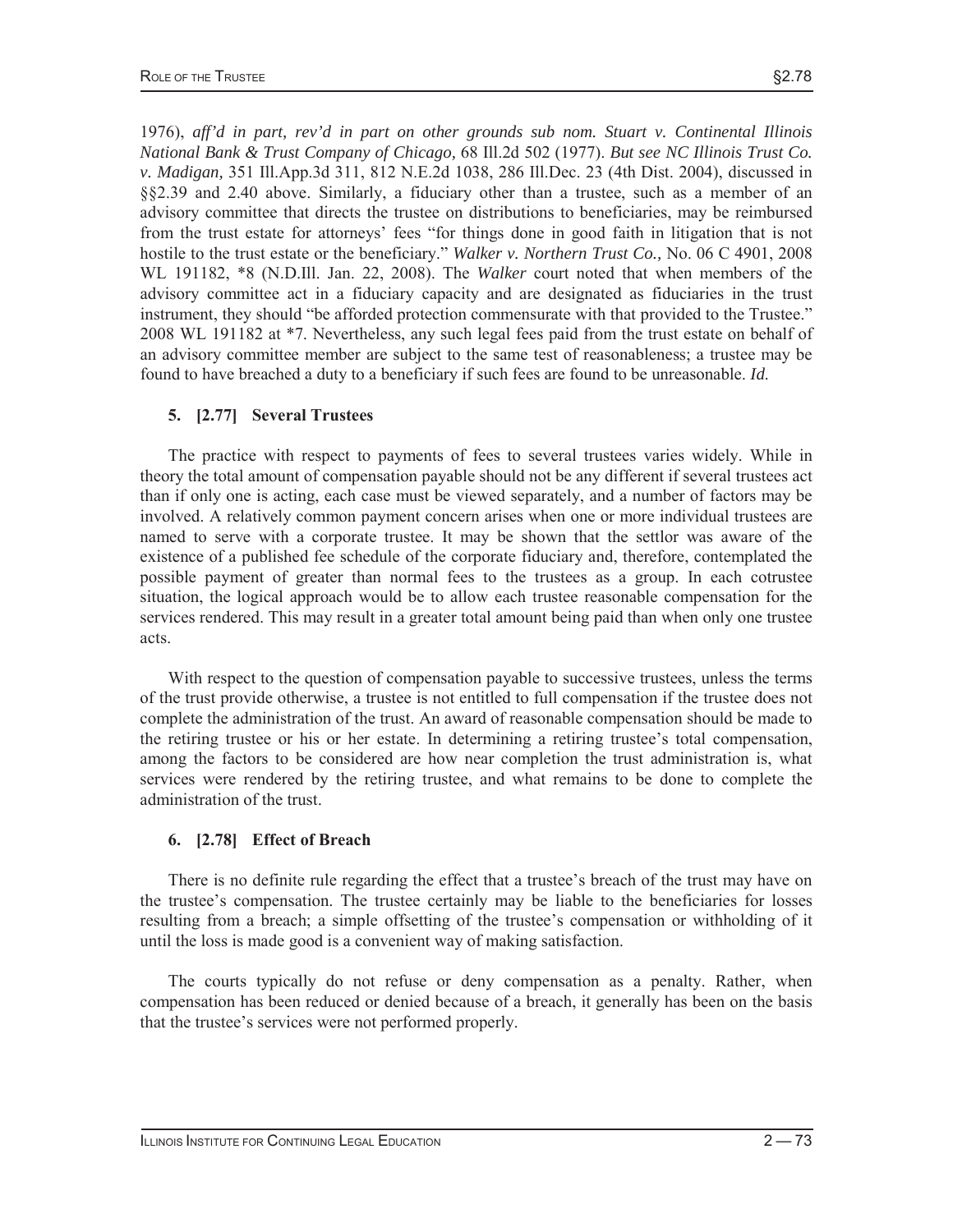1976), *aff'd in part, rev'd in part on other grounds sub nom. Stuart v. Continental Illinois National Bank & Trust Company of Chicago,* 68 Ill.2d 502 (1977). *But see NC Illinois Trust Co. v. Madigan,* 351 Ill.App.3d 311, 812 N.E.2d 1038, 286 Ill.Dec. 23 (4th Dist. 2004), discussed in §§2.39 and 2.40 above. Similarly, a fiduciary other than a trustee, such as a member of an advisory committee that directs the trustee on distributions to beneficiaries, may be reimbursed from the trust estate for attorneys' fees "for things done in good faith in litigation that is not hostile to the trust estate or the beneficiary." *Walker v. Northern Trust Co.,* No. 06 C 4901, 2008 WL 191182, *8 (N.D.Ill. Jan. 22, 2008). The *Walker* court noted that when members of the advisory committee act in a fiduciary capacity and are designated as fiduciaries in the trust instrument, they should "be afforded protection commensurate with that provided to the Trustee." 2008 WL 191182 at *7. Nevertheless, any such legal fees paid from the trust estate on behalf of an advisory committee member are subject to the same test of reasonableness; a trustee may be found to have breached a duty to a beneficiary if such fees are found to be unreasonable. *Id.*

### 5. [2.77] Several Trustees

The practice with respect to payments of fees to several trustees varies widely. While in theory the total amount of compensation payable should not be any different if several trustees act than if only one is acting, each case must be viewed separately, and a number of factors may be involved. A relatively common payment concern arises when one or more individual trustees are named to serve with a corporate trustee. It may be shown that the settlor was aware of the existence of a published fee schedule of the corporate fiduciary and, therefore, contemplated the possible payment of greater than normal fees to the trustees as a group. In each cotrustee situation, the logical approach would be to allow each trustee reasonable compensation for the services rendered. This may result in a greater total amount being paid than when only one trustee acts.

With respect to the question of compensation payable to successive trustees, unless the terms of the trust provide otherwise, a trustee is not entitled to full compensation if the trustee does not complete the administration of the trust. An award of reasonable compensation should be made to the retiring trustee or his or her estate. In determining a retiring trustee's total compensation, among the factors to be considered are how near completion the trust administration is, what services were rendered by the retiring trustee, and what remains to be done to complete the administration of the trust.

### 6. [2.78] Effect of Breach

There is no definite rule regarding the effect that a trustee's breach of the trust may have on the trustee's compensation. The trustee certainly may be liable to the beneficiaries for losses resulting from a breach; a simple offsetting of the trustee's compensation or withholding of it until the loss is made good is a convenient way of making satisfaction.

The courts typically do not refuse or deny compensation as a penalty. Rather, when compensation has been reduced or denied because of a breach, it generally has been on the basis that the trustee's services were not performed properly.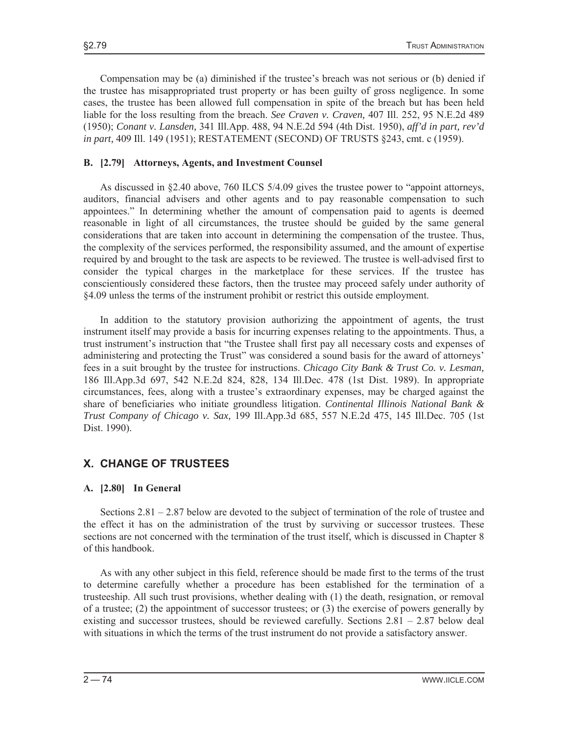Compensation may be (a) diminished if the trustee's breach was not serious or (b) denied if the trustee has misappropriated trust property or has been guilty of gross negligence. In some cases, the trustee has been allowed full compensation in spite of the breach but has been held liable for the loss resulting from the breach. *See Craven v. Craven,* 407 Ill. 252, 95 N.E.2d 489 (1950); *Conant v. Lansden,* 341 Ill.App. 488, 94 N.E.2d 594 (4th Dist. 1950), *aff'd in part, rev'd in part,* 409 Ill. 149 (1951); RESTATEMENT (SECOND) OF TRUSTS §243, cmt. c (1959).

### B. [2.79] Attorneys, Agents, and Investment Counsel

As discussed in §2.40 above, 760 ILCS 5/4.09 gives the trustee power to "appoint attorneys, auditors, financial advisers and other agents and to pay reasonable compensation to such appointees." In determining whether the amount of compensation paid to agents is deemed reasonable in light of all circumstances, the trustee should be guided by the same general considerations that are taken into account in determining the compensation of the trustee. Thus, the complexity of the services performed, the responsibility assumed, and the amount of expertise required by and brought to the task are aspects to be reviewed. The trustee is well-advised first to consider the typical charges in the marketplace for these services. If the trustee has conscientiously considered these factors, then the trustee may proceed safely under authority of §4.09 unless the terms of the instrument prohibit or restrict this outside employment.

In addition to the statutory provision authorizing the appointment of agents, the trust instrument itself may provide a basis for incurring expenses relating to the appointments. Thus, a trust instrument's instruction that "the Trustee shall first pay all necessary costs and expenses of administering and protecting the Trust" was considered a sound basis for the award of attorneys' fees in a suit brought by the trustee for instructions. *Chicago City Bank & Trust Co. v. Lesman,* 186 Ill.App.3d 697, 542 N.E.2d 824, 828, 134 Ill.Dec. 478 (1st Dist. 1989). In appropriate circumstances, fees, along with a trustee's extraordinary expenses, may be charged against the share of beneficiaries who initiate groundless litigation. *Continental Illinois National Bank & Trust Company of Chicago v. Sax,* 199 Ill.App.3d 685, 557 N.E.2d 475, 145 Ill.Dec. 705 (1st Dist. 1990).

## X. CHANGE OF TRUSTEES

### A. [2.80] In General

Sections 2.81 – 2.87 below are devoted to the subject of termination of the role of trustee and the effect it has on the administration of the trust by surviving or successor trustees. These sections are not concerned with the termination of the trust itself, which is discussed in Chapter 8 of this handbook.

As with any other subject in this field, reference should be made first to the terms of the trust to determine carefully whether a procedure has been established for the termination of a trusteeship. All such trust provisions, whether dealing with (1) the death, resignation, or removal of a trustee; (2) the appointment of successor trustees; or (3) the exercise of powers generally by existing and successor trustees, should be reviewed carefully. Sections 2.81 – 2.87 below deal with situations in which the terms of the trust instrument do not provide a satisfactory answer.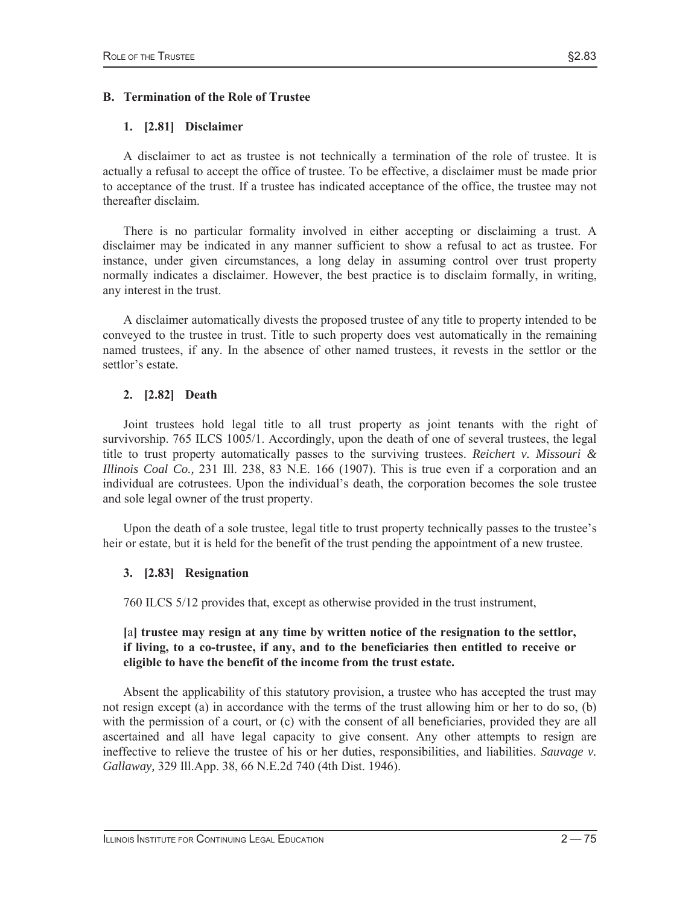## B. Termination of the Role of Trustee

### 1. [2.81] Disclaimer

A disclaimer to act as trustee is not technically a termination of the role of trustee. It is actually a refusal to accept the office of trustee. To be effective, a disclaimer must be made prior to acceptance of the trust. If a trustee has indicated acceptance of the office, the trustee may not thereafter disclaim.

There is no particular formality involved in either accepting or disclaiming a trust. A disclaimer may be indicated in any manner sufficient to show a refusal to act as trustee. For instance, under given circumstances, a long delay in assuming control over trust property normally indicates a disclaimer. However, the best practice is to disclaim formally, in writing, any interest in the trust.

A disclaimer automatically divests the proposed trustee of any title to property intended to be conveyed to the trustee in trust. Title to such property does vest automatically in the remaining named trustees, if any. In the absence of other named trustees, it revests in the settlor or the settlor's estate.

### 2. [2.82] Death

Joint trustees hold legal title to all trust property as joint tenants with the right of survivorship. 765 ILCS 1005/1. Accordingly, upon the death of one of several trustees, the legal title to trust property automatically passes to the surviving trustees. *Reichert v. Missouri & Illinois Coal Co.,* 231 Ill. 238, 83 N.E. 166 (1907). This is true even if a corporation and an individual are cotrustees. Upon the individual's death, the corporation becomes the sole trustee and sole legal owner of the trust property.

Upon the death of a sole trustee, legal title to trust property technically passes to the trustee's heir or estate, but it is held for the benefit of the trust pending the appointment of a new trustee.

### 3. [2.83] Resignation

760 ILCS 5/12 provides that, except as otherwise provided in the trust instrument,

> **[a] trustee may resign at any time by written notice of the resignation to the settlor, if living, to a co-trustee, if any, and to the beneficiaries then entitled to receive or eligible to have the benefit of the income from the trust estate.**

Absent the applicability of this statutory provision, a trustee who has accepted the trust may not resign except (a) in accordance with the terms of the trust allowing him or her to do so, (b) with the permission of a court, or (c) with the consent of all beneficiaries, provided they are all ascertained and all have legal capacity to give consent. Any other attempts to resign are ineffective to relieve the trustee of his or her duties, responsibilities, and liabilities. *Sauvage v. Gallaway,* 329 Ill.App. 38, 66 N.E.2d 740 (4th Dist. 1946).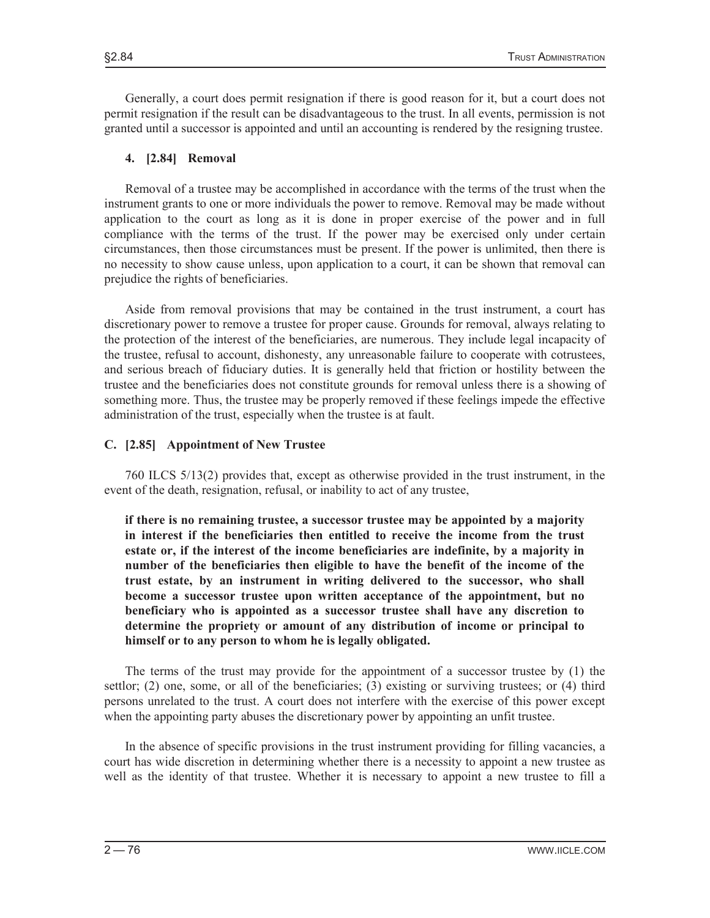Generally, a court does permit resignation if there is good reason for it, but a court does not permit resignation if the result can be disadvantageous to the trust. In all events, permission is not granted until a successor is appointed and until an accounting is rendered by the resigning trustee.

### 4. [2.84] Removal

Removal of a trustee may be accomplished in accordance with the terms of the trust when the instrument grants to one or more individuals the power to remove. Removal may be made without application to the court as long as it is done in proper exercise of the power and in full compliance with the terms of the trust. If the power may be exercised only under certain circumstances, then those circumstances must be present. If the power is unlimited, then there is no necessity to show cause unless, upon application to a court, it can be shown that removal can prejudice the rights of beneficiaries.

Aside from removal provisions that may be contained in the trust instrument, a court has discretionary power to remove a trustee for proper cause. Grounds for removal, always relating to the protection of the interest of the beneficiaries, are numerous. They include legal incapacity of the trustee, refusal to account, dishonesty, any unreasonable failure to cooperate with cotrustees, and serious breach of fiduciary duties. It is generally held that friction or hostility between the trustee and the beneficiaries does not constitute grounds for removal unless there is a showing of something more. Thus, the trustee may be properly removed if these feelings impede the effective administration of the trust, especially when the trustee is at fault.

## C. [2.85] Appointment of New Trustee

760 ILCS 5/13(2) provides that, except as otherwise provided in the trust instrument, in the event of the death, resignation, refusal, or inability to act of any trustee,

> **if there is no remaining trustee, a successor trustee may be appointed by a majority in interest if the beneficiaries then entitled to receive the income from the trust estate or, if the interest of the income beneficiaries are indefinite, by a majority in number of the beneficiaries then eligible to have the benefit of the income of the trust estate, by an instrument in writing delivered to the successor, who shall become a successor trustee upon written acceptance of the appointment, but no beneficiary who is appointed as a successor trustee shall have any discretion to determine the propriety or amount of any distribution of income or principal to himself or to any person to whom he is legally obligated.**

The terms of the trust may provide for the appointment of a successor trustee by (1) the settlor; (2) one, some, or all of the beneficiaries; (3) existing or surviving trustees; or (4) third persons unrelated to the trust. A court does not interfere with the exercise of this power except when the appointing party abuses the discretionary power by appointing an unfit trustee.

In the absence of specific provisions in the trust instrument providing for filling vacancies, a court has wide discretion in determining whether there is a necessity to appoint a new trustee as well as the identity of that trustee. Whether it is necessary to appoint a new trustee to fill a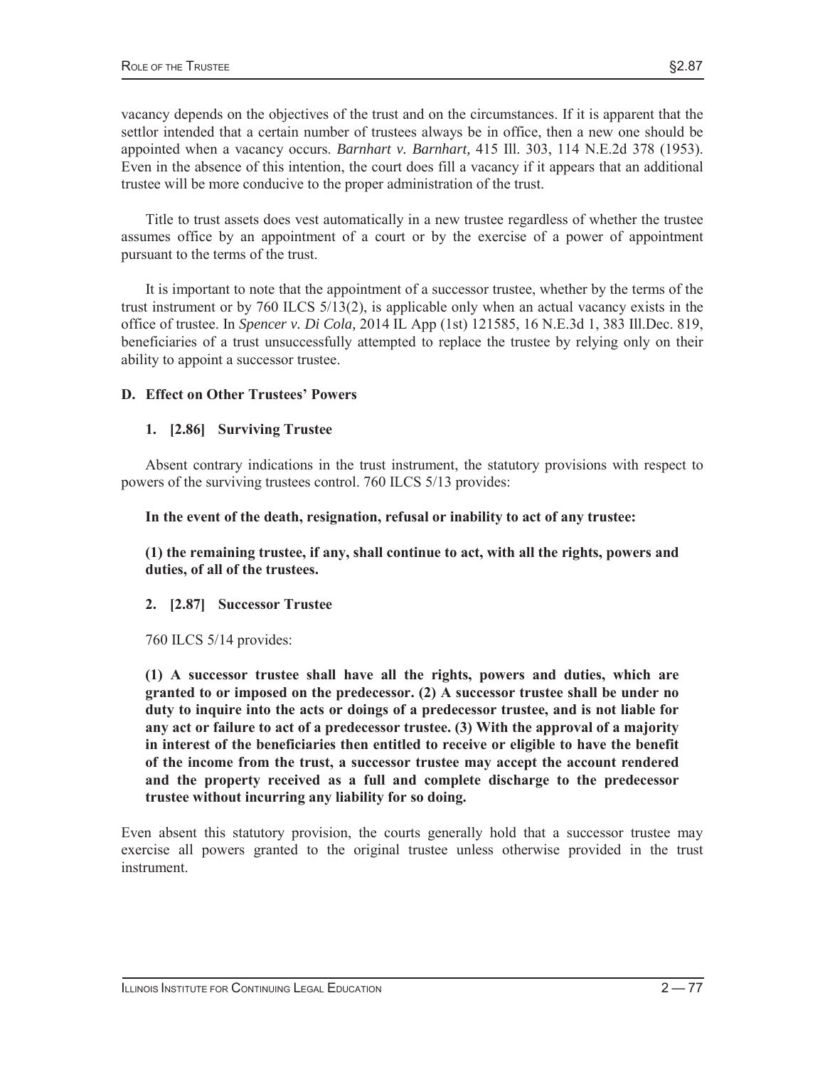vacancy depends on the objectives of the trust and on the circumstances. If it is apparent that the settlor intended that a certain number of trustees always be in office, then a new one should be appointed when a vacancy occurs. *Barnhart v. Barnhart,* 415 Ill. 303, 114 N.E.2d 378 (1953). Even in the absence of this intention, the court does fill a vacancy if it appears that an additional trustee will be more conducive to the proper administration of the trust.

Title to trust assets does vest automatically in a new trustee regardless of whether the trustee assumes office by an appointment of a court or by the exercise of a power of appointment pursuant to the terms of the trust.

It is important to note that the appointment of a successor trustee, whether by the terms of the trust instrument or by 760 ILCS 5/13(2), is applicable only when an actual vacancy exists in the office of trustee. In *Spencer v. Di Cola,* 2014 IL App (1st) 121585, 16 N.E.3d 1, 383 Ill.Dec. 819, beneficiaries of a trust unsuccessfully attempted to replace the trustee by relying only on their ability to appoint a successor trustee.

### D. Effect on Other Trustees' Powers

#### 1. [2.86] Surviving Trustee

Absent contrary indications in the trust instrument, the statutory provisions with respect to powers of the surviving trustees control. 760 ILCS 5/13 provides:

**In the event of the death, resignation, refusal or inability to act of any trustee:**

**(1) the remaining trustee, if any, shall continue to act, with all the rights, powers and duties, of all of the trustees.**

#### 2. [2.87] Successor Trustee

760 ILCS 5/14 provides:

**(1) A successor trustee shall have all the rights, powers and duties, which are granted to or imposed on the predecessor. (2) A successor trustee shall be under no duty to inquire into the acts or doings of a predecessor trustee, and is not liable for any act or failure to act of a predecessor trustee. (3) With the approval of a majority in interest of the beneficiaries then entitled to receive or eligible to have the benefit of the income from the trust, a successor trustee may accept the account rendered and the property received as a full and complete discharge to the predecessor trustee without incurring any liability for so doing.**

Even absent this statutory provision, the courts generally hold that a successor trustee may exercise all powers granted to the original trustee unless otherwise provided in the trust instrument.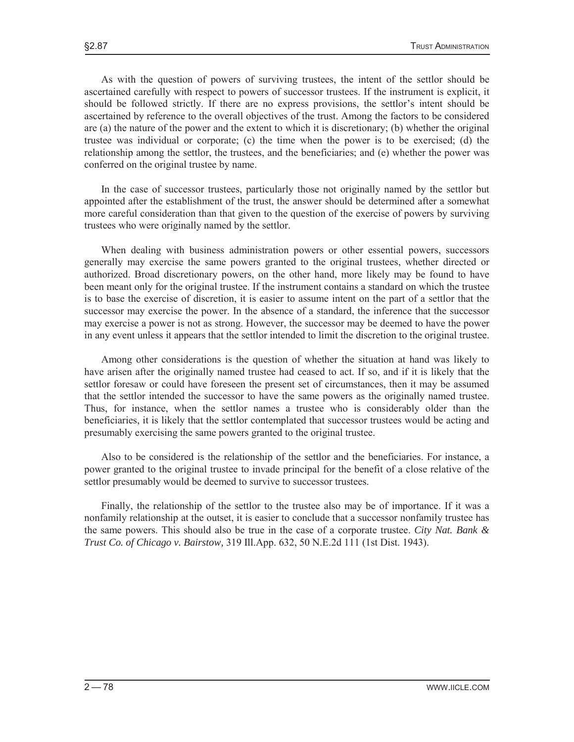As with the question of powers of surviving trustees, the intent of the settlor should be ascertained carefully with respect to powers of successor trustees. If the instrument is explicit, it should be followed strictly. If there are no express provisions, the settlor's intent should be ascertained by reference to the overall objectives of the trust. Among the factors to be considered are (a) the nature of the power and the extent to which it is discretionary; (b) whether the original trustee was individual or corporate; (c) the time when the power is to be exercised; (d) the relationship among the settlor, the trustees, and the beneficiaries; and (e) whether the power was conferred on the original trustee by name.

In the case of successor trustees, particularly those not originally named by the settlor but appointed after the establishment of the trust, the answer should be determined after a somewhat more careful consideration than that given to the question of the exercise of powers by surviving trustees who were originally named by the settlor.

When dealing with business administration powers or other essential powers, successors generally may exercise the same powers granted to the original trustees, whether directed or authorized. Broad discretionary powers, on the other hand, more likely may be found to have been meant only for the original trustee. If the instrument contains a standard on which the trustee is to base the exercise of discretion, it is easier to assume intent on the part of a settlor that the successor may exercise the power. In the absence of a standard, the inference that the successor may exercise a power is not as strong. However, the successor may be deemed to have the power in any event unless it appears that the settlor intended to limit the discretion to the original trustee.

Among other considerations is the question of whether the situation at hand was likely to have arisen after the originally named trustee had ceased to act. If so, and if it is likely that the settlor foresaw or could have foreseen the present set of circumstances, then it may be assumed that the settlor intended the successor to have the same powers as the originally named trustee. Thus, for instance, when the settlor names a trustee who is considerably older than the beneficiaries, it is likely that the settlor contemplated that successor trustees would be acting and presumably exercising the same powers granted to the original trustee.

Also to be considered is the relationship of the settlor and the beneficiaries. For instance, a power granted to the original trustee to invade principal for the benefit of a close relative of the settlor presumably would be deemed to survive to successor trustees.

Finally, the relationship of the settlor to the trustee also may be of importance. If it was a nonfamily relationship at the outset, it is easier to conclude that a successor nonfamily trustee has the same powers. This should also be true in the case of a corporate trustee. *City Nat. Bank & Trust Co. of Chicago v. Bairstow,* 319 Ill.App. 632, 50 N.E.2d 111 (1st Dist. 1943).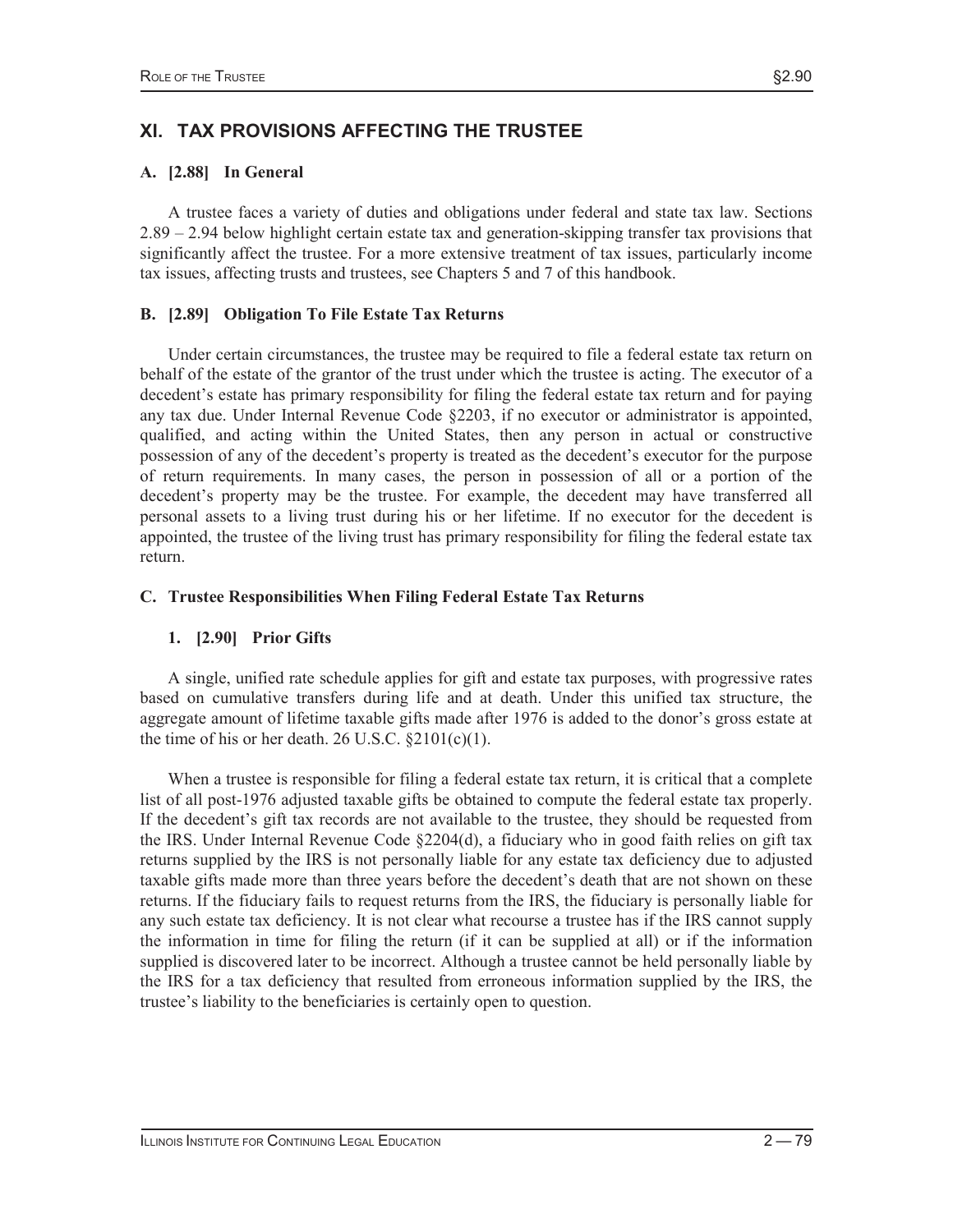## XI. TAX PROVISIONS AFFECTING THE TRUSTEE

### A. [2.88] In General

A trustee faces a variety of duties and obligations under federal and state tax law. Sections 2.89 – 2.94 below highlight certain estate tax and generation-skipping transfer tax provisions that significantly affect the trustee. For a more extensive treatment of tax issues, particularly income tax issues, affecting trusts and trustees, see Chapters 5 and 7 of this handbook.

### B. [2.89] Obligation To File Estate Tax Returns

Under certain circumstances, the trustee may be required to file a federal estate tax return on behalf of the estate of the grantor of the trust under which the trustee is acting. The executor of a decedent's estate has primary responsibility for filing the federal estate tax return and for paying any tax due. Under Internal Revenue Code §2203, if no executor or administrator is appointed, qualified, and acting within the United States, then any person in actual or constructive possession of any of the decedent's property is treated as the decedent's executor for the purpose of return requirements. In many cases, the person in possession of all or a portion of the decedent's property may be the trustee. For example, the decedent may have transferred all personal assets to a living trust during his or her lifetime. If no executor for the decedent is appointed, the trustee of the living trust has primary responsibility for filing the federal estate tax return.

### C. Trustee Responsibilities When Filing Federal Estate Tax Returns

#### 1. [2.90] Prior Gifts

A single, unified rate schedule applies for gift and estate tax purposes, with progressive rates based on cumulative transfers during life and at death. Under this unified tax structure, the aggregate amount of lifetime taxable gifts made after 1976 is added to the donor's gross estate at the time of his or her death. 26 U.S.C. §2101(c)(1).

When a trustee is responsible for filing a federal estate tax return, it is critical that a complete list of all post-1976 adjusted taxable gifts be obtained to compute the federal estate tax properly. If the decedent's gift tax records are not available to the trustee, they should be requested from the IRS. Under Internal Revenue Code §2204(d), a fiduciary who in good faith relies on gift tax returns supplied by the IRS is not personally liable for any estate tax deficiency due to adjusted taxable gifts made more than three years before the decedent's death that are not shown on these returns. If the fiduciary fails to request returns from the IRS, the fiduciary is personally liable for any such estate tax deficiency. It is not clear what recourse a trustee has if the IRS cannot supply the information in time for filing the return (if it can be supplied at all) or if the information supplied is discovered later to be incorrect. Although a trustee cannot be held personally liable by the IRS for a tax deficiency that resulted from erroneous information supplied by the IRS, the trustee's liability to the beneficiaries is certainly open to question.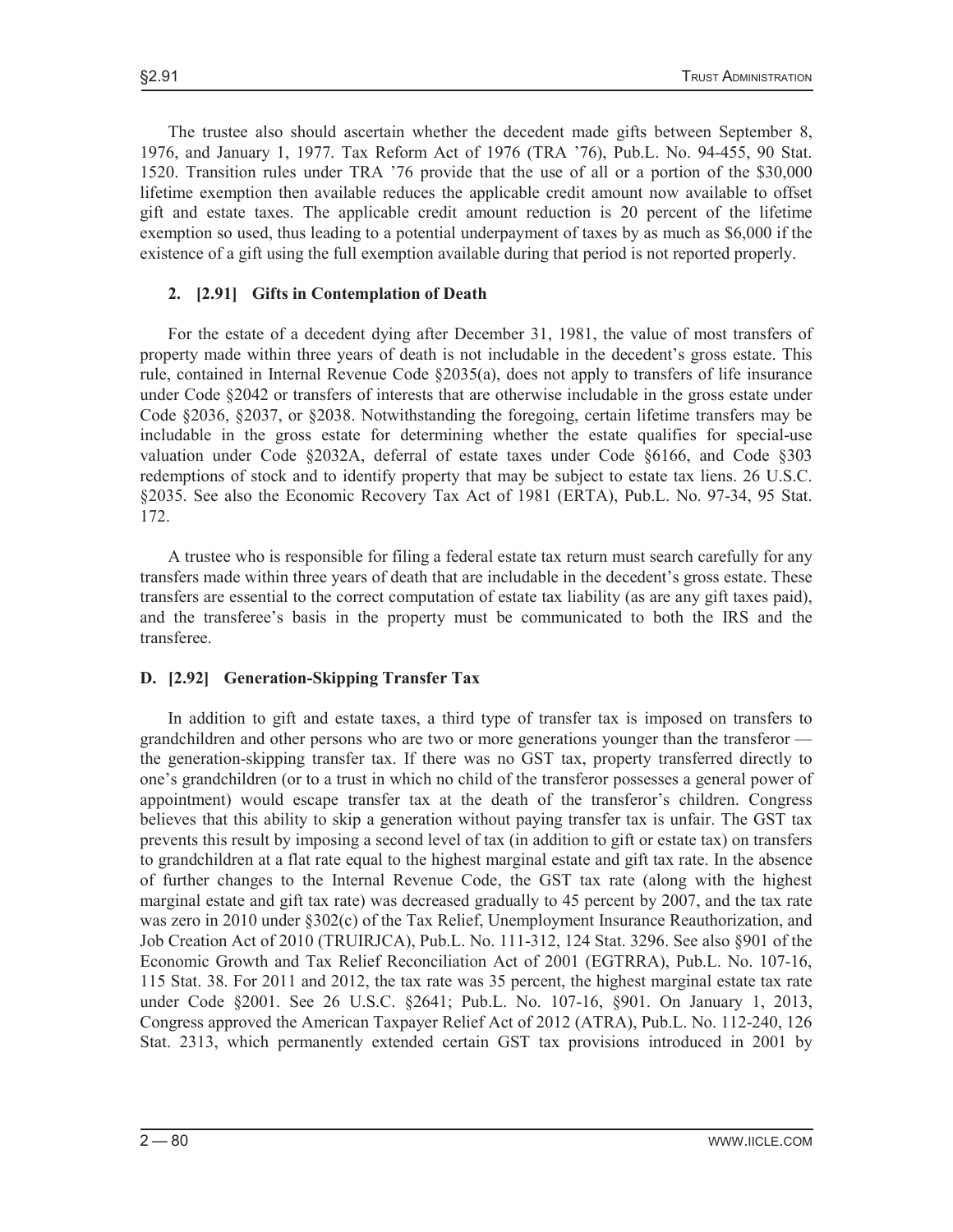The trustee also should ascertain whether the decedent made gifts between September 8, 1976, and January 1, 1977. Tax Reform Act of 1976 (TRA '76), Pub.L. No. 94-455, 90 Stat. 1520. Transition rules under TRA '76 provide that the use of all or a portion of the $30,000 lifetime exemption then available reduces the applicable credit amount now available to offset gift and estate taxes. The applicable credit amount reduction is 20 percent of the lifetime exemption so used, thus leading to a potential underpayment of taxes by as much as $6,000 if the existence of a gift using the full exemption available during that period is not reported properly.

### 2. [2.91] Gifts in Contemplation of Death

For the estate of a decedent dying after December 31, 1981, the value of most transfers of property made within three years of death is not includable in the decedent's gross estate. This rule, contained in Internal Revenue Code §2035(a), does not apply to transfers of life insurance under Code §2042 or transfers of interests that are otherwise includable in the gross estate under Code §2036, §2037, or §2038. Notwithstanding the foregoing, certain lifetime transfers may be includable in the gross estate for determining whether the estate qualifies for special-use valuation under Code §2032A, deferral of estate taxes under Code §6166, and Code §303 redemptions of stock and to identify property that may be subject to estate tax liens. 26 U.S.C. §2035. See also the Economic Recovery Tax Act of 1981 (ERTA), Pub.L. No. 97-34, 95 Stat. 172.

A trustee who is responsible for filing a federal estate tax return must search carefully for any transfers made within three years of death that are includable in the decedent's gross estate. These transfers are essential to the correct computation of estate tax liability (as are any gift taxes paid), and the transferee's basis in the property must be communicated to both the IRS and the transferee.

## D. [2.92] Generation-Skipping Transfer Tax

In addition to gift and estate taxes, a third type of transfer tax is imposed on transfers to grandchildren and other persons who are two or more generations younger than the transferor — the generation-skipping transfer tax. If there was no GST tax, property transferred directly to one's grandchildren (or to a trust in which no child of the transferor possesses a general power of appointment) would escape transfer tax at the death of the transferor's children. Congress believes that this ability to skip a generation without paying transfer tax is unfair. The GST tax prevents this result by imposing a second level of tax (in addition to gift or estate tax) on transfers to grandchildren at a flat rate equal to the highest marginal estate and gift tax rate. In the absence of further changes to the Internal Revenue Code, the GST tax rate (along with the highest marginal estate and gift tax rate) was decreased gradually to 45 percent by 2007, and the tax rate was zero in 2010 under §302(c) of the Tax Relief, Unemployment Insurance Reauthorization, and Job Creation Act of 2010 (TRUIRJCA), Pub.L. No. 111-312, 124 Stat. 3296. See also §901 of the Economic Growth and Tax Relief Reconciliation Act of 2001 (EGTRRA), Pub.L. No. 107-16, 115 Stat. 38. For 2011 and 2012, the tax rate was 35 percent, the highest marginal estate tax rate under Code §2001. See 26 U.S.C. §2641; Pub.L. No. 107-16, §901. On January 1, 2013, Congress approved the American Taxpayer Relief Act of 2012 (ATRA), Pub.L. No. 112-240, 126 Stat. 2313, which permanently extended certain GST tax provisions introduced in 2001 by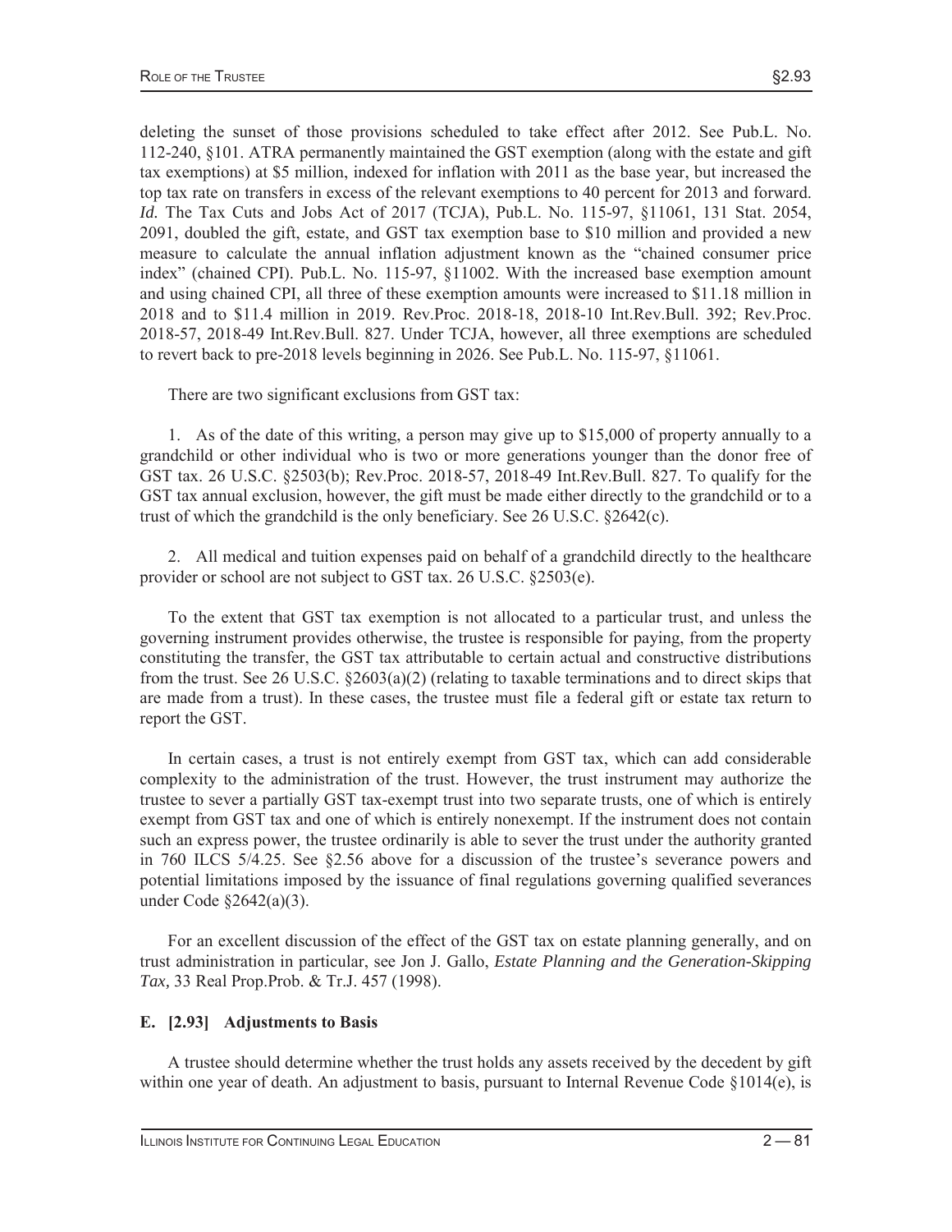deleting the sunset of those provisions scheduled to take effect after 2012. See Pub.L. No. 112-240, §101. ATRA permanently maintained the GST exemption (along with the estate and gift tax exemptions) at $5 million, indexed for inflation with 2011 as the base year, but increased the top tax rate on transfers in excess of the relevant exemptions to 40 percent for 2013 and forward. *Id.* The Tax Cuts and Jobs Act of 2017 (TCJA), Pub.L. No. 115-97, §11061, 131 Stat. 2054, 2091, doubled the gift, estate, and GST tax exemption base to $10 million and provided a new measure to calculate the annual inflation adjustment known as the "chained consumer price index" (chained CPI). Pub.L. No. 115-97, §11002. With the increased base exemption amount and using chained CPI, all three of these exemption amounts were increased to $11.18 million in 2018 and to $11.4 million in 2019. Rev.Proc. 2018-18, 2018-10 Int.Rev.Bull. 392; Rev.Proc. 2018-57, 2018-49 Int.Rev.Bull. 827. Under TCJA, however, all three exemptions are scheduled to revert back to pre-2018 levels beginning in 2026. See Pub.L. No. 115-97, §11061.

There are two significant exclusions from GST tax:

1. As of the date of this writing, a person may give up to $15,000 of property annually to a grandchild or other individual who is two or more generations younger than the donor free of GST tax. 26 U.S.C. §2503(b); Rev.Proc. 2018-57, 2018-49 Int.Rev.Bull. 827. To qualify for the GST tax annual exclusion, however, the gift must be made either directly to the grandchild or to a trust of which the grandchild is the only beneficiary. See 26 U.S.C. §2642(c).

2. All medical and tuition expenses paid on behalf of a grandchild directly to the healthcare provider or school are not subject to GST tax. 26 U.S.C. §2503(e).

To the extent that GST tax exemption is not allocated to a particular trust, and unless the governing instrument provides otherwise, the trustee is responsible for paying, from the property constituting the transfer, the GST tax attributable to certain actual and constructive distributions from the trust. See 26 U.S.C. §2603(a)(2) (relating to taxable terminations and to direct skips that are made from a trust). In these cases, the trustee must file a federal gift or estate tax return to report the GST.

In certain cases, a trust is not entirely exempt from GST tax, which can add considerable complexity to the administration of the trust. However, the trust instrument may authorize the trustee to sever a partially GST tax-exempt trust into two separate trusts, one of which is entirely exempt from GST tax and one of which is entirely nonexempt. If the instrument does not contain such an express power, the trustee ordinarily is able to sever the trust under the authority granted in 760 ILCS 5/4.25. See §2.56 above for a discussion of the trustee's severance powers and potential limitations imposed by the issuance of final regulations governing qualified severances under Code §2642(a)(3).

For an excellent discussion of the effect of the GST tax on estate planning generally, and on trust administration in particular, see Jon J. Gallo, *Estate Planning and the Generation-Skipping Tax,* 33 Real Prop.Prob. & Tr.J. 457 (1998).

### E. [2.93] Adjustments to Basis

A trustee should determine whether the trust holds any assets received by the decedent by gift within one year of death. An adjustment to basis, pursuant to Internal Revenue Code §1014(e), is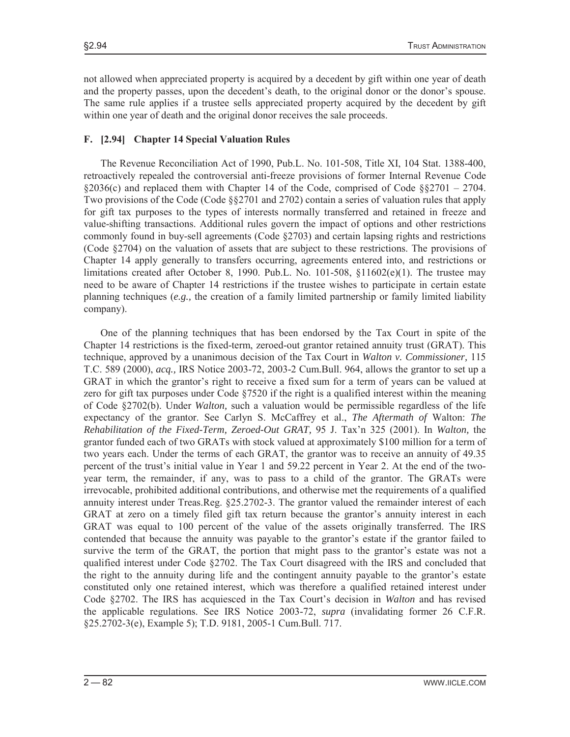not allowed when appreciated property is acquired by a decedent by gift within one year of death and the property passes, upon the decedent's death, to the original donor or the donor's spouse. The same rule applies if a trustee sells appreciated property acquired by the decedent by gift within one year of death and the original donor receives the sale proceeds.

### F. [2.94] Chapter 14 Special Valuation Rules

The Revenue Reconciliation Act of 1990, Pub.L. No. 101-508, Title XI, 104 Stat. 1388-400, retroactively repealed the controversial anti-freeze provisions of former Internal Revenue Code §2036(c) and replaced them with Chapter 14 of the Code, comprised of Code §§2701 – 2704. Two provisions of the Code (Code §§2701 and 2702) contain a series of valuation rules that apply for gift tax purposes to the types of interests normally transferred and retained in freeze and value-shifting transactions. Additional rules govern the impact of options and other restrictions commonly found in buy-sell agreements (Code §2703) and certain lapsing rights and restrictions (Code §2704) on the valuation of assets that are subject to these restrictions. The provisions of Chapter 14 apply generally to transfers occurring, agreements entered into, and restrictions or limitations created after October 8, 1990. Pub.L. No. 101-508, §11602(e)(1). The trustee may need to be aware of Chapter 14 restrictions if the trustee wishes to participate in certain estate planning techniques (*e.g.,* the creation of a family limited partnership or family limited liability company).

One of the planning techniques that has been endorsed by the Tax Court in spite of the Chapter 14 restrictions is the fixed-term, zeroed-out grantor retained annuity trust (GRAT). This technique, approved by a unanimous decision of the Tax Court in *Walton v. Commissioner,* 115 T.C. 589 (2000), *acq.,* IRS Notice 2003-72, 2003-2 Cum.Bull. 964, allows the grantor to set up a GRAT in which the grantor's right to receive a fixed sum for a term of years can be valued at zero for gift tax purposes under Code §7520 if the right is a qualified interest within the meaning of Code §2702(b). Under *Walton,* such a valuation would be permissible regardless of the life expectancy of the grantor. See Carlyn S. McCaffrey et al., *The Aftermath of* Walton: *The Rehabilitation of the Fixed-Term, Zeroed-Out GRAT,* 95 J. Tax'n 325 (2001). In *Walton,* the grantor funded each of two GRATs with stock valued at approximately $100 million for a term of two years each. Under the terms of each GRAT, the grantor was to receive an annuity of 49.35 percent of the trust's initial value in Year 1 and 59.22 percent in Year 2. At the end of the two-year term, the remainder, if any, was to pass to a child of the grantor. The GRATs were irrevocable, prohibited additional contributions, and otherwise met the requirements of a qualified annuity interest under Treas.Reg. §25.2702-3. The grantor valued the remainder interest of each GRAT at zero on a timely filed gift tax return because the grantor's annuity interest in each GRAT was equal to 100 percent of the value of the assets originally transferred. The IRS contended that because the annuity was payable to the grantor's estate if the grantor failed to survive the term of the GRAT, the portion that might pass to the grantor's estate was not a qualified interest under Code §2702. The Tax Court disagreed with the IRS and concluded that the right to the annuity during life and the contingent annuity payable to the grantor's estate constituted only one retained interest, which was therefore a qualified retained interest under Code §2702. The IRS has acquiesced in the Tax Court's decision in *Walton* and has revised the applicable regulations. See IRS Notice 2003-72, *supra* (invalidating former 26 C.F.R. §25.2702-3(e), Example 5); T.D. 9181, 2005-1 Cum.Bull. 717.